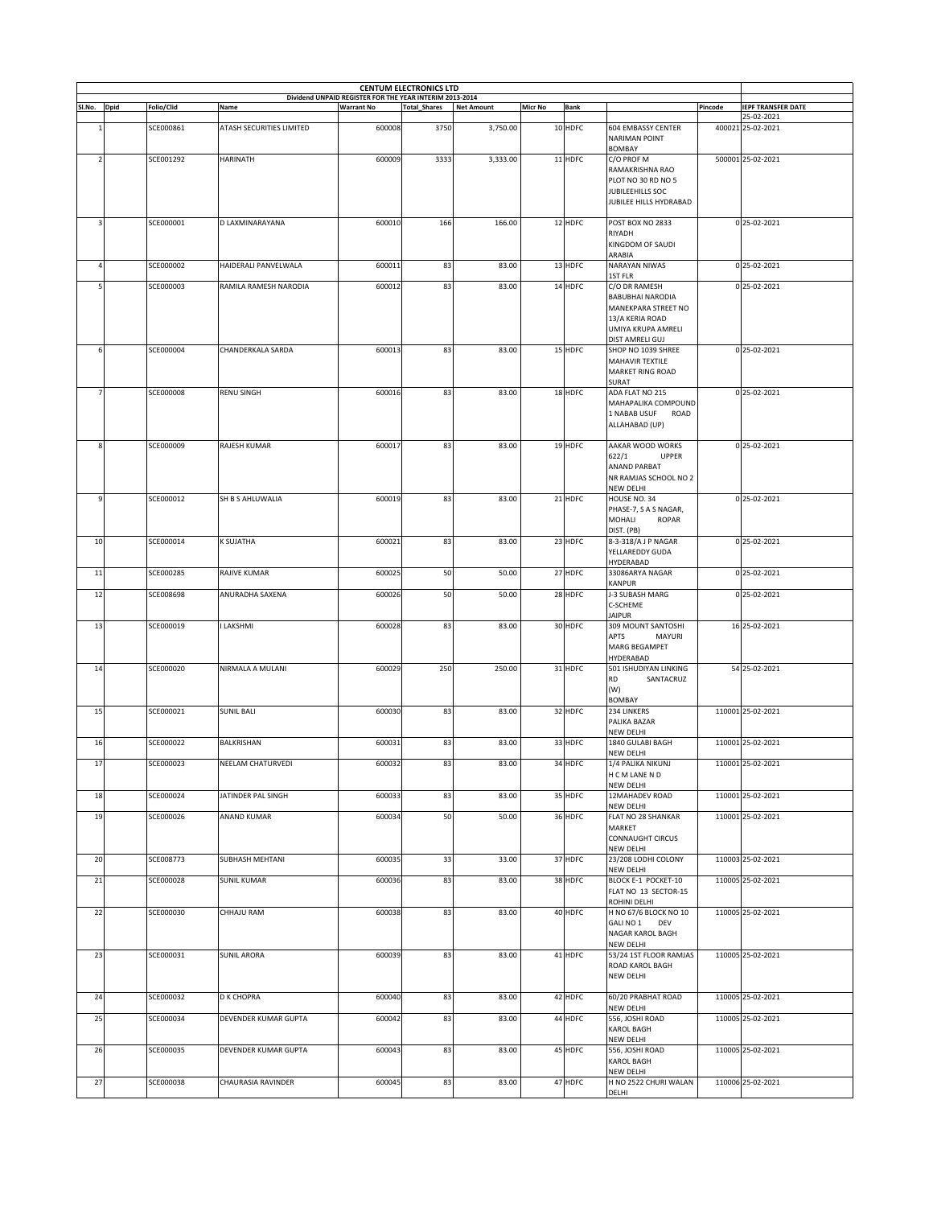# CENTUM ELECTRONICS LTD

## Dividend UNPAID REGISTER FOR THE YEAR INTERIM 2013-2014

| Sl.No. | Dpid | Folio/Clid | Name | Warrant No | Total_Shares | Net Amount | Micr No | Bank | | Pincode | IEPF TRANSFER DATE |
|---|---|---|---|---|---|---|---|---|---|---|---|
| | | | | | | | | | | | 25-02-2021 |
| 1 | | SCE000861 | ATASH SECURITIES LIMITED | 600008 | 3750 | 3,750.00 | 10 | HDFC | 604 EMBASSY CENTER NARIMAN POINT BOMBAY | 400021 | 25-02-2021 |
| 2 | | SCE001292 | HARINATH | 600009 | 3333 | 3,333.00 | 11 | HDFC | C/O PROF M RAMAKRISHNA RAO PLOT NO 30 RD NO 5 JUBILEEHILLS SOC JUBILEE HILLS HYDRABAD | 500001 | 25-02-2021 |
| 3 | | SCE000001 | D LAXMINARAYANA | 600010 | 166 | 166.00 | 12 | HDFC | POST BOX NO 2833 RIYADH KINGDOM OF SAUDI ARABIA | 0 | 25-02-2021 |
| 4 | | SCE000002 | HAIDERALI PANVELWALA | 600011 | 83 | 83.00 | 13 | HDFC | NARAYAN NIWAS 1ST FLR | 0 | 25-02-2021 |
| 5 | | SCE000003 | RAMILA RAMESH NARODIA | 600012 | 83 | 83.00 | 14 | HDFC | C/O DR RAMESH BABUBHAI NARODIA MANEKPARA STREET NO 13/A KERIA ROAD UMIYA KRUPA AMRELI DIST AMRELI GUJ | 0 | 25-02-2021 |
| 6 | | SCE000004 | CHANDERKALA SARDA | 600013 | 83 | 83.00 | 15 | HDFC | SHOP NO 1039 SHREE MAHAVIR TEXTILE MARKET RING ROAD SURAT | 0 | 25-02-2021 |
| 7 | | SCE000008 | RENU SINGH | 600016 | 83 | 83.00 | 18 | HDFC | ADA FLAT NO 215 MAHAPALIKA COMPOUND 1 NABAB USUF ROAD ALLAHABAD (UP) | 0 | 25-02-2021 |
| 8 | | SCE000009 | RAJESH KUMAR | 600017 | 83 | 83.00 | 19 | HDFC | AAKAR WOOD WORKS 622/1 UPPER ANAND PARBAT NR RAMJAS SCHOOL NO 2 NEW DELHI | 0 | 25-02-2021 |
| 9 | | SCE000012 | SH B S AHLUWALIA | 600019 | 83 | 83.00 | 21 | HDFC | HOUSE NO. 34 PHASE-7, S A S NAGAR, MOHALI ROPAR DIST. (PB) | 0 | 25-02-2021 |
| 10 | | SCE000014 | K SUJATHA | 600021 | 83 | 83.00 | 23 | HDFC | 8-3-318/A J P NAGAR YELLAREDDY GUDA HYDERABAD | 0 | 25-02-2021 |
| 11 | | SCE000285 | RAJIVE KUMAR | 600025 | 50 | 50.00 | 27 | HDFC | 33086ARYA NAGAR KANPUR | 0 | 25-02-2021 |
| 12 | | SCE008698 | ANURADHA SAXENA | 600026 | 50 | 50.00 | 28 | HDFC | J-3 SUBASH MARG C-SCHEME JAIPUR | 0 | 25-02-2021 |
| 13 | | SCE000019 | I LAKSHMI | 600028 | 83 | 83.00 | 30 | HDFC | 309 MOUNT SANTOSHI APTS MAYURI MARG BEGAMPET HYDERABAD | 16 | 25-02-2021 |
| 14 | | SCE000020 | NIRMALA A MULANI | 600029 | 250 | 250.00 | 31 | HDFC | 501 ISHUDIYAN LINKING RD SANTACRUZ (W) BOMBAY | 54 | 25-02-2021 |
| 15 | | SCE000021 | SUNIL BALI | 600030 | 83 | 83.00 | 32 | HDFC | 234 LINKERS PALIKA BAZAR NEW DELHI | 110001 | 25-02-2021 |
| 16 | | SCE000022 | BALKRISHAN | 600031 | 83 | 83.00 | 33 | HDFC | 1840 GULABI BAGH NEW DELHI | 110001 | 25-02-2021 |
| 17 | | SCE000023 | NEELAM CHATURVEDI | 600032 | 83 | 83.00 | 34 | HDFC | 1/4 PALIKA NIKUNJ H C M LANE N D NEW DELHI | 110001 | 25-02-2021 |
| 18 | | SCE000024 | JATINDER PAL SINGH | 600033 | 83 | 83.00 | 35 | HDFC | 12MAHADEV ROAD NEW DELHI | 110001 | 25-02-2021 |
| 19 | | SCE000026 | ANAND KUMAR | 600034 | 50 | 50.00 | 36 | HDFC | FLAT NO 28 SHANKAR MARKET CONNAUGHT CIRCUS NEW DELHI | 110001 | 25-02-2021 |
| 20 | | SCE008773 | SUBHASH MEHTANI | 600035 | 33 | 33.00 | 37 | HDFC | 23/208 LODHI COLONY NEW DELHI | 110003 | 25-02-2021 |
| 21 | | SCE000028 | SUNIL KUMAR | 600036 | 83 | 83.00 | 38 | HDFC | BLOCK E-1 POCKET-10 FLAT NO 13 SECTOR-15 ROHINI DELHI | 110005 | 25-02-2021 |
| 22 | | SCE000030 | CHHAJU RAM | 600038 | 83 | 83.00 | 40 | HDFC | H NO 67/6 BLOCK NO 10 GALI NO 1 DEV NAGAR KAROL BAGH NEW DELHI | 110005 | 25-02-2021 |
| 23 | | SCE000031 | SUNIL ARORA | 600039 | 83 | 83.00 | 41 | HDFC | 53/24 1ST FLOOR RAMJAS ROAD KAROL BAGH NEW DELHI | 110005 | 25-02-2021 |
| 24 | | SCE000032 | D K CHOPRA | 600040 | 83 | 83.00 | 42 | HDFC | 60/20 PRABHAT ROAD NEW DELHI | 110005 | 25-02-2021 |
| 25 | | SCE000034 | DEVENDER KUMAR GUPTA | 600042 | 83 | 83.00 | 44 | HDFC | 556, JOSHI ROAD KAROL BAGH NEW DELHI | 110005 | 25-02-2021 |
| 26 | | SCE000035 | DEVENDER KUMAR GUPTA | 600043 | 83 | 83.00 | 45 | HDFC | 556, JOSHI ROAD KAROL BAGH NEW DELHI | 110005 | 25-02-2021 |
| 27 | | SCE000038 | CHAURASIA RAVINDER | 600045 | 83 | 83.00 | 47 | HDFC | H NO 2522 CHURI WALAN DELHI | 110006 | 25-02-2021 |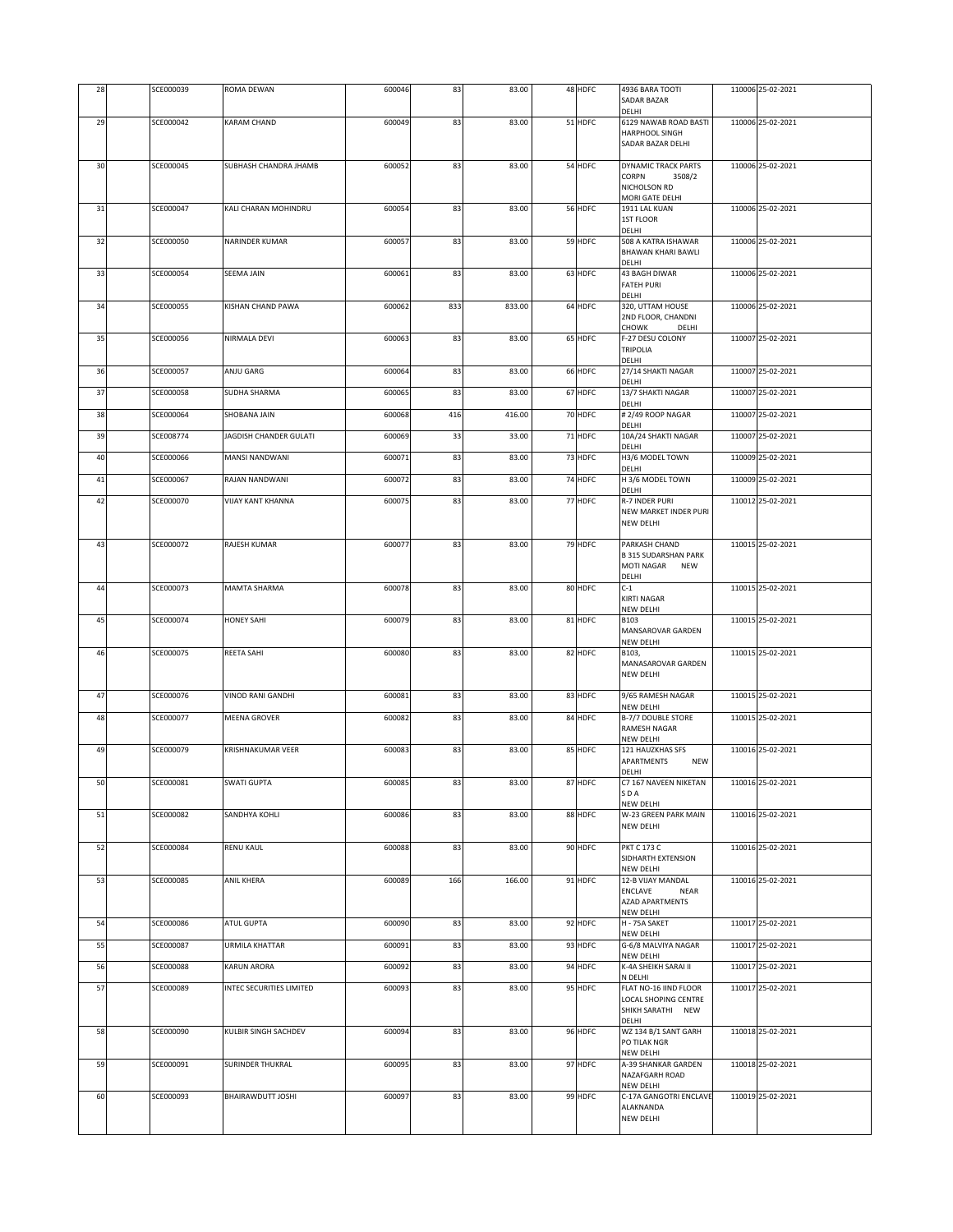| 28 | | SCE000039 | ROMA DEWAN | 600046 | 83 | 83.00 | 48 | HDFC | 4936 BARA TOOTI SADAR BAZAR DELHI | 110006 | 25-02-2021 |
|---|---|---|---|---|---|---|---|---|---|---|---|
| 29 | | SCE000042 | KARAM CHAND | 600049 | 83 | 83.00 | 51 | HDFC | 6129 NAWAB ROAD BASTI HARPHOOL SINGH SADAR BAZAR DELHI | 110006 | 25-02-2021 |
| 30 | | SCE000045 | SUBHASH CHANDRA JHAMB | 600052 | 83 | 83.00 | 54 | HDFC | DYNAMIC TRACK PARTS CORPN 3508/2 NICHOLSON RD MORI GATE DELHI | 110006 | 25-02-2021 |
| 31 | | SCE000047 | KALI CHARAN MOHINDRU | 600054 | 83 | 83.00 | 56 | HDFC | 1911 LAL KUAN 1ST FLOOR DELHI | 110006 | 25-02-2021 |
| 32 | | SCE000050 | NARINDER KUMAR | 600057 | 83 | 83.00 | 59 | HDFC | 508 A KATRA ISHAWAR BHAWAN KHARI BAWLI DELHI | 110006 | 25-02-2021 |
| 33 | | SCE000054 | SEEMA JAIN | 600061 | 83 | 83.00 | 63 | HDFC | 43 BAGH DIWAR FATEH PURI DELHI | 110006 | 25-02-2021 |
| 34 | | SCE000055 | KISHAN CHAND PAWA | 600062 | 833 | 833.00 | 64 | HDFC | 320, UTTAM HOUSE 2ND FLOOR, CHANDNI CHOWK DELHI | 110006 | 25-02-2021 |
| 35 | | SCE000056 | NIRMALA DEVI | 600063 | 83 | 83.00 | 65 | HDFC | F-27 DESU COLONY TRIPOLIA DELHI | 110007 | 25-02-2021 |
| 36 | | SCE000057 | ANJU GARG | 600064 | 83 | 83.00 | 66 | HDFC | 27/14 SHAKTI NAGAR DELHI | 110007 | 25-02-2021 |
| 37 | | SCE000058 | SUDHA SHARMA | 600065 | 83 | 83.00 | 67 | HDFC | 13/7 SHAKTI NAGAR DELHI | 110007 | 25-02-2021 |
| 38 | | SCE000064 | SHOBANA JAIN | 600068 | 416 | 416.00 | 70 | HDFC | # 2/49 ROOP NAGAR DELHI | 110007 | 25-02-2021 |
| 39 | | SCE008774 | JAGDISH CHANDER GULATI | 600069 | 33 | 33.00 | 71 | HDFC | 10A/24 SHAKTI NAGAR DELHI | 110007 | 25-02-2021 |
| 40 | | SCE000066 | MANSI NANDWANI | 600071 | 83 | 83.00 | 73 | HDFC | H3/6 MODEL TOWN DELHI | 110009 | 25-02-2021 |
| 41 | | SCE000067 | RAJAN NANDWANI | 600072 | 83 | 83.00 | 74 | HDFC | H 3/6 MODEL TOWN DELHI | 110009 | 25-02-2021 |
| 42 | | SCE000070 | VIJAY KANT KHANNA | 600075 | 83 | 83.00 | 77 | HDFC | R-7 INDER PURI NEW MARKET INDER PURI NEW DELHI | 110012 | 25-02-2021 |
| 43 | | SCE000072 | RAJESH KUMAR | 600077 | 83 | 83.00 | 79 | HDFC | PARKASH CHAND B 315 SUDARSHAN PARK MOTI NAGAR NEW DELHI | 110015 | 25-02-2021 |
| 44 | | SCE000073 | MAMTA SHARMA | 600078 | 83 | 83.00 | 80 | HDFC | C-1 KIRTI NAGAR NEW DELHI | 110015 | 25-02-2021 |
| 45 | | SCE000074 | HONEY SAHI | 600079 | 83 | 83.00 | 81 | HDFC | B103 MANSAROVAR GARDEN NEW DELHI | 110015 | 25-02-2021 |
| 46 | | SCE000075 | REETA SAHI | 600080 | 83 | 83.00 | 82 | HDFC | B103, MANASAROVAR GARDEN NEW DELHI | 110015 | 25-02-2021 |
| 47 | | SCE000076 | VINOD RANI GANDHI | 600081 | 83 | 83.00 | 83 | HDFC | 9/65 RAMESH NAGAR NEW DELHI | 110015 | 25-02-2021 |
| 48 | | SCE000077 | MEENA GROVER | 600082 | 83 | 83.00 | 84 | HDFC | B-7/7 DOUBLE STORE RAMESH NAGAR NEW DELHI | 110015 | 25-02-2021 |
| 49 | | SCE000079 | KRISHNAKUMAR VEER | 600083 | 83 | 83.00 | 85 | HDFC | 121 HAUZKHAS SFS APARTMENTS NEW DELHI | 110016 | 25-02-2021 |
| 50 | | SCE000081 | SWATI GUPTA | 600085 | 83 | 83.00 | 87 | HDFC | C7 167 NAVEEN NIKETAN S D A NEW DELHI | 110016 | 25-02-2021 |
| 51 | | SCE000082 | SANDHYA KOHLI | 600086 | 83 | 83.00 | 88 | HDFC | W-23 GREEN PARK MAIN NEW DELHI | 110016 | 25-02-2021 |
| 52 | | SCE000084 | RENU KAUL | 600088 | 83 | 83.00 | 90 | HDFC | PKT C 173 C SIDHARTH EXTENSION NEW DELHI | 110016 | 25-02-2021 |
| 53 | | SCE000085 | ANIL KHERA | 600089 | 166 | 166.00 | 91 | HDFC | 12-B VIJAY MANDAL ENCLAVE NEAR AZAD APARTMENTS NEW DELHI | 110016 | 25-02-2021 |
| 54 | | SCE000086 | ATUL GUPTA | 600090 | 83 | 83.00 | 92 | HDFC | H - 75A SAKET NEW DELHI | 110017 | 25-02-2021 |
| 55 | | SCE000087 | URMILA KHATTAR | 600091 | 83 | 83.00 | 93 | HDFC | G-6/8 MALVIYA NAGAR NEW DELHI | 110017 | 25-02-2021 |
| 56 | | SCE000088 | KARUN ARORA | 600092 | 83 | 83.00 | 94 | HDFC | K-4A SHEIKH SARAI II N DELHI | 110017 | 25-02-2021 |
| 57 | | SCE000089 | INTEC SECURITIES LIMITED | 600093 | 83 | 83.00 | 95 | HDFC | FLAT NO-16 IIND FLOOR LOCAL SHOPING CENTRE SHIKH SARATHI NEW DELHI | 110017 | 25-02-2021 |
| 58 | | SCE000090 | KULBIR SINGH SACHDEV | 600094 | 83 | 83.00 | 96 | HDFC | WZ 134 B/1 SANT GARH PO TILAK NGR NEW DELHI | 110018 | 25-02-2021 |
| 59 | | SCE000091 | SURINDER THUKRAL | 600095 | 83 | 83.00 | 97 | HDFC | A-39 SHANKAR GARDEN NAZAFGARH ROAD NEW DELHI | 110018 | 25-02-2021 |
| 60 | | SCE000093 | BHAIRAWDUTT JOSHI | 600097 | 83 | 83.00 | 99 | HDFC | C-17A GANGOTRI ENCLAVE ALAKNANDA NEW DELHI | 110019 | 25-02-2021 |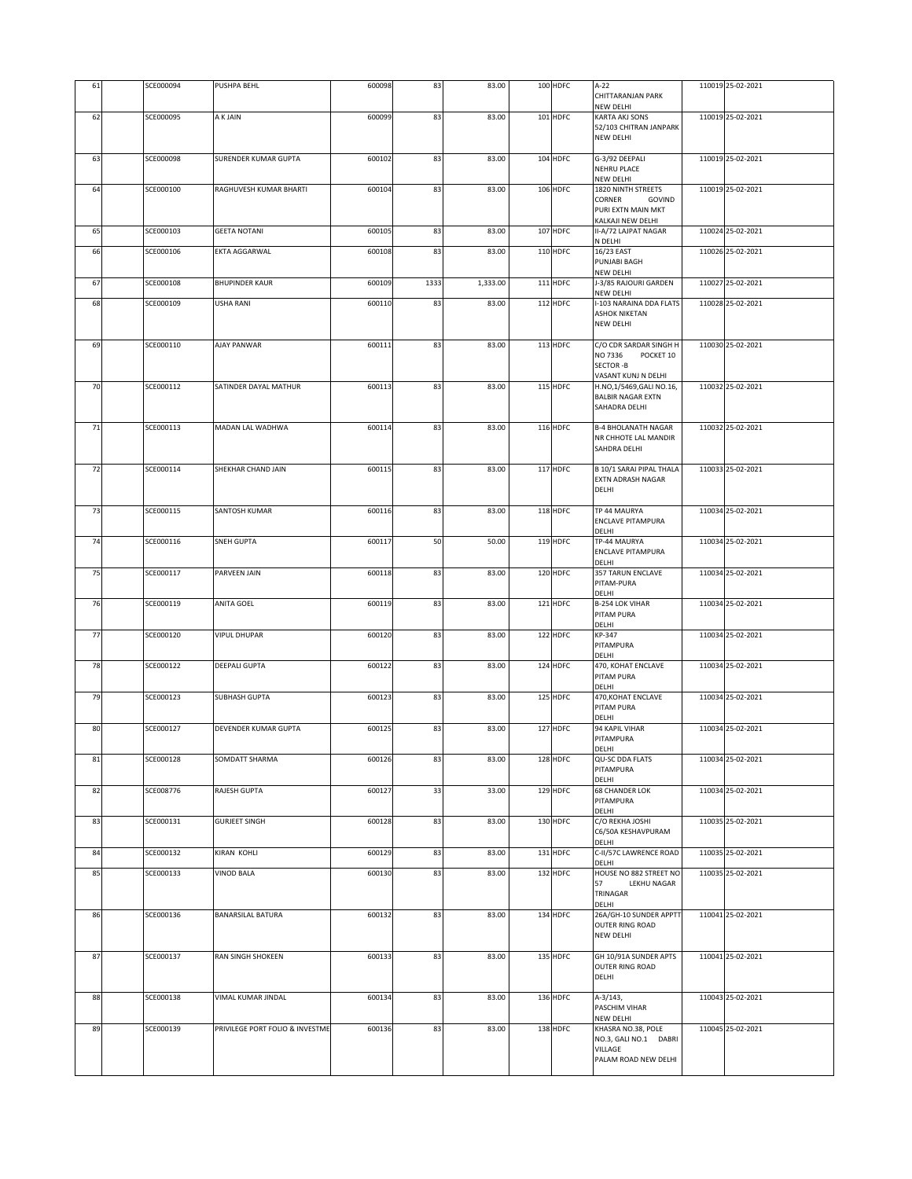| | | | | | | | | | | |
|---|---|---|---|---|---|---|---|---|---|---|
| 61 | | SCE000094 | PUSHPA BEHL | 600098 | 83 | 83.00 | 100 | HDFC | A-22 CHITTARANJAN PARK NEW DELHI | 110019 | 25-02-2021 |
| 62 | | SCE000095 | A K JAIN | 600099 | 83 | 83.00 | 101 | HDFC | KARTA AKJ SONS 52/103 CHITRAN JANPARK NEW DELHI | 110019 | 25-02-2021 |
| 63 | | SCE000098 | SURENDER KUMAR GUPTA | 600102 | 83 | 83.00 | 104 | HDFC | G-3/92 DEEPALI NEHRU PLACE NEW DELHI | 110019 | 25-02-2021 |
| 64 | | SCE000100 | RAGHUVESH KUMAR BHARTI | 600104 | 83 | 83.00 | 106 | HDFC | 1820 NINTH STREETS CORNER GOVIND PURI EXTN MAIN MKT KALKAJI NEW DELHI | 110019 | 25-02-2021 |
| 65 | | SCE000103 | GEETA NOTANI | 600105 | 83 | 83.00 | 107 | HDFC | II-A/72 LAJPAT NAGAR N DELHI | 110024 | 25-02-2021 |
| 66 | | SCE000106 | EKTA AGGARWAL | 600108 | 83 | 83.00 | 110 | HDFC | 16/23 EAST PUNJABI BAGH NEW DELHI | 110026 | 25-02-2021 |
| 67 | | SCE000108 | BHUPINDER KAUR | 600109 | 1333 | 1,333.00 | 111 | HDFC | J-3/85 RAJOURI GARDEN NEW DELHI | 110027 | 25-02-2021 |
| 68 | | SCE000109 | USHA RANI | 600110 | 83 | 83.00 | 112 | HDFC | I-103 NARAINA DDA FLATS ASHOK NIKETAN NEW DELHI | 110028 | 25-02-2021 |
| 69 | | SCE000110 | AJAY PANWAR | 600111 | 83 | 83.00 | 113 | HDFC | C/O CDR SARDAR SINGH H NO 7336 POCKET 10 SECTOR -B VASANT KUNJ N DELHI | 110030 | 25-02-2021 |
| 70 | | SCE000112 | SATINDER DAYAL MATHUR | 600113 | 83 | 83.00 | 115 | HDFC | H.NO,1/5469,GALI NO.16, BALBIR NAGAR EXTN SAHADRA DELHI | 110032 | 25-02-2021 |
| 71 | | SCE000113 | MADAN LAL WADHWA | 600114 | 83 | 83.00 | 116 | HDFC | B-4 BHOLANATH NAGAR NR CHHOTE LAL MANDIR SAHDRA DELHI | 110032 | 25-02-2021 |
| 72 | | SCE000114 | SHEKHAR CHAND JAIN | 600115 | 83 | 83.00 | 117 | HDFC | B 10/1 SARAI PIPAL THALA EXTN ADRASH NAGAR DELHI | 110033 | 25-02-2021 |
| 73 | | SCE000115 | SANTOSH KUMAR | 600116 | 83 | 83.00 | 118 | HDFC | TP 44 MAURYA ENCLAVE PITAMPURA DELHI | 110034 | 25-02-2021 |
| 74 | | SCE000116 | SNEH GUPTA | 600117 | 50 | 50.00 | 119 | HDFC | TP-44 MAURYA ENCLAVE PITAMPURA DELHI | 110034 | 25-02-2021 |
| 75 | | SCE000117 | PARVEEN JAIN | 600118 | 83 | 83.00 | 120 | HDFC | 357 TARUN ENCLAVE PITAM-PURA DELHI | 110034 | 25-02-2021 |
| 76 | | SCE000119 | ANITA GOEL | 600119 | 83 | 83.00 | 121 | HDFC | B-254 LOK VIHAR PITAM PURA DELHI | 110034 | 25-02-2021 |
| 77 | | SCE000120 | VIPUL DHUPAR | 600120 | 83 | 83.00 | 122 | HDFC | KP-347 PITAMPURA DELHI | 110034 | 25-02-2021 |
| 78 | | SCE000122 | DEEPALI GUPTA | 600122 | 83 | 83.00 | 124 | HDFC | 470, KOHAT ENCLAVE PITAM PURA DELHI | 110034 | 25-02-2021 |
| 79 | | SCE000123 | SUBHASH GUPTA | 600123 | 83 | 83.00 | 125 | HDFC | 470,KOHAT ENCLAVE PITAM PURA DELHI | 110034 | 25-02-2021 |
| 80 | | SCE000127 | DEVENDER KUMAR GUPTA | 600125 | 83 | 83.00 | 127 | HDFC | 94 KAPIL VIHAR PITAMPURA DELHI | 110034 | 25-02-2021 |
| 81 | | SCE000128 | SOMDATT SHARMA | 600126 | 83 | 83.00 | 128 | HDFC | QU-SC DDA FLATS PITAMPURA DELHI | 110034 | 25-02-2021 |
| 82 | | SCE008776 | RAJESH GUPTA | 600127 | 33 | 33.00 | 129 | HDFC | 68 CHANDER LOK PITAMPURA DELHI | 110034 | 25-02-2021 |
| 83 | | SCE000131 | GURJEET SINGH | 600128 | 83 | 83.00 | 130 | HDFC | C/O REKHA JOSHI C6/50A KESHAVPURAM DELHI | 110035 | 25-02-2021 |
| 84 | | SCE000132 | KIRAN KOHLI | 600129 | 83 | 83.00 | 131 | HDFC | C-II/57C LAWRENCE ROAD DELHI | 110035 | 25-02-2021 |
| 85 | | SCE000133 | VINOD BALA | 600130 | 83 | 83.00 | 132 | HDFC | HOUSE NO 882 STREET NO 57 LEKHU NAGAR TRINAGAR DELHI | 110035 | 25-02-2021 |
| 86 | | SCE000136 | BANARSILAL BATURA | 600132 | 83 | 83.00 | 134 | HDFC | 26A/GH-10 SUNDER APPTT OUTER RING ROAD NEW DELHI | 110041 | 25-02-2021 |
| 87 | | SCE000137 | RAN SINGH SHOKEEN | 600133 | 83 | 83.00 | 135 | HDFC | GH 10/91A SUNDER APTS OUTER RING ROAD DELHI | 110041 | 25-02-2021 |
| 88 | | SCE000138 | VIMAL KUMAR JINDAL | 600134 | 83 | 83.00 | 136 | HDFC | A-3/143, PASCHIM VIHAR NEW DELHI | 110043 | 25-02-2021 |
| 89 | | SCE000139 | PRIVILEGE PORT FOLIO & INVESTME | 600136 | 83 | 83.00 | 138 | HDFC | KHASRA NO.38, POLE NO.3, GALI NO.1 DABRI VILLAGE PALAM ROAD NEW DELHI | 110045 | 25-02-2021 |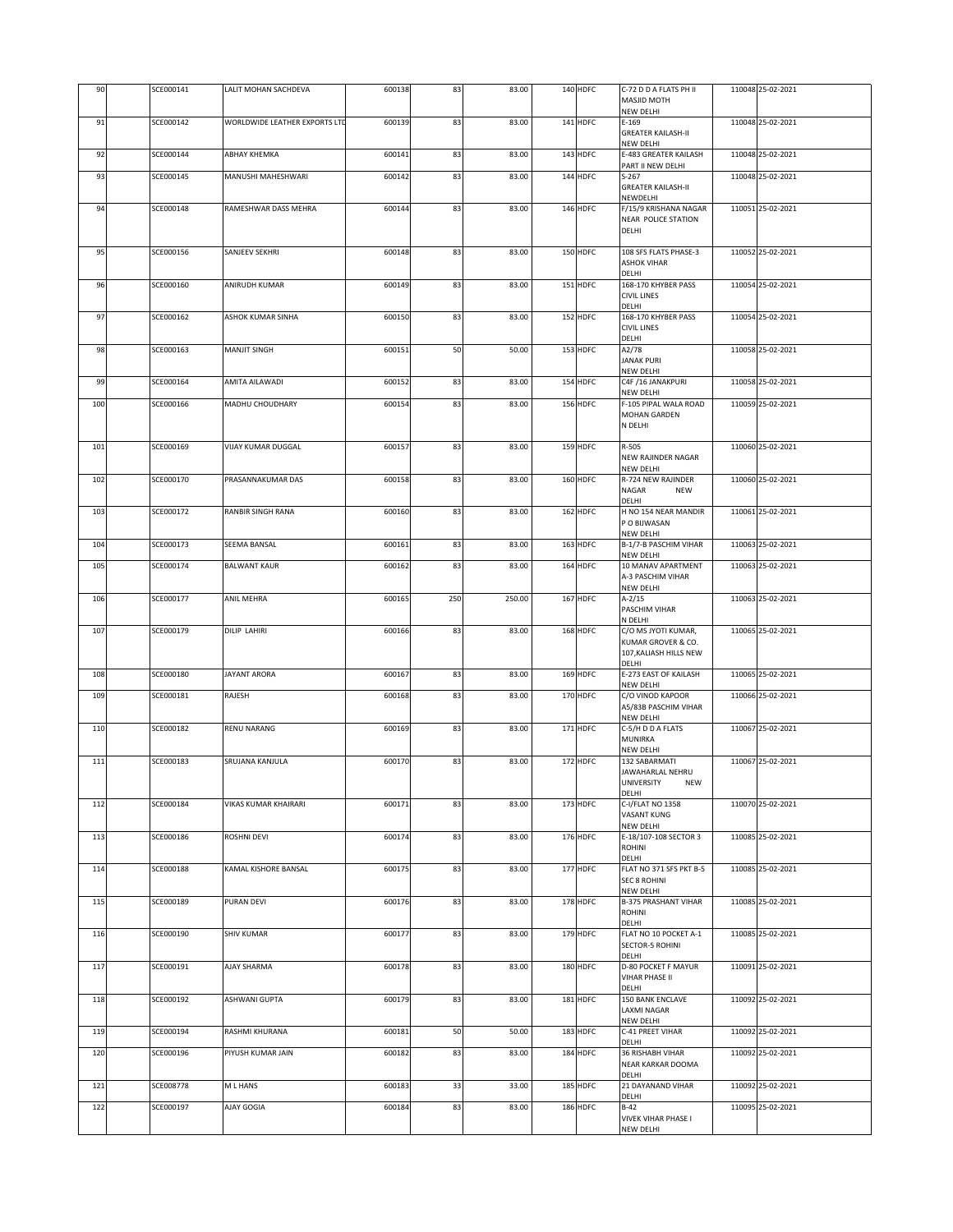| 90 | | SCE000141 | LALIT MOHAN SACHDEVA | 600138 | 83 | 83.00 | 140 | HDFC | C-72 D D A FLATS PH II MASJID MOTH NEW DELHI | 110048 | 25-02-2021 |
|---|---|---|---|---|---|---|---|---|---|---|---|
| 91 | | SCE000142 | WORLDWIDE LEATHER EXPORTS LTD | 600139 | 83 | 83.00 | 141 | HDFC | E-169 GREATER KAILASH-II NEW DELHI | 110048 | 25-02-2021 |
| 92 | | SCE000144 | ABHAY KHEMKA | 600141 | 83 | 83.00 | 143 | HDFC | E-483 GREATER KAILASH PART II NEW DELHI | 110048 | 25-02-2021 |
| 93 | | SCE000145 | MANUSHI MAHESHWARI | 600142 | 83 | 83.00 | 144 | HDFC | S-267 GREATER KAILASH-II NEWDELHI | 110048 | 25-02-2021 |
| 94 | | SCE000148 | RAMESHWAR DASS MEHRA | 600144 | 83 | 83.00 | 146 | HDFC | F/15/9 KRISHANA NAGAR NEAR POLICE STATION DELHI | 110051 | 25-02-2021 |
| 95 | | SCE000156 | SANJEEV SEKHRI | 600148 | 83 | 83.00 | 150 | HDFC | 108 SFS FLATS PHASE-3 ASHOK VIHAR DELHI | 110052 | 25-02-2021 |
| 96 | | SCE000160 | ANIRUDH KUMAR | 600149 | 83 | 83.00 | 151 | HDFC | 168-170 KHYBER PASS CIVIL LINES DELHI | 110054 | 25-02-2021 |
| 97 | | SCE000162 | ASHOK KUMAR SINHA | 600150 | 83 | 83.00 | 152 | HDFC | 168-170 KHYBER PASS CIVIL LINES DELHI | 110054 | 25-02-2021 |
| 98 | | SCE000163 | MANJIT SINGH | 600151 | 50 | 50.00 | 153 | HDFC | A2/78 JANAK PURI NEW DELHI | 110058 | 25-02-2021 |
| 99 | | SCE000164 | AMITA AILAWADI | 600152 | 83 | 83.00 | 154 | HDFC | C4F /16 JANAKPURI NEW DELHI | 110058 | 25-02-2021 |
| 100 | | SCE000166 | MADHU CHOUDHARY | 600154 | 83 | 83.00 | 156 | HDFC | F-105 PIPAL WALA ROAD MOHAN GARDEN N DELHI | 110059 | 25-02-2021 |
| 101 | | SCE000169 | VIJAY KUMAR DUGGAL | 600157 | 83 | 83.00 | 159 | HDFC | R-505 NEW RAJINDER NAGAR NEW DELHI | 110060 | 25-02-2021 |
| 102 | | SCE000170 | PRASANNAKUMAR DAS | 600158 | 83 | 83.00 | 160 | HDFC | R-724 NEW RAJINDER NAGAR NEW DELHI | 110060 | 25-02-2021 |
| 103 | | SCE000172 | RANBIR SINGH RANA | 600160 | 83 | 83.00 | 162 | HDFC | H NO 154 NEAR MANDIR P O BIJWASAN NEW DELHI | 110061 | 25-02-2021 |
| 104 | | SCE000173 | SEEMA BANSAL | 600161 | 83 | 83.00 | 163 | HDFC | B-1/7-B PASCHIM VIHAR NEW DELHI | 110063 | 25-02-2021 |
| 105 | | SCE000174 | BALWANT KAUR | 600162 | 83 | 83.00 | 164 | HDFC | 10 MANAV APARTMENT A-3 PASCHIM VIHAR NEW DELHI | 110063 | 25-02-2021 |
| 106 | | SCE000177 | ANIL MEHRA | 600165 | 250 | 250.00 | 167 | HDFC | A-2/15 PASCHIM VIHAR N DELHI | 110063 | 25-02-2021 |
| 107 | | SCE000179 | DILIP LAHIRI | 600166 | 83 | 83.00 | 168 | HDFC | C/O MS JYOTI KUMAR, KUMAR GROVER & CO. 107,KALIASH HILLS NEW DELHI | 110065 | 25-02-2021 |
| 108 | | SCE000180 | JAYANT ARORA | 600167 | 83 | 83.00 | 169 | HDFC | E-273 EAST OF KAILASH NEW DELHI | 110065 | 25-02-2021 |
| 109 | | SCE000181 | RAJESH | 600168 | 83 | 83.00 | 170 | HDFC | C/O VINOD KAPOOR A5/83B PASCHIM VIHAR NEW DELHI | 110066 | 25-02-2021 |
| 110 | | SCE000182 | RENU NARANG | 600169 | 83 | 83.00 | 171 | HDFC | C-5/H D D A FLATS MUNIRKA NEW DELHI | 110067 | 25-02-2021 |
| 111 | | SCE000183 | SRUJANA KANJULA | 600170 | 83 | 83.00 | 172 | HDFC | 132 SABARMATI JAWAHARLAL NEHRU UNIVERSITY NEW DELHI | 110067 | 25-02-2021 |
| 112 | | SCE000184 | VIKAS KUMAR KHAIRARI | 600171 | 83 | 83.00 | 173 | HDFC | C-I/FLAT NO 1358 VASANT KUNG NEW DELHI | 110070 | 25-02-2021 |
| 113 | | SCE000186 | ROSHNI DEVI | 600174 | 83 | 83.00 | 176 | HDFC | E-18/107-108 SECTOR 3 ROHINI DELHI | 110085 | 25-02-2021 |
| 114 | | SCE000188 | KAMAL KISHORE BANSAL | 600175 | 83 | 83.00 | 177 | HDFC | FLAT NO 371 SFS PKT B-5 SEC 8 ROHINI NEW DELHI | 110085 | 25-02-2021 |
| 115 | | SCE000189 | PURAN DEVI | 600176 | 83 | 83.00 | 178 | HDFC | B-375 PRASHANT VIHAR ROHINI DELHI | 110085 | 25-02-2021 |
| 116 | | SCE000190 | SHIV KUMAR | 600177 | 83 | 83.00 | 179 | HDFC | FLAT NO 10 POCKET A-1 SECTOR-5 ROHINI DELHI | 110085 | 25-02-2021 |
| 117 | | SCE000191 | AJAY SHARMA | 600178 | 83 | 83.00 | 180 | HDFC | D-80 POCKET F MAYUR VIHAR PHASE II DELHI | 110091 | 25-02-2021 |
| 118 | | SCE000192 | ASHWANI GUPTA | 600179 | 83 | 83.00 | 181 | HDFC | 150 BANK ENCLAVE LAXMI NAGAR NEW DELHI | 110092 | 25-02-2021 |
| 119 | | SCE000194 | RASHMI KHURANA | 600181 | 50 | 50.00 | 183 | HDFC | C-41 PREET VIHAR DELHI | 110092 | 25-02-2021 |
| 120 | | SCE000196 | PIYUSH KUMAR JAIN | 600182 | 83 | 83.00 | 184 | HDFC | 36 RISHABH VIHAR NEAR KARKAR DOOMA DELHI | 110092 | 25-02-2021 |
| 121 | | SCE008778 | M L HANS | 600183 | 33 | 33.00 | 185 | HDFC | 21 DAYANAND VIHAR DELHI | 110092 | 25-02-2021 |
| 122 | | SCE000197 | AJAY GOGIA | 600184 | 83 | 83.00 | 186 | HDFC | B-42 VIVEK VIHAR PHASE I NEW DELHI | 110095 | 25-02-2021 |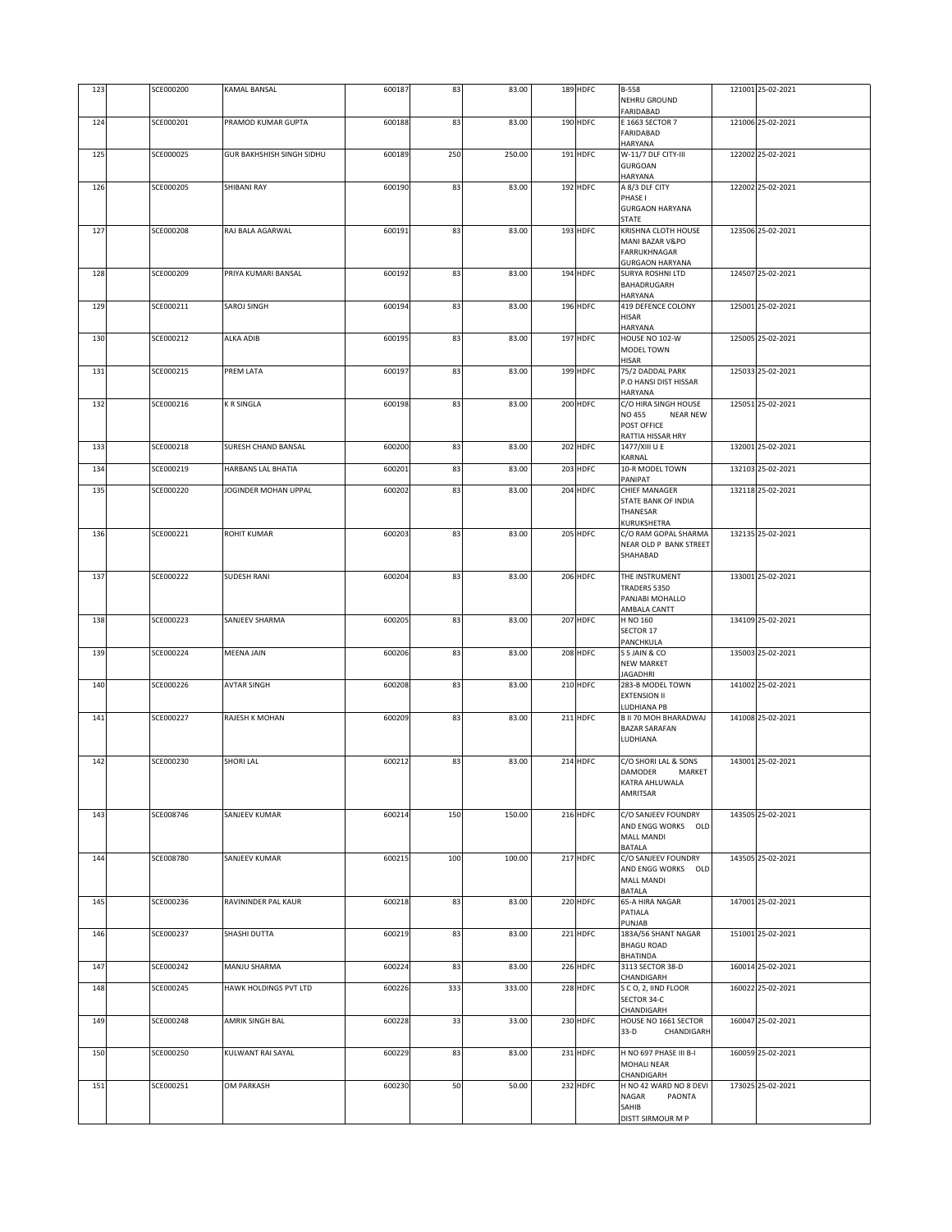| 123 | | SCE000200 | KAMAL BANSAL | 600187 | 83 | 83.00 | 189 | HDFC | B-558 NEHRU GROUND FARIDABAD | 121001 | 25-02-2021 |
|---|---|---|---|---|---|---|---|---|---|---|---|
| 124 | | SCE000201 | PRAMOD KUMAR GUPTA | 600188 | 83 | 83.00 | 190 | HDFC | E 1663 SECTOR 7 FARIDABAD HARYANA | 121006 | 25-02-2021 |
| 125 | | SCE000025 | GUR BAKHSHISH SINGH SIDHU | 600189 | 250 | 250.00 | 191 | HDFC | W-11/7 DLF CITY-III GURGOAN HARYANA | 122002 | 25-02-2021 |
| 126 | | SCE000205 | SHIBANI RAY | 600190 | 83 | 83.00 | 192 | HDFC | A 8/3 DLF CITY PHASE I GURGAON HARYANA STATE | 122002 | 25-02-2021 |
| 127 | | SCE000208 | RAJ BALA AGARWAL | 600191 | 83 | 83.00 | 193 | HDFC | KRISHNA CLOTH HOUSE MANI BAZAR V&PO FARRUKHNAGAR GURGAON HARYANA | 123506 | 25-02-2021 |
| 128 | | SCE000209 | PRIYA KUMARI BANSAL | 600192 | 83 | 83.00 | 194 | HDFC | SURYA ROSHNI LTD BAHADRUGARH HARYANA | 124507 | 25-02-2021 |
| 129 | | SCE000211 | SAROJ SINGH | 600194 | 83 | 83.00 | 196 | HDFC | 419 DEFENCE COLONY HISAR HARYANA | 125001 | 25-02-2021 |
| 130 | | SCE000212 | ALKA ADIB | 600195 | 83 | 83.00 | 197 | HDFC | HOUSE NO 102-W MODEL TOWN HISAR | 125005 | 25-02-2021 |
| 131 | | SCE000215 | PREM LATA | 600197 | 83 | 83.00 | 199 | HDFC | 75/2 DADDAL PARK P.O HANSI DIST HISSAR HARYANA | 125033 | 25-02-2021 |
| 132 | | SCE000216 | K R SINGLA | 600198 | 83 | 83.00 | 200 | HDFC | C/O HIRA SINGH HOUSE NO 455 NEAR NEW POST OFFICE RATTIA HISSAR HRY | 125051 | 25-02-2021 |
| 133 | | SCE000218 | SURESH CHAND BANSAL | 600200 | 83 | 83.00 | 202 | HDFC | 1477/XIII U E KARNAL | 132001 | 25-02-2021 |
| 134 | | SCE000219 | HARBANS LAL BHATIA | 600201 | 83 | 83.00 | 203 | HDFC | 10-R MODEL TOWN PANIPAT | 132103 | 25-02-2021 |
| 135 | | SCE000220 | JOGINDER MOHAN UPPAL | 600202 | 83 | 83.00 | 204 | HDFC | CHIEF MANAGER STATE BANK OF INDIA THANESAR KURUKSHETRA | 132118 | 25-02-2021 |
| 136 | | SCE000221 | ROHIT KUMAR | 600203 | 83 | 83.00 | 205 | HDFC | C/O RAM GOPAL SHARMA NEAR OLD P BANK STREET SHAHABAD | 132135 | 25-02-2021 |
| 137 | | SCE000222 | SUDESH RANI | 600204 | 83 | 83.00 | 206 | HDFC | THE INSTRUMENT TRADERS 5350 PANJABI MOHALLO AMBALA CANTT | 133001 | 25-02-2021 |
| 138 | | SCE000223 | SANJEEV SHARMA | 600205 | 83 | 83.00 | 207 | HDFC | H NO 160 SECTOR 17 PANCHKULA | 134109 | 25-02-2021 |
| 139 | | SCE000224 | MEENA JAIN | 600206 | 83 | 83.00 | 208 | HDFC | S S JAIN & CO NEW MARKET JAGADHRI | 135003 | 25-02-2021 |
| 140 | | SCE000226 | AVTAR SINGH | 600208 | 83 | 83.00 | 210 | HDFC | 283-B MODEL TOWN EXTENSION II LUDHIANA PB | 141002 | 25-02-2021 |
| 141 | | SCE000227 | RAJESH K MOHAN | 600209 | 83 | 83.00 | 211 | HDFC | B II 70 MOH BHARADWAJ BAZAR SARAFAN LUDHIANA | 141008 | 25-02-2021 |
| 142 | | SCE000230 | SHORI LAL | 600212 | 83 | 83.00 | 214 | HDFC | C/O SHORI LAL & SONS DAMODER MARKET KATRA AHLUWALA AMRITSAR | 143001 | 25-02-2021 |
| 143 | | SCE008746 | SANJEEV KUMAR | 600214 | 150 | 150.00 | 216 | HDFC | C/O SANJEEV FOUNDRY AND ENGG WORKS OLD MALL MANDI BATALA | 143505 | 25-02-2021 |
| 144 | | SCE008780 | SANJEEV KUMAR | 600215 | 100 | 100.00 | 217 | HDFC | C/O SANJEEV FOUNDRY AND ENGG WORKS OLD MALL MANDI BATALA | 143505 | 25-02-2021 |
| 145 | | SCE000236 | RAVININDER PAL KAUR | 600218 | 83 | 83.00 | 220 | HDFC | 65-A HIRA NAGAR PATIALA PUNJAB | 147001 | 25-02-2021 |
| 146 | | SCE000237 | SHASHI DUTTA | 600219 | 83 | 83.00 | 221 | HDFC | 183A/56 SHANT NAGAR BHAGU ROAD BHATINDA | 151001 | 25-02-2021 |
| 147 | | SCE000242 | MANJU SHARMA | 600224 | 83 | 83.00 | 226 | HDFC | 3113 SECTOR 38-D CHANDIGARH | 160014 | 25-02-2021 |
| 148 | | SCE000245 | HAWK HOLDINGS PVT LTD | 600226 | 333 | 333.00 | 228 | HDFC | S C O, 2, IIND FLOOR SECTOR 34-C CHANDIGARH | 160022 | 25-02-2021 |
| 149 | | SCE000248 | AMRIK SINGH BAL | 600228 | 33 | 33.00 | 230 | HDFC | HOUSE NO 1661 SECTOR 33-D CHANDIGARH | 160047 | 25-02-2021 |
| 150 | | SCE000250 | KULWANT RAI SAYAL | 600229 | 83 | 83.00 | 231 | HDFC | H NO 697 PHASE III B-I MOHALI NEAR CHANDIGARH | 160059 | 25-02-2021 |
| 151 | | SCE000251 | OM PARKASH | 600230 | 50 | 50.00 | 232 | HDFC | H NO 42 WARD NO 8 DEVI NAGAR PAONTA SAHIB DISTT SIRMOUR M P | 173025 | 25-02-2021 |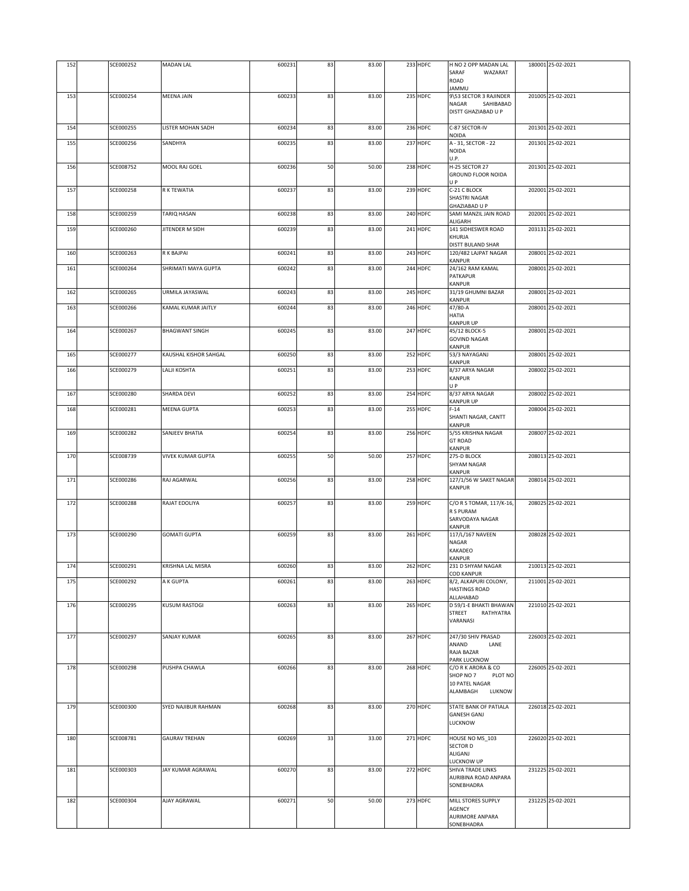| 152 | | SCE000252 | MADAN LAL | 600231 | 83 | 83.00 | 233 | HDFC | H NO 2 OPP MADAN LAL SARAF WAZARAT ROAD JAMMU | 180001 | 25-02-2021 |
|---|---|---|---|---|---|---|---|---|---|---|---|
| 153 | | SCE000254 | MEENA JAIN | 600233 | 83 | 83.00 | 235 | HDFC | 9\53 SECTOR 3 RAJINDER NAGAR SAHIBABAD DISTT GHAZIABAD U P | 201005 | 25-02-2021 |
| 154 | | SCE000255 | LISTER MOHAN SADH | 600234 | 83 | 83.00 | 236 | HDFC | C-87 SECTOR-IV NOIDA | 201301 | 25-02-2021 |
| 155 | | SCE000256 | SANDHYA | 600235 | 83 | 83.00 | 237 | HDFC | A - 31, SECTOR - 22 NOIDA U.P. | 201301 | 25-02-2021 |
| 156 | | SCE008752 | MOOL RAJ GOEL | 600236 | 50 | 50.00 | 238 | HDFC | H-25 SECTOR 27 GROUND FLOOR NOIDA U P | 201301 | 25-02-2021 |
| 157 | | SCE000258 | R K TEWATIA | 600237 | 83 | 83.00 | 239 | HDFC | C-21 C BLOCK SHASTRI NAGAR GHAZIABAD U P | 202001 | 25-02-2021 |
| 158 | | SCE000259 | TARIQ HASAN | 600238 | 83 | 83.00 | 240 | HDFC | SAMI MANZIL JAIN ROAD ALIGARH | 202001 | 25-02-2021 |
| 159 | | SCE000260 | JITENDER M SIDH | 600239 | 83 | 83.00 | 241 | HDFC | 141 SIDHESWER ROAD KHURJA DISTT BULAND SHAR | 203131 | 25-02-2021 |
| 160 | | SCE000263 | R K BAJPAI | 600241 | 83 | 83.00 | 243 | HDFC | 120/482 LAJPAT NAGAR KANPUR | 208001 | 25-02-2021 |
| 161 | | SCE000264 | SHRIMATI MAYA GUPTA | 600242 | 83 | 83.00 | 244 | HDFC | 24/162 RAM KAMAL PATKAPUR KANPUR | 208001 | 25-02-2021 |
| 162 | | SCE000265 | URMILA JAYASWAL | 600243 | 83 | 83.00 | 245 | HDFC | 31/19 GHUMNI BAZAR KANPUR | 208001 | 25-02-2021 |
| 163 | | SCE000266 | KAMAL KUMAR JAITLY | 600244 | 83 | 83.00 | 246 | HDFC | 47/80-A HATIA KANPUR UP | 208001 | 25-02-2021 |
| 164 | | SCE000267 | BHAGWANT SINGH | 600245 | 83 | 83.00 | 247 | HDFC | 45/12 BLOCK-5 GOVIND NAGAR KANPUR | 208001 | 25-02-2021 |
| 165 | | SCE000277 | KAUSHAL KISHOR SAHGAL | 600250 | 83 | 83.00 | 252 | HDFC | 53/3 NAYAGANJ KANPUR | 208001 | 25-02-2021 |
| 166 | | SCE000279 | LALJI KOSHTA | 600251 | 83 | 83.00 | 253 | HDFC | 8/37 ARYA NAGAR KANPUR U P | 208002 | 25-02-2021 |
| 167 | | SCE000280 | SHARDA DEVI | 600252 | 83 | 83.00 | 254 | HDFC | 8/37 ARYA NAGAR KANPUR UP | 208002 | 25-02-2021 |
| 168 | | SCE000281 | MEENA GUPTA | 600253 | 83 | 83.00 | 255 | HDFC | F-14 SHANTI NAGAR, CANTT KANPUR | 208004 | 25-02-2021 |
| 169 | | SCE000282 | SANJEEV BHATIA | 600254 | 83 | 83.00 | 256 | HDFC | 5/55 KRISHNA NAGAR GT ROAD KANPUR | 208007 | 25-02-2021 |
| 170 | | SCE008739 | VIVEK KUMAR GUPTA | 600255 | 50 | 50.00 | 257 | HDFC | 275-D BLOCK SHYAM NAGAR KANPUR | 208013 | 25-02-2021 |
| 171 | | SCE000286 | RAJ AGARWAL | 600256 | 83 | 83.00 | 258 | HDFC | 127/1/56 W SAKET NAGAR KANPUR | 208014 | 25-02-2021 |
| 172 | | SCE000288 | RAJAT EDOLIYA | 600257 | 83 | 83.00 | 259 | HDFC | C/O R S TOMAR, 117/K-16, R S PURAM SARVODAYA NAGAR KANPUR | 208025 | 25-02-2021 |
| 173 | | SCE000290 | GOMATI GUPTA | 600259 | 83 | 83.00 | 261 | HDFC | 117/L/167 NAVEEN NAGAR KAKADEO KANPUR | 208028 | 25-02-2021 |
| 174 | | SCE000291 | KRISHNA LAL MISRA | 600260 | 83 | 83.00 | 262 | HDFC | 231 D SHYAM NAGAR COD KANPUR | 210013 | 25-02-2021 |
| 175 | | SCE000292 | A K GUPTA | 600261 | 83 | 83.00 | 263 | HDFC | 8/2, ALKAPURI COLONY, HASTINGS ROAD ALLAHABAD | 211001 | 25-02-2021 |
| 176 | | SCE000295 | KUSUM RASTOGI | 600263 | 83 | 83.00 | 265 | HDFC | D 59/1-E BHAKTI BHAWAN STREET RATHYATRA VARANASI | 221010 | 25-02-2021 |
| 177 | | SCE000297 | SANJAY KUMAR | 600265 | 83 | 83.00 | 267 | HDFC | 247/30 SHIV PRASAD ANAND LANE RAJA BAZAR PARK LUCKNOW | 226003 | 25-02-2021 |
| 178 | | SCE000298 | PUSHPA CHAWLA | 600266 | 83 | 83.00 | 268 | HDFC | C/O R K ARORA & CO SHOP NO 7 PLOT NO 10 PATEL NAGAR ALAMBAGH LUKNOW | 226005 | 25-02-2021 |
| 179 | | SCE000300 | SYED NAJIBUR RAHMAN | 600268 | 83 | 83.00 | 270 | HDFC | STATE BANK OF PATIALA GANESH GANJ LUCKNOW | 226018 | 25-02-2021 |
| 180 | | SCE008781 | GAURAV TREHAN | 600269 | 33 | 33.00 | 271 | HDFC | HOUSE NO MS_103 SECTOR D ALIGANJ LUCKNOW UP | 226020 | 25-02-2021 |
| 181 | | SCE000303 | JAY KUMAR AGRAWAL | 600270 | 83 | 83.00 | 272 | HDFC | SHIVA TRADE LINKS AURIBINA ROAD ANPARA SONEBHADRA | 231225 | 25-02-2021 |
| 182 | | SCE000304 | AJAY AGRAWAL | 600271 | 50 | 50.00 | 273 | HDFC | MILL STORES SUPPLY AGENCY AURIMORE ANPARA SONEBHADRA | 231225 | 25-02-2021 |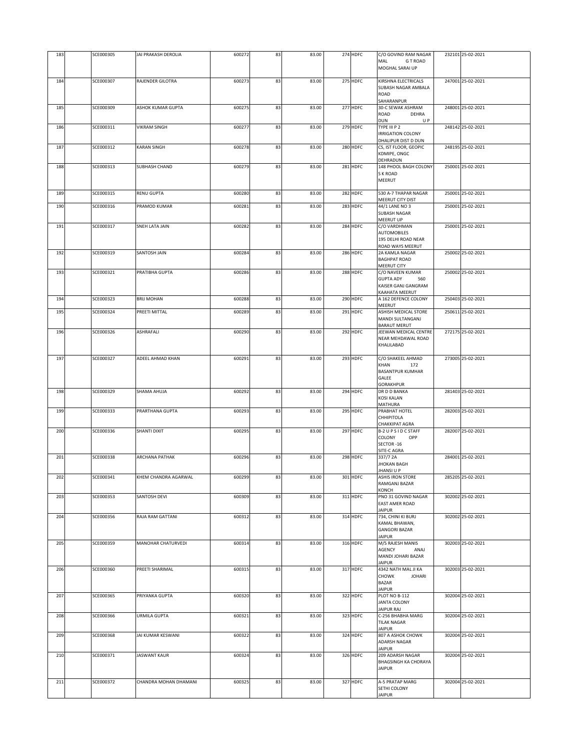| | | | | | | | | | | |
|---|---|---|---|---|---|---|---|---|---|---|
| 183 | SCE000305 | JAI PRAKASH DEROLIA | 600272 | 83 | 83.00 | 274 | HDFC | C/O GOVIND RAM NAGAR MAL G T ROAD MOGHAL SARAI UP | 232101 | 25-02-2021 |
| 184 | SCE000307 | RAJENDER GILOTRA | 600273 | 83 | 83.00 | 275 | HDFC | KIRSHNA ELECTRICALS SUBASH NAGAR AMBALA ROAD SAHARANPUR | 247001 | 25-02-2021 |
| 185 | SCE000309 | ASHOK KUMAR GUPTA | 600275 | 83 | 83.00 | 277 | HDFC | 30-C SEWAK ASHRAM ROAD DEHRA DUN U P | 248001 | 25-02-2021 |
| 186 | SCE000311 | VIKRAM SINGH | 600277 | 83 | 83.00 | 279 | HDFC | TYPE III P 2 IRRIGATION COLONY DHALIPUR DIST D DUN | 248142 | 25-02-2021 |
| 187 | SCE000312 | KARAN SINGH | 600278 | 83 | 83.00 | 280 | HDFC | CS, IST FLOOR, GEOPIC KDMIPE, ONGC DEHRADUN | 248195 | 25-02-2021 |
| 188 | SCE000313 | SUBHASH CHAND | 600279 | 83 | 83.00 | 281 | HDFC | 148 PHOOL BAGH COLONY S K ROAD MEERUT | 250001 | 25-02-2021 |
| 189 | SCE000315 | RENU GUPTA | 600280 | 83 | 83.00 | 282 | HDFC | 530 A-7 THAPAR NAGAR MEERUT CITY DIST | 250001 | 25-02-2021 |
| 190 | SCE000316 | PRAMOD KUMAR | 600281 | 83 | 83.00 | 283 | HDFC | 44/1 LANE NO 3 SUBASH NAGAR MEERUT UP | 250001 | 25-02-2021 |
| 191 | SCE000317 | SNEH LATA JAIN | 600282 | 83 | 83.00 | 284 | HDFC | C/O VARDHMAN AUTOMOBILES 195 DELHI ROAD NEAR ROAD WAYS MEERUT | 250001 | 25-02-2021 |
| 192 | SCE000319 | SANTOSH JAIN | 600284 | 83 | 83.00 | 286 | HDFC | 2A KAMLA NAGAR BAGHPAT ROAD MEERUT CITY | 250002 | 25-02-2021 |
| 193 | SCE000321 | PRATIBHA GUPTA | 600286 | 83 | 83.00 | 288 | HDFC | C/O NAVEEN KUMAR GUPTA ADY 560 KAISER GANJ GANGRAM KAAHATA MEERUT | 250002 | 25-02-2021 |
| 194 | SCE000323 | BRIJ MOHAN | 600288 | 83 | 83.00 | 290 | HDFC | A 162 DEFENCE COLONY MEERUT | 250403 | 25-02-2021 |
| 195 | SCE000324 | PREETI MITTAL | 600289 | 83 | 83.00 | 291 | HDFC | ASHISH MEDICAL STORE MANDI SULTANGANJ BARAUT MERUT | 250611 | 25-02-2021 |
| 196 | SCE000326 | ASHRAFALI | 600290 | 83 | 83.00 | 292 | HDFC | JEEWAN MEDICAL CENTRE NEAR MEHDAWAL ROAD KHALILABAD | 272175 | 25-02-2021 |
| 197 | SCE000327 | ADEEL AHMAD KHAN | 600291 | 83 | 83.00 | 293 | HDFC | C/O SHAKEEL AHMAD KHAN 172 BASANTPUR KUMHAR GALEE GORAKHPUR | 273005 | 25-02-2021 |
| 198 | SCE000329 | SHAMA AHUJA | 600292 | 83 | 83.00 | 294 | HDFC | DR D D BANKA KOSI KALAN MATHURA | 281403 | 25-02-2021 |
| 199 | SCE000333 | PRARTHANA GUPTA | 600293 | 83 | 83.00 | 295 | HDFC | PRABHAT HOTEL CHHIPITOLA CHAKKIPAT AGRA | 282003 | 25-02-2021 |
| 200 | SCE000336 | SHANTI DIXIT | 600295 | 83 | 83.00 | 297 | HDFC | B-2 U P S I D C STAFF COLONY OPP SECTOR -16 SITE-C AGRA | 282007 | 25-02-2021 |
| 201 | SCE000338 | ARCHANA PATHAK | 600296 | 83 | 83.00 | 298 | HDFC | 337/7 2A JHOKAN BAGH JHANSI U P | 284001 | 25-02-2021 |
| 202 | SCE000341 | KHEM CHANDRA AGARWAL | 600299 | 83 | 83.00 | 301 | HDFC | ASHIS IRON STORE RAMGANJ BAZAR KONCH | 285205 | 25-02-2021 |
| 203 | SCE000353 | SANTOSH DEVI | 600309 | 83 | 83.00 | 311 | HDFC | PNO 31 GOVIND NAGAR EAST AMER ROAD JAIPUR | 302002 | 25-02-2021 |
| 204 | SCE000356 | RAJA RAM GATTANI | 600312 | 83 | 83.00 | 314 | HDFC | 734, CHINI KI BURJ KAMAL BHAWAN, GANGORI BAZAR JAIPUR | 302002 | 25-02-2021 |
| 205 | SCE000359 | MANOHAR CHATURVEDI | 600314 | 83 | 83.00 | 316 | HDFC | M/S RAJESH MANIS AGENCY ANAJ MANDI JOHARI BAZAR JAIPUR | 302003 | 25-02-2021 |
| 206 | SCE000360 | PREETI SHARIMAL | 600315 | 83 | 83.00 | 317 | HDFC | 4342 NATH MAL JI KA CHOWK JOHARI BAZAR JAIPUR | 302003 | 25-02-2021 |
| 207 | SCE000365 | PRIYANKA GUPTA | 600320 | 83 | 83.00 | 322 | HDFC | PLOT NO B-112 JANTA COLONY JAIPUR RAJ | 302004 | 25-02-2021 |
| 208 | SCE000366 | URMILA GUPTA | 600321 | 83 | 83.00 | 323 | HDFC | C-256 BHABHA MARG TILAK NAGAR JAIPUR | 302004 | 25-02-2021 |
| 209 | SCE000368 | JAI KUMAR KESWANI | 600322 | 83 | 83.00 | 324 | HDFC | 807 A ASHOK CHOWK ADARSH NAGAR JAIPUR | 302004 | 25-02-2021 |
| 210 | SCE000371 | JASWANT KAUR | 600324 | 83 | 83.00 | 326 | HDFC | 209 ADARSH NAGAR BHAGSINGH KA CHORAYA JAIPUR | 302004 | 25-02-2021 |
| 211 | SCE000372 | CHANDRA MOHAN DHAMANI | 600325 | 83 | 83.00 | 327 | HDFC | A-5 PRATAP MARG SETHI COLONY JAIPUR | 302004 | 25-02-2021 |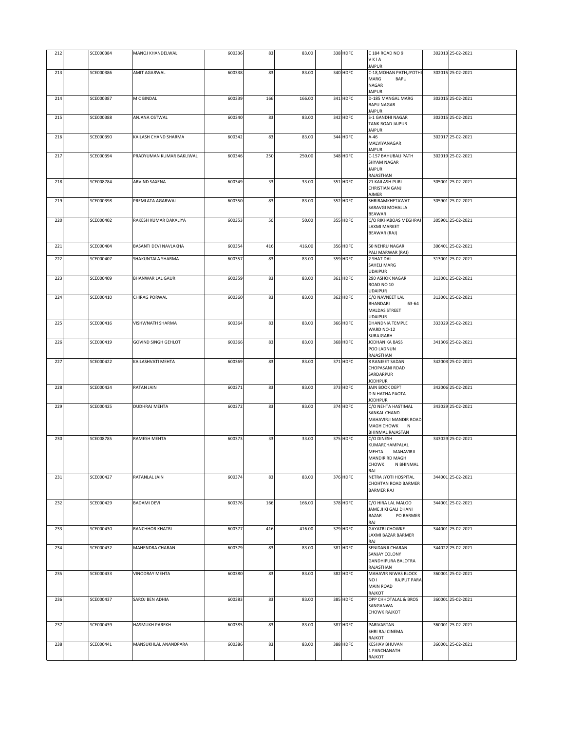| 212 | | SCE000384 | MANOJ KHANDELWAL | 600336 | 83 | 83.00 | 338 | HDFC | C 184 ROAD NO 9 V K I A JAIPUR | 302013 | 25-02-2021 |
|---|---|---|---|---|---|---|---|---|---|---|---|
| 213 | | SCE000386 | AMIT AGARWAL | 600338 | 83 | 83.00 | 340 | HDFC | C-18,MOHAN PATH,JYOTHI MARG BAPU NAGAR JAIPUR | 302015 | 25-02-2021 |
| 214 | | SCE000387 | M C BINDAL | 600339 | 166 | 166.00 | 341 | HDFC | D-185 MANGAL MARG BAPU NAGAR JAIPUR | 302015 | 25-02-2021 |
| 215 | | SCE000388 | ANJANA OSTWAL | 600340 | 83 | 83.00 | 342 | HDFC | S-1 GANDHI NAGAR TANK ROAD JAIPUR JAIPUR | 302015 | 25-02-2021 |
| 216 | | SCE000390 | KAILASH CHAND SHARMA | 600342 | 83 | 83.00 | 344 | HDFC | A-46 MALVIYANAGAR JAIPUR | 302017 | 25-02-2021 |
| 217 | | SCE000394 | PRADYUMAN KUMAR BAKLIWAL | 600346 | 250 | 250.00 | 348 | HDFC | C-157 BAHUBALI PATH SHYAM NAGAR JAIPUR RAJASTHAN | 302019 | 25-02-2021 |
| 218 | | SCE008784 | ARVIND SAXENA | 600349 | 33 | 33.00 | 351 | HDFC | 21 KAILASH PURI CHRISTIAN GANJ AJMER | 305001 | 25-02-2021 |
| 219 | | SCE000398 | PREMLATA AGARWAL | 600350 | 83 | 83.00 | 352 | HDFC | SHRIRAMKHETAWAT SARAVGI MOHALLA BEAWAR | 305901 | 25-02-2021 |
| 220 | | SCE000402 | RAKESH KUMAR DAKALIYA | 600353 | 50 | 50.00 | 355 | HDFC | C/O RIKHABOAS MEGHRAJ LAXMI MARKET BEAWAR (RAJ) | 305901 | 25-02-2021 |
| 221 | | SCE000404 | BASANTI DEVI NAVLAKHA | 600354 | 416 | 416.00 | 356 | HDFC | 50 NEHRU NAGAR PALI MARWAR (RAJ) | 306401 | 25-02-2021 |
| 222 | | SCE000407 | SHAKUNTALA SHARMA | 600357 | 83 | 83.00 | 359 | HDFC | 2 SHAT DAL SAHELI MARG UDAIPUR | 313001 | 25-02-2021 |
| 223 | | SCE000409 | BHANWAR LAL GAUR | 600359 | 83 | 83.00 | 361 | HDFC | 290 ASHOK NAGAR ROAD NO 10 UDAIPUR | 313001 | 25-02-2021 |
| 224 | | SCE000410 | CHIRAG PORWAL | 600360 | 83 | 83.00 | 362 | HDFC | C/O NAVNEET LAL BHANDARI 63-64 MALDAS STREET UDAIPUR | 313001 | 25-02-2021 |
| 225 | | SCE000416 | VISHWNATH SHARMA | 600364 | 83 | 83.00 | 366 | HDFC | DHANDNIA TEMPLE WARD NO-12 SURAJGARH | 333029 | 25-02-2021 |
| 226 | | SCE000419 | GOVIND SINGH GEHLOT | 600366 | 83 | 83.00 | 368 | HDFC | JODHAN KA BASS POO LADNUN RAJASTHAN | 341306 | 25-02-2021 |
| 227 | | SCE000422 | KAILASHVATI MEHTA | 600369 | 83 | 83.00 | 371 | HDFC | 8 RANJEET SADANI CHOPASANI ROAD SARDARPUR JODHPUR | 342003 | 25-02-2021 |
| 228 | | SCE000424 | RATAN JAIN | 600371 | 83 | 83.00 | 373 | HDFC | JAIN BOOK DEPT D N HATHA PAOTA JODHPUR | 342006 | 25-02-2021 |
| 229 | | SCE000425 | DUDHRAJ MEHTA | 600372 | 83 | 83.00 | 374 | HDFC | C/O NEHTA HASTIMAL SANKAL CHAND MAHAVIRJI MANDIR ROAD MAGH CHOWK N BHINMAL RAJASTAN | 343029 | 25-02-2021 |
| 230 | | SCE008785 | RAMESH MEHTA | 600373 | 33 | 33.00 | 375 | HDFC | C/O DINESH KUMARCHAMPALAL MEHTA MAHAVIRJI MANDIR RD MAGH CHOWK N BHINMAL RAJ | 343029 | 25-02-2021 |
| 231 | | SCE000427 | RATANLAL JAIN | 600374 | 83 | 83.00 | 376 | HDFC | NETRA JYOTI HOSPITAL CHOHTAN ROAD BARMER BARMER RAJ | 344001 | 25-02-2021 |
| 232 | | SCE000429 | BADAMI DEVI | 600376 | 166 | 166.00 | 378 | HDFC | C/O HIRA LAL MALOO JAME JI KI GALI DHANI BAZAR PO BARMER RAJ | 344001 | 25-02-2021 |
| 233 | | SCE000430 | RANCHHOR KHATRI | 600377 | 416 | 416.00 | 379 | HDFC | GAYATRI CHOWKE LAXMI BAZAR BARMER RAJ | 344001 | 25-02-2021 |
| 234 | | SCE000432 | MAHENDRA CHARAN | 600379 | 83 | 83.00 | 381 | HDFC | SENIDANJI CHARAN SANJAY COLONY GANDHIPURA BALOTRA RAJASTHAN | 344022 | 25-02-2021 |
| 235 | | SCE000433 | VINODRAY MEHTA | 600380 | 83 | 83.00 | 382 | HDFC | MAHAVIR NIWAS BLOCK NO I RAJPUT PARA MAIN ROAD RAJKOT | 360001 | 25-02-2021 |
| 236 | | SCE000437 | SAROJ BEN ADHIA | 600383 | 83 | 83.00 | 385 | HDFC | OPP CHHOTALAL & BROS SANGANWA CHOWK RAJKOT | 360001 | 25-02-2021 |
| 237 | | SCE000439 | HASMUKH PAREKH | 600385 | 83 | 83.00 | 387 | HDFC | PARIVARTAN SHRI RAJ CINEMA RAJKOT | 360001 | 25-02-2021 |
| 238 | | SCE000441 | MANSUKHLAL ANANDPARA | 600386 | 83 | 83.00 | 388 | HDFC | KESHAV BHUVAN 1 PANCHANATH RAJKOT | 360001 | 25-02-2021 |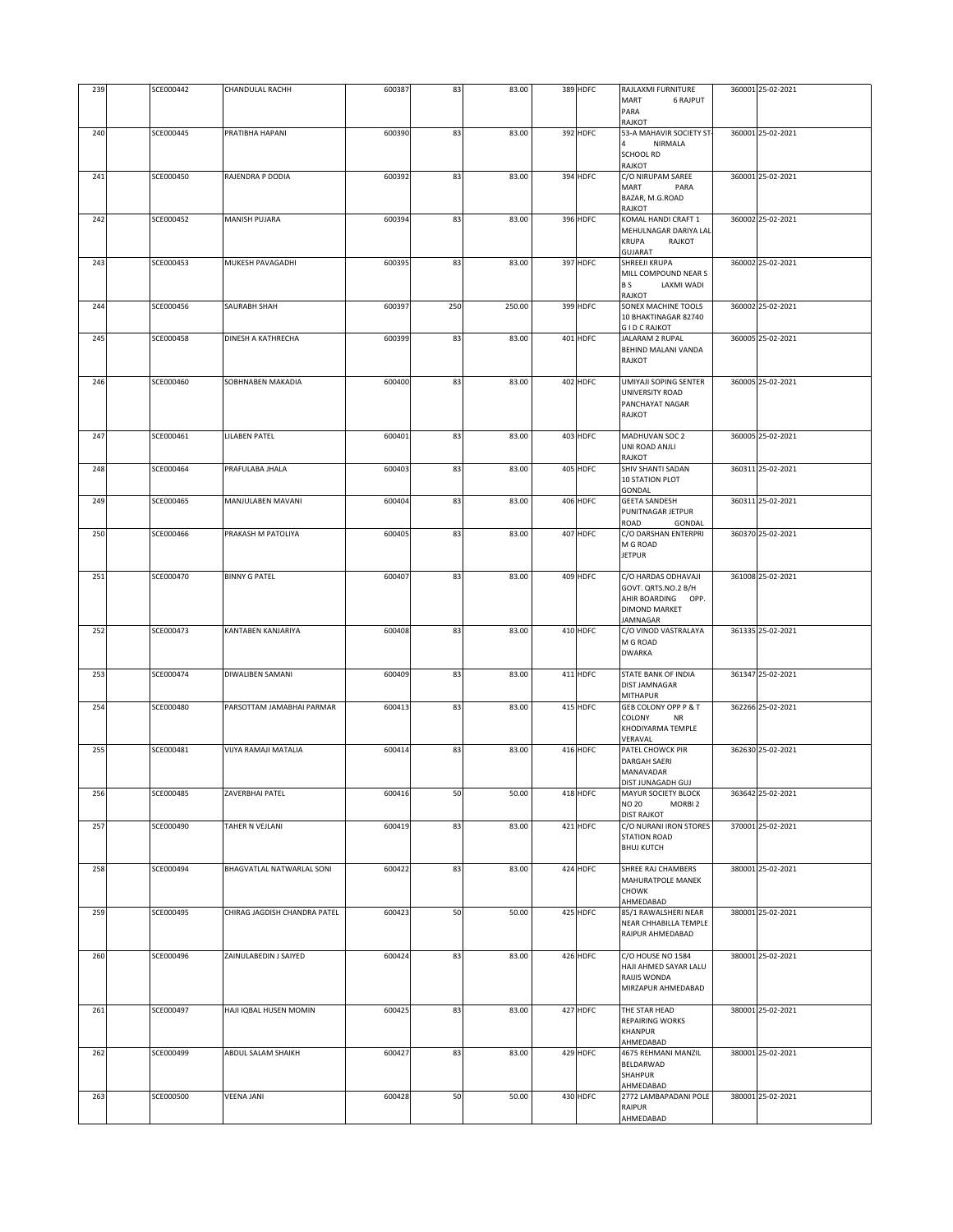| 239 | | SCE000442 | CHANDULAL RACHH | 600387 | 83 | 83.00 | 389 | HDFC | RAJLAXMI FURNITURE MART 6 RAJPUT PARA RAJKOT | 360001 | 25-02-2021 |
|---|---|---|---|---|---|---|---|---|---|---|---|
| 240 | | SCE000445 | PRATIBHA HAPANI | 600390 | 83 | 83.00 | 392 | HDFC | 53-A MAHAVIR SOCIETY ST-4 NIRMALA SCHOOL RD RAJKOT | 360001 | 25-02-2021 |
| 241 | | SCE000450 | RAJENDRA P DODIA | 600392 | 83 | 83.00 | 394 | HDFC | C/O NIRUPAM SAREE MART PARA BAZAR, M.G.ROAD RAJKOT | 360001 | 25-02-2021 |
| 242 | | SCE000452 | MANISH PUJARA | 600394 | 83 | 83.00 | 396 | HDFC | KOMAL HANDI CRAFT 1 MEHULNAGAR DARIYA LAL KRUPA RAJKOT GUJARAT | 360002 | 25-02-2021 |
| 243 | | SCE000453 | MUKESH PAVAGADHI | 600395 | 83 | 83.00 | 397 | HDFC | SHREEJI KRUPA MILL COMPOUND NEAR S B S LAXMI WADI RAJKOT | 360002 | 25-02-2021 |
| 244 | | SCE000456 | SAURABH SHAH | 600397 | 250 | 250.00 | 399 | HDFC | SONEX MACHINE TOOLS 10 BHAKTINAGAR 82740 G I D C RAJKOT | 360002 | 25-02-2021 |
| 245 | | SCE000458 | DINESH A KATHRECHA | 600399 | 83 | 83.00 | 401 | HDFC | JALARAM 2 RUPAL BEHIND MALANI VANDA RAJKOT | 360005 | 25-02-2021 |
| 246 | | SCE000460 | SOBHNABEN MAKADIA | 600400 | 83 | 83.00 | 402 | HDFC | UMIYAJI SOPING SENTER UNIVERSITY ROAD PANCHAYAT NAGAR RAJKOT | 360005 | 25-02-2021 |
| 247 | | SCE000461 | LILABEN PATEL | 600401 | 83 | 83.00 | 403 | HDFC | MADHUVAN SOC 2 UNI ROAD ANJLI RAJKOT | 360005 | 25-02-2021 |
| 248 | | SCE000464 | PRAFULABA JHALA | 600403 | 83 | 83.00 | 405 | HDFC | SHIV SHANTI SADAN 10 STATION PLOT GONDAL | 360311 | 25-02-2021 |
| 249 | | SCE000465 | MANJULABEN MAVANI | 600404 | 83 | 83.00 | 406 | HDFC | GEETA SANDESH PUNITNAGAR JETPUR ROAD GONDAL | 360311 | 25-02-2021 |
| 250 | | SCE000466 | PRAKASH M PATOLIYA | 600405 | 83 | 83.00 | 407 | HDFC | C/O DARSHAN ENTERPRI M G ROAD JETPUR | 360370 | 25-02-2021 |
| 251 | | SCE000470 | BINNY G PATEL | 600407 | 83 | 83.00 | 409 | HDFC | C/O HARDAS ODHAVAJI GOVT. QRTS.NO.2 B/H AHIR BOARDING OPP. DIMOND MARKET JAMNAGAR | 361008 | 25-02-2021 |
| 252 | | SCE000473 | KANTABEN KANJARIYA | 600408 | 83 | 83.00 | 410 | HDFC | C/O VINOD VASTRALAYA M G ROAD DWARKA | 361335 | 25-02-2021 |
| 253 | | SCE000474 | DIWALIBEN SAMANI | 600409 | 83 | 83.00 | 411 | HDFC | STATE BANK OF INDIA DIST JAMNAGAR MITHAPUR | 361347 | 25-02-2021 |
| 254 | | SCE000480 | PARSOTTAM JAMABHAI PARMAR | 600413 | 83 | 83.00 | 415 | HDFC | GEB COLONY OPP P & T COLONY NR KHODIYARMA TEMPLE VERAVAL | 362266 | 25-02-2021 |
| 255 | | SCE000481 | VIJYA RAMAJI MATALIA | 600414 | 83 | 83.00 | 416 | HDFC | PATEL CHOWCK PIR DARGAH SAERI MANAVADAR DIST JUNAGADH GUJ | 362630 | 25-02-2021 |
| 256 | | SCE000485 | ZAVERBHAI PATEL | 600416 | 50 | 50.00 | 418 | HDFC | MAYUR SOCIETY BLOCK NO 20 MORBI 2 DIST RAJKOT | 363642 | 25-02-2021 |
| 257 | | SCE000490 | TAHER N VEJLANI | 600419 | 83 | 83.00 | 421 | HDFC | C/O NURANI IRON STORES STATION ROAD BHUJ KUTCH | 370001 | 25-02-2021 |
| 258 | | SCE000494 | BHAGVATLAL NATWARLAL SONI | 600422 | 83 | 83.00 | 424 | HDFC | SHREE RAJ CHAMBERS MAHURATPOLE MANEK CHOWK AHMEDABAD | 380001 | 25-02-2021 |
| 259 | | SCE000495 | CHIRAG JAGDISH CHANDRA PATEL | 600423 | 50 | 50.00 | 425 | HDFC | 85/1 RAWALSHERI NEAR NEAR CHHABILLA TEMPLE RAIPUR AHMEDABAD | 380001 | 25-02-2021 |
| 260 | | SCE000496 | ZAINULABEDIN J SAIYED | 600424 | 83 | 83.00 | 426 | HDFC | C/O HOUSE NO 1584 HAJI AHMED SAYAR LALU RAIJIS WONDA MIRZAPUR AHMEDABAD | 380001 | 25-02-2021 |
| 261 | | SCE000497 | HAJI IQBAL HUSEN MOMIN | 600425 | 83 | 83.00 | 427 | HDFC | THE STAR HEAD REPAIRING WORKS KHANPUR AHMEDABAD | 380001 | 25-02-2021 |
| 262 | | SCE000499 | ABDUL SALAM SHAIKH | 600427 | 83 | 83.00 | 429 | HDFC | 4675 REHMANI MANZIL BELDARWAD SHAHPUR AHMEDABAD | 380001 | 25-02-2021 |
| 263 | | SCE000500 | VEENA JANI | 600428 | 50 | 50.00 | 430 | HDFC | 2772 LAMBAPADANI POLE RAIPUR AHMEDABAD | 380001 | 25-02-2021 |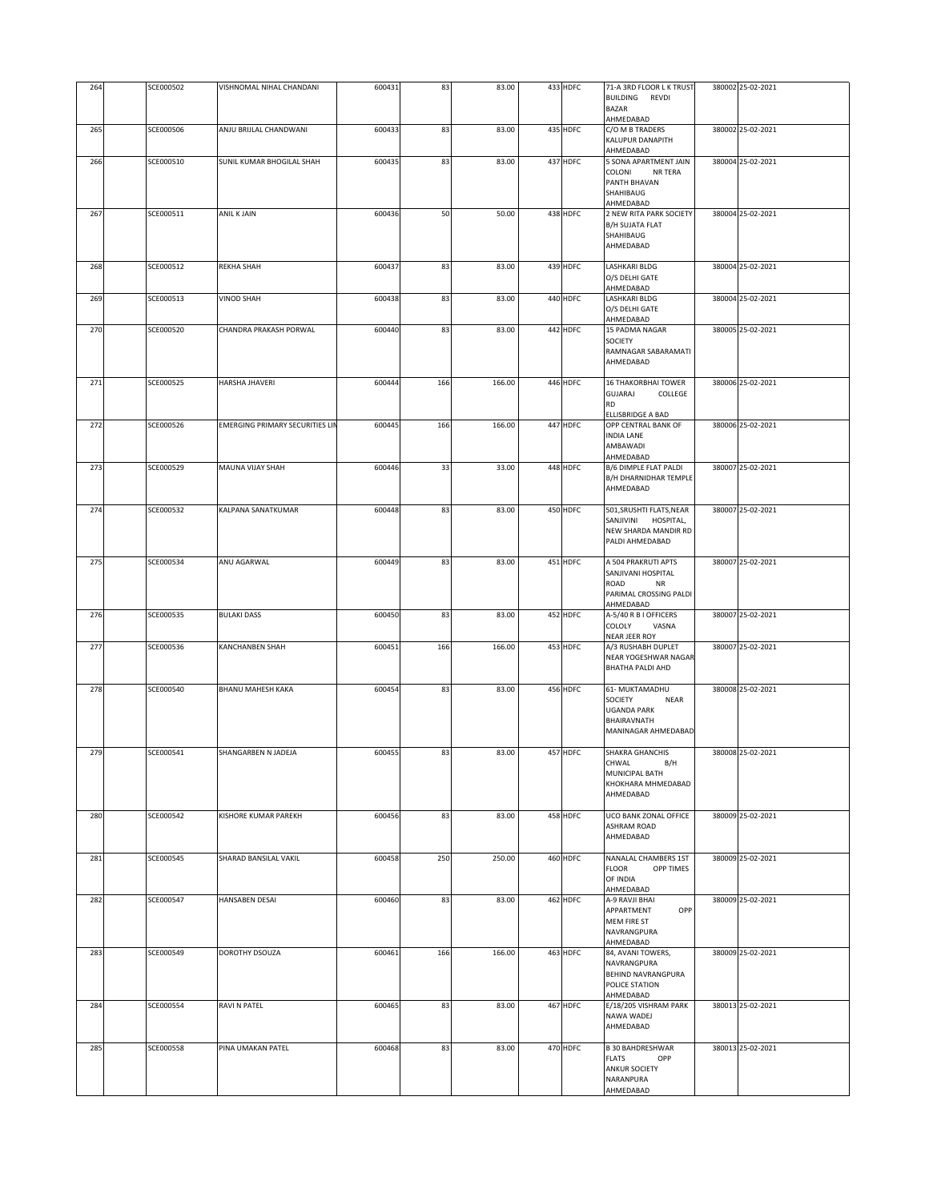| 264 | | SCE000502 | VISHNOMAL NIHAL CHANDANI | 600431 | 83 | 83.00 | | 433 | HDFC | 71-A 3RD FLOOR L K TRUST BUILDING REVDI BAZAR AHMEDABAD | 380002 | 25-02-2021 |
|---|---|---|---|---|---|---|---|---|---|---|---|---|
| 265 | | SCE000506 | ANJU BRIJLAL CHANDWANI | 600433 | 83 | 83.00 | | 435 | HDFC | C/O M B TRADERS KALUPUR DANAPITH AHMEDABAD | 380002 | 25-02-2021 |
| 266 | | SCE000510 | SUNIL KUMAR BHOGILAL SHAH | 600435 | 83 | 83.00 | | 437 | HDFC | 5 SONA APARTMENT JAIN COLONI NR TERA PANTH BHAVAN SHAHIBAUG AHMEDABAD | 380004 | 25-02-2021 |
| 267 | | SCE000511 | ANIL K JAIN | 600436 | 50 | 50.00 | | 438 | HDFC | 2 NEW RITA PARK SOCIETY B/H SUJATA FLAT SHAHIBAUG AHMEDABAD | 380004 | 25-02-2021 |
| 268 | | SCE000512 | REKHA SHAH | 600437 | 83 | 83.00 | | 439 | HDFC | LASHKARI BLDG O/S DELHI GATE AHMEDABAD | 380004 | 25-02-2021 |
| 269 | | SCE000513 | VINOD SHAH | 600438 | 83 | 83.00 | | 440 | HDFC | LASHKARI BLDG O/S DELHI GATE AHMEDABAD | 380004 | 25-02-2021 |
| 270 | | SCE000520 | CHANDRA PRAKASH PORWAL | 600440 | 83 | 83.00 | | 442 | HDFC | 15 PADMA NAGAR SOCIETY RAMNAGAR SABARAMATI AHMEDABAD | 380005 | 25-02-2021 |
| 271 | | SCE000525 | HARSHA JHAVERI | 600444 | 166 | 166.00 | | 446 | HDFC | 16 THAKORBHAI TOWER GUJARAJ COLLEGE RD ELLISBRIDGE A BAD | 380006 | 25-02-2021 |
| 272 | | SCE000526 | EMERGING PRIMARY SECURITIES LIN | 600445 | 166 | 166.00 | | 447 | HDFC | OPP CENTRAL BANK OF INDIA LANE AMBAWADI AHMEDABAD | 380006 | 25-02-2021 |
| 273 | | SCE000529 | MAUNA VIJAY SHAH | 600446 | 33 | 33.00 | | 448 | HDFC | B/6 DIMPLE FLAT PALDI B/H DHARNIDHAR TEMPLE AHMEDABAD | 380007 | 25-02-2021 |
| 274 | | SCE000532 | KALPANA SANATKUMAR | 600448 | 83 | 83.00 | | 450 | HDFC | 501,SRUSHTI FLATS,NEAR SANJIVINI HOSPITAL, NEW SHARDA MANDIR RD PALDI AHMEDABAD | 380007 | 25-02-2021 |
| 275 | | SCE000534 | ANU AGARWAL | 600449 | 83 | 83.00 | | 451 | HDFC | A 504 PRAKRUTI APTS SANJIVANI HOSPITAL ROAD NR PARIMAL CROSSING PALDI AHMEDABAD | 380007 | 25-02-2021 |
| 276 | | SCE000535 | BULAKI DASS | 600450 | 83 | 83.00 | | 452 | HDFC | A-5/40 R B I OFFICERS COLOLY VASNA NEAR JEER ROY | 380007 | 25-02-2021 |
| 277 | | SCE000536 | KANCHANBEN SHAH | 600451 | 166 | 166.00 | | 453 | HDFC | A/3 RUSHABH DUPLET NEAR YOGESHWAR NAGAR BHATHA PALDI AHD | 380007 | 25-02-2021 |
| 278 | | SCE000540 | BHANU MAHESH KAKA | 600454 | 83 | 83.00 | | 456 | HDFC | 61- MUKTAMADHU SOCIETY NEAR UGANDA PARK BHAIRAVNATH MANINAGAR AHMEDABAD | 380008 | 25-02-2021 |
| 279 | | SCE000541 | SHANGARBEN N JADEJA | 600455 | 83 | 83.00 | | 457 | HDFC | SHAKRA GHANCHIS CHWAL B/H MUNICIPAL BATH KHOKHARA MHMEDABAD AHMEDABAD | 380008 | 25-02-2021 |
| 280 | | SCE000542 | KISHORE KUMAR PAREKH | 600456 | 83 | 83.00 | | 458 | HDFC | UCO BANK ZONAL OFFICE ASHRAM ROAD AHMEDABAD | 380009 | 25-02-2021 |
| 281 | | SCE000545 | SHARAD BANSILAL VAKIL | 600458 | 250 | 250.00 | | 460 | HDFC | NANALAL CHAMBERS 1ST FLOOR OPP TIMES OF INDIA AHMEDABAD | 380009 | 25-02-2021 |
| 282 | | SCE000547 | HANSABEN DESAI | 600460 | 83 | 83.00 | | 462 | HDFC | A-9 RAVJI BHAI APPARTMENT OPP MEM FIRE ST NAVRANGPURA AHMEDABAD | 380009 | 25-02-2021 |
| 283 | | SCE000549 | DOROTHY DSOUZA | 600461 | 166 | 166.00 | | 463 | HDFC | 84, AVANI TOWERS, NAVRANGPURA BEHIND NAVRANGPURA POLICE STATION AHMEDABAD | 380009 | 25-02-2021 |
| 284 | | SCE000554 | RAVI N PATEL | 600465 | 83 | 83.00 | | 467 | HDFC | E/18/205 VISHRAM PARK NAWA WADEJ AHMEDABAD | 380013 | 25-02-2021 |
| 285 | | SCE000558 | PINA UMAKAN PATEL | 600468 | 83 | 83.00 | | 470 | HDFC | B 30 BAHDRESHWAR FLATS OPP ANKUR SOCIETY NARANPURA AHMEDABAD | 380013 | 25-02-2021 |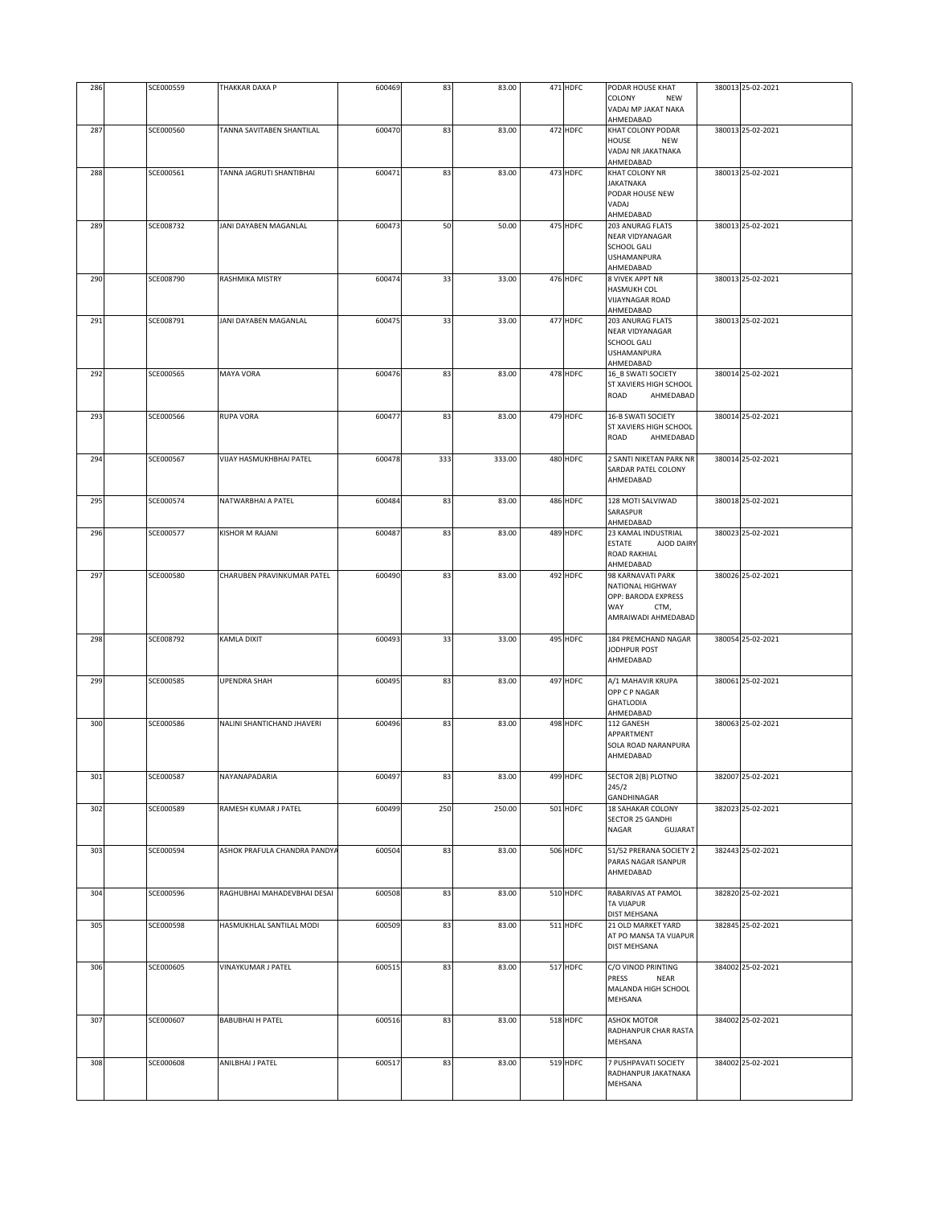| 286 | | SCE000559 | THAKKAR DAXA P | 600469 | 83 | 83.00 | 471 | HDFC | PODAR HOUSE KHAT COLONY NEW VADAJ MP JAKAT NAKA AHMEDABAD | 380013 | 25-02-2021 |
|---|---|---|---|---|---|---|---|---|---|---|---|
| 287 | | SCE000560 | TANNA SAVITABEN SHANTILAL | 600470 | 83 | 83.00 | 472 | HDFC | KHAT COLONY PODAR HOUSE NEW VADAJ NR JAKATNAKA AHMEDABAD | 380013 | 25-02-2021 |
| 288 | | SCE000561 | TANNA JAGRUTI SHANTIBHAI | 600471 | 83 | 83.00 | 473 | HDFC | KHAT COLONY NR JAKATNAKA PODAR HOUSE NEW VADAJ AHMEDABAD | 380013 | 25-02-2021 |
| 289 | | SCE008732 | JANI DAYABEN MAGANLAL | 600473 | 50 | 50.00 | 475 | HDFC | 203 ANURAG FLATS NEAR VIDYANAGAR SCHOOL GALI USHAMANPURA AHMEDABAD | 380013 | 25-02-2021 |
| 290 | | SCE008790 | RASHMIKA MISTRY | 600474 | 33 | 33.00 | 476 | HDFC | 8 VIVEK APPT NR HASMUKH COL VIJAYNAGAR ROAD AHMEDABAD | 380013 | 25-02-2021 |
| 291 | | SCE008791 | JANI DAYABEN MAGANLAL | 600475 | 33 | 33.00 | 477 | HDFC | 203 ANURAG FLATS NEAR VIDYANAGAR SCHOOL GALI USHAMANPURA AHMEDABAD | 380013 | 25-02-2021 |
| 292 | | SCE000565 | MAYA VORA | 600476 | 83 | 83.00 | 478 | HDFC | 16_B SWATI SOCIETY ST XAVIERS HIGH SCHOOL ROAD AHMEDABAD | 380014 | 25-02-2021 |
| 293 | | SCE000566 | RUPA VORA | 600477 | 83 | 83.00 | 479 | HDFC | 16-B SWATI SOCIETY ST XAVIERS HIGH SCHOOL ROAD AHMEDABAD | 380014 | 25-02-2021 |
| 294 | | SCE000567 | VIJAY HASMUKHBHAI PATEL | 600478 | 333 | 333.00 | 480 | HDFC | 2 SANTI NIKETAN PARK NR SARDAR PATEL COLONY AHMEDABAD | 380014 | 25-02-2021 |
| 295 | | SCE000574 | NATWARBHAI A PATEL | 600484 | 83 | 83.00 | 486 | HDFC | 128 MOTI SALVIWAD SARASPUR AHMEDABAD | 380018 | 25-02-2021 |
| 296 | | SCE000577 | KISHOR M RAJANI | 600487 | 83 | 83.00 | 489 | HDFC | 23 KAMAL INDUSTRIAL ESTATE AJOD DAIRY ROAD RAKHIAL AHMEDABAD | 380023 | 25-02-2021 |
| 297 | | SCE000580 | CHARUBEN PRAVINKUMAR PATEL | 600490 | 83 | 83.00 | 492 | HDFC | 98 KARNAVATI PARK NATIONAL HIGHWAY OPP: BARODA EXPRESS WAY CTM, AMRAIWADI AHMEDABAD | 380026 | 25-02-2021 |
| 298 | | SCE008792 | KAMLA DIXIT | 600493 | 33 | 33.00 | 495 | HDFC | 184 PREMCHAND NAGAR JODHPUR POST AHMEDABAD | 380054 | 25-02-2021 |
| 299 | | SCE000585 | UPENDRA SHAH | 600495 | 83 | 83.00 | 497 | HDFC | A/1 MAHAVIR KRUPA OPP C P NAGAR GHATLODIA AHMEDABAD | 380061 | 25-02-2021 |
| 300 | | SCE000586 | NALINI SHANTICHAND JHAVERI | 600496 | 83 | 83.00 | 498 | HDFC | 112 GANESH APPARTMENT SOLA ROAD NARANPURA AHMEDABAD | 380063 | 25-02-2021 |
| 301 | | SCE000587 | NAYANAPADARIA | 600497 | 83 | 83.00 | 499 | HDFC | SECTOR 2(B) PLOTNO 245/2 GANDHINAGAR | 382007 | 25-02-2021 |
| 302 | | SCE000589 | RAMESH KUMAR J PATEL | 600499 | 250 | 250.00 | 501 | HDFC | 18 SAHAKAR COLONY SECTOR 25 GANDHI NAGAR GUJARAT | 382023 | 25-02-2021 |
| 303 | | SCE000594 | ASHOK PRAFULA CHANDRA PANDYA | 600504 | 83 | 83.00 | 506 | HDFC | 51/52 PRERANA SOCIETY 2 PARAS NAGAR ISANPUR AHMEDABAD | 382443 | 25-02-2021 |
| 304 | | SCE000596 | RAGHUBHAI MAHADEVBHAI DESAI | 600508 | 83 | 83.00 | 510 | HDFC | RABARIVAS AT PAMOL TA VIJAPUR DIST MEHSANA | 382820 | 25-02-2021 |
| 305 | | SCE000598 | HASMUKHLAL SANTILAL MODI | 600509 | 83 | 83.00 | 511 | HDFC | 21 OLD MARKET YARD AT PO MANSA TA VIJAPUR DIST MEHSANA | 382845 | 25-02-2021 |
| 306 | | SCE000605 | VINAYKUMAR J PATEL | 600515 | 83 | 83.00 | 517 | HDFC | C/O VINOD PRINTING PRESS NEAR MALANDA HIGH SCHOOL MEHSANA | 384002 | 25-02-2021 |
| 307 | | SCE000607 | BABUBHAI H PATEL | 600516 | 83 | 83.00 | 518 | HDFC | ASHOK MOTOR RADHANPUR CHAR RASTA MEHSANA | 384002 | 25-02-2021 |
| 308 | | SCE000608 | ANILBHAI J PATEL | 600517 | 83 | 83.00 | 519 | HDFC | 7 PUSHPAVATI SOCIETY RADHANPUR JAKATNAKA MEHSANA | 384002 | 25-02-2021 |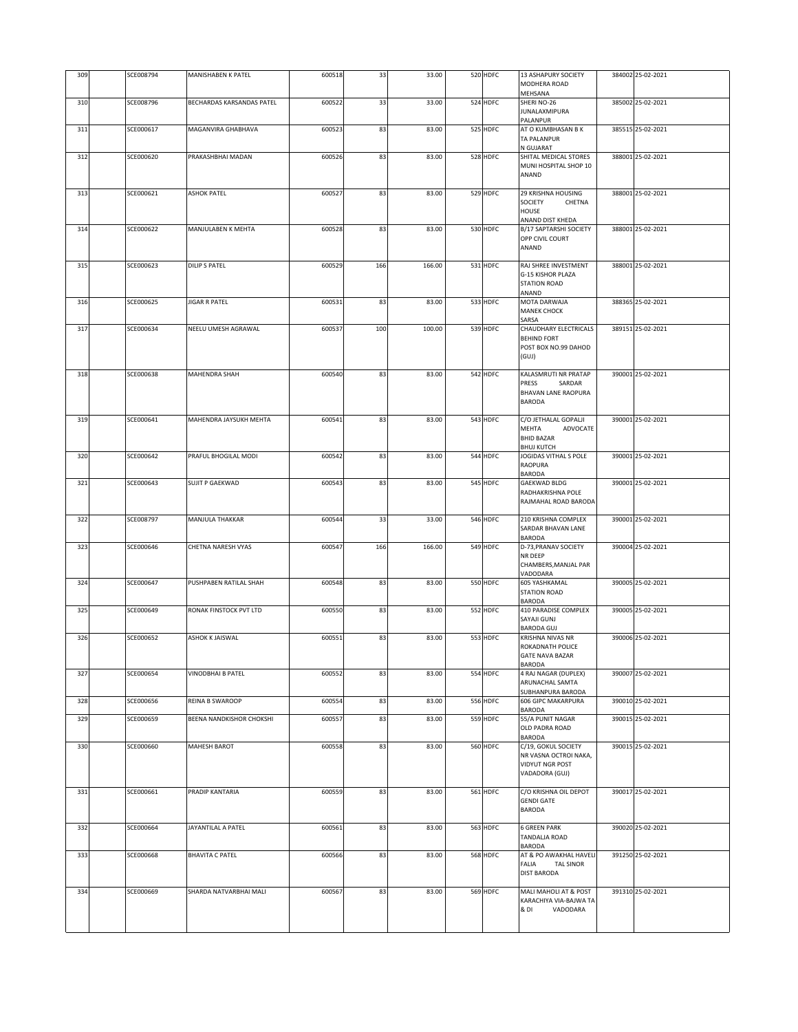| 309 | | SCE008794 | MANISHABEN K PATEL | 600518 | 33 | 33.00 | 520 | HDFC | 13 ASHAPURY SOCIETY MODHERA ROAD MEHSANA | 384002 | 25-02-2021 |
|---|---|---|---|---|---|---|---|---|---|---|---|
| 310 | | SCE008796 | BECHARDAS KARSANDAS PATEL | 600522 | 33 | 33.00 | 524 | HDFC | SHERI NO-26 JUNALAXMIPURA PALANPUR | 385002 | 25-02-2021 |
| 311 | | SCE000617 | MAGANVIRA GHABHAVA | 600523 | 83 | 83.00 | 525 | HDFC | AT O KUMBHASAN B K TA PALANPUR N GUJARAT | 385515 | 25-02-2021 |
| 312 | | SCE000620 | PRAKASHBHAI MADAN | 600526 | 83 | 83.00 | 528 | HDFC | SHITAL MEDICAL STORES MUNI HOSPITAL SHOP 10 ANAND | 388001 | 25-02-2021 |
| 313 | | SCE000621 | ASHOK PATEL | 600527 | 83 | 83.00 | 529 | HDFC | 29 KRISHNA HOUSING SOCIETY CHETNA HOUSE ANAND DIST KHEDA | 388001 | 25-02-2021 |
| 314 | | SCE000622 | MANJULABEN K MEHTA | 600528 | 83 | 83.00 | 530 | HDFC | B/17 SAPTARSHI SOCIETY OPP CIVIL COURT ANAND | 388001 | 25-02-2021 |
| 315 | | SCE000623 | DILIP S PATEL | 600529 | 166 | 166.00 | 531 | HDFC | RAJ SHREE INVESTMENT G-15 KISHOR PLAZA STATION ROAD ANAND | 388001 | 25-02-2021 |
| 316 | | SCE000625 | JIGAR R PATEL | 600531 | 83 | 83.00 | 533 | HDFC | MOTA DARWAJA MANEK CHOCK SARSA | 388365 | 25-02-2021 |
| 317 | | SCE000634 | NEELU UMESH AGRAWAL | 600537 | 100 | 100.00 | 539 | HDFC | CHAUDHARY ELECTRICALS BEHIND FORT POST BOX NO.99 DAHOD (GUJ) | 389151 | 25-02-2021 |
| 318 | | SCE000638 | MAHENDRA SHAH | 600540 | 83 | 83.00 | 542 | HDFC | KALASMRUTI NR PRATAP PRESS SARDAR BHAVAN LANE RAOPURA BARODA | 390001 | 25-02-2021 |
| 319 | | SCE000641 | MAHENDRA JAYSUKH MEHTA | 600541 | 83 | 83.00 | 543 | HDFC | C/O JETHALAL GOPALJI MEHTA ADVOCATE BHID BAZAR BHUJ KUTCH | 390001 | 25-02-2021 |
| 320 | | SCE000642 | PRAFUL BHOGILAL MODI | 600542 | 83 | 83.00 | 544 | HDFC | JOGIDAS VITHAL S POLE RAOPURA BARODA | 390001 | 25-02-2021 |
| 321 | | SCE000643 | SUJIT P GAEKWAD | 600543 | 83 | 83.00 | 545 | HDFC | GAEKWAD BLDG RADHAKRISHNA POLE RAJMAHAL ROAD BARODA | 390001 | 25-02-2021 |
| 322 | | SCE008797 | MANJULA THAKKAR | 600544 | 33 | 33.00 | 546 | HDFC | 210 KRISHNA COMPLEX SARDAR BHAVAN LANE BARODA | 390001 | 25-02-2021 |
| 323 | | SCE000646 | CHETNA NARESH VYAS | 600547 | 166 | 166.00 | 549 | HDFC | D-73,PRANAV SOCIETY NR DEEP CHAMBERS,MANJAL PAR VADODARA | 390004 | 25-02-2021 |
| 324 | | SCE000647 | PUSHPABEN RATILAL SHAH | 600548 | 83 | 83.00 | 550 | HDFC | 605 YASHKAMAL STATION ROAD BARODA | 390005 | 25-02-2021 |
| 325 | | SCE000649 | RONAK FINSTOCK PVT LTD | 600550 | 83 | 83.00 | 552 | HDFC | 410 PARADISE COMPLEX SAYAJI GUNJ BARODA GUJ | 390005 | 25-02-2021 |
| 326 | | SCE000652 | ASHOK K JAISWAL | 600551 | 83 | 83.00 | 553 | HDFC | KRISHNA NIVAS NR ROKADNATH POLICE GATE NAVA BAZAR BARODA | 390006 | 25-02-2021 |
| 327 | | SCE000654 | VINODBHAI B PATEL | 600552 | 83 | 83.00 | 554 | HDFC | 4 RAJ NAGAR (DUPLEX) ARUNACHAL SAMTA SUBHANPURA BARODA | 390007 | 25-02-2021 |
| 328 | | SCE000656 | REINA B SWAROOP | 600554 | 83 | 83.00 | 556 | HDFC | 606 GIPC MAKARPURA BARODA | 390010 | 25-02-2021 |
| 329 | | SCE000659 | BEENA NANDKISHOR CHOKSHI | 600557 | 83 | 83.00 | 559 | HDFC | 55/A PUNIT NAGAR OLD PADRA ROAD BARODA | 390015 | 25-02-2021 |
| 330 | | SCE000660 | MAHESH BAROT | 600558 | 83 | 83.00 | 560 | HDFC | C/19, GOKUL SOCIETY NR VASNA OCTROI NAKA, VIDYUT NGR POST VADADORA (GUJ) | 390015 | 25-02-2021 |
| 331 | | SCE000661 | PRADIP KANTARIA | 600559 | 83 | 83.00 | 561 | HDFC | C/O KRISHNA OIL DEPOT GENDI GATE BARODA | 390017 | 25-02-2021 |
| 332 | | SCE000664 | JAYANTILAL A PATEL | 600561 | 83 | 83.00 | 563 | HDFC | 6 GREEN PARK TANDALJA ROAD BARODA | 390020 | 25-02-2021 |
| 333 | | SCE000668 | BHAVITA C PATEL | 600566 | 83 | 83.00 | 568 | HDFC | AT & PO AWAKHAL HAVELI FALIA TAL SINOR DIST BARODA | 391250 | 25-02-2021 |
| 334 | | SCE000669 | SHARDA NATVARBHAI MALI | 600567 | 83 | 83.00 | 569 | HDFC | MALI MAHOLI AT & POST KARACHIYA VIA-BAJWA TA & DI VADODARA | 391310 | 25-02-2021 |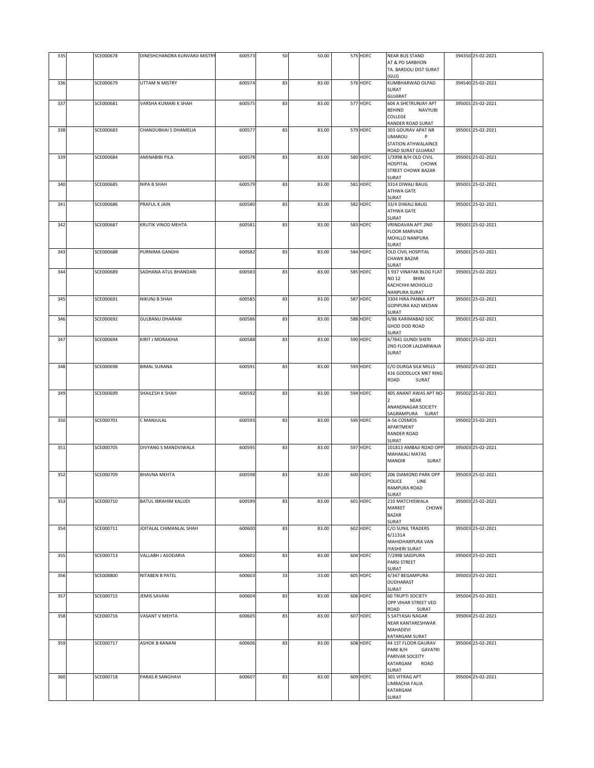| 335 | | SCE000678 | DINESHCHANDRA KUNVARJI MISTRY | 600573 | 50 | 50.00 | 575 | HDFC | NEAR BUS STAND AT & PO SARBHON TA. BARDOLI DIST SURAT (GUJ) | 394350 | 25-02-2021 |
|---|---|---|---|---|---|---|---|---|---|---|---|
| 336 | | SCE000679 | UTTAM N MISTRY | 600574 | 83 | 83.00 | 576 | HDFC | KUMBHARWAD OLPAD SURAT GUJARAT | 394540 | 25-02-2021 |
| 337 | | SCE000681 | VARSHA KUMARI K SHAH | 600575 | 83 | 83.00 | 577 | HDFC | 604 A SHETRUNJAY APT BEHIND NAVYUBI COLLEGE RANDER ROAD SURAT | 395001 | 25-02-2021 |
| 338 | | SCE000683 | CHANDUBHAI S DHAMELIA | 600577 | 83 | 83.00 | 579 | HDFC | 303 GOURAV APAT NR UMAROU P STATION ATHWALAINCE ROAD SURAT GUJARAT | 395001 | 25-02-2021 |
| 339 | | SCE000684 | AMINABIBI PILA | 600578 | 83 | 83.00 | 580 | HDFC | 1/3998 B/H OLD CIVIL HOSPITAL CHOWK STREET CHOWK BAZAR SURAT | 395001 | 25-02-2021 |
| 340 | | SCE000685 | NIPA B SHAH | 600579 | 83 | 83.00 | 581 | HDFC | 3314 DIWALI BAUG ATHWA GATE SURAT | 395001 | 25-02-2021 |
| 341 | | SCE000686 | PRAFUL K JAIN | 600580 | 83 | 83.00 | 582 | HDFC | 33/4 DIWALI BAUG ATHWA GATE SURAT | 395001 | 25-02-2021 |
| 342 | | SCE000687 | KRUTIK VINOD MEHTA | 600581 | 83 | 83.00 | 583 | HDFC | VRINDAVAN APT 2ND FLOOR MARVADI MOHLLO NANPURA SURAT | 395001 | 25-02-2021 |
| 343 | | SCE000688 | PURNIMA GANDHI | 600582 | 83 | 83.00 | 584 | HDFC | OLD CIVIL HOSPITAL CHAWK BAZAR SURAT | 395001 | 25-02-2021 |
| 344 | | SCE000689 | SADHANA ATUL BHANDARI | 600583 | 83 | 83.00 | 585 | HDFC | 1 937 VINAYAK BLDG FLAT NO 12 BHIM KACHCHHI MOHOLLO NANPURA SURAT | 395001 | 25-02-2021 |
| 345 | | SCE000691 | NIKUNJ B SHAH | 600585 | 83 | 83.00 | 587 | HDFC | 3304 HIRA PANNA APT GOPIPURA KAZI MEDAN SURAT | 395001 | 25-02-2021 |
| 346 | | SCE000692 | GULBANU DHARANI | 600586 | 83 | 83.00 | 588 | HDFC | 6/86 KARIMABAD SOC GHOD DOD ROAD SURAT | 395001 | 25-02-2021 |
| 347 | | SCE000694 | KIRIT J MORAKHIA | 600588 | 83 | 83.00 | 590 | HDFC | 6/7641 GUNDI SHERI 2ND FLOOR LALDARWAJA SURAT | 395001 | 25-02-2021 |
| 348 | | SCE000698 | BIMAL SURANA | 600591 | 83 | 83.00 | 593 | HDFC | C/O DURGA SILK MILLS 416 GOODLUCK MKT RING ROAD SURAT | 395002 | 25-02-2021 |
| 349 | | SCE000699 | SHAILESH K SHAH | 600592 | 83 | 83.00 | 594 | HDFC | 405 ANANT AWAS APT NO-2 NEAR ANANDNAGAR SOCIETY SAGRAMPURA SURAT | 395002 | 25-02-2021 |
| 350 | | SCE000701 | C MANJULAL | 600593 | 83 | 83.00 | 595 | HDFC | A-56 COSMOS APARTMENT RANDER ROAD SURAT | 395002 | 25-02-2021 |
| 351 | | SCE000705 | DIVYANG S MANDVIWALA | 600595 | 83 | 83.00 | 597 | HDFC | 101813 AMBAJI ROAD OPP MAHAKALI MATAS MANDIR SURAT | 395003 | 25-02-2021 |
| 352 | | SCE000709 | BHAVNA MEHTA | 600598 | 83 | 83.00 | 600 | HDFC | 206 DIAMOND PARK OPP POLICE LINE RAMPURA ROAD SURAT | 395003 | 25-02-2021 |
| 353 | | SCE000710 | BATUL IBRAHIM KALUDI | 600599 | 83 | 83.00 | 601 | HDFC | 210 MATCHISWALA MARKET CHOWK BAZAR SURAT | 395003 | 25-02-2021 |
| 354 | | SCE000711 | JOITALAL CHIMANLAL SHAH | 600600 | 83 | 83.00 | 602 | HDFC | C/O SUNIL TRADERS 6/1131A MAHIDHARPURA VAN IYASHERI SURAT | 395003 | 25-02-2021 |
| 355 | | SCE000713 | VALLABH J ASODARIA | 600602 | 83 | 83.00 | 604 | HDFC | 7/2998 SAIDPURA PARSI STREET SURAT | 395003 | 25-02-2021 |
| 356 | | SCE008800 | NITABEN B PATEL | 600603 | 33 | 33.00 | 605 | HDFC | 4/347 BEGAMPURA DUDHARAST SURAT | 395003 | 25-02-2021 |
| 357 | | SCE000715 | JEMIS SAVANI | 600604 | 83 | 83.00 | 606 | HDFC | 60 TRUPTI SOCIETY OPP VIHAR STREET VED ROAD SURAT | 395004 | 25-02-2021 |
| 358 | | SCE000716 | VASANT V MEHTA | 600605 | 83 | 83.00 | 607 | HDFC | 5 SATYASAI NAGAR NEAR KANTARESHWAR MAHADEVI KATARGAM SURAT | 395004 | 25-02-2021 |
| 359 | | SCE000717 | ASHOK B KANANI | 600606 | 83 | 83.00 | 608 | HDFC | 44 1ST FLOOR GAURAV PARK B/H GAYATRI PARIVAR SOCEITY KATARGAM ROAD SURAT | 395004 | 25-02-2021 |
| 360 | | SCE000718 | PARAS R SANGHAVI | 600607 | 83 | 83.00 | 609 | HDFC | 301 VITRAG APT LIMBACHA FALIA KATARGAM SURAT | 395004 | 25-02-2021 |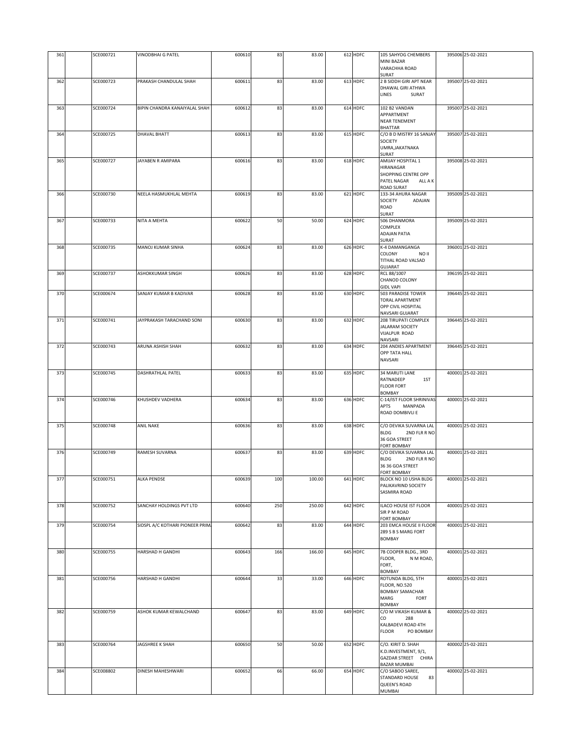| 361 | | SCE000721 | VINODBHAI G PATEL | 600610 | 83 | 83.00 | 612 | HDFC | 105 SAHYOG CHEMBERS MINI BAZAR VARACHHA ROAD SURAT | 395006 | 25-02-2021 |
|---|---|---|---|---|---|---|---|---|---|---|---|
| 362 | | SCE000723 | PRAKASH CHANDULAL SHAH | 600611 | 83 | 83.00 | 613 | HDFC | 2 B SIDDH GIRI APT NEAR DHAWAL GIRI ATHWA LINES SURAT | 395007 | 25-02-2021 |
| 363 | | SCE000724 | BIPIN CHANDRA KANAIYALAL SHAH | 600612 | 83 | 83.00 | 614 | HDFC | 102 B2 VANDAN APPARTMENT NEAR TENEMENT BHATTAR | 395007 | 25-02-2021 |
| 364 | | SCE000725 | DHAVAL BHATT | 600613 | 83 | 83.00 | 615 | HDFC | C/O B D MISTRY 16 SANJAY SOCIETY UMRA,JAKATNAKA SURAT | 395007 | 25-02-2021 |
| 365 | | SCE000727 | JAYABEN R AMIPARA | 600616 | 83 | 83.00 | 618 | HDFC | AMIJAY HOSPITAL 1 HIRANAGAR SHOPPING CENTRE OPP PATEL NAGAR ALL A K ROAD SURAT | 395008 | 25-02-2021 |
| 366 | | SCE000730 | NEELA HASMUKHLAL MEHTA | 600619 | 83 | 83.00 | 621 | HDFC | 133-34 AHURA NAGAR SOCIETY ADAJAN ROAD SURAT | 395009 | 25-02-2021 |
| 367 | | SCE000733 | NITA A MEHTA | 600622 | 50 | 50.00 | 624 | HDFC | 506 DHANMORA COMPLEX ADAJAN PATIA SURAT | 395009 | 25-02-2021 |
| 368 | | SCE000735 | MANOJ KUMAR SINHA | 600624 | 83 | 83.00 | 626 | HDFC | K-4 DAMANGANGA COLONY NO II TITHAL ROAD VALSAD GUJARAT | 396001 | 25-02-2021 |
| 369 | | SCE000737 | ASHOKKUMAR SINGH | 600626 | 83 | 83.00 | 628 | HDFC | RCL 88/1007 CHANOD COLONY GIDL VAPI | 396195 | 25-02-2021 |
| 370 | | SCE000674 | SANJAY KUMAR B KADIVAR | 600628 | 83 | 83.00 | 630 | HDFC | 503 PARADISE TOWER TORAL APARTMENT OPP CIVIL HOSPITAL NAVSARI GUJARAT | 396445 | 25-02-2021 |
| 371 | | SCE000741 | JAYPRAKASH TARACHAND SONI | 600630 | 83 | 83.00 | 632 | HDFC | 208 TIRUPATI COMPLEX JALARAM SOCIETY VIJALPUR ROAD NAVSARI | 396445 | 25-02-2021 |
| 372 | | SCE000743 | ARUNA ASHISH SHAH | 600632 | 83 | 83.00 | 634 | HDFC | 204 ANDIES APARTMENT OPP TATA HALL NAVSARI | 396445 | 25-02-2021 |
| 373 | | SCE000745 | DASHRATHLAL PATEL | 600633 | 83 | 83.00 | 635 | HDFC | 34 MARUTI LANE RATNADEEP 1ST FLOOR FORT BOMBAY | 400001 | 25-02-2021 |
| 374 | | SCE000746 | KHUSHDEV VADHERA | 600634 | 83 | 83.00 | 636 | HDFC | C-14/IST FLOOR SHRINIVAS APTS MANPADA ROAD DOMBIVLI E | 400001 | 25-02-2021 |
| 375 | | SCE000748 | ANIL NAKE | 600636 | 83 | 83.00 | 638 | HDFC | C/O DEVIKA SUVARNA LAL BLDG 2ND FLR R NO 36 GOA STREET FORT BOMBAY | 400001 | 25-02-2021 |
| 376 | | SCE000749 | RAMESH SUVARNA | 600637 | 83 | 83.00 | 639 | HDFC | C/O DEVIKA SUVARNA LAL BLDG 2ND FLR R NO 36 36 GOA STREET FORT BOMBAY | 400001 | 25-02-2021 |
| 377 | | SCE000751 | ALKA PENDSE | 600639 | 100 | 100.00 | 641 | HDFC | BLOCK NO 10 USHA BLDG PALIKAVRIND SOCIETY SASMIRA ROAD | 400001 | 25-02-2021 |
| 378 | | SCE000752 | SANCHAY HOLDINGS PVT LTD | 600640 | 250 | 250.00 | 642 | HDFC | ILACO HOUSE IST FLOOR SIR P M ROAD FORT BOMBAY | 400001 | 25-02-2021 |
| 379 | | SCE000754 | SIDSPL A/C KOTHARI PIONEER PRIM | 600642 | 83 | 83.00 | 644 | HDFC | 203 EMCA HOUSE II FLOOR 289 S B S MARG FORT BOMBAY | 400001 | 25-02-2021 |
| 380 | | SCE000755 | HARSHAD H GANDHI | 600643 | 166 | 166.00 | 645 | HDFC | 7B COOPER BLDG., 3RD FLOOR, N M ROAD, FORT, BOMBAY | 400001 | 25-02-2021 |
| 381 | | SCE000756 | HARSHAD H GANDHI | 600644 | 33 | 33.00 | 646 | HDFC | ROTUNDA BLDG, 5TH FLOOR, NO.520 BOMBAY SAMACHAR MARG FORT BOMBAY | 400001 | 25-02-2021 |
| 382 | | SCE000759 | ASHOK KUMAR KEWALCHAND | 600647 | 83 | 83.00 | 649 | HDFC | C/O M VIKASH KUMAR & CO 288 KALBADEVI ROAD 4TH FLOOR PO BOMBAY | 400002 | 25-02-2021 |
| 383 | | SCE000764 | JAGSHREE K SHAH | 600650 | 50 | 50.00 | 652 | HDFC | C/O. KIRIT D. SHAH K.D.INVESTMENT, 9/1, GAZDAR STREET CHIRA BAZAR MUMBAI | 400002 | 25-02-2021 |
| 384 | | SCE008802 | DINESH MAHESHWARI | 600652 | 66 | 66.00 | 654 | HDFC | C/O SABOO SAREE, STANDARD HOUSE 83 QUEEN'S ROAD MUMBAI | 400002 | 25-02-2021 |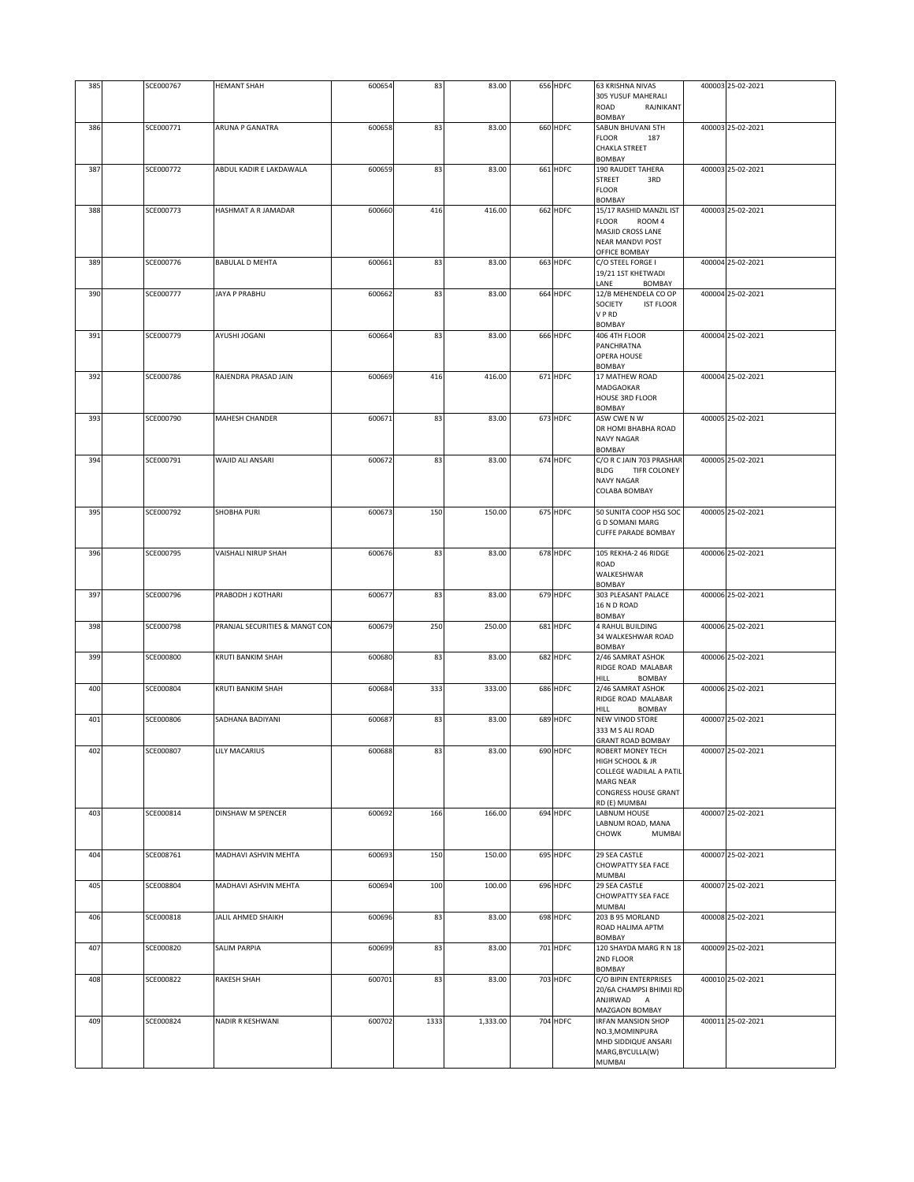| | | | | | | | | | | |
|---|---|---|---|---|---|---|---|---|---|---|
| 385 | | SCE000767 | HEMANT SHAH | 600654 | 83 | 83.00 | 656 | HDFC | 63 KRISHNA NIVAS 305 YUSUF MAHERALI ROAD RAJNIKANT BOMBAY | 400003 | 25-02-2021 |
| 386 | | SCE000771 | ARUNA P GANATRA | 600658 | 83 | 83.00 | 660 | HDFC | SABUN BHUVANI 5TH FLOOR 187 CHAKLA STREET BOMBAY | 400003 | 25-02-2021 |
| 387 | | SCE000772 | ABDUL KADIR E LAKDAWALA | 600659 | 83 | 83.00 | 661 | HDFC | 190 RAUDET TAHERA STREET 3RD FLOOR BOMBAY | 400003 | 25-02-2021 |
| 388 | | SCE000773 | HASHMAT A R JAMADAR | 600660 | 416 | 416.00 | 662 | HDFC | 15/17 RASHID MANZIL IST FLOOR ROOM 4 MASJID CROSS LANE NEAR MANDVI POST OFFICE BOMBAY | 400003 | 25-02-2021 |
| 389 | | SCE000776 | BABULAL D MEHTA | 600661 | 83 | 83.00 | 663 | HDFC | C/O STEEL FORGE I 19/21 1ST KHETWADI LANE BOMBAY | 400004 | 25-02-2021 |
| 390 | | SCE000777 | JAYA P PRABHU | 600662 | 83 | 83.00 | 664 | HDFC | 12/B MEHENDELA CO OP SOCIETY IST FLOOR V P RD BOMBAY | 400004 | 25-02-2021 |
| 391 | | SCE000779 | AYUSHI JOGANI | 600664 | 83 | 83.00 | 666 | HDFC | 406 4TH FLOOR PANCHRATNA OPERA HOUSE BOMBAY | 400004 | 25-02-2021 |
| 392 | | SCE000786 | RAJENDRA PRASAD JAIN | 600669 | 416 | 416.00 | 671 | HDFC | 17 MATHEW ROAD MADGAOKAR HOUSE 3RD FLOOR BOMBAY | 400004 | 25-02-2021 |
| 393 | | SCE000790 | MAHESH CHANDER | 600671 | 83 | 83.00 | 673 | HDFC | ASW CWE N W DR HOMI BHABHA ROAD NAVY NAGAR BOMBAY | 400005 | 25-02-2021 |
| 394 | | SCE000791 | WAJID ALI ANSARI | 600672 | 83 | 83.00 | 674 | HDFC | C/O R C JAIN 703 PRASHAR BLDG TIFR COLONEY NAVY NAGAR COLABA BOMBAY | 400005 | 25-02-2021 |
| 395 | | SCE000792 | SHOBHA PURI | 600673 | 150 | 150.00 | 675 | HDFC | 50 SUNITA COOP HSG SOC G D SOMANI MARG CUFFE PARADE BOMBAY | 400005 | 25-02-2021 |
| 396 | | SCE000795 | VAISHALI NIRUP SHAH | 600676 | 83 | 83.00 | 678 | HDFC | 105 REKHA-2 46 RIDGE ROAD WALKESHWAR BOMBAY | 400006 | 25-02-2021 |
| 397 | | SCE000796 | PRABODH J KOTHARI | 600677 | 83 | 83.00 | 679 | HDFC | 303 PLEASANT PALACE 16 N D ROAD BOMBAY | 400006 | 25-02-2021 |
| 398 | | SCE000798 | PRANJAL SECURITIES & MANGT CON | 600679 | 250 | 250.00 | 681 | HDFC | 4 RAHUL BUILDING 34 WALKESHWAR ROAD BOMBAY | 400006 | 25-02-2021 |
| 399 | | SCE000800 | KRUTI BANKIM SHAH | 600680 | 83 | 83.00 | 682 | HDFC | 2/46 SAMRAT ASHOK RIDGE ROAD MALABAR HILL BOMBAY | 400006 | 25-02-2021 |
| 400 | | SCE000804 | KRUTI BANKIM SHAH | 600684 | 333 | 333.00 | 686 | HDFC | 2/46 SAMRAT ASHOK RIDGE ROAD MALABAR HILL BOMBAY | 400006 | 25-02-2021 |
| 401 | | SCE000806 | SADHANA BADIYANI | 600687 | 83 | 83.00 | 689 | HDFC | NEW VINOD STORE 333 M S ALI ROAD GRANT ROAD BOMBAY | 400007 | 25-02-2021 |
| 402 | | SCE000807 | LILY MACARIUS | 600688 | 83 | 83.00 | 690 | HDFC | ROBERT MONEY TECH HIGH SCHOOL & JR COLLEGE WADILAL A PATIL MARG NEAR CONGRESS HOUSE GRANT RD (E) MUMBAI | 400007 | 25-02-2021 |
| 403 | | SCE000814 | DINSHAW M SPENCER | 600692 | 166 | 166.00 | 694 | HDFC | LABNUM HOUSE LABNUM ROAD, MANA CHOWK MUMBAI | 400007 | 25-02-2021 |
| 404 | | SCE008761 | MADHAVI ASHVIN MEHTA | 600693 | 150 | 150.00 | 695 | HDFC | 29 SEA CASTLE CHOWPATTY SEA FACE MUMBAI | 400007 | 25-02-2021 |
| 405 | | SCE008804 | MADHAVI ASHVIN MEHTA | 600694 | 100 | 100.00 | 696 | HDFC | 29 SEA CASTLE CHOWPATTY SEA FACE MUMBAI | 400007 | 25-02-2021 |
| 406 | | SCE000818 | JALIL AHMED SHAIKH | 600696 | 83 | 83.00 | 698 | HDFC | 203 B 95 MORLAND ROAD HALIMA APTM BOMBAY | 400008 | 25-02-2021 |
| 407 | | SCE000820 | SALIM PARPIA | 600699 | 83 | 83.00 | 701 | HDFC | 120 SHAYDA MARG R N 18 2ND FLOOR BOMBAY | 400009 | 25-02-2021 |
| 408 | | SCE000822 | RAKESH SHAH | 600701 | 83 | 83.00 | 703 | HDFC | C/O BIPIN ENTERPRISES 20/6A CHAMPSI BHIMJI RD ANJIRWAD A MAZGAON BOMBAY | 400010 | 25-02-2021 |
| 409 | | SCE000824 | NADIR R KESHWANI | 600702 | 1333 | 1,333.00 | 704 | HDFC | IRFAN MANSION SHOP NO.3,MOMINPURA MHD SIDDIQUE ANSARI MARG,BYCULLA(W) MUMBAI | 400011 | 25-02-2021 |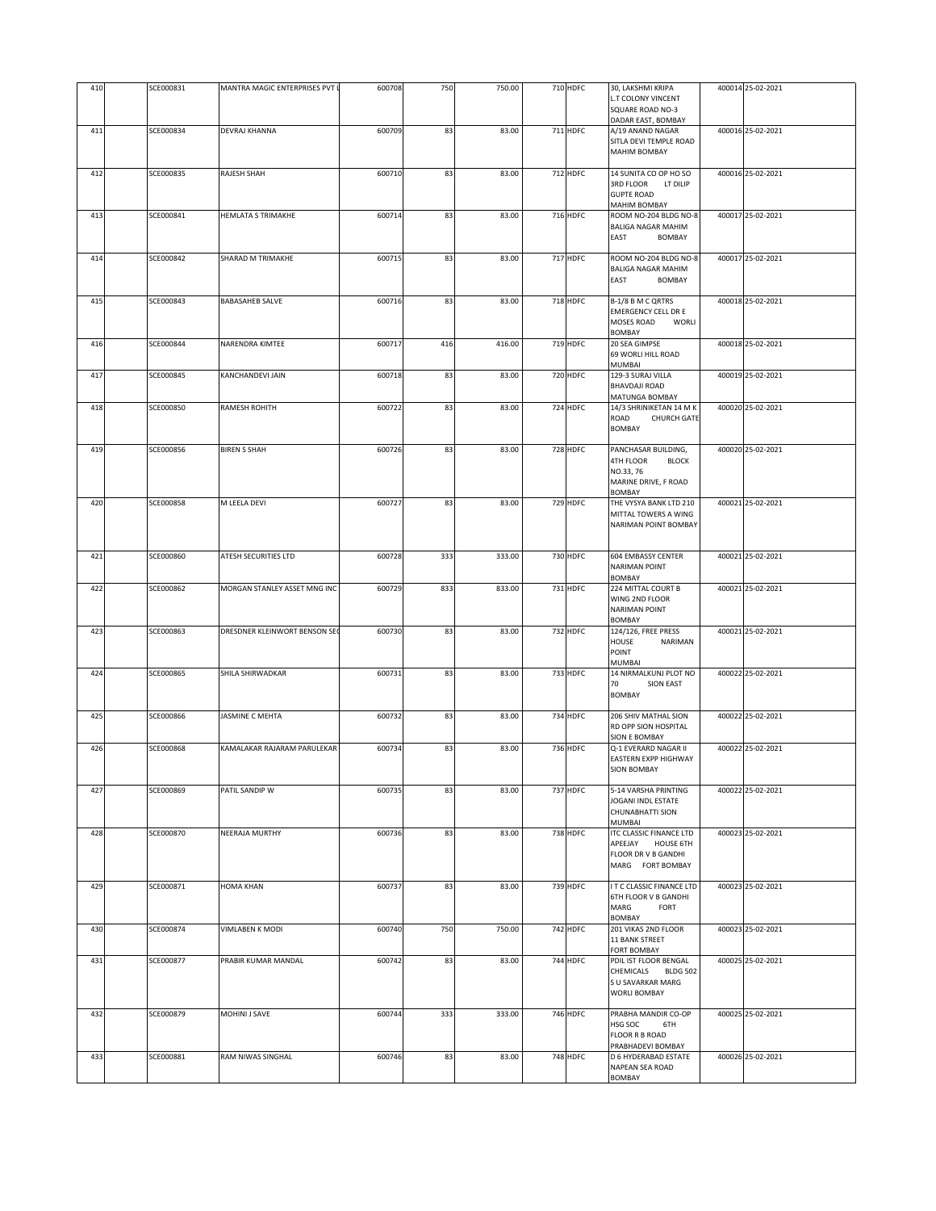| 410 | | SCE000831 | MANTRA MAGIC ENTERPRISES PVT L | 600708 | 750 | 750.00 | | 710 | HDFC | 30, LAKSHMI KRIPA L.T COLONY VINCENT SQUARE ROAD NO-3 DADAR EAST, BOMBAY | | 400014 | 25-02-2021 |
|---|---|---|---|---|---|---|---|---|---|---|---|---|---|
| 411 | | SCE000834 | DEVRAJ KHANNA | 600709 | 83 | 83.00 | | 711 | HDFC | A/19 ANAND NAGAR SITLA DEVI TEMPLE ROAD MAHIM BOMBAY | | 400016 | 25-02-2021 |
| 412 | | SCE000835 | RAJESH SHAH | 600710 | 83 | 83.00 | | 712 | HDFC | 14 SUNITA CO OP HO SO 3RD FLOOR LT DILIP GUPTE ROAD MAHIM BOMBAY | | 400016 | 25-02-2021 |
| 413 | | SCE000841 | HEMLATA S TRIMAKHE | 600714 | 83 | 83.00 | | 716 | HDFC | ROOM NO-204 BLDG NO-8 BALIGA NAGAR MAHIM EAST BOMBAY | | 400017 | 25-02-2021 |
| 414 | | SCE000842 | SHARAD M TRIMAKHE | 600715 | 83 | 83.00 | | 717 | HDFC | ROOM NO-204 BLDG NO-8 BALIGA NAGAR MAHIM EAST BOMBAY | | 400017 | 25-02-2021 |
| 415 | | SCE000843 | BABASAHEB SALVE | 600716 | 83 | 83.00 | | 718 | HDFC | B-1/8 B M C QRTRS EMERGENCY CELL DR E MOSES ROAD WORLI BOMBAY | | 400018 | 25-02-2021 |
| 416 | | SCE000844 | NARENDRA KIMTEE | 600717 | 416 | 416.00 | | 719 | HDFC | 20 SEA GIMPSE 69 WORLI HILL ROAD MUMBAI | | 400018 | 25-02-2021 |
| 417 | | SCE000845 | KANCHANDEVI JAIN | 600718 | 83 | 83.00 | | 720 | HDFC | 129-3 SURAJ VILLA BHAVDAJI ROAD MATUNGA BOMBAY | | 400019 | 25-02-2021 |
| 418 | | SCE000850 | RAMESH ROHITH | 600722 | 83 | 83.00 | | 724 | HDFC | 14/3 SHRINIKETAN 14 M K ROAD CHURCH GATE BOMBAY | | 400020 | 25-02-2021 |
| 419 | | SCE000856 | BIREN S SHAH | 600726 | 83 | 83.00 | | 728 | HDFC | PANCHASAR BUILDING, 4TH FLOOR BLOCK NO.33, 76 MARINE DRIVE, F ROAD BOMBAY | | 400020 | 25-02-2021 |
| 420 | | SCE000858 | M LEELA DEVI | 600727 | 83 | 83.00 | | 729 | HDFC | THE VYSYA BANK LTD 210 MITTAL TOWERS A WING NARIMAN POINT BOMBAY | | 400021 | 25-02-2021 |
| 421 | | SCE000860 | ATESH SECURITIES LTD | 600728 | 333 | 333.00 | | 730 | HDFC | 604 EMBASSY CENTER NARIMAN POINT BOMBAY | | 400021 | 25-02-2021 |
| 422 | | SCE000862 | MORGAN STANLEY ASSET MNG INC | 600729 | 833 | 833.00 | | 731 | HDFC | 224 MITTAL COURT B WING 2ND FLOOR NARIMAN POINT BOMBAY | | 400021 | 25-02-2021 |
| 423 | | SCE000863 | DRESDNER KLEINWORT BENSON SEC | 600730 | 83 | 83.00 | | 732 | HDFC | 124/126, FREE PRESS HOUSE NARIMAN POINT MUMBAI | | 400021 | 25-02-2021 |
| 424 | | SCE000865 | SHILA SHIRWADKAR | 600731 | 83 | 83.00 | | 733 | HDFC | 14 NIRMALKUNJ PLOT NO 70 SION EAST BOMBAY | | 400022 | 25-02-2021 |
| 425 | | SCE000866 | JASMINE C MEHTA | 600732 | 83 | 83.00 | | 734 | HDFC | 206 SHIV MATHAL SION RD OPP SION HOSPITAL SION E BOMBAY | | 400022 | 25-02-2021 |
| 426 | | SCE000868 | KAMALAKAR RAJARAM PARULEKAR | 600734 | 83 | 83.00 | | 736 | HDFC | Q-1 EVERARD NAGAR II EASTERN EXPP HIGHWAY SION BOMBAY | | 400022 | 25-02-2021 |
| 427 | | SCE000869 | PATIL SANDIP W | 600735 | 83 | 83.00 | | 737 | HDFC | 5-14 VARSHA PRINTING JOGANI INDL ESTATE CHUNABHATTI SION MUMBAI | | 400022 | 25-02-2021 |
| 428 | | SCE000870 | NEERAJA MURTHY | 600736 | 83 | 83.00 | | 738 | HDFC | ITC CLASSIC FINANCE LTD APEEJAY HOUSE 6TH FLOOR DR V B GANDHI MARG FORT BOMBAY | | 400023 | 25-02-2021 |
| 429 | | SCE000871 | HOMA KHAN | 600737 | 83 | 83.00 | | 739 | HDFC | I T C CLASSIC FINANCE LTD 6TH FLOOR V B GANDHI MARG FORT BOMBAY | | 400023 | 25-02-2021 |
| 430 | | SCE000874 | VIMLABEN K MODI | 600740 | 750 | 750.00 | | 742 | HDFC | 201 VIKAS 2ND FLOOR 11 BANK STREET FORT BOMBAY | | 400023 | 25-02-2021 |
| 431 | | SCE000877 | PRABIR KUMAR MANDAL | 600742 | 83 | 83.00 | | 744 | HDFC | PDIL IST FLOOR BENGAL CHEMICALS BLDG 502 S U SAVARKAR MARG WORLI BOMBAY | | 400025 | 25-02-2021 |
| 432 | | SCE000879 | MOHINI J SAVE | 600744 | 333 | 333.00 | | 746 | HDFC | PRABHA MANDIR CO-OP HSG SOC 6TH FLOOR R B ROAD PRABHADEVI BOMBAY | | 400025 | 25-02-2021 |
| 433 | | SCE000881 | RAM NIWAS SINGHAL | 600746 | 83 | 83.00 | | 748 | HDFC | D 6 HYDERABAD ESTATE NAPEAN SEA ROAD BOMBAY | | 400026 | 25-02-2021 |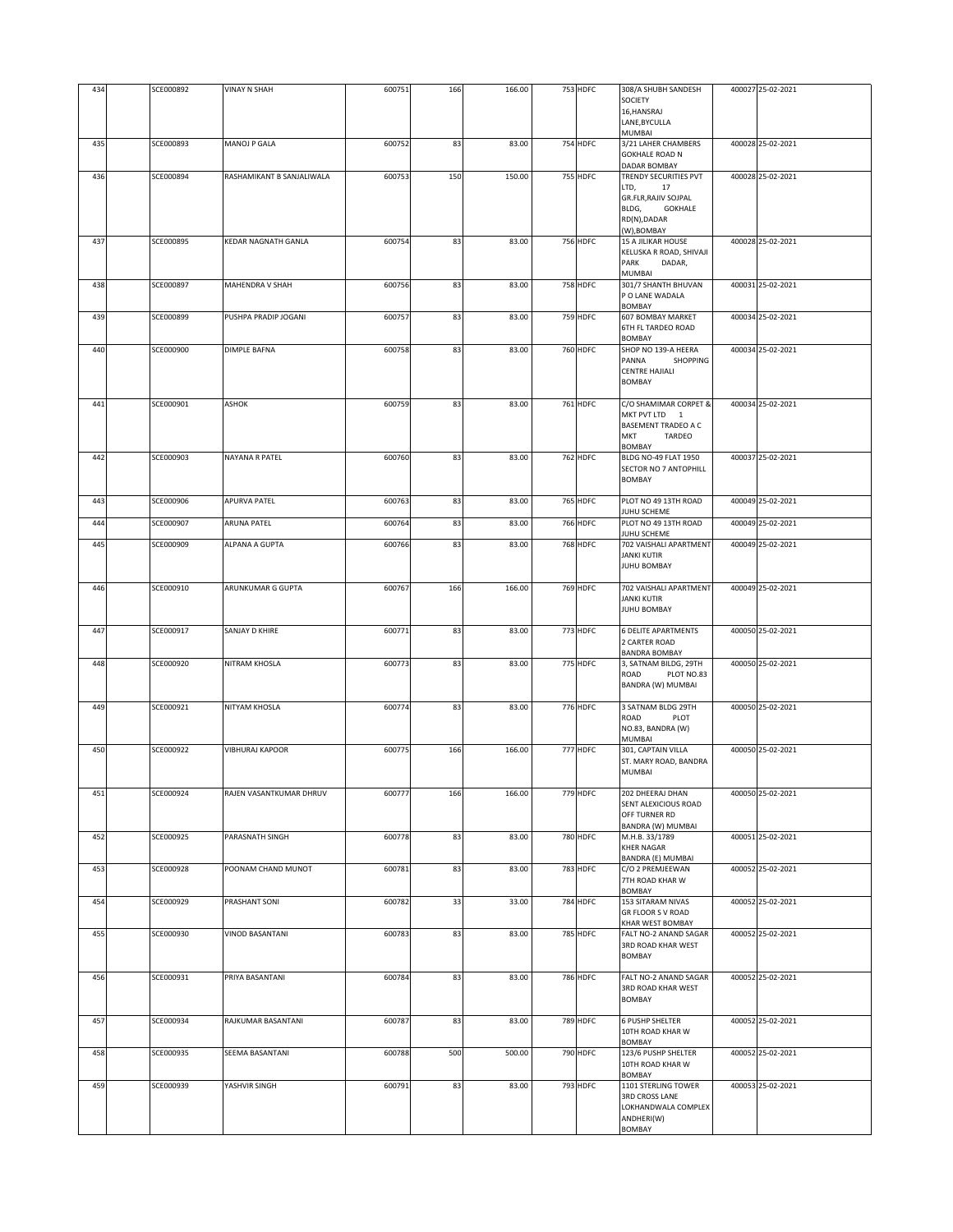| 434 | | SCE000892 | VINAY N SHAH | 600751 | 166 | 166.00 | 753 | HDFC | 308/A SHUBH SANDESH SOCIETY 16,HANSRAJ LANE,BYCULLA MUMBAI | 400027 | 25-02-2021 |
|---|---|---|---|---|---|---|---|---|---|---|---|
| 435 | | SCE000893 | MANOJ P GALA | 600752 | 83 | 83.00 | 754 | HDFC | 3/21 LAHER CHAMBERS GOKHALE ROAD N DADAR BOMBAY | 400028 | 25-02-2021 |
| 436 | | SCE000894 | RASHAMIKANT B SANJALIWALA | 600753 | 150 | 150.00 | 755 | HDFC | TRENDY SECURITIES PVT LTD, 17 GR.FLR,RAJIV SOJPAL BLDG, GOKHALE RD(N),DADAR (W),BOMBAY | 400028 | 25-02-2021 |
| 437 | | SCE000895 | KEDAR NAGNATH GANLA | 600754 | 83 | 83.00 | 756 | HDFC | 15 A JILIKAR HOUSE KELUSKA R ROAD, SHIVAJI PARK DADAR, MUMBAI | 400028 | 25-02-2021 |
| 438 | | SCE000897 | MAHENDRA V SHAH | 600756 | 83 | 83.00 | 758 | HDFC | 301/7 SHANTH BHUVAN P O LANE WADALA BOMBAY | 400031 | 25-02-2021 |
| 439 | | SCE000899 | PUSHPA PRADIP JOGANI | 600757 | 83 | 83.00 | 759 | HDFC | 607 BOMBAY MARKET 6TH FL TARDEO ROAD BOMBAY | 400034 | 25-02-2021 |
| 440 | | SCE000900 | DIMPLE BAFNA | 600758 | 83 | 83.00 | 760 | HDFC | SHOP NO 139-A HEERA PANNA SHOPPING CENTRE HAJIALI BOMBAY | 400034 | 25-02-2021 |
| 441 | | SCE000901 | ASHOK | 600759 | 83 | 83.00 | 761 | HDFC | C/O SHAMIMAR CORPET & MKT PVT LTD 1 BASEMENT TRADEO A C MKT TARDEO BOMBAY | 400034 | 25-02-2021 |
| 442 | | SCE000903 | NAYANA R PATEL | 600760 | 83 | 83.00 | 762 | HDFC | BLDG NO-49 FLAT 1950 SECTOR NO 7 ANTOPHILL BOMBAY | 400037 | 25-02-2021 |
| 443 | | SCE000906 | APURVA PATEL | 600763 | 83 | 83.00 | 765 | HDFC | PLOT NO 49 13TH ROAD JUHU SCHEME | 400049 | 25-02-2021 |
| 444 | | SCE000907 | ARUNA PATEL | 600764 | 83 | 83.00 | 766 | HDFC | PLOT NO 49 13TH ROAD JUHU SCHEME | 400049 | 25-02-2021 |
| 445 | | SCE000909 | ALPANA A GUPTA | 600766 | 83 | 83.00 | 768 | HDFC | 702 VAISHALI APARTMENT JANKI KUTIR JUHU BOMBAY | 400049 | 25-02-2021 |
| 446 | | SCE000910 | ARUNKUMAR G GUPTA | 600767 | 166 | 166.00 | 769 | HDFC | 702 VAISHALI APARTMENT JANKI KUTIR JUHU BOMBAY | 400049 | 25-02-2021 |
| 447 | | SCE000917 | SANJAY D KHIRE | 600771 | 83 | 83.00 | 773 | HDFC | 6 DELITE APARTMENTS 2 CARTER ROAD BANDRA BOMBAY | 400050 | 25-02-2021 |
| 448 | | SCE000920 | NITRAM KHOSLA | 600773 | 83 | 83.00 | 775 | HDFC | 3, SATNAM BILDG, 29TH ROAD PLOT NO.83 BANDRA (W) MUMBAI | 400050 | 25-02-2021 |
| 449 | | SCE000921 | NITYAM KHOSLA | 600774 | 83 | 83.00 | 776 | HDFC | 3 SATNAM BLDG 29TH ROAD PLOT NO.83, BANDRA (W) MUMBAI | 400050 | 25-02-2021 |
| 450 | | SCE000922 | VIBHURAJ KAPOOR | 600775 | 166 | 166.00 | 777 | HDFC | 301, CAPTAIN VILLA ST. MARY ROAD, BANDRA MUMBAI | 400050 | 25-02-2021 |
| 451 | | SCE000924 | RAJEN VASANTKUMAR DHRUV | 600777 | 166 | 166.00 | 779 | HDFC | 202 DHEERAJ DHAN SENT ALEXICIOUS ROAD OFF TURNER RD BANDRA (W) MUMBAI | 400050 | 25-02-2021 |
| 452 | | SCE000925 | PARASNATH SINGH | 600778 | 83 | 83.00 | 780 | HDFC | M.H.B. 33/1789 KHER NAGAR BANDRA (E) MUMBAI | 400051 | 25-02-2021 |
| 453 | | SCE000928 | POONAM CHAND MUNOT | 600781 | 83 | 83.00 | 783 | HDFC | C/O 2 PREMJEEWAN 7TH ROAD KHAR W BOMBAY | 400052 | 25-02-2021 |
| 454 | | SCE000929 | PRASHANT SONI | 600782 | 33 | 33.00 | 784 | HDFC | 153 SITARAM NIVAS GR FLOOR S V ROAD KHAR WEST BOMBAY | 400052 | 25-02-2021 |
| 455 | | SCE000930 | VINOD BASANTANI | 600783 | 83 | 83.00 | 785 | HDFC | FALT NO-2 ANAND SAGAR 3RD ROAD KHAR WEST BOMBAY | 400052 | 25-02-2021 |
| 456 | | SCE000931 | PRIYA BASANTANI | 600784 | 83 | 83.00 | 786 | HDFC | FALT NO-2 ANAND SAGAR 3RD ROAD KHAR WEST BOMBAY | 400052 | 25-02-2021 |
| 457 | | SCE000934 | RAJKUMAR BASANTANI | 600787 | 83 | 83.00 | 789 | HDFC | 6 PUSHP SHELTER 10TH ROAD KHAR W BOMBAY | 400052 | 25-02-2021 |
| 458 | | SCE000935 | SEEMA BASANTANI | 600788 | 500 | 500.00 | 790 | HDFC | 123/6 PUSHP SHELTER 10TH ROAD KHAR W BOMBAY | 400052 | 25-02-2021 |
| 459 | | SCE000939 | YASHVIR SINGH | 600791 | 83 | 83.00 | 793 | HDFC | 1101 STERLING TOWER 3RD CROSS LANE LOKHANDWALA COMPLEX ANDHERI(W) BOMBAY | 400053 | 25-02-2021 |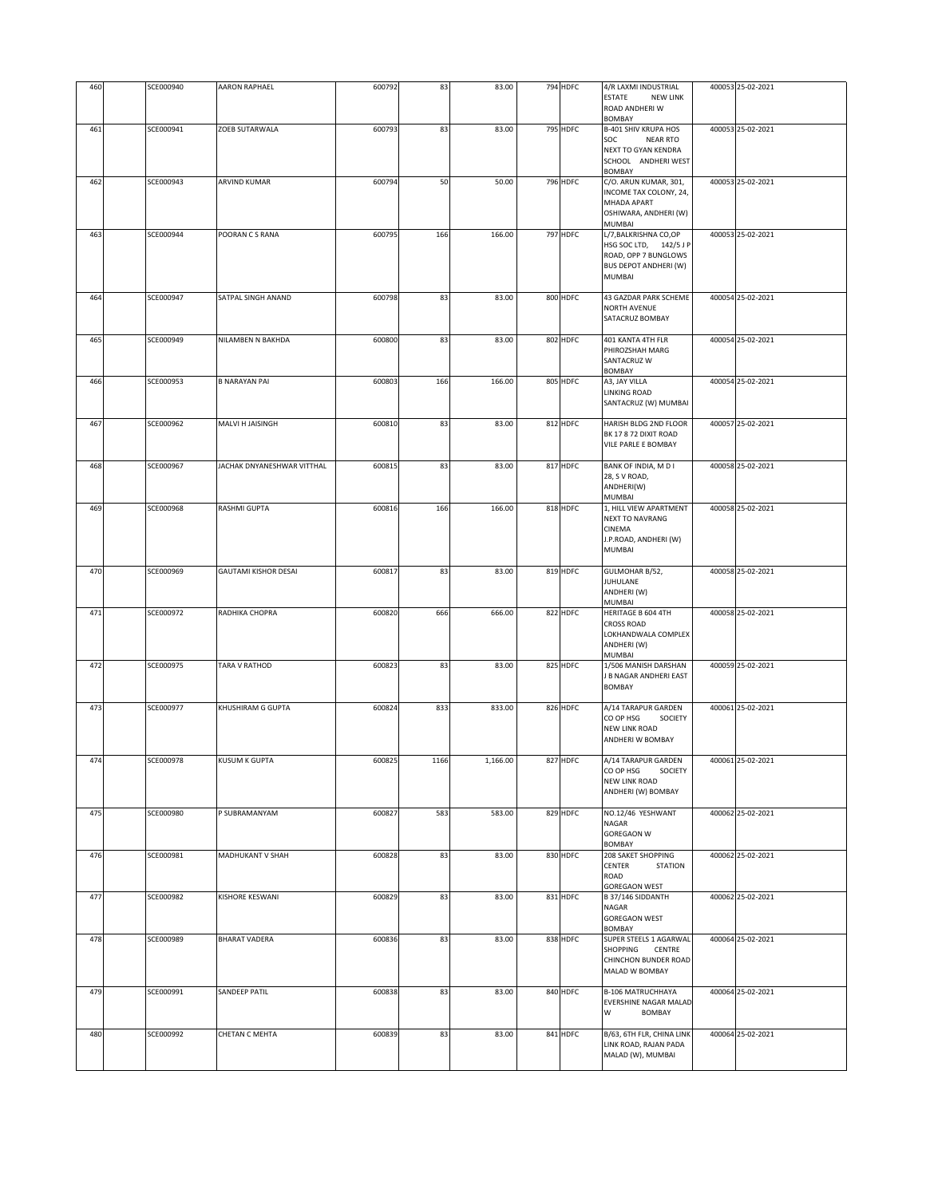| | | | | | | | | | | |
|---|---|---|---|---|---|---|---|---|---|---|
| 460 | | SCE000940 | AARON RAPHAEL | 600792 | 83 | 83.00 | 794 | HDFC | 4/R LAXMI INDUSTRIAL ESTATE NEW LINK ROAD ANDHERI W BOMBAY | 400053 | 25-02-2021 |
| 461 | | SCE000941 | ZOEB SUTARWALA | 600793 | 83 | 83.00 | 795 | HDFC | B-401 SHIV KRUPA HOS SOC NEAR RTO NEXT TO GYAN KENDRA SCHOOL ANDHERI WEST BOMBAY | 400053 | 25-02-2021 |
| 462 | | SCE000943 | ARVIND KUMAR | 600794 | 50 | 50.00 | 796 | HDFC | C/O. ARUN KUMAR, 301, INCOME TAX COLONY, 24, MHADA APART OSHIWARA, ANDHERI (W) MUMBAI | 400053 | 25-02-2021 |
| 463 | | SCE000944 | POORAN C S RANA | 600795 | 166 | 166.00 | 797 | HDFC | L/7,BALKRISHNA CO,OP HSG SOC LTD, 142/5 J P ROAD, OPP 7 BUNGLOWS BUS DEPOT ANDHERI (W) MUMBAI | 400053 | 25-02-2021 |
| 464 | | SCE000947 | SATPAL SINGH ANAND | 600798 | 83 | 83.00 | 800 | HDFC | 43 GAZDAR PARK SCHEME NORTH AVENUE SATACRUZ BOMBAY | 400054 | 25-02-2021 |
| 465 | | SCE000949 | NILAMBEN N BAKHDA | 600800 | 83 | 83.00 | 802 | HDFC | 401 KANTA 4TH FLR PHIROZSHAH MARG SANTACRUZ W BOMBAY | 400054 | 25-02-2021 |
| 466 | | SCE000953 | B NARAYAN PAI | 600803 | 166 | 166.00 | 805 | HDFC | A3, JAY VILLA LINKING ROAD SANTACRUZ (W) MUMBAI | 400054 | 25-02-2021 |
| 467 | | SCE000962 | MALVI H JAISINGH | 600810 | 83 | 83.00 | 812 | HDFC | HARISH BLDG 2ND FLOOR BK 17 8 72 DIXIT ROAD VILE PARLE E BOMBAY | 400057 | 25-02-2021 |
| 468 | | SCE000967 | JACHAK DNYANESHWAR VITTHAL | 600815 | 83 | 83.00 | 817 | HDFC | BANK OF INDIA, M D I 28, S V ROAD, ANDHERI(W) MUMBAI | 400058 | 25-02-2021 |
| 469 | | SCE000968 | RASHMI GUPTA | 600816 | 166 | 166.00 | 818 | HDFC | 1, HILL VIEW APARTMENT NEXT TO NAVRANG CINEMA J.P.ROAD, ANDHERI (W) MUMBAI | 400058 | 25-02-2021 |
| 470 | | SCE000969 | GAUTAMI KISHOR DESAI | 600817 | 83 | 83.00 | 819 | HDFC | GULMOHAR B/52, JUHULANE ANDHERI (W) MUMBAI | 400058 | 25-02-2021 |
| 471 | | SCE000972 | RADHIKA CHOPRA | 600820 | 666 | 666.00 | 822 | HDFC | HERITAGE B 604 4TH CROSS ROAD LOKHANDWALA COMPLEX ANDHERI (W) MUMBAI | 400058 | 25-02-2021 |
| 472 | | SCE000975 | TARA V RATHOD | 600823 | 83 | 83.00 | 825 | HDFC | 1/506 MANISH DARSHAN J B NAGAR ANDHERI EAST BOMBAY | 400059 | 25-02-2021 |
| 473 | | SCE000977 | KHUSHIRAM G GUPTA | 600824 | 833 | 833.00 | 826 | HDFC | A/14 TARAPUR GARDEN CO OP HSG SOCIETY NEW LINK ROAD ANDHERI W BOMBAY | 400061 | 25-02-2021 |
| 474 | | SCE000978 | KUSUM K GUPTA | 600825 | 1166 | 1,166.00 | 827 | HDFC | A/14 TARAPUR GARDEN CO OP HSG SOCIETY NEW LINK ROAD ANDHERI (W) BOMBAY | 400061 | 25-02-2021 |
| 475 | | SCE000980 | P SUBRAMANYAM | 600827 | 583 | 583.00 | 829 | HDFC | NO.12/46 YESHWANT NAGAR GOREGAON W BOMBAY | 400062 | 25-02-2021 |
| 476 | | SCE000981 | MADHUKANT V SHAH | 600828 | 83 | 83.00 | 830 | HDFC | 208 SAKET SHOPPING CENTER STATION ROAD GOREGAON WEST | 400062 | 25-02-2021 |
| 477 | | SCE000982 | KISHORE KESWANI | 600829 | 83 | 83.00 | 831 | HDFC | B 37/146 SIDDANTH NAGAR GOREGAON WEST BOMBAY | 400062 | 25-02-2021 |
| 478 | | SCE000989 | BHARAT VADERA | 600836 | 83 | 83.00 | 838 | HDFC | SUPER STEELS 1 AGARWAL SHOPPING CENTRE CHINCHON BUNDER ROAD MALAD W BOMBAY | 400064 | 25-02-2021 |
| 479 | | SCE000991 | SANDEEP PATIL | 600838 | 83 | 83.00 | 840 | HDFC | B-106 MATRUCHHAYA EVERSHINE NAGAR MALAD W BOMBAY | 400064 | 25-02-2021 |
| 480 | | SCE000992 | CHETAN C MEHTA | 600839 | 83 | 83.00 | 841 | HDFC | B/63, 6TH FLR, CHINA LINK LINK ROAD, RAJAN PADA MALAD (W), MUMBAI | 400064 | 25-02-2021 |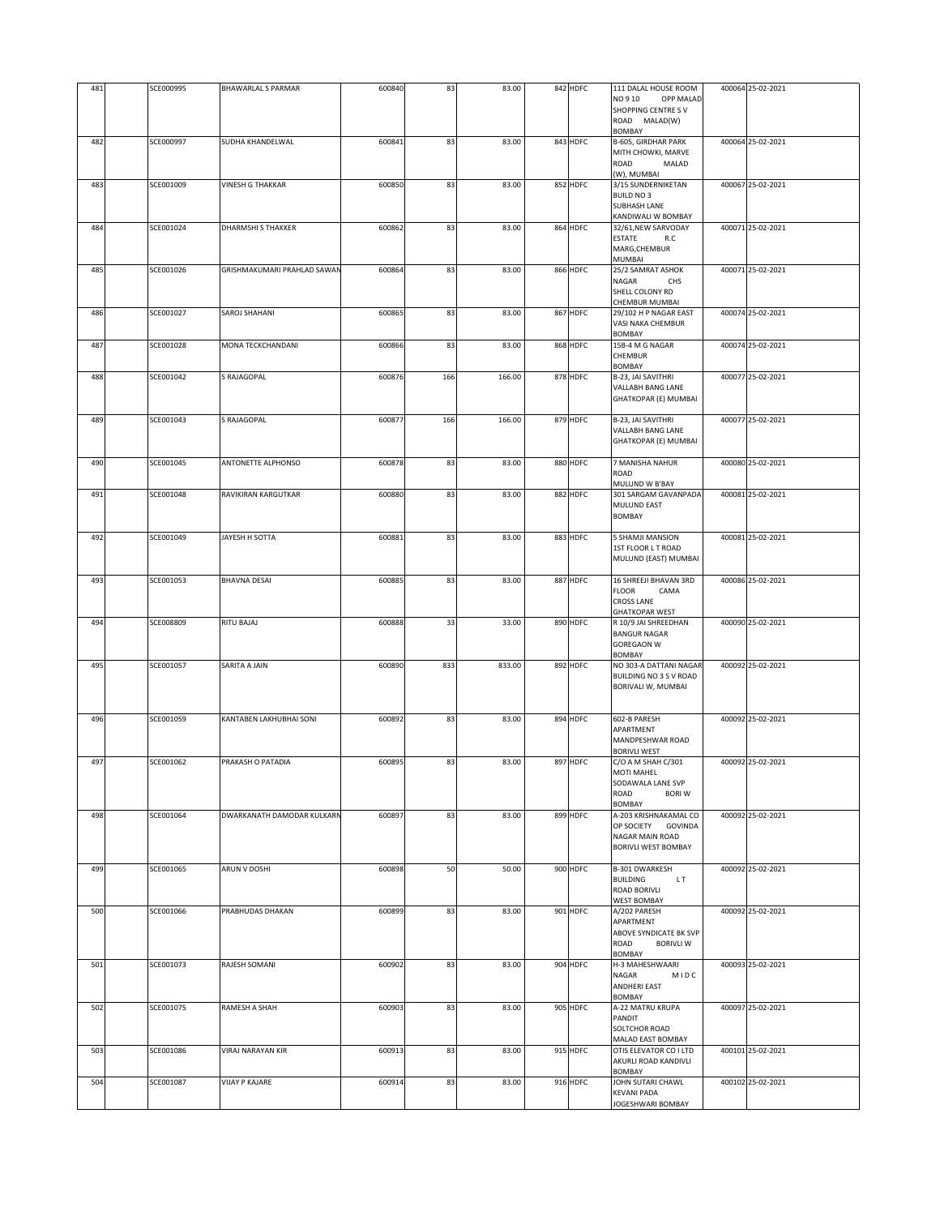| | | | | | | | | | | |
|---|---|---|---|---|---|---|---|---|---|---|
| 481 | | SCE000995 | BHAWARLAL S PARMAR | 600840 | 83 | 83.00 | 842 | HDFC | 111 DALAL HOUSE ROOM NO 9 10 OPP MALAD SHOPPING CENTRE S V ROAD MALAD(W) BOMBAY | 400064 | 25-02-2021 |
| 482 | | SCE000997 | SUDHA KHANDELWAL | 600841 | 83 | 83.00 | 843 | HDFC | B-605, GIRDHAR PARK MITH CHOWKI, MARVE ROAD MALAD (W), MUMBAI | 400064 | 25-02-2021 |
| 483 | | SCE001009 | VINESH G THAKKAR | 600850 | 83 | 83.00 | 852 | HDFC | 3/15 SUNDERNIKETAN BUILD NO 3 SUBHASH LANE KANDIWALI W BOMBAY | 400067 | 25-02-2021 |
| 484 | | SCE001024 | DHARMSHI S THAKKER | 600862 | 83 | 83.00 | 864 | HDFC | 32/61,NEW SARVODAY ESTATE R.C MARG,CHEMBUR MUMBAI | 400071 | 25-02-2021 |
| 485 | | SCE001026 | GRISHMAKUMARI PRAHLAD SAWAN | 600864 | 83 | 83.00 | 866 | HDFC | 25/2 SAMRAT ASHOK NAGAR CHS SHELL COLONY RD CHEMBUR MUMBAI | 400071 | 25-02-2021 |
| 486 | | SCE001027 | SAROJ SHAHANI | 600865 | 83 | 83.00 | 867 | HDFC | 29/102 H P NAGAR EAST VASI NAKA CHEMBUR BOMBAY | 400074 | 25-02-2021 |
| 487 | | SCE001028 | MONA TECKCHANDANI | 600866 | 83 | 83.00 | 868 | HDFC | 15B-4 M G NAGAR CHEMBUR BOMBAY | 400074 | 25-02-2021 |
| 488 | | SCE001042 | S RAJAGOPAL | 600876 | 166 | 166.00 | 878 | HDFC | B-23, JAI SAVITHRI VALLABH BANG LANE GHATKOPAR (E) MUMBAI | 400077 | 25-02-2021 |
| 489 | | SCE001043 | S RAJAGOPAL | 600877 | 166 | 166.00 | 879 | HDFC | B-23, JAI SAVITHRI VALLABH BANG LANE GHATKOPAR (E) MUMBAI | 400077 | 25-02-2021 |
| 490 | | SCE001045 | ANTONETTE ALPHONSO | 600878 | 83 | 83.00 | 880 | HDFC | 7 MANISHA NAHUR ROAD MULUND W B'BAY | 400080 | 25-02-2021 |
| 491 | | SCE001048 | RAVIKIRAN KARGUTKAR | 600880 | 83 | 83.00 | 882 | HDFC | 301 SARGAM GAVANPADA MULUND EAST BOMBAY | 400081 | 25-02-2021 |
| 492 | | SCE001049 | JAYESH H SOTTA | 600881 | 83 | 83.00 | 883 | HDFC | 5 SHAMJI MANSION 1ST FLOOR L T ROAD MULUND (EAST) MUMBAI | 400081 | 25-02-2021 |
| 493 | | SCE001053 | BHAVNA DESAI | 600885 | 83 | 83.00 | 887 | HDFC | 16 SHREEJI BHAVAN 3RD FLOOR CAMA CROSS LANE GHATKOPAR WEST | 400086 | 25-02-2021 |
| 494 | | SCE008809 | RITU BAJAJ | 600888 | 33 | 33.00 | 890 | HDFC | R 10/9 JAI SHREEDHAN BANGUR NAGAR GOREGAON W BOMBAY | 400090 | 25-02-2021 |
| 495 | | SCE001057 | SARITA A JAIN | 600890 | 833 | 833.00 | 892 | HDFC | NO 303-A DATTANI NAGAR BUILDING NO 3 S V ROAD BORIVALI W, MUMBAI | 400092 | 25-02-2021 |
| 496 | | SCE001059 | KANTABEN LAKHUBHAI SONI | 600892 | 83 | 83.00 | 894 | HDFC | 602-B PARESH APARTMENT MANDPESHWAR ROAD BORIVLI WEST | 400092 | 25-02-2021 |
| 497 | | SCE001062 | PRAKASH O PATADIA | 600895 | 83 | 83.00 | 897 | HDFC | C/O A M SHAH C/301 MOTI MAHEL SODAWALA LANE SVP ROAD BORI W BOMBAY | 400092 | 25-02-2021 |
| 498 | | SCE001064 | DWARKANATH DAMODAR KULKARN | 600897 | 83 | 83.00 | 899 | HDFC | A-203 KRISHNAKAMAL CO OP SOCIETY GOVINDA NAGAR MAIN ROAD BORIVLI WEST BOMBAY | 400092 | 25-02-2021 |
| 499 | | SCE001065 | ARUN V DOSHI | 600898 | 50 | 50.00 | 900 | HDFC | B-301 DWARKESH BUILDING L T ROAD BORIVLI WEST BOMBAY | 400092 | 25-02-2021 |
| 500 | | SCE001066 | PRABHUDAS DHAKAN | 600899 | 83 | 83.00 | 901 | HDFC | A/202 PARESH APARTMENT ABOVE SYNDICATE BK SVP ROAD BORIVLI W BOMBAY | 400092 | 25-02-2021 |
| 501 | | SCE001073 | RAJESH SOMANI | 600902 | 83 | 83.00 | 904 | HDFC | H-3 MAHESHWAARI NAGAR M I D C ANDHERI EAST BOMBAY | 400093 | 25-02-2021 |
| 502 | | SCE001075 | RAMESH A SHAH | 600903 | 83 | 83.00 | 905 | HDFC | A-22 MATRU KRUPA PANDIT SOLTCHOR ROAD MALAD EAST BOMBAY | 400097 | 25-02-2021 |
| 503 | | SCE001086 | VIRAJ NARAYAN KIR | 600913 | 83 | 83.00 | 915 | HDFC | OTIS ELEVATOR CO I LTD AKURLI ROAD KANDIVLI BOMBAY | 400101 | 25-02-2021 |
| 504 | | SCE001087 | VIJAY P KAJARE | 600914 | 83 | 83.00 | 916 | HDFC | JOHN SUTARI CHAWL KEVANI PADA JOGESHWARI BOMBAY | 400102 | 25-02-2021 |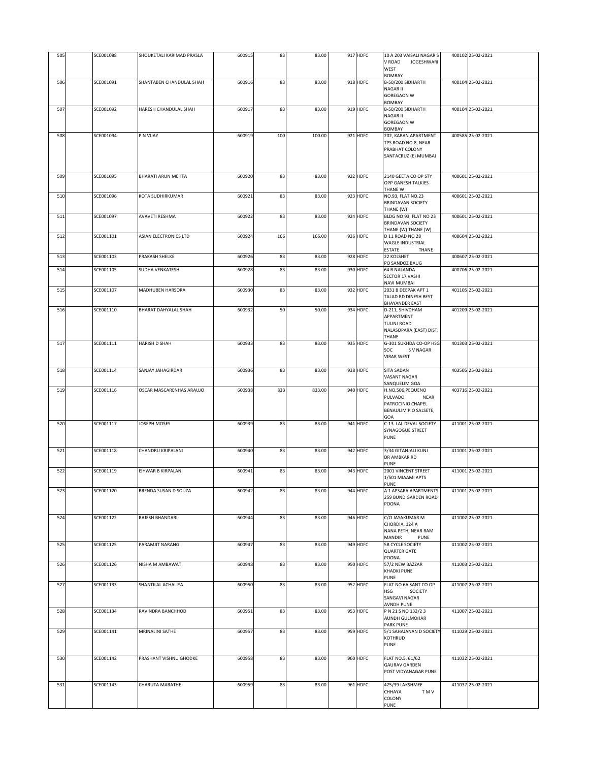| 505 | | SCE001088 | SHOUKETALI KARIMAD PRASLA | 600915 | 83 | 83.00 | 917 | HDFC | 10 A 203 VAISALI NAGAR S V ROAD JOGESHWARI WEST BOMBAY | 400102 | 25-02-2021 |
|---|---|---|---|---|---|---|---|---|---|---|---|
| 506 | | SCE001091 | SHANTABEN CHANDULAL SHAH | 600916 | 83 | 83.00 | 918 | HDFC | B-50/200 SIDHARTH NAGAR II GOREGAON W BOMBAY | 400104 | 25-02-2021 |
| 507 | | SCE001092 | HARESH CHANDULAL SHAH | 600917 | 83 | 83.00 | 919 | HDFC | B-50/200 SIDHARTH NAGAR II GOREGAON W BOMBAY | 400104 | 25-02-2021 |
| 508 | | SCE001094 | P N VIJAY | 600919 | 100 | 100.00 | 921 | HDFC | 202, KARAN APARTMENT TPS ROAD NO.8, NEAR PRABHAT COLONY SANTACRUZ (E) MUMBAI | 400585 | 25-02-2021 |
| 509 | | SCE001095 | BHARATI ARUN MEHTA | 600920 | 83 | 83.00 | 922 | HDFC | 2140 GEETA CO OP STY OPP GANESH TALKIES THANE W | 400601 | 25-02-2021 |
| 510 | | SCE001096 | KOTA SUDHIRKUMAR | 600921 | 83 | 83.00 | 923 | HDFC | NO.93, FLAT NO.23 BRINDAVAN SOCIETY THANE (W) | 400601 | 25-02-2021 |
| 511 | | SCE001097 | AVAVETI RESHMA | 600922 | 83 | 83.00 | 924 | HDFC | BLDG NO 93, FLAT NO 23 BRINDAVAN SOCIETY THANE (W) THANE (W) | 400601 | 25-02-2021 |
| 512 | | SCE001101 | ASIAN ELECTRONICS LTD | 600924 | 166 | 166.00 | 926 | HDFC | D 11 ROAD NO 28 WAGLE INDUSTRIAL ESTATE THANE | 400604 | 25-02-2021 |
| 513 | | SCE001103 | PRAKASH SHELKE | 600926 | 83 | 83.00 | 928 | HDFC | 22 KOLSHET PO SANDOZ BAUG | 400607 | 25-02-2021 |
| 514 | | SCE001105 | SUDHA VENKATESH | 600928 | 83 | 83.00 | 930 | HDFC | 64 B NALANDA SECTOR 17 VASHI NAVI MUMBAI | 400706 | 25-02-2021 |
| 515 | | SCE001107 | MADHUBEN HARSORA | 600930 | 83 | 83.00 | 932 | HDFC | 2031 B DEEPAK APT 1 TALAD RD DINESH BEST BHAYANDER EAST | 401105 | 25-02-2021 |
| 516 | | SCE001110 | BHARAT DAHYALAL SHAH | 600932 | 50 | 50.00 | 934 | HDFC | D-211, SHIVDHAM APPARTMENT TULINJ ROAD NALASOPARA (EAST) DIST: THANE | 401209 | 25-02-2021 |
| 517 | | SCE001111 | HARISH D SHAH | 600933 | 83 | 83.00 | 935 | HDFC | G-301 SUKHDA CO-OP HSG SOC S V NAGAR VIRAR WEST | 401303 | 25-02-2021 |
| 518 | | SCE001114 | SANJAY JAHAGIRDAR | 600936 | 83 | 83.00 | 938 | HDFC | SITA SADAN VASANT NAGAR SANQUELIM GOA | 403505 | 25-02-2021 |
| 519 | | SCE001116 | OSCAR MASCARENHAS ARAUJO | 600938 | 833 | 833.00 | 940 | HDFC | H.NO.506,PEQUENO PULVADO NEAR PATROCINIO CHAPEL BENAULIM P.O SALSETE, GOA | 403716 | 25-02-2021 |
| 520 | | SCE001117 | JOSEPH MOSES | 600939 | 83 | 83.00 | 941 | HDFC | C-13 LAL DEVAL SOCIETY SYNAGOGUE STREET PUNE | 411001 | 25-02-2021 |
| 521 | | SCE001118 | CHANDRU KRIPALANI | 600940 | 83 | 83.00 | 942 | HDFC | 3/34 GITANJALI KUNJ DR AMBKAR RD PUNE | 411001 | 25-02-2021 |
| 522 | | SCE001119 | ISHWAR B KIRPALANI | 600941 | 83 | 83.00 | 943 | HDFC | 2001 VINCENT STREET 1/501 MIAAMI APTS PUNE | 411001 | 25-02-2021 |
| 523 | | SCE001120 | BRENDA SUSAN D SOUZA | 600942 | 83 | 83.00 | 944 | HDFC | A 1 APSARA APARTMENTS 259 BUND GARDEN ROAD POONA | 411001 | 25-02-2021 |
| 524 | | SCE001122 | RAJESH BHANDARI | 600944 | 83 | 83.00 | 946 | HDFC | C/O JAYAKUMAR M CHORDIA, 124 A NANA PETH, NEAR RAM MANDIR PUNE | 411002 | 25-02-2021 |
| 525 | | SCE001125 | PARAMJIT NARANG | 600947 | 83 | 83.00 | 949 | HDFC | 5B CYCLE SOCIETY QUARTER GATE POONA | 411002 | 25-02-2021 |
| 526 | | SCE001126 | NISHA M AMBAWAT | 600948 | 83 | 83.00 | 950 | HDFC | 57/2 NEW BAZZAR KHADKI PUNE PUNE | 411003 | 25-02-2021 |
| 527 | | SCE001133 | SHANTILAL ACHALIYA | 600950 | 83 | 83.00 | 952 | HDFC | FLAT NO 6A SANT CO OP HSG SOCIETY SANGAVI NAGAR AVNDH PUNE | 411007 | 25-02-2021 |
| 528 | | SCE001134 | RAVINDRA BANCHHOD | 600951 | 83 | 83.00 | 953 | HDFC | P N 21 S NO 132/2 3 AUNDH GULMOHAR PARK PUNE | 411007 | 25-02-2021 |
| 529 | | SCE001141 | MRINALINI SATHE | 600957 | 83 | 83.00 | 959 | HDFC | 5/1 SAHAJANAN D SOCIETY KOTHRUD PUNE | 411029 | 25-02-2021 |
| 530 | | SCE001142 | PRASHANT VISHNU GHODKE | 600958 | 83 | 83.00 | 960 | HDFC | FLAT NO.5, 61/62 GAURAV GARDEN POST VIDYANAGAR PUNE | 411032 | 25-02-2021 |
| 531 | | SCE001143 | CHARUTA MARATHE | 600959 | 83 | 83.00 | 961 | HDFC | 425/39 LAKSHMEE CHHAYA T M V COLONY PUNE | 411037 | 25-02-2021 |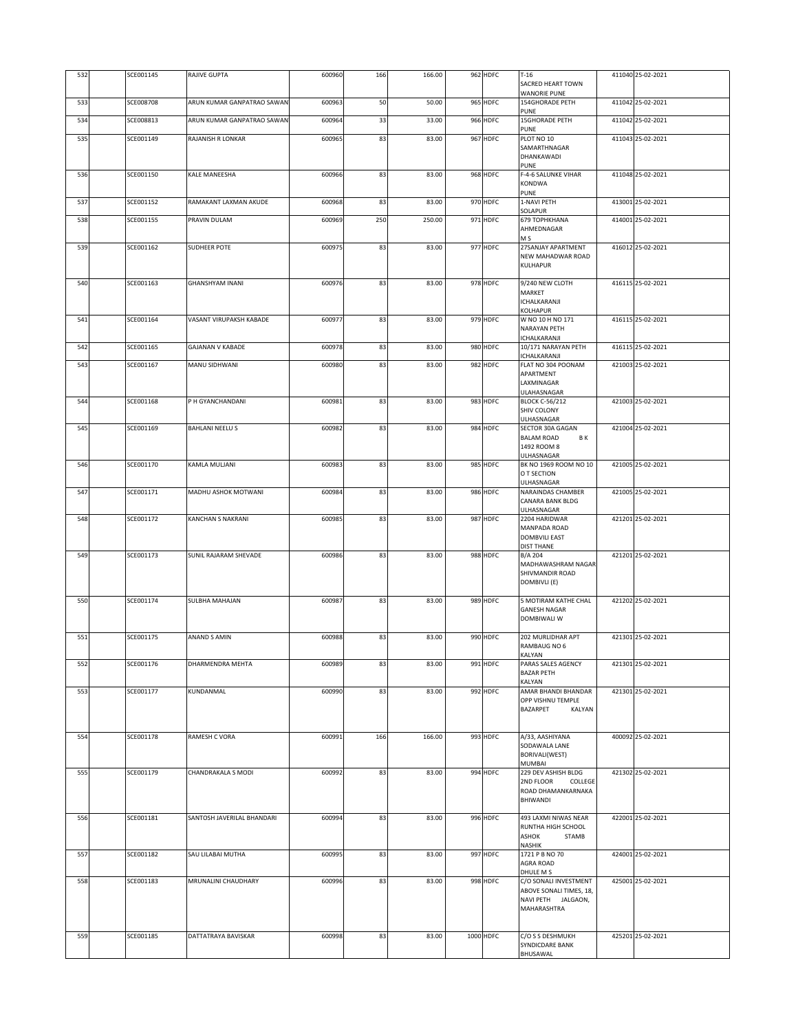| 532 | | SCE001145 | RAJIVE GUPTA | 600960 | 166 | 166.00 | 962 | HDFC | T-16 SACRED HEART TOWN WANORIE PUNE | 411040 | 25-02-2021 |
|---|---|---|---|---|---|---|---|---|---|---|---|
| 533 | | SCE008708 | ARUN KUMAR GANPATRAO SAWAN | 600963 | 50 | 50.00 | 965 | HDFC | 154GHORADE PETH PUNE | 411042 | 25-02-2021 |
| 534 | | SCE008813 | ARUN KUMAR GANPATRAO SAWAN | 600964 | 33 | 33.00 | 966 | HDFC | 15GHORADE PETH PUNE | 411042 | 25-02-2021 |
| 535 | | SCE001149 | RAJANISH R LONKAR | 600965 | 83 | 83.00 | 967 | HDFC | PLOT NO 10 SAMARTHNAGAR DHANKAWADI PUNE | 411043 | 25-02-2021 |
| 536 | | SCE001150 | KALE MANEESHA | 600966 | 83 | 83.00 | 968 | HDFC | F-4-6 SALUNKE VIHAR KONDWA PUNE | 411048 | 25-02-2021 |
| 537 | | SCE001152 | RAMAKANT LAXMAN AKUDE | 600968 | 83 | 83.00 | 970 | HDFC | 1-NAVI PETH SOLAPUR | 413001 | 25-02-2021 |
| 538 | | SCE001155 | PRAVIN DULAM | 600969 | 250 | 250.00 | 971 | HDFC | 679 TOPHKHANA AHMEDNAGAR M S | 414001 | 25-02-2021 |
| 539 | | SCE001162 | SUDHEER POTE | 600975 | 83 | 83.00 | 977 | HDFC | 27SANJAY APARTMENT NEW MAHADWAR ROAD KULHAPUR | 416012 | 25-02-2021 |
| 540 | | SCE001163 | GHANSHYAM INANI | 600976 | 83 | 83.00 | 978 | HDFC | 9/240 NEW CLOTH MARKET ICHALKARANJI KOLHAPUR | 416115 | 25-02-2021 |
| 541 | | SCE001164 | VASANT VIRUPAKSH KABADE | 600977 | 83 | 83.00 | 979 | HDFC | W NO 10 H NO 171 NARAYAN PETH ICHALKARANJI | 416115 | 25-02-2021 |
| 542 | | SCE001165 | GAJANAN V KABADE | 600978 | 83 | 83.00 | 980 | HDFC | 10/171 NARAYAN PETH ICHALKARANJI | 416115 | 25-02-2021 |
| 543 | | SCE001167 | MANU SIDHWANI | 600980 | 83 | 83.00 | 982 | HDFC | FLAT NO 304 POONAM APARTMENT LAXMINAGAR ULAHASNAGAR | 421003 | 25-02-2021 |
| 544 | | SCE001168 | P H GYANCHANDANI | 600981 | 83 | 83.00 | 983 | HDFC | BLOCK C-56/212 SHIV COLONY ULHASNAGAR | 421003 | 25-02-2021 |
| 545 | | SCE001169 | BAHLANI NEELU S | 600982 | 83 | 83.00 | 984 | HDFC | SECTOR 30A GAGAN BALAM ROAD B K 1492 ROOM 8 ULHASNAGAR | 421004 | 25-02-2021 |
| 546 | | SCE001170 | KAMLA MULJANI | 600983 | 83 | 83.00 | 985 | HDFC | BK NO 1969 ROOM NO 10 O T SECTION ULHASNAGAR | 421005 | 25-02-2021 |
| 547 | | SCE001171 | MADHU ASHOK MOTWANI | 600984 | 83 | 83.00 | 986 | HDFC | NARAINDAS CHAMBER CANARA BANK BLDG ULHASNAGAR | 421005 | 25-02-2021 |
| 548 | | SCE001172 | KANCHAN S NAKRANI | 600985 | 83 | 83.00 | 987 | HDFC | 2204 HARIDWAR MANPADA ROAD DOMBVILI EAST DIST THANE | 421201 | 25-02-2021 |
| 549 | | SCE001173 | SUNIL RAJARAM SHEVADE | 600986 | 83 | 83.00 | 988 | HDFC | B/A 204 MADHAWASHRAM NAGAR SHIVMANDIR ROAD DOMBIVLI (E) | 421201 | 25-02-2021 |
| 550 | | SCE001174 | SULBHA MAHAJAN | 600987 | 83 | 83.00 | 989 | HDFC | 5 MOTIRAM KATHE CHAL GANESH NAGAR DOMBIWALI W | 421202 | 25-02-2021 |
| 551 | | SCE001175 | ANAND S AMIN | 600988 | 83 | 83.00 | 990 | HDFC | 202 MURLIDHAR APT RAMBAUG NO 6 KALYAN | 421301 | 25-02-2021 |
| 552 | | SCE001176 | DHARMENDRA MEHTA | 600989 | 83 | 83.00 | 991 | HDFC | PARAS SALES AGENCY BAZAR PETH KALYAN | 421301 | 25-02-2021 |
| 553 | | SCE001177 | KUNDANMAL | 600990 | 83 | 83.00 | 992 | HDFC | AMAR BHANDI BHANDAR OPP VISHNU TEMPLE BAZARPET KALYAN | 421301 | 25-02-2021 |
| 554 | | SCE001178 | RAMESH C VORA | 600991 | 166 | 166.00 | 993 | HDFC | A/33, AASHIYANA SODAWALA LANE BORIVALI(WEST) MUMBAI | 400092 | 25-02-2021 |
| 555 | | SCE001179 | CHANDRAKALA S MODI | 600992 | 83 | 83.00 | 994 | HDFC | 229 DEV ASHISH BLDG 2ND FLOOR COLLEGE ROAD DHAMANKARNAKA BHIWANDI | 421302 | 25-02-2021 |
| 556 | | SCE001181 | SANTOSH JAVERILAL BHANDARI | 600994 | 83 | 83.00 | 996 | HDFC | 493 LAXMI NIWAS NEAR RUNTHA HIGH SCHOOL ASHOK STAMB NASHIK | 422001 | 25-02-2021 |
| 557 | | SCE001182 | SAU LILABAI MUTHA | 600995 | 83 | 83.00 | 997 | HDFC | 1721 P B NO 70 AGRA ROAD DHULE M S | 424001 | 25-02-2021 |
| 558 | | SCE001183 | MRUNALINI CHAUDHARY | 600996 | 83 | 83.00 | 998 | HDFC | C/O SONALI INVESTMENT ABOVE SONALI TIMES, 18, NAVI PETH JALGAON, MAHARASHTRA | 425001 | 25-02-2021 |
| 559 | | SCE001185 | DATTATRAYA BAVISKAR | 600998 | 83 | 83.00 | 1000 | HDFC | C/O S S DESHMUKH SYNDICDARE BANK BHUSAWAL | 425201 | 25-02-2021 |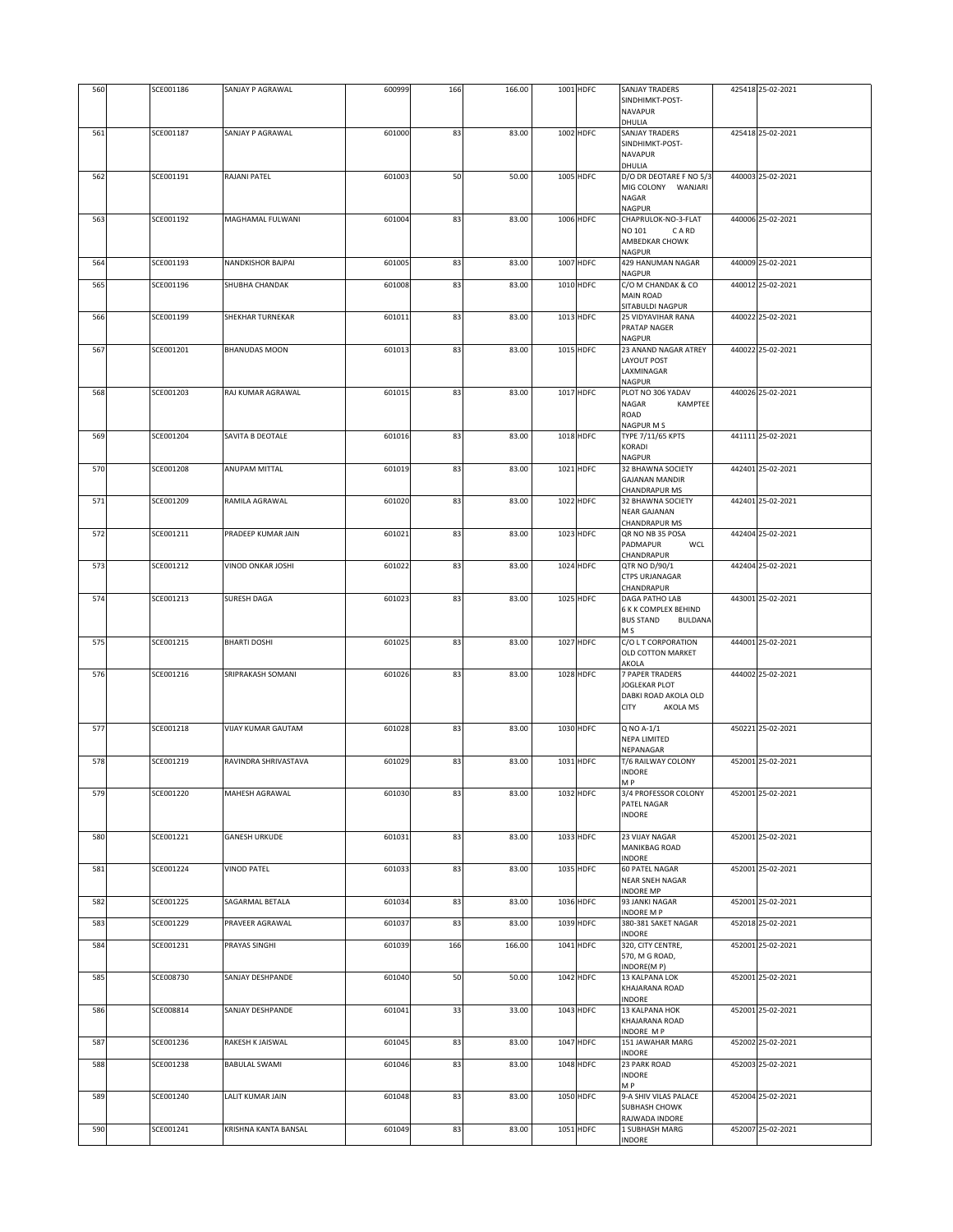| 560 | | SCE001186 | SANJAY P AGRAWAL | 600999 | 166 | 166.00 | 1001 | HDFC | SANJAY TRADERS SINDHIMKT-POST-NAVAPUR DHULIA | 425418 | 25-02-2021 |
|---|---|---|---|---|---|---|---|---|---|---|---|
| 561 | | SCE001187 | SANJAY P AGRAWAL | 601000 | 83 | 83.00 | 1002 | HDFC | SANJAY TRADERS SINDHIMKT-POST-NAVAPUR DHULIA | 425418 | 25-02-2021 |
| 562 | | SCE001191 | RAJANI PATEL | 601003 | 50 | 50.00 | 1005 | HDFC | D/O DR DEOTARE F NO 5/3 MIG COLONY WANJARI NAGAR NAGPUR | 440003 | 25-02-2021 |
| 563 | | SCE001192 | MAGHAMAL FULWANI | 601004 | 83 | 83.00 | 1006 | HDFC | CHAPRULOK-NO-3-FLAT NO 101 C A RD AMBEDKAR CHOWK NAGPUR | 440006 | 25-02-2021 |
| 564 | | SCE001193 | NANDKISHOR BAJPAI | 601005 | 83 | 83.00 | 1007 | HDFC | 429 HANUMAN NAGAR NAGPUR | 440009 | 25-02-2021 |
| 565 | | SCE001196 | SHUBHA CHANDAK | 601008 | 83 | 83.00 | 1010 | HDFC | C/O M CHANDAK & CO MAIN ROAD SITABULDI NAGPUR | 440012 | 25-02-2021 |
| 566 | | SCE001199 | SHEKHAR TURNEKAR | 601011 | 83 | 83.00 | 1013 | HDFC | 25 VIDYAVIHAR RANA PRATAP NAGER NAGPUR | 440022 | 25-02-2021 |
| 567 | | SCE001201 | BHANUDAS MOON | 601013 | 83 | 83.00 | 1015 | HDFC | 23 ANAND NAGAR ATREY LAYOUT POST LAXMINAGAR NAGPUR | 440022 | 25-02-2021 |
| 568 | | SCE001203 | RAJ KUMAR AGRAWAL | 601015 | 83 | 83.00 | 1017 | HDFC | PLOT NO 306 YADAV NAGAR KAMPTEE ROAD NAGPUR M S | 440026 | 25-02-2021 |
| 569 | | SCE001204 | SAVITA B DEOTALE | 601016 | 83 | 83.00 | 1018 | HDFC | TYPE 7/11/65 KPTS KORADI NAGPUR | 441111 | 25-02-2021 |
| 570 | | SCE001208 | ANUPAM MITTAL | 601019 | 83 | 83.00 | 1021 | HDFC | 32 BHAWNA SOCIETY GAJANAN MANDIR CHANDRAPUR MS | 442401 | 25-02-2021 |
| 571 | | SCE001209 | RAMILA AGRAWAL | 601020 | 83 | 83.00 | 1022 | HDFC | 32 BHAWNA SOCIETY NEAR GAJANAN CHANDRAPUR MS | 442401 | 25-02-2021 |
| 572 | | SCE001211 | PRADEEP KUMAR JAIN | 601021 | 83 | 83.00 | 1023 | HDFC | QR NO NB 35 POSA PADMAPUR WCL CHANDRAPUR | 442404 | 25-02-2021 |
| 573 | | SCE001212 | VINOD ONKAR JOSHI | 601022 | 83 | 83.00 | 1024 | HDFC | QTR NO D/90/1 CTPS URJANAGAR CHANDRAPUR | 442404 | 25-02-2021 |
| 574 | | SCE001213 | SURESH DAGA | 601023 | 83 | 83.00 | 1025 | HDFC | DAGA PATHO LAB 6 K K COMPLEX BEHIND BUS STAND BULDANA M S | 443001 | 25-02-2021 |
| 575 | | SCE001215 | BHARTI DOSHI | 601025 | 83 | 83.00 | 1027 | HDFC | C/O L T CORPORATION OLD COTTON MARKET AKOLA | 444001 | 25-02-2021 |
| 576 | | SCE001216 | SRIPRAKASH SOMANI | 601026 | 83 | 83.00 | 1028 | HDFC | 7 PAPER TRADERS JOGLEKAR PLOT DABKI ROAD AKOLA OLD CITY AKOLA MS | 444002 | 25-02-2021 |
| 577 | | SCE001218 | VIJAY KUMAR GAUTAM | 601028 | 83 | 83.00 | 1030 | HDFC | Q NO A-1/1 NEPA LIMITED NEPANAGAR | 450221 | 25-02-2021 |
| 578 | | SCE001219 | RAVINDRA SHRIVASTAVA | 601029 | 83 | 83.00 | 1031 | HDFC | T/6 RAILWAY COLONY INDORE M P | 452001 | 25-02-2021 |
| 579 | | SCE001220 | MAHESH AGRAWAL | 601030 | 83 | 83.00 | 1032 | HDFC | 3/4 PROFESSOR COLONY PATEL NAGAR INDORE | 452001 | 25-02-2021 |
| 580 | | SCE001221 | GANESH URKUDE | 601031 | 83 | 83.00 | 1033 | HDFC | 23 VIJAY NAGAR MANIKBAG ROAD INDORE | 452001 | 25-02-2021 |
| 581 | | SCE001224 | VINOD PATEL | 601033 | 83 | 83.00 | 1035 | HDFC | 60 PATEL NAGAR NEAR SNEH NAGAR INDORE MP | 452001 | 25-02-2021 |
| 582 | | SCE001225 | SAGARMAL BETALA | 601034 | 83 | 83.00 | 1036 | HDFC | 93 JANKI NAGAR INDORE M P | 452001 | 25-02-2021 |
| 583 | | SCE001229 | PRAVEER AGRAWAL | 601037 | 83 | 83.00 | 1039 | HDFC | 380-381 SAKET NAGAR INDORE | 452018 | 25-02-2021 |
| 584 | | SCE001231 | PRAYAS SINGHI | 601039 | 166 | 166.00 | 1041 | HDFC | 320, CITY CENTRE, 570, M G ROAD, INDORE(M P) | 452001 | 25-02-2021 |
| 585 | | SCE008730 | SANJAY DESHPANDE | 601040 | 50 | 50.00 | 1042 | HDFC | 13 KALPANA LOK KHAJARANA ROAD INDORE | 452001 | 25-02-2021 |
| 586 | | SCE008814 | SANJAY DESHPANDE | 601041 | 33 | 33.00 | 1043 | HDFC | 13 KALPANA HOK KHAJARANA ROAD INDORE M P | 452001 | 25-02-2021 |
| 587 | | SCE001236 | RAKESH K JAISWAL | 601045 | 83 | 83.00 | 1047 | HDFC | 151 JAWAHAR MARG INDORE | 452002 | 25-02-2021 |
| 588 | | SCE001238 | BABULAL SWAMI | 601046 | 83 | 83.00 | 1048 | HDFC | 23 PARK ROAD INDORE M P | 452003 | 25-02-2021 |
| 589 | | SCE001240 | LALIT KUMAR JAIN | 601048 | 83 | 83.00 | 1050 | HDFC | 9-A SHIV VILAS PALACE SUBHASH CHOWK RAJWADA INDORE | 452004 | 25-02-2021 |
| 590 | | SCE001241 | KRISHNA KANTA BANSAL | 601049 | 83 | 83.00 | 1051 | HDFC | 1 SUBHASH MARG INDORE | 452007 | 25-02-2021 |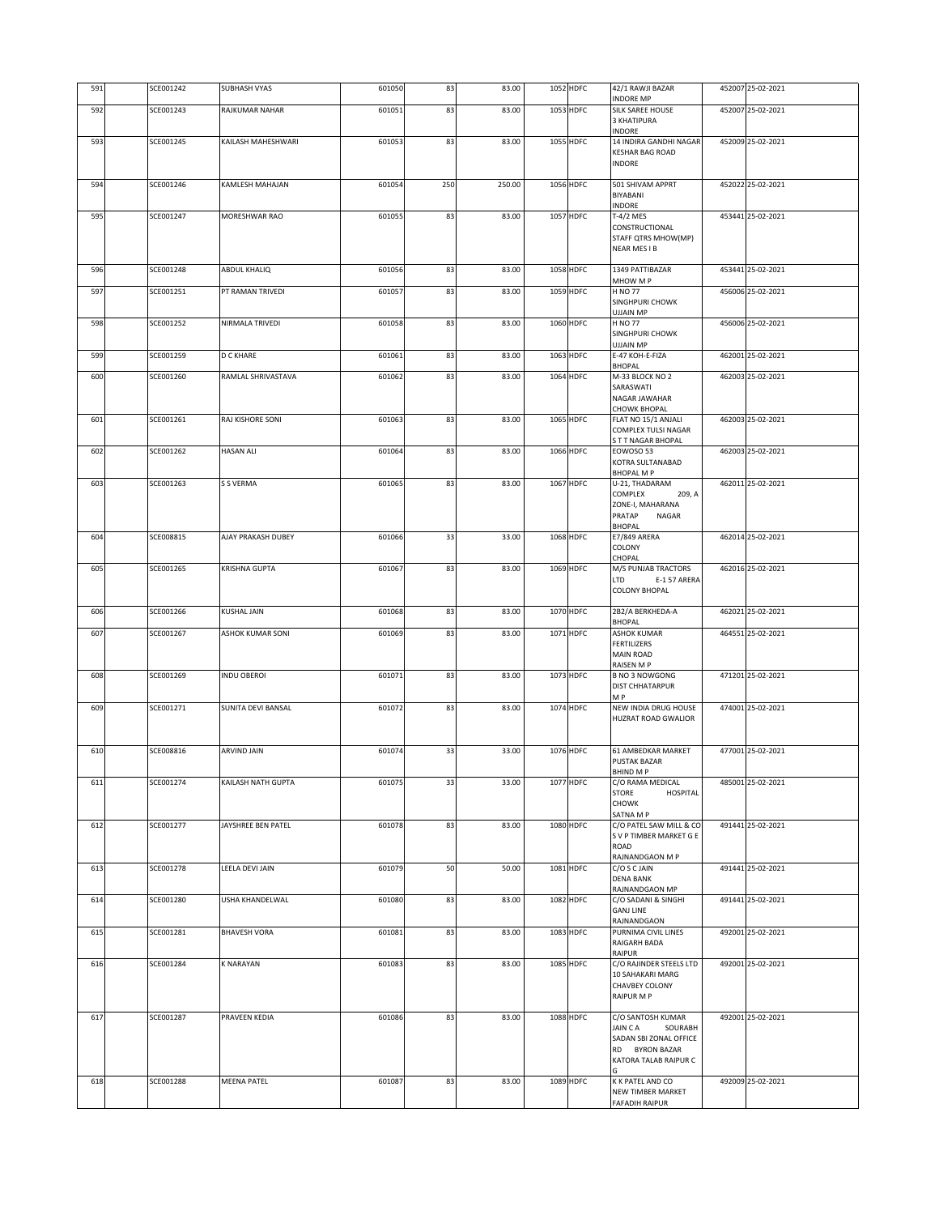| 591 | | SCE001242 | SUBHASH VYAS | 601050 | 83 | 83.00 | 1052 | HDFC | 42/1 RAWJI BAZAR INDORE MP | 452007 | 25-02-2021 |
|---|---|---|---|---|---|---|---|---|---|---|---|
| 592 | | SCE001243 | RAJKUMAR NAHAR | 601051 | 83 | 83.00 | 1053 | HDFC | SILK SAREE HOUSE 3 KHATIPURA INDORE | 452007 | 25-02-2021 |
| 593 | | SCE001245 | KAILASH MAHESHWARI | 601053 | 83 | 83.00 | 1055 | HDFC | 14 INDIRA GANDHI NAGAR KESHAR BAG ROAD INDORE | 452009 | 25-02-2021 |
| 594 | | SCE001246 | KAMLESH MAHAJAN | 601054 | 250 | 250.00 | 1056 | HDFC | 501 SHIVAM APPRT BIYABANI INDORE | 452022 | 25-02-2021 |
| 595 | | SCE001247 | MORESHWAR RAO | 601055 | 83 | 83.00 | 1057 | HDFC | T-4/2 MES CONSTRUCTIONAL STAFF QTRS MHOW(MP) NEAR MES I B | 453441 | 25-02-2021 |
| 596 | | SCE001248 | ABDUL KHALIQ | 601056 | 83 | 83.00 | 1058 | HDFC | 1349 PATTIBAZAR MHOW M P | 453441 | 25-02-2021 |
| 597 | | SCE001251 | PT RAMAN TRIVEDI | 601057 | 83 | 83.00 | 1059 | HDFC | H NO 77 SINGHPURI CHOWK UJJAIN MP | 456006 | 25-02-2021 |
| 598 | | SCE001252 | NIRMALA TRIVEDI | 601058 | 83 | 83.00 | 1060 | HDFC | H NO 77 SINGHPURI CHOWK UJJAIN MP | 456006 | 25-02-2021 |
| 599 | | SCE001259 | D C KHARE | 601061 | 83 | 83.00 | 1063 | HDFC | E-47 KOH-E-FIZA BHOPAL | 462001 | 25-02-2021 |
| 600 | | SCE001260 | RAMLAL SHRIVASTAVA | 601062 | 83 | 83.00 | 1064 | HDFC | M-33 BLOCK NO 2 SARASWATI NAGAR JAWAHAR CHOWK BHOPAL | 462003 | 25-02-2021 |
| 601 | | SCE001261 | RAJ KISHORE SONI | 601063 | 83 | 83.00 | 1065 | HDFC | FLAT NO 15/1 ANJALI COMPLEX TULSI NAGAR S T T NAGAR BHOPAL | 462003 | 25-02-2021 |
| 602 | | SCE001262 | HASAN ALI | 601064 | 83 | 83.00 | 1066 | HDFC | EOWOSO 53 KOTRA SULTANABAD BHOPAL M P | 462003 | 25-02-2021 |
| 603 | | SCE001263 | S S VERMA | 601065 | 83 | 83.00 | 1067 | HDFC | U-21, THADARAM COMPLEX 209, A ZONE-I, MAHARANA PRATAP NAGAR BHOPAL | 462011 | 25-02-2021 |
| 604 | | SCE008815 | AJAY PRAKASH DUBEY | 601066 | 33 | 33.00 | 1068 | HDFC | E7/849 ARERA COLONY CHOPAL | 462014 | 25-02-2021 |
| 605 | | SCE001265 | KRISHNA GUPTA | 601067 | 83 | 83.00 | 1069 | HDFC | M/S PUNJAB TRACTORS LTD E-1 57 ARERA COLONY BHOPAL | 462016 | 25-02-2021 |
| 606 | | SCE001266 | KUSHAL JAIN | 601068 | 83 | 83.00 | 1070 | HDFC | 2B2/A BERKHEDA-A BHOPAL | 462021 | 25-02-2021 |
| 607 | | SCE001267 | ASHOK KUMAR SONI | 601069 | 83 | 83.00 | 1071 | HDFC | ASHOK KUMAR FERTILIZERS MAIN ROAD RAISEN M P | 464551 | 25-02-2021 |
| 608 | | SCE001269 | INDU OBEROI | 601071 | 83 | 83.00 | 1073 | HDFC | B NO 3 NOWGONG DIST CHHATARPUR M P | 471201 | 25-02-2021 |
| 609 | | SCE001271 | SUNITA DEVI BANSAL | 601072 | 83 | 83.00 | 1074 | HDFC | NEW INDIA DRUG HOUSE HUZRAT ROAD GWALIOR | 474001 | 25-02-2021 |
| 610 | | SCE008816 | ARVIND JAIN | 601074 | 33 | 33.00 | 1076 | HDFC | 61 AMBEDKAR MARKET PUSTAK BAZAR BHIND M P | 477001 | 25-02-2021 |
| 611 | | SCE001274 | KAILASH NATH GUPTA | 601075 | 33 | 33.00 | 1077 | HDFC | C/O RAMA MEDICAL STORE HOSPITAL CHOWK SATNA M P | 485001 | 25-02-2021 |
| 612 | | SCE001277 | JAYSHREE BEN PATEL | 601078 | 83 | 83.00 | 1080 | HDFC | C/O PATEL SAW MILL & CO S V P TIMBER MARKET G E ROAD RAJNANDGAON M P | 491441 | 25-02-2021 |
| 613 | | SCE001278 | LEELA DEVI JAIN | 601079 | 50 | 50.00 | 1081 | HDFC | C/O S C JAIN DENA BANK RAJNANDGAON MP | 491441 | 25-02-2021 |
| 614 | | SCE001280 | USHA KHANDELWAL | 601080 | 83 | 83.00 | 1082 | HDFC | C/O SADANI & SINGHI GANJ LINE RAJNANDGAON | 491441 | 25-02-2021 |
| 615 | | SCE001281 | BHAVESH VORA | 601081 | 83 | 83.00 | 1083 | HDFC | PURNIMA CIVIL LINES RAIGARH BADA RAIPUR | 492001 | 25-02-2021 |
| 616 | | SCE001284 | K NARAYAN | 601083 | 83 | 83.00 | 1085 | HDFC | C/O RAJINDER STEELS LTD 10 SAHAKARI MARG CHAVBEY COLONY RAIPUR M P | 492001 | 25-02-2021 |
| 617 | | SCE001287 | PRAVEEN KEDIA | 601086 | 83 | 83.00 | 1088 | HDFC | C/O SANTOSH KUMAR JAIN C A SOURABH SADAN SBI ZONAL OFFICE RD BYRON BAZAR KATORA TALAB RAIPUR C G | 492001 | 25-02-2021 |
| 618 | | SCE001288 | MEENA PATEL | 601087 | 83 | 83.00 | 1089 | HDFC | K K PATEL AND CO NEW TIMBER MARKET FAFADIH RAIPUR | 492009 | 25-02-2021 |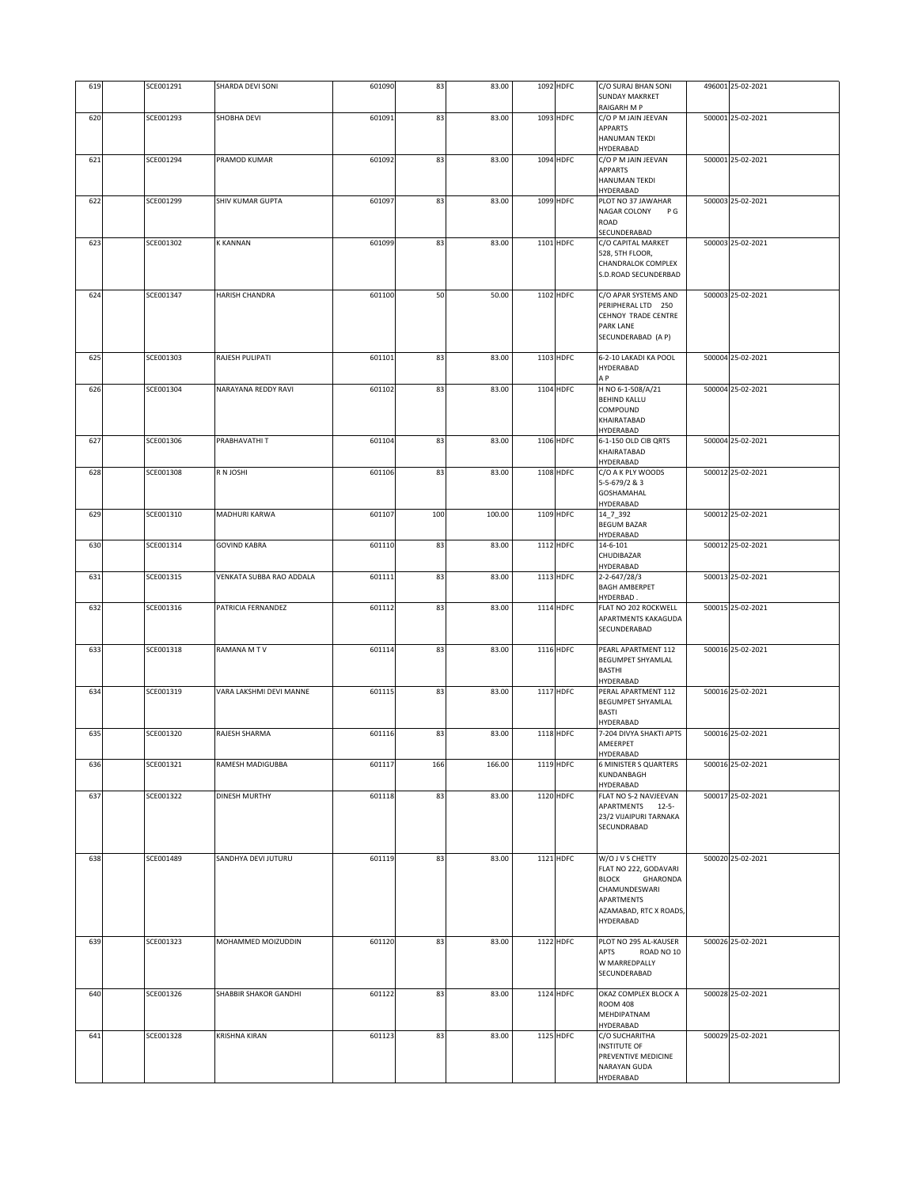| 619 | | SCE001291 | SHARDA DEVI SONI | 601090 | 83 | 83.00 | 1092 | HDFC | C/O SURAJ BHAN SONI SUNDAY MAKRKET RAIGARH M P | 496001 | 25-02-2021 |
|---|---|---|---|---|---|---|---|---|---|---|---|
| 620 | | SCE001293 | SHOBHA DEVI | 601091 | 83 | 83.00 | 1093 | HDFC | C/O P M JAIN JEEVAN APPARTS HANUMAN TEKDI HYDERABAD | 500001 | 25-02-2021 |
| 621 | | SCE001294 | PRAMOD KUMAR | 601092 | 83 | 83.00 | 1094 | HDFC | C/O P M JAIN JEEVAN APPARTS HANUMAN TEKDI HYDERABAD | 500001 | 25-02-2021 |
| 622 | | SCE001299 | SHIV KUMAR GUPTA | 601097 | 83 | 83.00 | 1099 | HDFC | PLOT NO 37 JAWAHAR NAGAR COLONY P G ROAD SECUNDERABAD | 500003 | 25-02-2021 |
| 623 | | SCE001302 | K KANNAN | 601099 | 83 | 83.00 | 1101 | HDFC | C/O CAPITAL MARKET 528, 5TH FLOOR, CHANDRALOK COMPLEX S.D.ROAD SECUNDERBAD | 500003 | 25-02-2021 |
| 624 | | SCE001347 | HARISH CHANDRA | 601100 | 50 | 50.00 | 1102 | HDFC | C/O APAR SYSTEMS AND PERIPHERAL LTD 250 CEHNOY TRADE CENTRE PARK LANE SECUNDERABAD (A P) | 500003 | 25-02-2021 |
| 625 | | SCE001303 | RAJESH PULIPATI | 601101 | 83 | 83.00 | 1103 | HDFC | 6-2-10 LAKADI KA POOL HYDERABAD A P | 500004 | 25-02-2021 |
| 626 | | SCE001304 | NARAYANA REDDY RAVI | 601102 | 83 | 83.00 | 1104 | HDFC | H NO 6-1-508/A/21 BEHIND KALLU COMPOUND KHAIRATABAD HYDERABAD | 500004 | 25-02-2021 |
| 627 | | SCE001306 | PRABHAVATHI T | 601104 | 83 | 83.00 | 1106 | HDFC | 6-1-150 OLD CIB QRTS KHAIRATABAD HYDERABAD | 500004 | 25-02-2021 |
| 628 | | SCE001308 | R N JOSHI | 601106 | 83 | 83.00 | 1108 | HDFC | C/O A K PLY WOODS 5-5-679/2 & 3 GOSHAMAHAL HYDERABAD | 500012 | 25-02-2021 |
| 629 | | SCE001310 | MADHURI KARWA | 601107 | 100 | 100.00 | 1109 | HDFC | 14_7_392 BEGUM BAZAR HYDERABAD | 500012 | 25-02-2021 |
| 630 | | SCE001314 | GOVIND KABRA | 601110 | 83 | 83.00 | 1112 | HDFC | 14-6-101 CHUDIBAZAR HYDERABAD | 500012 | 25-02-2021 |
| 631 | | SCE001315 | VENKATA SUBBA RAO ADDALA | 601111 | 83 | 83.00 | 1113 | HDFC | 2-2-647/28/3 BAGH AMBERPET HYDERBAD | 500013 | 25-02-2021 |
| 632 | | SCE001316 | PATRICIA FERNANDEZ | 601112 | 83 | 83.00 | 1114 | HDFC | FLAT NO 202 ROCKWELL APARTMENTS KAKAGUDA SECUNDERABAD | 500015 | 25-02-2021 |
| 633 | | SCE001318 | RAMANA M T V | 601114 | 83 | 83.00 | 1116 | HDFC | PEARL APARTMENT 112 BEGUMPET SHYAMLAL BASTHI HYDERABAD | 500016 | 25-02-2021 |
| 634 | | SCE001319 | VARA LAKSHMI DEVI MANNE | 601115 | 83 | 83.00 | 1117 | HDFC | PERAL APARTMENT 112 BEGUMPET SHYAMLAL BASTI HYDERABAD | 500016 | 25-02-2021 |
| 635 | | SCE001320 | RAJESH SHARMA | 601116 | 83 | 83.00 | 1118 | HDFC | 7-204 DIVYA SHAKTI APTS AMEERPET HYDERABAD | 500016 | 25-02-2021 |
| 636 | | SCE001321 | RAMESH MADIGUBBA | 601117 | 166 | 166.00 | 1119 | HDFC | 6 MINISTER S QUARTERS KUNDANBAGH HYDERABAD | 500016 | 25-02-2021 |
| 637 | | SCE001322 | DINESH MURTHY | 601118 | 83 | 83.00 | 1120 | HDFC | FLAT NO S-2 NAVJEEVAN APARTMENTS 12-5-23/2 VIJAIPURI TARNAKA SECUNDRABAD | 500017 | 25-02-2021 |
| 638 | | SCE001489 | SANDHYA DEVI JUTURU | 601119 | 83 | 83.00 | 1121 | HDFC | W/O J V S CHETTY FLAT NO 222, GODAVARI BLOCK GHARONDA CHAMUNDESWARI APARTMENTS AZAMABAD, RTC X ROADS, HYDERABAD | 500020 | 25-02-2021 |
| 639 | | SCE001323 | MOHAMMED MOIZUDDIN | 601120 | 83 | 83.00 | 1122 | HDFC | PLOT NO 295 AL-KAUSER APTS ROAD NO 10 W MARREDPALLY SECUNDERABAD | 500026 | 25-02-2021 |
| 640 | | SCE001326 | SHABBIR SHAKOR GANDHI | 601122 | 83 | 83.00 | 1124 | HDFC | OKAZ COMPLEX BLOCK A ROOM 408 MEHDIPATNAM HYDERABAD | 500028 | 25-02-2021 |
| 641 | | SCE001328 | KRISHNA KIRAN | 601123 | 83 | 83.00 | 1125 | HDFC | C/O SUCHARITHA INSTITUTE OF PREVENTIVE MEDICINE NARAYAN GUDA HYDERABAD | 500029 | 25-02-2021 |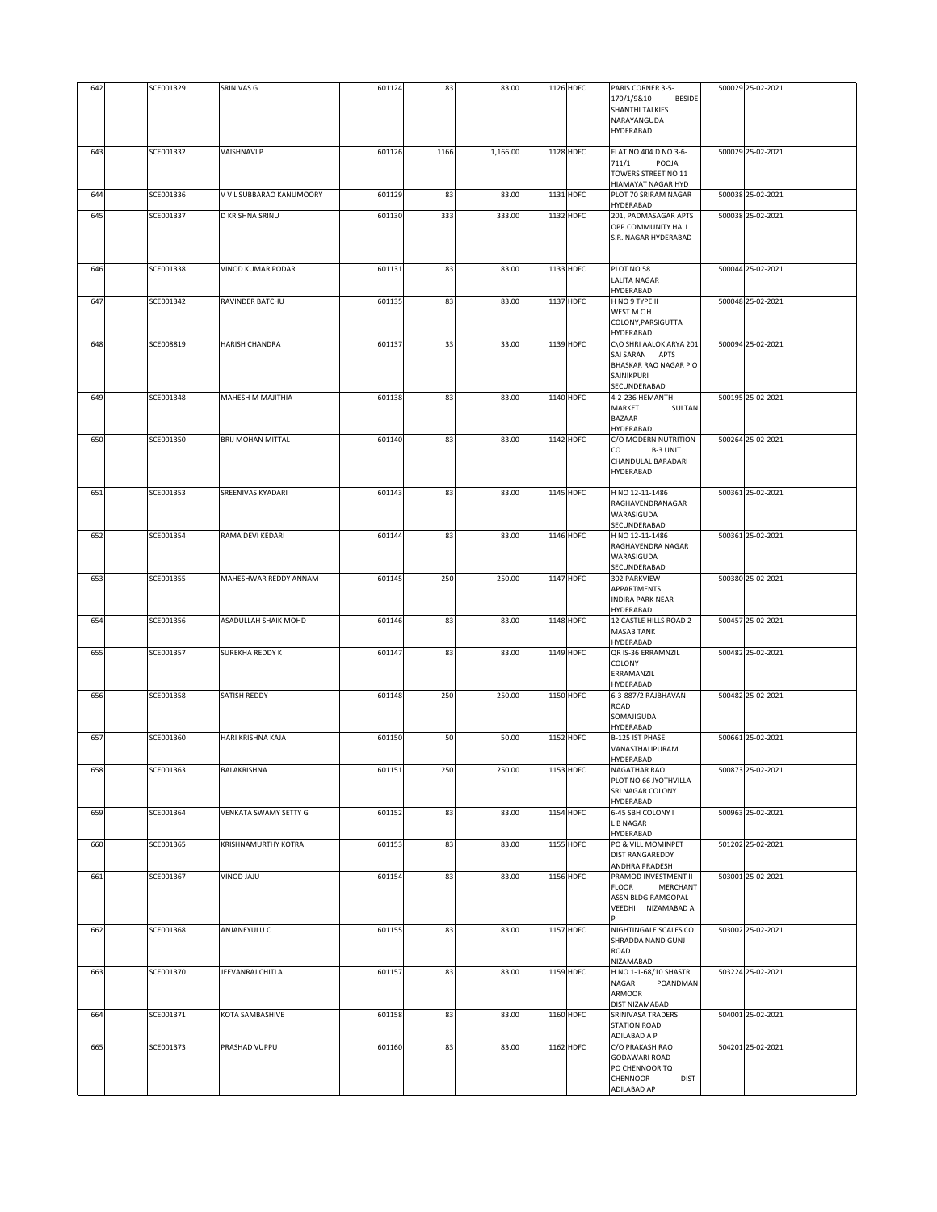| 642 | | SCE001329 | SRINIVAS G | 601124 | 83 | 83.00 | 1126 | HDFC | PARIS CORNER 3-5-170/1/9&10 BESIDE SHANTHI TALKIES NARAYANGUDA HYDERABAD | 500029 | 25-02-2021 |
|---|---|---|---|---|---|---|---|---|---|---|---|
| 643 | | SCE001332 | VAISHNAVI P | 601126 | 1166 | 1,166.00 | 1128 | HDFC | FLAT NO 404 D NO 3-6-711/1 POOJA TOWERS STREET NO 11 HIAMAYAT NAGAR HYD | 500029 | 25-02-2021 |
| 644 | | SCE001336 | V V L SUBBARAO KANUMOORY | 601129 | 83 | 83.00 | 1131 | HDFC | PLOT 70 SRIRAM NAGAR HYDERABAD | 500038 | 25-02-2021 |
| 645 | | SCE001337 | D KRISHNA SRINU | 601130 | 333 | 333.00 | 1132 | HDFC | 201, PADMASAGAR APTS OPP.COMMUNITY HALL S.R. NAGAR HYDERABAD | 500038 | 25-02-2021 |
| 646 | | SCE001338 | VINOD KUMAR PODAR | 601131 | 83 | 83.00 | 1133 | HDFC | PLOT NO 58 LALITA NAGAR HYDERABAD | 500044 | 25-02-2021 |
| 647 | | SCE001342 | RAVINDER BATCHU | 601135 | 83 | 83.00 | 1137 | HDFC | H NO 9 TYPE II WEST M C H COLONY,PARSIGUTTA HYDERABAD | 500048 | 25-02-2021 |
| 648 | | SCE008819 | HARISH CHANDRA | 601137 | 33 | 33.00 | 1139 | HDFC | C\O SHRI AALOK ARYA 201 SAI SARAN APTS BHASKAR RAO NAGAR P O SAINIKPURI SECUNDERABAD | 500094 | 25-02-2021 |
| 649 | | SCE001348 | MAHESH M MAJITHIA | 601138 | 83 | 83.00 | 1140 | HDFC | 4-2-236 HEMANTH MARKET SULTAN BAZAAR HYDERABAD | 500195 | 25-02-2021 |
| 650 | | SCE001350 | BRIJ MOHAN MITTAL | 601140 | 83 | 83.00 | 1142 | HDFC | C/O MODERN NUTRITION CO B-3 UNIT CHANDULAL BARADARI HYDERABAD | 500264 | 25-02-2021 |
| 651 | | SCE001353 | SREENIVAS KYADARI | 601143 | 83 | 83.00 | 1145 | HDFC | H NO 12-11-1486 RAGHAVENDRANAGAR WARASIGUDA SECUNDERABAD | 500361 | 25-02-2021 |
| 652 | | SCE001354 | RAMA DEVI KEDARI | 601144 | 83 | 83.00 | 1146 | HDFC | H NO 12-11-1486 RAGHAVENDRA NAGAR WARASIGUDA SECUNDERABAD | 500361 | 25-02-2021 |
| 653 | | SCE001355 | MAHESHWAR REDDY ANNAM | 601145 | 250 | 250.00 | 1147 | HDFC | 302 PARKVIEW APPARTMENTS INDIRA PARK NEAR HYDERABAD | 500380 | 25-02-2021 |
| 654 | | SCE001356 | ASADULLAH SHAIK MOHD | 601146 | 83 | 83.00 | 1148 | HDFC | 12 CASTLE HILLS ROAD 2 MASAB TANK HYDERABAD | 500457 | 25-02-2021 |
| 655 | | SCE001357 | SUREKHA REDDY K | 601147 | 83 | 83.00 | 1149 | HDFC | QR IS-36 ERRAMNZIL COLONY ERRAMANZIL HYDERABAD | 500482 | 25-02-2021 |
| 656 | | SCE001358 | SATISH REDDY | 601148 | 250 | 250.00 | 1150 | HDFC | 6-3-887/2 RAJBHAVAN ROAD SOMAJIGUDA HYDERABAD | 500482 | 25-02-2021 |
| 657 | | SCE001360 | HARI KRISHNA KAJA | 601150 | 50 | 50.00 | 1152 | HDFC | B-125 IST PHASE VANASTHALIPURAM HYDERABAD | 500661 | 25-02-2021 |
| 658 | | SCE001363 | BALAKRISHNA | 601151 | 250 | 250.00 | 1153 | HDFC | NAGATHAR RAO PLOT NO 66 JYOTHVILLA SRI NAGAR COLONY HYDERABAD | 500873 | 25-02-2021 |
| 659 | | SCE001364 | VENKATA SWAMY SETTY G | 601152 | 83 | 83.00 | 1154 | HDFC | 6-45 SBH COLONY I L B NAGAR HYDERABAD | 500963 | 25-02-2021 |
| 660 | | SCE001365 | KRISHNAMURTHY KOTRA | 601153 | 83 | 83.00 | 1155 | HDFC | PO & VILL MOMINPET DIST RANGAREDDY ANDHRA PRADESH | 501202 | 25-02-2021 |
| 661 | | SCE001367 | VINOD JAJU | 601154 | 83 | 83.00 | 1156 | HDFC | PRAMOD INVESTMENT II FLOOR MERCHANT ASSN BLDG RAMGOPAL VEEDHI NIZAMABAD A P | 503001 | 25-02-2021 |
| 662 | | SCE001368 | ANJANEYULU C | 601155 | 83 | 83.00 | 1157 | HDFC | NIGHTINGALE SCALES CO SHRADDA NAND GUNJ ROAD NIZAMABAD | 503002 | 25-02-2021 |
| 663 | | SCE001370 | JEEVANRAJ CHITLA | 601157 | 83 | 83.00 | 1159 | HDFC | H NO 1-1-68/10 SHASTRI NAGAR POANDMAN ARMOOR DIST NIZAMABAD | 503224 | 25-02-2021 |
| 664 | | SCE001371 | KOTA SAMBASHIVE | 601158 | 83 | 83.00 | 1160 | HDFC | SRINIVASA TRADERS STATION ROAD ADILABAD A P | 504001 | 25-02-2021 |
| 665 | | SCE001373 | PRASHAD VUPPU | 601160 | 83 | 83.00 | 1162 | HDFC | C/O PRAKASH RAO GODAWARI ROAD PO CHENNOOR TQ CHENNOOR DIST ADILABAD AP | 504201 | 25-02-2021 |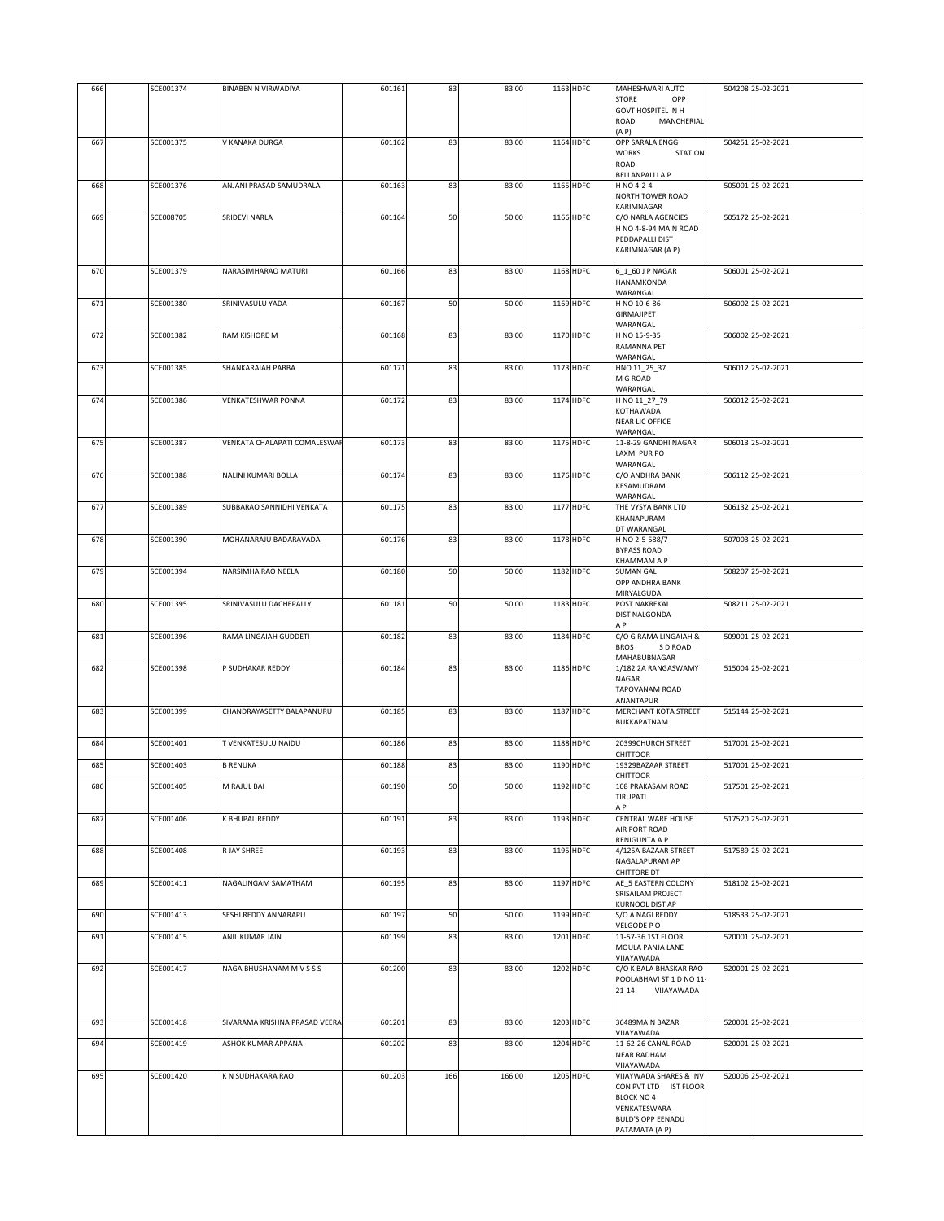| 666 | | SCE001374 | BINABEN N VIRWADIYA | 601161 | 83 | 83.00 | 1163 | HDFC | MAHESHWARI AUTO STORE OPP GOVT HOSPITEL N H ROAD MANCHERIAL (A P) | 504208 | 25-02-2021 |
|---|---|---|---|---|---|---|---|---|---|---|---|
| 667 | | SCE001375 | V KANAKA DURGA | 601162 | 83 | 83.00 | 1164 | HDFC | OPP SARALA ENGG WORKS STATION ROAD BELLANPALLI A P | 504251 | 25-02-2021 |
| 668 | | SCE001376 | ANJANI PRASAD SAMUDRALA | 601163 | 83 | 83.00 | 1165 | HDFC | H NO 4-2-4 NORTH TOWER ROAD KARIMNAGAR | 505001 | 25-02-2021 |
| 669 | | SCE008705 | SRIDEVI NARLA | 601164 | 50 | 50.00 | 1166 | HDFC | C/O NARLA AGENCIES H NO 4-8-94 MAIN ROAD PEDDAPALLI DIST KARIMNAGAR (A P) | 505172 | 25-02-2021 |
| 670 | | SCE001379 | NARASIMHARAO MATURI | 601166 | 83 | 83.00 | 1168 | HDFC | 6_1_60 J P NAGAR HANAMKONDA WARANGAL | 506001 | 25-02-2021 |
| 671 | | SCE001380 | SRINIVASULU YADA | 601167 | 50 | 50.00 | 1169 | HDFC | H NO 10-6-86 GIRMAJIPET WARANGAL | 506002 | 25-02-2021 |
| 672 | | SCE001382 | RAM KISHORE M | 601168 | 83 | 83.00 | 1170 | HDFC | H NO 15-9-35 RAMANNA PET WARANGAL | 506002 | 25-02-2021 |
| 673 | | SCE001385 | SHANKARAIAH PABBA | 601171 | 83 | 83.00 | 1173 | HDFC | HNO 11_25_37 M G ROAD WARANGAL | 506012 | 25-02-2021 |
| 674 | | SCE001386 | VENKATESHWAR PONNA | 601172 | 83 | 83.00 | 1174 | HDFC | H NO 11_27_79 KOTHAWADA NEAR LIC OFFICE WARANGAL | 506012 | 25-02-2021 |
| 675 | | SCE001387 | VENKATA CHALAPATI COMALESWAR | 601173 | 83 | 83.00 | 1175 | HDFC | 11-8-29 GANDHI NAGAR LAXMI PUR PO WARANGAL | 506013 | 25-02-2021 |
| 676 | | SCE001388 | NALINI KUMARI BOLLA | 601174 | 83 | 83.00 | 1176 | HDFC | C/O ANDHRA BANK KESAMUDRAM WARANGAL | 506112 | 25-02-2021 |
| 677 | | SCE001389 | SUBBARAO SANNIDHI VENKATA | 601175 | 83 | 83.00 | 1177 | HDFC | THE VYSYA BANK LTD KHANAPURAM DT WARANGAL | 506132 | 25-02-2021 |
| 678 | | SCE001390 | MOHANARAJU BADARAVADA | 601176 | 83 | 83.00 | 1178 | HDFC | H NO 2-5-588/7 BYPASS ROAD KHAMMAM A P | 507003 | 25-02-2021 |
| 679 | | SCE001394 | NARSIMHA RAO NEELA | 601180 | 50 | 50.00 | 1182 | HDFC | SUMAN GAL OPP ANDHRA BANK MIRYALGUDA | 508207 | 25-02-2021 |
| 680 | | SCE001395 | SRINIVASULU DACHEPALLY | 601181 | 50 | 50.00 | 1183 | HDFC | POST NAKREKAL DIST NALGONDA A P | 508211 | 25-02-2021 |
| 681 | | SCE001396 | RAMA LINGAIAH GUDDETI | 601182 | 83 | 83.00 | 1184 | HDFC | C/O G RAMA LINGAIAH & BROS S D ROAD MAHABUBNAGAR | 509001 | 25-02-2021 |
| 682 | | SCE001398 | P SUDHAKAR REDDY | 601184 | 83 | 83.00 | 1186 | HDFC | 1/182 2A RANGASWAMY NAGAR TAPOVANAM ROAD ANANTAPUR | 515004 | 25-02-2021 |
| 683 | | SCE001399 | CHANDRAYASETTY BALAPANURU | 601185 | 83 | 83.00 | 1187 | HDFC | MERCHANT KOTA STREET BUKKAPATNAM | 515144 | 25-02-2021 |
| 684 | | SCE001401 | T VENKATESULU NAIDU | 601186 | 83 | 83.00 | 1188 | HDFC | 20399CHURCH STREET CHITTOOR | 517001 | 25-02-2021 |
| 685 | | SCE001403 | B RENUKA | 601188 | 83 | 83.00 | 1190 | HDFC | 19329BAZAAR STREET CHITTOOR | 517001 | 25-02-2021 |
| 686 | | SCE001405 | M RAJUL BAI | 601190 | 50 | 50.00 | 1192 | HDFC | 108 PRAKASAM ROAD TIRUPATI A P | 517501 | 25-02-2021 |
| 687 | | SCE001406 | K BHUPAL REDDY | 601191 | 83 | 83.00 | 1193 | HDFC | CENTRAL WARE HOUSE AIR PORT ROAD RENIGUNTA A P | 517520 | 25-02-2021 |
| 688 | | SCE001408 | R JAY SHREE | 601193 | 83 | 83.00 | 1195 | HDFC | 4/125A BAZAAR STREET NAGALAPURAM AP CHITTORE DT | 517589 | 25-02-2021 |
| 689 | | SCE001411 | NAGALINGAM SAMATHAM | 601195 | 83 | 83.00 | 1197 | HDFC | AE_5 EASTERN COLONY SRISAILAM PROJECT KURNOOL DIST AP | 518102 | 25-02-2021 |
| 690 | | SCE001413 | SESHI REDDY ANNARAPU | 601197 | 50 | 50.00 | 1199 | HDFC | S/O A NAGI REDDY VELGODE P O | 518533 | 25-02-2021 |
| 691 | | SCE001415 | ANIL KUMAR JAIN | 601199 | 83 | 83.00 | 1201 | HDFC | 11-57-36 1ST FLOOR MOULA PANJA LANE VIJAYAWADA | 520001 | 25-02-2021 |
| 692 | | SCE001417 | NAGA BHUSHANAM M V S S S | 601200 | 83 | 83.00 | 1202 | HDFC | C/O K BALA BHASKAR RAO POOLABHAVI ST 1 D NO 11-21-14 VIJAYAWADA | 520001 | 25-02-2021 |
| 693 | | SCE001418 | SIVARAMA KRISHNA PRASAD VEERA | 601201 | 83 | 83.00 | 1203 | HDFC | 36489MAIN BAZAR VIJAYAWADA | 520001 | 25-02-2021 |
| 694 | | SCE001419 | ASHOK KUMAR APPANA | 601202 | 83 | 83.00 | 1204 | HDFC | 11-62-26 CANAL ROAD NEAR RADHAM VIJAYAWADA | 520001 | 25-02-2021 |
| 695 | | SCE001420 | K N SUDHAKARA RAO | 601203 | 166 | 166.00 | 1205 | HDFC | VIJAYWADA SHARES & INV CON PVT LTD IST FLOOR BLOCK NO 4 VENKATESWARA BULD'S OPP EENADU PATAMATA (A P) | 520006 | 25-02-2021 |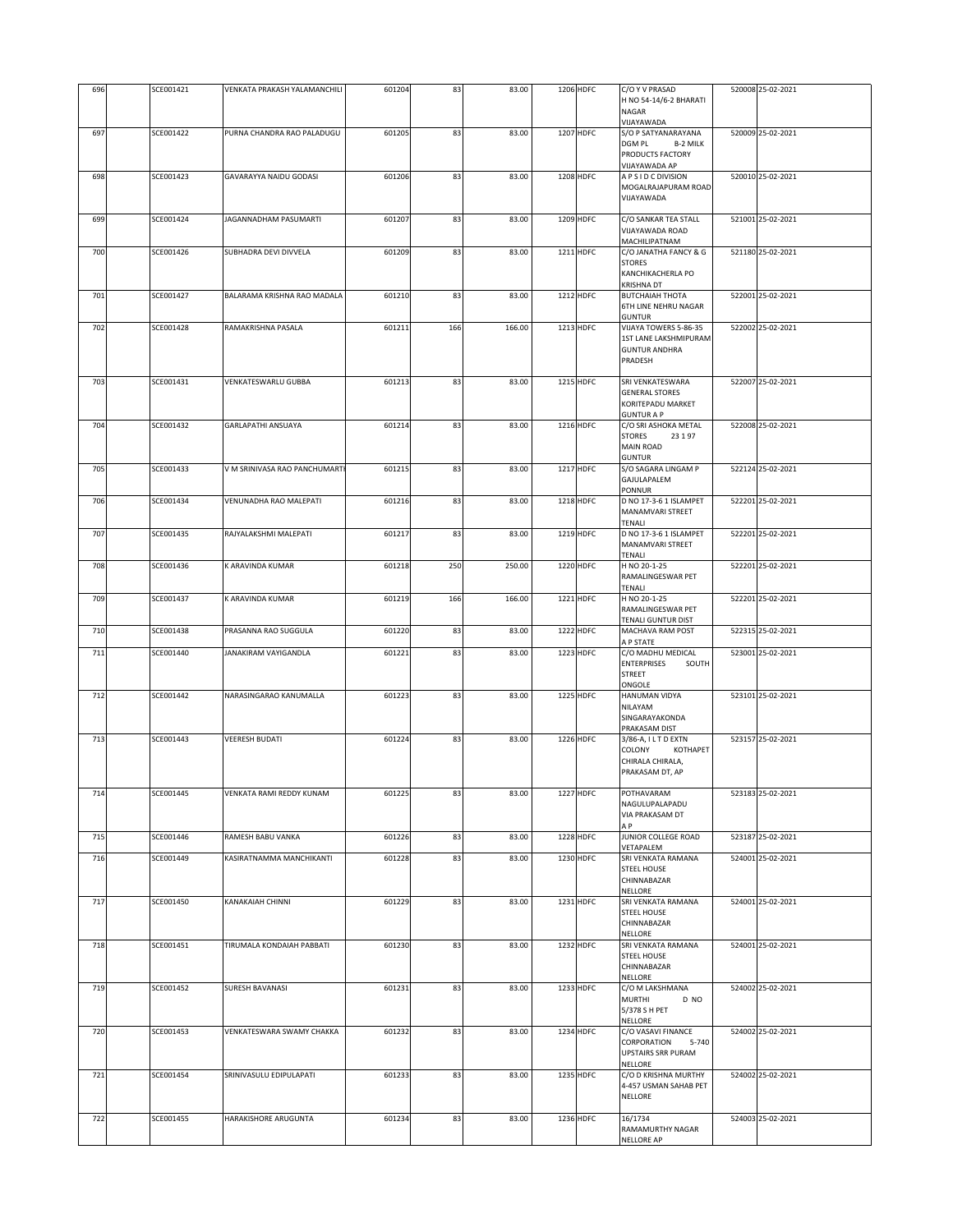| 696 | | SCE001421 | VENKATA PRAKASH YALAMANCHILI | 601204 | 83 | 83.00 | 1206 | HDFC | C/O Y V PRASAD H NO 54-14/6-2 BHARATI NAGAR VIJAYAWADA | 520008 | 25-02-2021 |
|---|---|---|---|---|---|---|---|---|---|---|---|
| 697 | | SCE001422 | PURNA CHANDRA RAO PALADUGU | 601205 | 83 | 83.00 | 1207 | HDFC | S/O P SATYANARAYANA DGM PL B-2 MILK PRODUCTS FACTORY VIJAYAWADA AP | 520009 | 25-02-2021 |
| 698 | | SCE001423 | GAVARAYYA NAIDU GODASI | 601206 | 83 | 83.00 | 1208 | HDFC | A P S I D C DIVISION MOGALRAJAPURAM ROAD VIJAYAWADA | 520010 | 25-02-2021 |
| 699 | | SCE001424 | JAGANNADHAM PASUMARTI | 601207 | 83 | 83.00 | 1209 | HDFC | C/O SANKAR TEA STALL VIJAYAWADA ROAD MACHILIPATNAM | 521001 | 25-02-2021 |
| 700 | | SCE001426 | SUBHADRA DEVI DIVVELA | 601209 | 83 | 83.00 | 1211 | HDFC | C/O JANATHA FANCY & G STORES KANCHIKACHERLA PO KRISHNA DT | 521180 | 25-02-2021 |
| 701 | | SCE001427 | BALARAMA KRISHNA RAO MADALA | 601210 | 83 | 83.00 | 1212 | HDFC | BUTCHAIAH THOTA 6TH LINE NEHRU NAGAR GUNTUR | 522001 | 25-02-2021 |
| 702 | | SCE001428 | RAMAKRISHNA PASALA | 601211 | 166 | 166.00 | 1213 | HDFC | VIJAYA TOWERS 5-86-35 1ST LANE LAKSHMIPURAM GUNTUR ANDHRA PRADESH | 522002 | 25-02-2021 |
| 703 | | SCE001431 | VENKATESWARLU GUBBA | 601213 | 83 | 83.00 | 1215 | HDFC | SRI VENKATESWARA GENERAL STORES KORITEPADU MARKET GUNTUR A P | 522007 | 25-02-2021 |
| 704 | | SCE001432 | GARLAPATHI ANSUAYA | 601214 | 83 | 83.00 | 1216 | HDFC | C/O SRI ASHOKA METAL STORES 23 1 97 MAIN ROAD GUNTUR | 522008 | 25-02-2021 |
| 705 | | SCE001433 | V M SRINIVASA RAO PANCHUMARTI | 601215 | 83 | 83.00 | 1217 | HDFC | S/O SAGARA LINGAM P GAJULAPALEM PONNUR | 522124 | 25-02-2021 |
| 706 | | SCE001434 | VENUNADHA RAO MALEPATI | 601216 | 83 | 83.00 | 1218 | HDFC | D NO 17-3-6 1 ISLAMPET MANAMVARI STREET TENALI | 522201 | 25-02-2021 |
| 707 | | SCE001435 | RAJYALAKSHMI MALEPATI | 601217 | 83 | 83.00 | 1219 | HDFC | D NO 17-3-6 1 ISLAMPET MANAMVARI STREET TENALI | 522201 | 25-02-2021 |
| 708 | | SCE001436 | K ARAVINDA KUMAR | 601218 | 250 | 250.00 | 1220 | HDFC | H NO 20-1-25 RAMALINGESWAR PET TENALI | 522201 | 25-02-2021 |
| 709 | | SCE001437 | K ARAVINDA KUMAR | 601219 | 166 | 166.00 | 1221 | HDFC | H NO 20-1-25 RAMALINGESWAR PET TENALI GUNTUR DIST | 522201 | 25-02-2021 |
| 710 | | SCE001438 | PRASANNA RAO SUGGULA | 601220 | 83 | 83.00 | 1222 | HDFC | MACHAVA RAM POST A P STATE | 522315 | 25-02-2021 |
| 711 | | SCE001440 | JANAKIRAM VAYIGANDLA | 601221 | 83 | 83.00 | 1223 | HDFC | C/O MADHU MEDICAL ENTERPRISES SOUTH STREET ONGOLE | 523001 | 25-02-2021 |
| 712 | | SCE001442 | NARASINGARAO KANUMALLA | 601223 | 83 | 83.00 | 1225 | HDFC | HANUMAN VIDYA NILAYAM SINGARAYAKONDA PRAKASAM DIST | 523101 | 25-02-2021 |
| 713 | | SCE001443 | VEERESH BUDATI | 601224 | 83 | 83.00 | 1226 | HDFC | 3/86-A, I L T D EXTN COLONY KOTHAPET CHIRALA CHIRALA, PRAKASAM DT, AP | 523157 | 25-02-2021 |
| 714 | | SCE001445 | VENKATA RAMI REDDY KUNAM | 601225 | 83 | 83.00 | 1227 | HDFC | POTHAVARAM NAGULUPALAPADU VIA PRAKASAM DT A P | 523183 | 25-02-2021 |
| 715 | | SCE001446 | RAMESH BABU VANKA | 601226 | 83 | 83.00 | 1228 | HDFC | JUNIOR COLLEGE ROAD VETAPALEM | 523187 | 25-02-2021 |
| 716 | | SCE001449 | KASIRATNAMMA MANCHIKANTI | 601228 | 83 | 83.00 | 1230 | HDFC | SRI VENKATA RAMANA STEEL HOUSE CHINNABAZAR NELLORE | 524001 | 25-02-2021 |
| 717 | | SCE001450 | KANAKAIAH CHINNI | 601229 | 83 | 83.00 | 1231 | HDFC | SRI VENKATA RAMANA STEEL HOUSE CHINNABAZAR NELLORE | 524001 | 25-02-2021 |
| 718 | | SCE001451 | TIRUMALA KONDAIAH PABBATI | 601230 | 83 | 83.00 | 1232 | HDFC | SRI VENKATA RAMANA STEEL HOUSE CHINNABAZAR NELLORE | 524001 | 25-02-2021 |
| 719 | | SCE001452 | SURESH BAVANASI | 601231 | 83 | 83.00 | 1233 | HDFC | C/O M LAKSHMANA MURTHI D NO 5/378 S H PET NELLORE | 524002 | 25-02-2021 |
| 720 | | SCE001453 | VENKATESWARA SWAMY CHAKKA | 601232 | 83 | 83.00 | 1234 | HDFC | C/O VASAVI FINANCE CORPORATION 5-740 UPSTAIRS SRR PURAM NELLORE | 524002 | 25-02-2021 |
| 721 | | SCE001454 | SRINIVASULU EDIPULAPATI | 601233 | 83 | 83.00 | 1235 | HDFC | C/O D KRISHNA MURTHY 4-457 USMAN SAHAB PET NELLORE | 524002 | 25-02-2021 |
| 722 | | SCE001455 | HARAKISHORE ARUGUNTA | 601234 | 83 | 83.00 | 1236 | HDFC | 16/1734 RAMAMURTHY NAGAR NELLORE AP | 524003 | 25-02-2021 |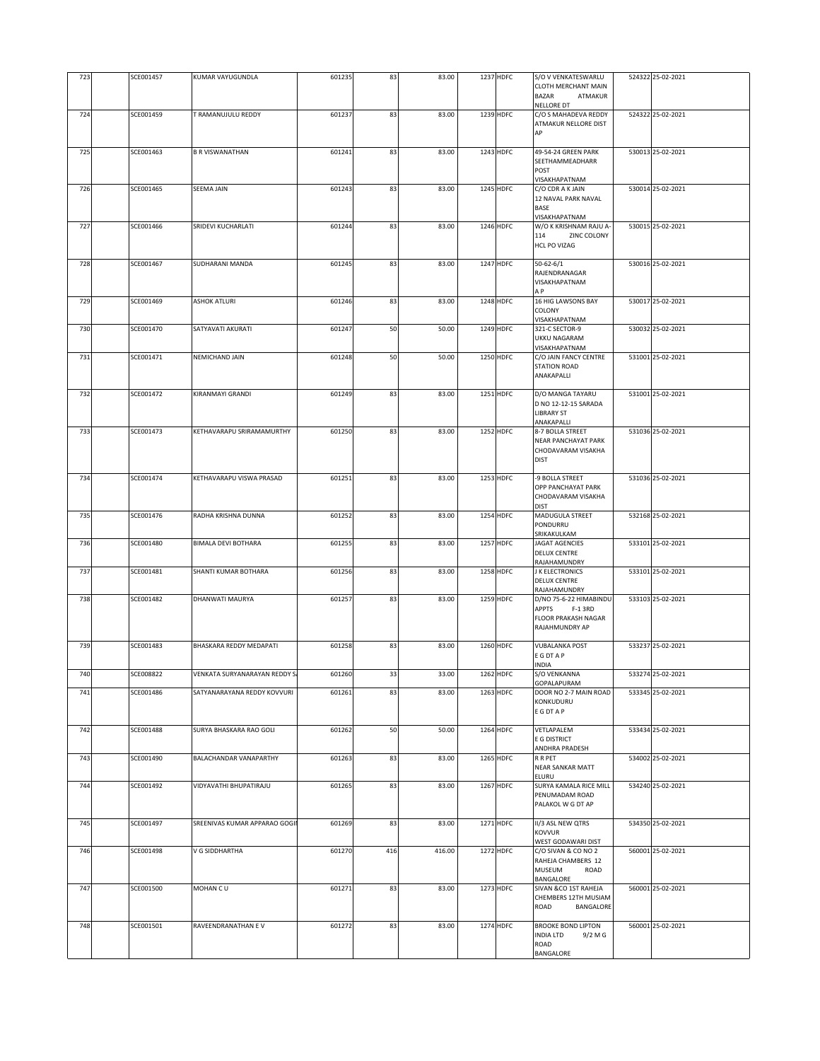| 723 | | SCE001457 | KUMAR VAYUGUNDLA | 601235 | 83 | 83.00 | 1237 | HDFC | S/O V VENKATESWARLU CLOTH MERCHANT MAIN BAZAR ATMAKUR NELLORE DT | 524322 | 25-02-2021 |
|---|---|---|---|---|---|---|---|---|---|---|---|
| 724 | | SCE001459 | T RAMANUJULU REDDY | 601237 | 83 | 83.00 | 1239 | HDFC | C/O S MAHADEVA REDDY ATMAKUR NELLORE DIST AP | 524322 | 25-02-2021 |
| 725 | | SCE001463 | B R VISWANATHAN | 601241 | 83 | 83.00 | 1243 | HDFC | 49-54-24 GREEN PARK SEETHAMMEADHARR POST VISAKHAPATNAM | 530013 | 25-02-2021 |
| 726 | | SCE001465 | SEEMA JAIN | 601243 | 83 | 83.00 | 1245 | HDFC | C/O CDR A K JAIN 12 NAVAL PARK NAVAL BASE VISAKHAPATNAM | 530014 | 25-02-2021 |
| 727 | | SCE001466 | SRIDEVI KUCHARLATI | 601244 | 83 | 83.00 | 1246 | HDFC | W/O K KRISHNAM RAJU A-114 ZINC COLONY HCL PO VIZAG | 530015 | 25-02-2021 |
| 728 | | SCE001467 | SUDHARANI MANDA | 601245 | 83 | 83.00 | 1247 | HDFC | 50-62-6/1 RAJENDRANAGAR VISAKHAPATNAM A P | 530016 | 25-02-2021 |
| 729 | | SCE001469 | ASHOK ATLURI | 601246 | 83 | 83.00 | 1248 | HDFC | 16 HIG LAWSONS BAY COLONY VISAKHAPATNAM | 530017 | 25-02-2021 |
| 730 | | SCE001470 | SATYAVATI AKURATI | 601247 | 50 | 50.00 | 1249 | HDFC | 321-C SECTOR-9 UKKU NAGARAM VISAKHAPATNAM | 530032 | 25-02-2021 |
| 731 | | SCE001471 | NEMICHAND JAIN | 601248 | 50 | 50.00 | 1250 | HDFC | C/O JAIN FANCY CENTRE STATION ROAD ANAKAPALLI | 531001 | 25-02-2021 |
| 732 | | SCE001472 | KIRANMAYI GRANDI | 601249 | 83 | 83.00 | 1251 | HDFC | D/O MANGA TAYARU D NO 12-12-15 SARADA LIBRARY ST ANAKAPALLI | 531001 | 25-02-2021 |
| 733 | | SCE001473 | KETHAVARAPU SRIRAMAMURTHY | 601250 | 83 | 83.00 | 1252 | HDFC | 8-7 BOLLA STREET NEAR PANCHAYAT PARK CHODAVARAM VISAKHA DIST | 531036 | 25-02-2021 |
| 734 | | SCE001474 | KETHAVARAPU VISWA PRASAD | 601251 | 83 | 83.00 | 1253 | HDFC | -9 BOLLA STREET OPP PANCHAYAT PARK CHODAVARAM VISAKHA DIST | 531036 | 25-02-2021 |
| 735 | | SCE001476 | RADHA KRISHNA DUNNA | 601252 | 83 | 83.00 | 1254 | HDFC | MADUGULA STREET PONDURRU SRIKAKULKAM | 532168 | 25-02-2021 |
| 736 | | SCE001480 | BIMALA DEVI BOTHARA | 601255 | 83 | 83.00 | 1257 | HDFC | JAGAT AGENCIES DELUX CENTRE RAJAHAMUNDRY | 533101 | 25-02-2021 |
| 737 | | SCE001481 | SHANTI KUMAR BOTHARA | 601256 | 83 | 83.00 | 1258 | HDFC | J K ELECTRONICS DELUX CENTRE RAJAHAMUNDRY | 533101 | 25-02-2021 |
| 738 | | SCE001482 | DHANWATI MAURYA | 601257 | 83 | 83.00 | 1259 | HDFC | D/NO 75-6-22 HIMABINDU APPTS F-1 3RD FLOOR PRAKASH NAGAR RAJAHMUNDRY AP | 533103 | 25-02-2021 |
| 739 | | SCE001483 | BHASKARA REDDY MEDAPATI | 601258 | 83 | 83.00 | 1260 | HDFC | VUBALANKA POST E G DT A P INDIA | 533237 | 25-02-2021 |
| 740 | | SCE008822 | VENKATA SURYANARAYAN REDDY S | 601260 | 33 | 33.00 | 1262 | HDFC | S/O VENKANNA GOPALAPURAM | 533274 | 25-02-2021 |
| 741 | | SCE001486 | SATYANARAYANA REDDY KOVVURI | 601261 | 83 | 83.00 | 1263 | HDFC | DOOR NO 2-7 MAIN ROAD KONKUDURU E G DT A P | 533345 | 25-02-2021 |
| 742 | | SCE001488 | SURYA BHASKARA RAO GOLI | 601262 | 50 | 50.00 | 1264 | HDFC | VETLAPALEM E G DISTRICT ANDHRA PRADESH | 533434 | 25-02-2021 |
| 743 | | SCE001490 | BALACHANDAR VANAPARTHY | 601263 | 83 | 83.00 | 1265 | HDFC | R R PET NEAR SANKAR MATT ELURU | 534002 | 25-02-2021 |
| 744 | | SCE001492 | VIDYAVATHI BHUPATIRAJU | 601265 | 83 | 83.00 | 1267 | HDFC | SURYA KAMALA RICE MILL PENUMADAM ROAD PALAKOL W G DT AP | 534240 | 25-02-2021 |
| 745 | | SCE001497 | SREENIVAS KUMAR APPARAO GOGI | 601269 | 83 | 83.00 | 1271 | HDFC | II/3 ASL NEW QTRS KOVVUR WEST GODAWARI DIST | 534350 | 25-02-2021 |
| 746 | | SCE001498 | V G SIDDHARTHA | 601270 | 416 | 416.00 | 1272 | HDFC | C/O SIVAN & CO NO 2 RAHEJA CHAMBERS 12 MUSEUM ROAD BANGALORE | 560001 | 25-02-2021 |
| 747 | | SCE001500 | MOHAN C U | 601271 | 83 | 83.00 | 1273 | HDFC | SIVAN &CO 1ST RAHEJA CHEMBERS 12TH MUSIAM ROAD BANGALORE | 560001 | 25-02-2021 |
| 748 | | SCE001501 | RAVEENDRANATHAN E V | 601272 | 83 | 83.00 | 1274 | HDFC | BROOKE BOND LIPTON INDIA LTD 9/2 M G ROAD BANGALORE | 560001 | 25-02-2021 |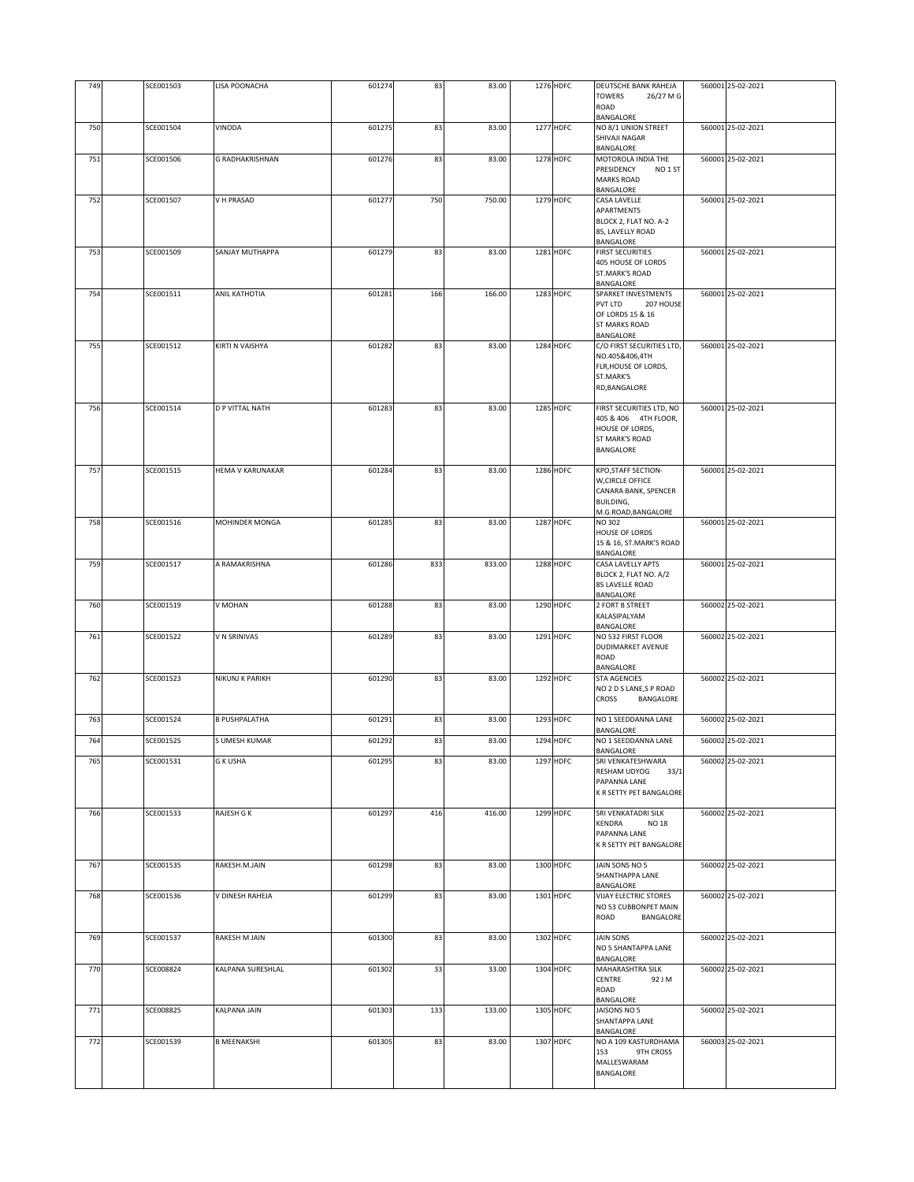| 749 | | SCE001503 | LISA POONACHA | 601274 | 83 | 83.00 | 1276 | HDFC | DEUTSCHE BANK RAHEJA TOWERS 26/27 M G ROAD BANGALORE | 560001 | 25-02-2021 |
|---|---|---|---|---|---|---|---|---|---|---|---|
| 750 | | SCE001504 | VINODA | 601275 | 83 | 83.00 | 1277 | HDFC | NO 8/1 UNION STREET SHIVAJI NAGAR BANGALORE | 560001 | 25-02-2021 |
| 751 | | SCE001506 | G RADHAKRISHNAN | 601276 | 83 | 83.00 | 1278 | HDFC | MOTOROLA INDIA THE PRESIDENCY NO 1 ST MARKS ROAD BANGALORE | 560001 | 25-02-2021 |
| 752 | | SCE001507 | V H PRASAD | 601277 | 750 | 750.00 | 1279 | HDFC | CASA LAVELLE APARTMENTS BLOCK 2, FLAT NO. A-2 85, LAVELLY ROAD BANGALORE | 560001 | 25-02-2021 |
| 753 | | SCE001509 | SANJAY MUTHAPPA | 601279 | 83 | 83.00 | 1281 | HDFC | FIRST SECURITIES 405 HOUSE OF LORDS ST.MARK'S ROAD BANGALORE | 560001 | 25-02-2021 |
| 754 | | SCE001511 | ANIL KATHOTIA | 601281 | 166 | 166.00 | 1283 | HDFC | SPARKET INVESTMENTS PVT LTD 207 HOUSE OF LORDS 15 & 16 ST MARKS ROAD BANGALORE | 560001 | 25-02-2021 |
| 755 | | SCE001512 | KIRTI N VAISHYA | 601282 | 83 | 83.00 | 1284 | HDFC | C/O FIRST SECURITIES LTD, NO.405&406,4TH FLR,HOUSE OF LORDS, ST.MARK'S RD,BANGALORE | 560001 | 25-02-2021 |
| 756 | | SCE001514 | D P VITTAL NATH | 601283 | 83 | 83.00 | 1285 | HDFC | FIRST SECURITIES LTD, NO 405 & 406 4TH FLOOR, HOUSE OF LORDS, ST MARK'S ROAD BANGALORE | 560001 | 25-02-2021 |
| 757 | | SCE001515 | HEMA V KARUNAKAR | 601284 | 83 | 83.00 | 1286 | HDFC | KPO,STAFF SECTION-W,CIRCLE OFFICE CANARA BANK, SPENCER BUILDING, M.G.ROAD,BANGALORE | 560001 | 25-02-2021 |
| 758 | | SCE001516 | MOHINDER MONGA | 601285 | 83 | 83.00 | 1287 | HDFC | NO 302 HOUSE OF LORDS 15 & 16, ST.MARK'S ROAD BANGALORE | 560001 | 25-02-2021 |
| 759 | | SCE001517 | A RAMAKRISHNA | 601286 | 833 | 833.00 | 1288 | HDFC | CASA LAVELLY APTS BLOCK 2, FLAT NO. A/2 85 LAVELLE ROAD BANGALORE | 560001 | 25-02-2021 |
| 760 | | SCE001519 | V MOHAN | 601288 | 83 | 83.00 | 1290 | HDFC | 2 FORT B STREET KALASIPALYAM BANGALORE | 560002 | 25-02-2021 |
| 761 | | SCE001522 | V N SRINIVAS | 601289 | 83 | 83.00 | 1291 | HDFC | NO 532 FIRST FLOOR DUDIMARKET AVENUE ROAD BANGALORE | 560002 | 25-02-2021 |
| 762 | | SCE001523 | NIKUNJ K PARIKH | 601290 | 83 | 83.00 | 1292 | HDFC | STA AGENCIES NO 2 D S LANE,S P ROAD CROSS BANGALORE | 560002 | 25-02-2021 |
| 763 | | SCE001524 | B PUSHPALATHA | 601291 | 83 | 83.00 | 1293 | HDFC | NO 1 SEEDDANNA LANE BANGALORE | 560002 | 25-02-2021 |
| 764 | | SCE001525 | S UMESH KUMAR | 601292 | 83 | 83.00 | 1294 | HDFC | NO 1 SEEDDANNA LANE BANGALORE | 560002 | 25-02-2021 |
| 765 | | SCE001531 | G K USHA | 601295 | 83 | 83.00 | 1297 | HDFC | SRI VENKATESHWARA RESHAM UDYOG 33/1 PAPANNA LANE K R SETTY PET BANGALORE | 560002 | 25-02-2021 |
| 766 | | SCE001533 | RAJESH G K | 601297 | 416 | 416.00 | 1299 | HDFC | SRI VENKATADRI SILK KENDRA NO 18 PAPANNA LANE K R SETTY PET BANGALORE | 560002 | 25-02-2021 |
| 767 | | SCE001535 | RAKESH.M.JAIN | 601298 | 83 | 83.00 | 1300 | HDFC | JAIN SONS NO 5 SHANTHAPPA LANE BANGALORE | 560002 | 25-02-2021 |
| 768 | | SCE001536 | V DINESH RAHEJA | 601299 | 83 | 83.00 | 1301 | HDFC | VIJAY ELECTRIC STORES NO 53 CUBBONPET MAIN ROAD BANGALORE | 560002 | 25-02-2021 |
| 769 | | SCE001537 | RAKESH M JAIN | 601300 | 83 | 83.00 | 1302 | HDFC | JAIN SONS NO 5 SHANTAPPA LANE BANGALORE | 560002 | 25-02-2021 |
| 770 | | SCE008824 | KALPANA SURESHLAL | 601302 | 33 | 33.00 | 1304 | HDFC | MAHARASHTRA SILK CENTRE 92 J M ROAD BANGALORE | 560002 | 25-02-2021 |
| 771 | | SCE008825 | KALPANA JAIN | 601303 | 133 | 133.00 | 1305 | HDFC | JAISONS NO 5 SHANTAPPA LANE BANGALORE | 560002 | 25-02-2021 |
| 772 | | SCE001539 | B MEENAKSHI | 601305 | 83 | 83.00 | 1307 | HDFC | NO A 109 KASTURDHAMA 153 9TH CROSS MALLESWARAM BANGALORE | 560003 | 25-02-2021 |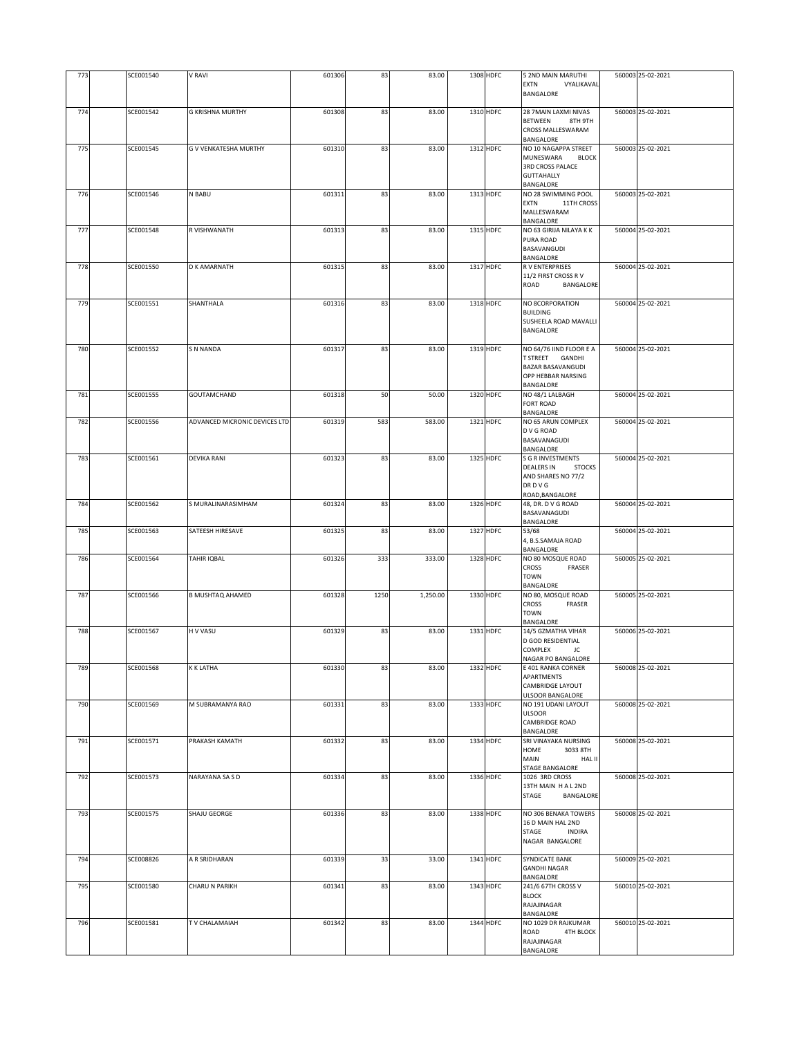| 773 | | SCE001540 | V RAVI | 601306 | 83 | 83.00 | 1308 | HDFC | 5 2ND MAIN MARUTHI EXTN VYALIKAVAL BANGALORE | 560003 | 25-02-2021 |
|---|---|---|---|---|---|---|---|---|---|---|---|
| 774 | | SCE001542 | G KRISHNA MURTHY | 601308 | 83 | 83.00 | 1310 | HDFC | 28 7MAIN LAXMI NIVAS BETWEEN 8TH 9TH CROSS MALLESWARAM BANGALORE | 560003 | 25-02-2021 |
| 775 | | SCE001545 | G V VENKATESHA MURTHY | 601310 | 83 | 83.00 | 1312 | HDFC | NO 10 NAGAPPA STREET MUNESWARA BLOCK 3RD CROSS PALACE GUTTAHALLY BANGALORE | 560003 | 25-02-2021 |
| 776 | | SCE001546 | N BABU | 601311 | 83 | 83.00 | 1313 | HDFC | NO 28 SWIMMING POOL EXTN 11TH CROSS MALLESWARAM BANGALORE | 560003 | 25-02-2021 |
| 777 | | SCE001548 | R VISHWANATH | 601313 | 83 | 83.00 | 1315 | HDFC | NO 63 GIRIJA NILAYA K K PURA ROAD BASAVANGUDI BANGALORE | 560004 | 25-02-2021 |
| 778 | | SCE001550 | D K AMARNATH | 601315 | 83 | 83.00 | 1317 | HDFC | R V ENTERPRISES 11/2 FIRST CROSS R V ROAD BANGALORE | 560004 | 25-02-2021 |
| 779 | | SCE001551 | SHANTHALA | 601316 | 83 | 83.00 | 1318 | HDFC | NO 8CORPORATION BUILDING SUSHEELA ROAD MAVALLI BANGALORE | 560004 | 25-02-2021 |
| 780 | | SCE001552 | S N NANDA | 601317 | 83 | 83.00 | 1319 | HDFC | NO 64/76 IIND FLOOR E A T STREET GANDHI BAZAR BASAVANGUDI OPP HEBBAR NARSING BANGALORE | 560004 | 25-02-2021 |
| 781 | | SCE001555 | GOUTAMCHAND | 601318 | 50 | 50.00 | 1320 | HDFC | NO 48/1 LALBAGH FORT ROAD BANGALORE | 560004 | 25-02-2021 |
| 782 | | SCE001556 | ADVANCED MICRONIC DEVICES LTD | 601319 | 583 | 583.00 | 1321 | HDFC | NO 65 ARUN COMPLEX D V G ROAD BASAVANAGUDI BANGALORE | 560004 | 25-02-2021 |
| 783 | | SCE001561 | DEVIKA RANI | 601323 | 83 | 83.00 | 1325 | HDFC | S G R INVESTMENTS DEALERS IN STOCKS AND SHARES NO 77/2 DR D V G ROAD,BANGALORE | 560004 | 25-02-2021 |
| 784 | | SCE001562 | S MURALINARASIMHAM | 601324 | 83 | 83.00 | 1326 | HDFC | 48, DR. D V G ROAD BASAVANAGUDI BANGALORE | 560004 | 25-02-2021 |
| 785 | | SCE001563 | SATEESH HIRESAVE | 601325 | 83 | 83.00 | 1327 | HDFC | 53/68 4, B.S.SAMAJA ROAD BANGALORE | 560004 | 25-02-2021 |
| 786 | | SCE001564 | TAHIR IQBAL | 601326 | 333 | 333.00 | 1328 | HDFC | NO 80 MOSQUE ROAD CROSS FRASER TOWN BANGALORE | 560005 | 25-02-2021 |
| 787 | | SCE001566 | B MUSHTAQ AHAMED | 601328 | 1250 | 1,250.00 | 1330 | HDFC | NO 80, MOSQUE ROAD CROSS FRASER TOWN BANGALORE | 560005 | 25-02-2021 |
| 788 | | SCE001567 | H V VASU | 601329 | 83 | 83.00 | 1331 | HDFC | 14/5 GZMATHA VIHAR D GOD RESIDENTIAL COMPLEX JC NAGAR PO BANGALORE | 560006 | 25-02-2021 |
| 789 | | SCE001568 | K K LATHA | 601330 | 83 | 83.00 | 1332 | HDFC | E 401 RANKA CORNER APARTMENTS CAMBRIDGE LAYOUT ULSOOR BANGALORE | 560008 | 25-02-2021 |
| 790 | | SCE001569 | M SUBRAMANYA RAO | 601331 | 83 | 83.00 | 1333 | HDFC | NO 191 UDANI LAYOUT ULSOOR CAMBRIDGE ROAD BANGALORE | 560008 | 25-02-2021 |
| 791 | | SCE001571 | PRAKASH KAMATH | 601332 | 83 | 83.00 | 1334 | HDFC | SRI VINAYAKA NURSING HOME 3033 8TH MAIN HAL II STAGE BANGALORE | 560008 | 25-02-2021 |
| 792 | | SCE001573 | NARAYANA SA S D | 601334 | 83 | 83.00 | 1336 | HDFC | 1026 3RD CROSS 13TH MAIN H A L 2ND STAGE BANGALORE | 560008 | 25-02-2021 |
| 793 | | SCE001575 | SHAJU GEORGE | 601336 | 83 | 83.00 | 1338 | HDFC | NO 306 BENAKA TOWERS 16 D MAIN HAL 2ND STAGE INDIRA NAGAR BANGALORE | 560008 | 25-02-2021 |
| 794 | | SCE008826 | A R SRIDHARAN | 601339 | 33 | 33.00 | 1341 | HDFC | SYNDICATE BANK GANDHI NAGAR BANGALORE | 560009 | 25-02-2021 |
| 795 | | SCE001580 | CHARU N PARIKH | 601341 | 83 | 83.00 | 1343 | HDFC | 241/6 67TH CROSS V BLOCK RAJAJINAGAR BANGALORE | 560010 | 25-02-2021 |
| 796 | | SCE001581 | T V CHALAMAIAH | 601342 | 83 | 83.00 | 1344 | HDFC | NO 1029 DR RAJKUMAR ROAD 4TH BLOCK RAJAJINAGAR BANGALORE | 560010 | 25-02-2021 |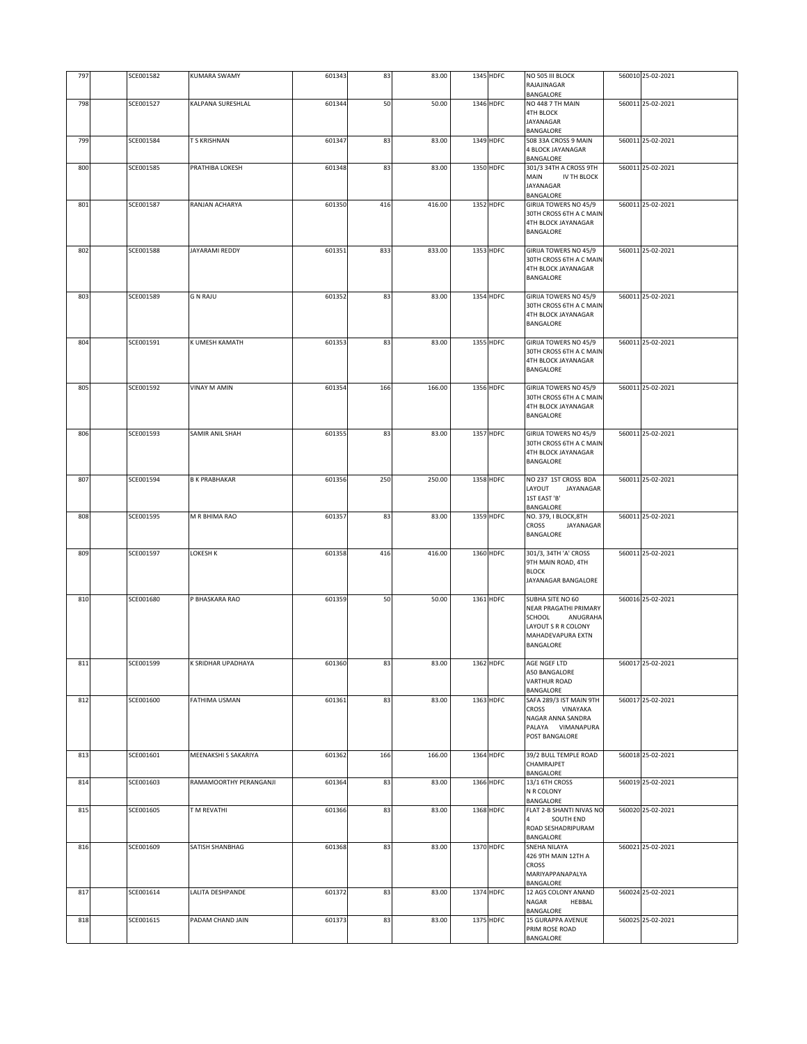| 797 | | SCE001582 | KUMARA SWAMY | 601343 | 83 | 83.00 | 1345 | HDFC | NO 505 III BLOCK RAJAJINAGAR BANGALORE | 560010 | 25-02-2021 |
|---|---|---|---|---|---|---|---|---|---|---|---|
| 798 | | SCE001527 | KALPANA SURESHLAL | 601344 | 50 | 50.00 | 1346 | HDFC | NO 448 7 TH MAIN 4TH BLOCK JAYANAGAR BANGALORE | 560011 | 25-02-2021 |
| 799 | | SCE001584 | T S KRISHNAN | 601347 | 83 | 83.00 | 1349 | HDFC | 508 33A CROSS 9 MAIN 4 BLOCK JAYANAGAR BANGALORE | 560011 | 25-02-2021 |
| 800 | | SCE001585 | PRATHIBA LOKESH | 601348 | 83 | 83.00 | 1350 | HDFC | 301/3 34TH A CROSS 9TH MAIN IV TH BLOCK JAYANAGAR BANGALORE | 560011 | 25-02-2021 |
| 801 | | SCE001587 | RANJAN ACHARYA | 601350 | 416 | 416.00 | 1352 | HDFC | GIRIJA TOWERS NO 45/9 30TH CROSS 6TH A C MAIN 4TH BLOCK JAYANAGAR BANGALORE | 560011 | 25-02-2021 |
| 802 | | SCE001588 | JAYARAMI REDDY | 601351 | 833 | 833.00 | 1353 | HDFC | GIRIJA TOWERS NO 45/9 30TH CROSS 6TH A C MAIN 4TH BLOCK JAYANAGAR BANGALORE | 560011 | 25-02-2021 |
| 803 | | SCE001589 | G N RAJU | 601352 | 83 | 83.00 | 1354 | HDFC | GIRIJA TOWERS NO 45/9 30TH CROSS 6TH A C MAIN 4TH BLOCK JAYANAGAR BANGALORE | 560011 | 25-02-2021 |
| 804 | | SCE001591 | K UMESH KAMATH | 601353 | 83 | 83.00 | 1355 | HDFC | GIRIJA TOWERS NO 45/9 30TH CROSS 6TH A C MAIN 4TH BLOCK JAYANAGAR BANGALORE | 560011 | 25-02-2021 |
| 805 | | SCE001592 | VINAY M AMIN | 601354 | 166 | 166.00 | 1356 | HDFC | GIRIJA TOWERS NO 45/9 30TH CROSS 6TH A C MAIN 4TH BLOCK JAYANAGAR BANGALORE | 560011 | 25-02-2021 |
| 806 | | SCE001593 | SAMIR ANIL SHAH | 601355 | 83 | 83.00 | 1357 | HDFC | GIRIJA TOWERS NO 45/9 30TH CROSS 6TH A C MAIN 4TH BLOCK JAYANAGAR BANGALORE | 560011 | 25-02-2021 |
| 807 | | SCE001594 | B K PRABHAKAR | 601356 | 250 | 250.00 | 1358 | HDFC | NO 237 1ST CROSS BDA LAYOUT JAYANAGAR 1ST EAST 'B' BANGALORE | 560011 | 25-02-2021 |
| 808 | | SCE001595 | M R BHIMA RAO | 601357 | 83 | 83.00 | 1359 | HDFC | NO. 379, I BLOCK,8TH CROSS JAYANAGAR BANGALORE | 560011 | 25-02-2021 |
| 809 | | SCE001597 | LOKESH K | 601358 | 416 | 416.00 | 1360 | HDFC | 301/3, 34TH 'A' CROSS 9TH MAIN ROAD, 4TH BLOCK JAYANAGAR BANGALORE | 560011 | 25-02-2021 |
| 810 | | SCE001680 | P BHASKARA RAO | 601359 | 50 | 50.00 | 1361 | HDFC | SUBHA SITE NO 60 NEAR PRAGATHI PRIMARY SCHOOL ANUGRAHA LAYOUT S R R COLONY MAHADEVAPURA EXTN BANGALORE | 560016 | 25-02-2021 |
| 811 | | SCE001599 | K SRIDHAR UPADHAYA | 601360 | 83 | 83.00 | 1362 | HDFC | AGE NGEF LTD A50 BANGALORE VARTHUR ROAD BANGALORE | 560017 | 25-02-2021 |
| 812 | | SCE001600 | FATHIMA USMAN | 601361 | 83 | 83.00 | 1363 | HDFC | SAFA 289/3 IST MAIN 9TH CROSS VINAYAKA NAGAR ANNA SANDRA PALAYA VIMANAPURA POST BANGALORE | 560017 | 25-02-2021 |
| 813 | | SCE001601 | MEENAKSHI S SAKARIYA | 601362 | 166 | 166.00 | 1364 | HDFC | 39/2 BULL TEMPLE ROAD CHAMRAJPET BANGALORE | 560018 | 25-02-2021 |
| 814 | | SCE001603 | RAMAMOORTHY PERANGANJI | 601364 | 83 | 83.00 | 1366 | HDFC | 13/1 6TH CROSS N R COLONY BANGALORE | 560019 | 25-02-2021 |
| 815 | | SCE001605 | T M REVATHI | 601366 | 83 | 83.00 | 1368 | HDFC | FLAT 2-B SHANTI NIVAS NO 4 SOUTH END ROAD SESHADRIPURAM BANGALORE | 560020 | 25-02-2021 |
| 816 | | SCE001609 | SATISH SHANBHAG | 601368 | 83 | 83.00 | 1370 | HDFC | SNEHA NILAYA 426 9TH MAIN 12TH A CROSS MARIYAPPANAPALYA BANGALORE | 560021 | 25-02-2021 |
| 817 | | SCE001614 | LALITA DESHPANDE | 601372 | 83 | 83.00 | 1374 | HDFC | 12 AGS COLONY ANAND NAGAR HEBBAL BANGALORE | 560024 | 25-02-2021 |
| 818 | | SCE001615 | PADAM CHAND JAIN | 601373 | 83 | 83.00 | 1375 | HDFC | 15 GURAPPA AVENUE PRIM ROSE ROAD BANGALORE | 560025 | 25-02-2021 |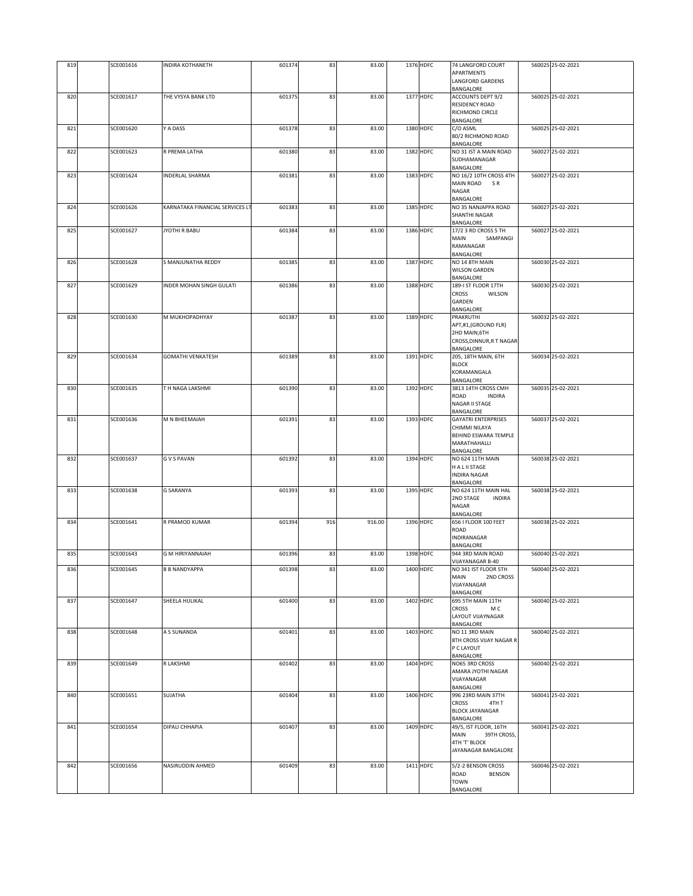| 819 | | SCE001616 | INDIRA KOTHANETH | 601374 | 83 | 83.00 | 1376 | HDFC | 74 LANGFORD COURT APARTMENTS LANGFORD GARDENS BANGALORE | 560025 | 25-02-2021 |
|---|---|---|---|---|---|---|---|---|---|---|---|
| 820 | | SCE001617 | THE VYSYA BANK LTD | 601375 | 83 | 83.00 | 1377 | HDFC | ACCOUNTS DEPT 9/2 RESIDENCY ROAD RICHMOND CIRCLE BANGALORE | 560025 | 25-02-2021 |
| 821 | | SCE001620 | Y A DASS | 601378 | 83 | 83.00 | 1380 | HDFC | C/O ASML 80/2 RICHMOND ROAD BANGALORE | 560025 | 25-02-2021 |
| 822 | | SCE001623 | R PREMA LATHA | 601380 | 83 | 83.00 | 1382 | HDFC | NO 31 IST A MAIN ROAD SUDHAMANAGAR BANGALORE | 560027 | 25-02-2021 |
| 823 | | SCE001624 | INDERLAL SHARMA | 601381 | 83 | 83.00 | 1383 | HDFC | NO 16/2 10TH CROSS 4TH MAIN ROAD S R NAGAR BANGALORE | 560027 | 25-02-2021 |
| 824 | | SCE001626 | KARNATAKA FINANCIAL SERVICES LT | 601383 | 83 | 83.00 | 1385 | HDFC | NO 35 NANJAPPA ROAD SHANTHI NAGAR BANGALORE | 560027 | 25-02-2021 |
| 825 | | SCE001627 | JYOTHI R BABU | 601384 | 83 | 83.00 | 1386 | HDFC | 17/2 3 RD CROSS 5 TH MAIN SAMPANGI RAMANAGAR BANGALORE | 560027 | 25-02-2021 |
| 826 | | SCE001628 | S MANJUNATHA REDDY | 601385 | 83 | 83.00 | 1387 | HDFC | NO 14 8TH MAIN WILSON GARDEN BANGALORE | 560030 | 25-02-2021 |
| 827 | | SCE001629 | INDER MOHAN SINGH GULATI | 601386 | 83 | 83.00 | 1388 | HDFC | 189-I ST FLOOR 17TH CROSS WILSON GARDEN BANGALORE | 560030 | 25-02-2021 |
| 828 | | SCE001630 | M MUKHOPADHYAY | 601387 | 83 | 83.00 | 1389 | HDFC | PRAKRUTHI APT,#1,(GROUND FLR) 2HD MAIN,6TH CROSS,DINNUR,R T NAGAR BANGALORE | 560032 | 25-02-2021 |
| 829 | | SCE001634 | GOMATHI VENKATESH | 601389 | 83 | 83.00 | 1391 | HDFC | 205, 18TH MAIN, 6TH BLOCK KORAMANGALA BANGALORE | 560034 | 25-02-2021 |
| 830 | | SCE001635 | T H NAGA LAKSHMI | 601390 | 83 | 83.00 | 1392 | HDFC | 3813 14TH CROSS CMH ROAD INDIRA NAGAR II STAGE BANGALORE | 560035 | 25-02-2021 |
| 831 | | SCE001636 | M N BHEEMAIAH | 601391 | 83 | 83.00 | 1393 | HDFC | GAYATRI ENTERPRISES CHIMMI NILAYA BEHIND ESWARA TEMPLE MARATHAHALLI BANGALORE | 560037 | 25-02-2021 |
| 832 | | SCE001637 | G V S PAVAN | 601392 | 83 | 83.00 | 1394 | HDFC | NO 624 11TH MAIN H A L II STAGE INDIRA NAGAR BANGALORE | 560038 | 25-02-2021 |
| 833 | | SCE001638 | G SARANYA | 601393 | 83 | 83.00 | 1395 | HDFC | NO 624 11TH MAIN HAL 2ND STAGE INDIRA NAGAR BANGALORE | 560038 | 25-02-2021 |
| 834 | | SCE001641 | R PRAMOD KUMAR | 601394 | 916 | 916.00 | 1396 | HDFC | 656 I FLOOR 100 FEET ROAD INDIRANAGAR BANGALORE | 560038 | 25-02-2021 |
| 835 | | SCE001643 | G M HIRIYANNAIAH | 601396 | 83 | 83.00 | 1398 | HDFC | 944 3RD MAIN ROAD VIJAYANAGAR B-40 | 560040 | 25-02-2021 |
| 836 | | SCE001645 | B B NANDYAPPA | 601398 | 83 | 83.00 | 1400 | HDFC | NO 341 IST FLOOR 5TH MAIN 2ND CROSS VIJAYANAGAR BANGALORE | 560040 | 25-02-2021 |
| 837 | | SCE001647 | SHEELA HULIKAL | 601400 | 83 | 83.00 | 1402 | HDFC | 695 5TH MAIN 11TH CROSS M C LAYOUT VIJAYNAGAR BANGALORE | 560040 | 25-02-2021 |
| 838 | | SCE001648 | A S SUNANDA | 601401 | 83 | 83.00 | 1403 | HDFC | NO 11 3RD MAIN 8TH CROSS VIJAY NAGAR R P C LAYOUT BANGALORE | 560040 | 25-02-2021 |
| 839 | | SCE001649 | R LAKSHMI | 601402 | 83 | 83.00 | 1404 | HDFC | NO65 3RD CROSS AMARA JYOTHI NAGAR VIJAYANAGAR BANGALORE | 560040 | 25-02-2021 |
| 840 | | SCE001651 | SUJATHA | 601404 | 83 | 83.00 | 1406 | HDFC | 996 23RD MAIN 37TH CROSS 4TH T BLOCK JAYANAGAR BANGALORE | 560041 | 25-02-2021 |
| 841 | | SCE001654 | DIPALI CHHAPIA | 601407 | 83 | 83.00 | 1409 | HDFC | 49/5, IST FLOOR, 16TH MAIN 39TH CROSS, 4TH 'T' BLOCK JAYANAGAR BANGALORE | 560041 | 25-02-2021 |
| 842 | | SCE001656 | NASIRUDDIN AHMED | 601409 | 83 | 83.00 | 1411 | HDFC | 5/2-2 BENSON CROSS ROAD BENSON TOWN BANGALORE | 560046 | 25-02-2021 |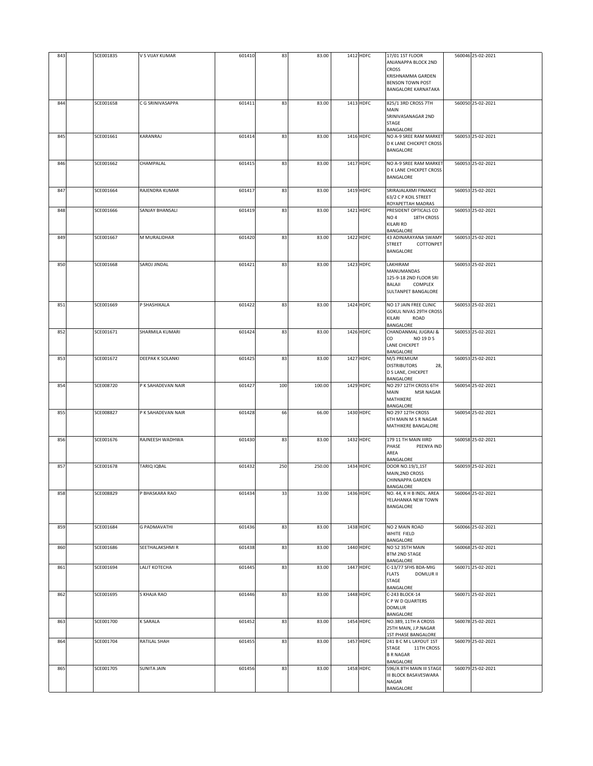| 843 | | SCE001835 | V S VIJAY KUMAR | 601410 | 83 | 83.00 | 1412 | HDFC | 17/01 1ST FLOOR ANJANAPPA BLOCK 2ND CROSS KRISHNAMMA GARDEN BENSON TOWN POST BANGALORE KARNATAKA | 560046 | 25-02-2021 |
|---|---|---|---|---|---|---|---|---|---|---|---|
| 844 | | SCE001658 | C G SRINIVASAPPA | 601411 | 83 | 83.00 | 1413 | HDFC | 825/1 3RD CROSS 7TH MAIN SRINIVASANAGAR 2ND STAGE BANGALORE | 560050 | 25-02-2021 |
| 845 | | SCE001661 | KARANRAJ | 601414 | 83 | 83.00 | 1416 | HDFC | NO A-9 SREE RAM MARKET D K LANE CHICKPET CROSS BANGALORE | 560053 | 25-02-2021 |
| 846 | | SCE001662 | CHAMPALAL | 601415 | 83 | 83.00 | 1417 | HDFC | NO A-9 SREE RAM MARKET D K LANE CHICKPET CROSS BANGALORE | 560053 | 25-02-2021 |
| 847 | | SCE001664 | RAJENDRA KUMAR | 601417 | 83 | 83.00 | 1419 | HDFC | SRIRAJALAXMI FINANCE 63/2 C P KOIL STREET ROYAPETTAH MADRAS | 560053 | 25-02-2021 |
| 848 | | SCE001666 | SANJAY BHANSALI | 601419 | 83 | 83.00 | 1421 | HDFC | PRESIDENT OPTICALS CO NO 4 18TH CROSS KILARI RD BANGALORE | 560053 | 25-02-2021 |
| 849 | | SCE001667 | M MURALIDHAR | 601420 | 83 | 83.00 | 1422 | HDFC | 43 ADINARAYANA SWAMY STREET COTTONPET BANGALORE | 560053 | 25-02-2021 |
| 850 | | SCE001668 | SAROJ JINDAL | 601421 | 83 | 83.00 | 1423 | HDFC | LAKHIRAM MANUMANDAS 125-9-18 2ND FLOOR SRI BALAJI COMPLEX SULTANPET BANGALORE | 560053 | 25-02-2021 |
| 851 | | SCE001669 | P SHASHIKALA | 601422 | 83 | 83.00 | 1424 | HDFC | NO 17 JAIN FREE CLINIC GOKUL NIVAS 29TH CROSS KILARI ROAD BANGALORE | 560053 | 25-02-2021 |
| 852 | | SCE001671 | SHARMILA KUMARI | 601424 | 83 | 83.00 | 1426 | HDFC | CHANDANMAL JUGRAJ & CO NO 19 D S LANE CHICKPET BANGALORE | 560053 | 25-02-2021 |
| 853 | | SCE001672 | DEEPAK K SOLANKI | 601425 | 83 | 83.00 | 1427 | HDFC | M/S PREMIUM DISTRIBUTORS 28, D S LANE, CHICKPET BANGALORE | 560053 | 25-02-2021 |
| 854 | | SCE008720 | P K SAHADEVAN NAIR | 601427 | 100 | 100.00 | 1429 | HDFC | NO 297 12TH CROSS 6TH MAIN MSR NAGAR MATHIKERE BANGALORE | 560054 | 25-02-2021 |
| 855 | | SCE008827 | P K SAHADEVAN NAIR | 601428 | 66 | 66.00 | 1430 | HDFC | NO 297 12TH CROSS 6TH MAIN M S R NAGAR MATHIKERE BANGALORE | 560054 | 25-02-2021 |
| 856 | | SCE001676 | RAJNEESH WADHWA | 601430 | 83 | 83.00 | 1432 | HDFC | 179 11 TH MAIN IIIRD PHASE PEENYA IND AREA BANGALORE | 560058 | 25-02-2021 |
| 857 | | SCE001678 | TARIQ IQBAL | 601432 | 250 | 250.00 | 1434 | HDFC | DOOR NO.19/1,1ST MAIN,2ND CROSS CHINNAPPA GARDEN BANGALORE | 560059 | 25-02-2021 |
| 858 | | SCE008829 | P BHASKARA RAO | 601434 | 33 | 33.00 | 1436 | HDFC | NO. 44, K H B INDL. AREA YELAHANKA NEW TOWN BANGALORE | 560064 | 25-02-2021 |
| 859 | | SCE001684 | G PADMAVATHI | 601436 | 83 | 83.00 | 1438 | HDFC | NO 2 MAIN ROAD WHITE FIELD BANGALORE | 560066 | 25-02-2021 |
| 860 | | SCE001686 | SEETHALAKSHMI R | 601438 | 83 | 83.00 | 1440 | HDFC | NO 52 35TH MAIN BTM 2ND STAGE BANGALORE | 560068 | 25-02-2021 |
| 861 | | SCE001694 | LALIT KOTECHA | 601445 | 83 | 83.00 | 1447 | HDFC | C-13/77 SFHS BDA-MIG FLATS DOMLUR II STAGE BANGALORE | 560071 | 25-02-2021 |
| 862 | | SCE001695 | S KHAJA RAO | 601446 | 83 | 83.00 | 1448 | HDFC | C-243 BLOCK-14 C P W D QUARTERS DOMLUR BANGALORE | 560071 | 25-02-2021 |
| 863 | | SCE001700 | K SARALA | 601452 | 83 | 83.00 | 1454 | HDFC | NO.389, 11TH A CROSS 25TH MAIN, J.P.NAGAR 1ST PHASE BANGALORE | 560078 | 25-02-2021 |
| 864 | | SCE001704 | RATILAL SHAH | 601455 | 83 | 83.00 | 1457 | HDFC | 241 B C M L LAYOUT 1ST STAGE 11TH CROSS B R NAGAR BANGALORE | 560079 | 25-02-2021 |
| 865 | | SCE001705 | SUNITA JAIN | 601456 | 83 | 83.00 | 1458 | HDFC | 596/A 8TH MAIN III STAGE III BLOCK BASAVESWARA NAGAR BANGALORE | 560079 | 25-02-2021 |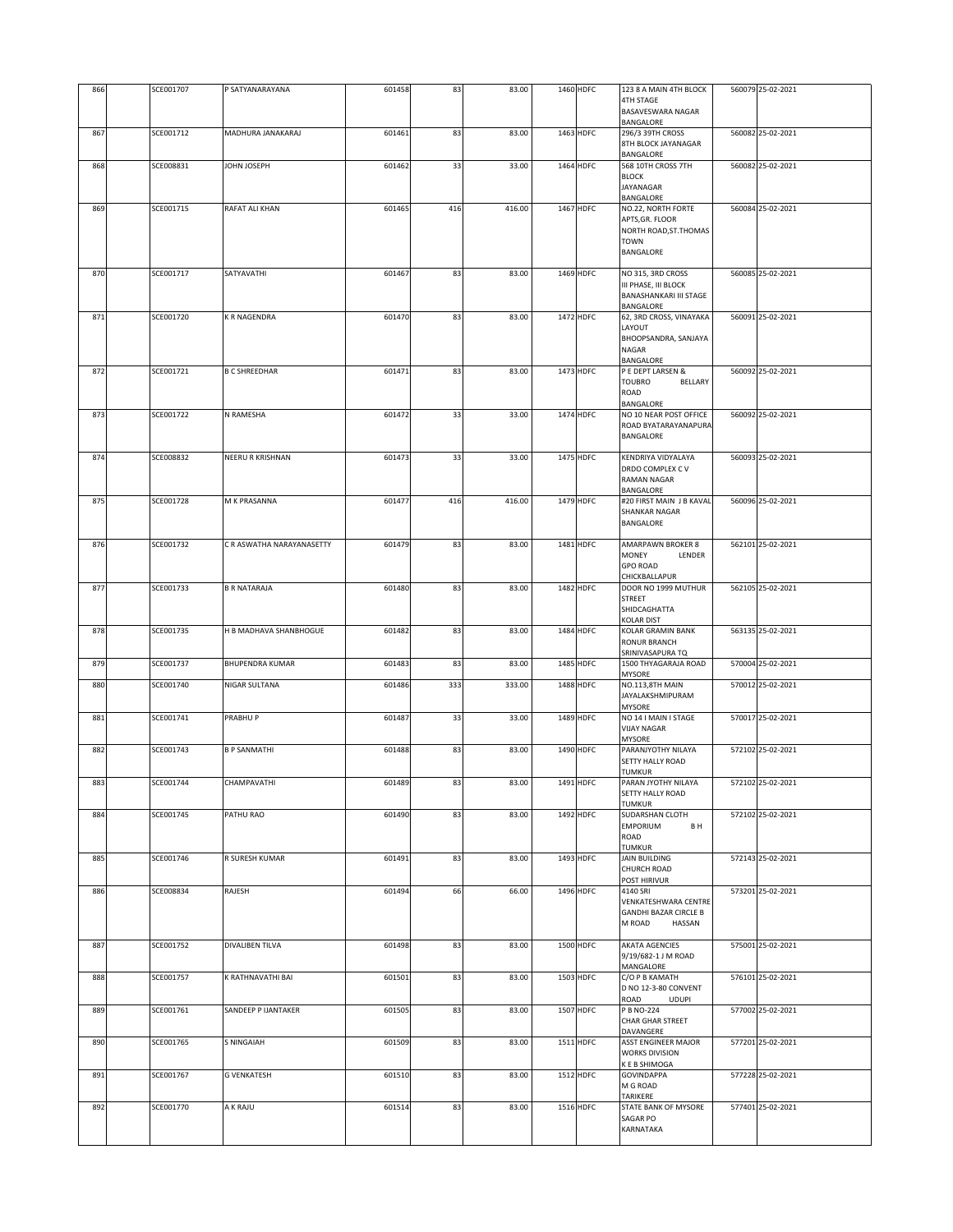| 866 | | SCE001707 | P SATYANARAYANA | 601458 | 83 | 83.00 | 1460 | HDFC | 123 8 A MAIN 4TH BLOCK 4TH STAGE BASAVESWARA NAGAR BANGALORE | 560079 | 25-02-2021 |
|---|---|---|---|---|---|---|---|---|---|---|---|
| 867 | | SCE001712 | MADHURA JANAKARAJ | 601461 | 83 | 83.00 | 1463 | HDFC | 296/3 39TH CROSS 8TH BLOCK JAYANAGAR BANGALORE | 560082 | 25-02-2021 |
| 868 | | SCE008831 | JOHN JOSEPH | 601462 | 33 | 33.00 | 1464 | HDFC | 568 10TH CROSS 7TH BLOCK JAYANAGAR BANGALORE | 560082 | 25-02-2021 |
| 869 | | SCE001715 | RAFAT ALI KHAN | 601465 | 416 | 416.00 | 1467 | HDFC | NO.22, NORTH FORTE APTS,GR. FLOOR NORTH ROAD,ST.THOMAS TOWN BANGALORE | 560084 | 25-02-2021 |
| 870 | | SCE001717 | SATYAVATHI | 601467 | 83 | 83.00 | 1469 | HDFC | NO 315, 3RD CROSS III PHASE, III BLOCK BANASHANKARI III STAGE BANGALORE | 560085 | 25-02-2021 |
| 871 | | SCE001720 | K R NAGENDRA | 601470 | 83 | 83.00 | 1472 | HDFC | 62, 3RD CROSS, VINAYAKA LAYOUT BHOOPSANDRA, SANJAYA NAGAR BANGALORE | 560091 | 25-02-2021 |
| 872 | | SCE001721 | B C SHREEDHAR | 601471 | 83 | 83.00 | 1473 | HDFC | P E DEPT LARSEN & TOUBRO BELLARY ROAD BANGALORE | 560092 | 25-02-2021 |
| 873 | | SCE001722 | N RAMESHA | 601472 | 33 | 33.00 | 1474 | HDFC | NO 10 NEAR POST OFFICE ROAD BYATARAYANAPURA BANGALORE | 560092 | 25-02-2021 |
| 874 | | SCE008832 | NEERU R KRISHNAN | 601473 | 33 | 33.00 | 1475 | HDFC | KENDRIYA VIDYALAYA DRDO COMPLEX C V RAMAN NAGAR BANGALORE | 560093 | 25-02-2021 |
| 875 | | SCE001728 | M K PRASANNA | 601477 | 416 | 416.00 | 1479 | HDFC | #20 FIRST MAIN J B KAVAL SHANKAR NAGAR BANGALORE | 560096 | 25-02-2021 |
| 876 | | SCE001732 | C R ASWATHA NARAYANASETTY | 601479 | 83 | 83.00 | 1481 | HDFC | AMARPAWN BROKER 8 MONEY LENDER GPO ROAD CHICKBALLAPUR | 562101 | 25-02-2021 |
| 877 | | SCE001733 | B R NATARAJA | 601480 | 83 | 83.00 | 1482 | HDFC | DOOR NO 1999 MUTHUR STREET SHIDCAGHATTA KOLAR DIST | 562105 | 25-02-2021 |
| 878 | | SCE001735 | H B MADHAVA SHANBHOGUE | 601482 | 83 | 83.00 | 1484 | HDFC | KOLAR GRAMIN BANK RONUR BRANCH SRINIVASAPURA TQ | 563135 | 25-02-2021 |
| 879 | | SCE001737 | BHUPENDRA KUMAR | 601483 | 83 | 83.00 | 1485 | HDFC | 1500 THYAGARAJA ROAD MYSORE | 570004 | 25-02-2021 |
| 880 | | SCE001740 | NIGAR SULTANA | 601486 | 333 | 333.00 | 1488 | HDFC | NO.113,8TH MAIN JAYALAKSHMIPURAM MYSORE | 570012 | 25-02-2021 |
| 881 | | SCE001741 | PRABHU P | 601487 | 33 | 33.00 | 1489 | HDFC | NO 14 I MAIN I STAGE VIJAY NAGAR MYSORE | 570017 | 25-02-2021 |
| 882 | | SCE001743 | B P SANMATHI | 601488 | 83 | 83.00 | 1490 | HDFC | PARANJYOTHY NILAYA SETTY HALLY ROAD TUMKUR | 572102 | 25-02-2021 |
| 883 | | SCE001744 | CHAMPAVATHI | 601489 | 83 | 83.00 | 1491 | HDFC | PARAN JYOTHY NILAYA SETTY HALLY ROAD TUMKUR | 572102 | 25-02-2021 |
| 884 | | SCE001745 | PATHU RAO | 601490 | 83 | 83.00 | 1492 | HDFC | SUDARSHAN CLOTH EMPORIUM B H ROAD TUMKUR | 572102 | 25-02-2021 |
| 885 | | SCE001746 | R SURESH KUMAR | 601491 | 83 | 83.00 | 1493 | HDFC | JAIN BUILDING CHURCH ROAD POST HIRIVUR | 572143 | 25-02-2021 |
| 886 | | SCE008834 | RAJESH | 601494 | 66 | 66.00 | 1496 | HDFC | 4140 SRI VENKATESHWARA CENTRE GANDHI BAZAR CIRCLE B M ROAD HASSAN | 573201 | 25-02-2021 |
| 887 | | SCE001752 | DIVALIBEN TILVA | 601498 | 83 | 83.00 | 1500 | HDFC | AKATA AGENCIES 9/19/682-1 J M ROAD MANGALORE | 575001 | 25-02-2021 |
| 888 | | SCE001757 | K RATHNAVATHI BAI | 601501 | 83 | 83.00 | 1503 | HDFC | C/O P B KAMATH D NO 12-3-80 CONVENT ROAD UDUPI | 576101 | 25-02-2021 |
| 889 | | SCE001761 | SANDEEP P IJANTAKER | 601505 | 83 | 83.00 | 1507 | HDFC | P B NO-224 CHAR GHAR STREET DAVANGERE | 577002 | 25-02-2021 |
| 890 | | SCE001765 | S NINGAIAH | 601509 | 83 | 83.00 | 1511 | HDFC | ASST ENGINEER MAJOR WORKS DIVISION K E B SHIMOGA | 577201 | 25-02-2021 |
| 891 | | SCE001767 | G VENKATESH | 601510 | 83 | 83.00 | 1512 | HDFC | GOVINDAPPA M G ROAD TARIKERE | 577228 | 25-02-2021 |
| 892 | | SCE001770 | A K RAJU | 601514 | 83 | 83.00 | 1516 | HDFC | STATE BANK OF MYSORE SAGAR PO KARNATAKA | 577401 | 25-02-2021 |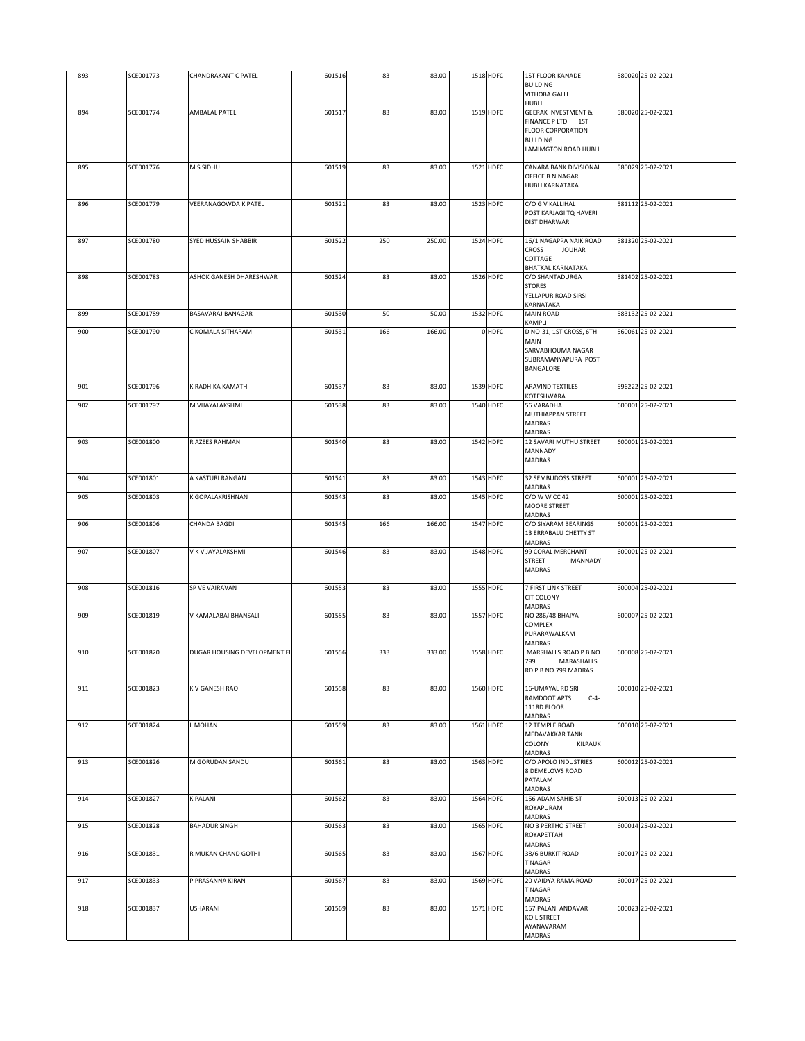| 893 | | SCE001773 | CHANDRAKANT C PATEL | 601516 | 83 | 83.00 | 1518 | HDFC | 1ST FLOOR KANADE BUILDING VITHOBA GALLI HUBLI | 580020 | 25-02-2021 |
|---|---|---|---|---|---|---|---|---|---|---|---|
| 894 | | SCE001774 | AMBALAL PATEL | 601517 | 83 | 83.00 | 1519 | HDFC | GEERAK INVESTMENT & FINANCE P LTD 1ST FLOOR CORPORATION BUILDING LAMIMGTON ROAD HUBLI | 580020 | 25-02-2021 |
| 895 | | SCE001776 | M S SIDHU | 601519 | 83 | 83.00 | 1521 | HDFC | CANARA BANK DIVISIONAL OFFICE B N NAGAR HUBLI KARNATAKA | 580029 | 25-02-2021 |
| 896 | | SCE001779 | VEERANAGOWDA K PATEL | 601521 | 83 | 83.00 | 1523 | HDFC | C/O G V KALLIHAL POST KARJAGI TQ HAVERI DIST DHARWAR | 581112 | 25-02-2021 |
| 897 | | SCE001780 | SYED HUSSAIN SHABBIR | 601522 | 250 | 250.00 | 1524 | HDFC | 16/1 NAGAPPA NAIK ROAD CROSS JOUHAR COTTAGE BHATKAL KARNATAKA | 581320 | 25-02-2021 |
| 898 | | SCE001783 | ASHOK GANESH DHARESHWAR | 601524 | 83 | 83.00 | 1526 | HDFC | C/O SHANTADURGA STORES YELLAPUR ROAD SIRSI KARNATAKA | 581402 | 25-02-2021 |
| 899 | | SCE001789 | BASAVARAJ BANAGAR | 601530 | 50 | 50.00 | 1532 | HDFC | MAIN ROAD KAMPLI | 583132 | 25-02-2021 |
| 900 | | SCE001790 | C KOMALA SITHARAM | 601531 | 166 | 166.00 | 0 | HDFC | D NO-31, 1ST CROSS, 6TH MAIN SARVABHOUMA NAGAR SUBRAMANYAPURA POST BANGALORE | 560061 | 25-02-2021 |
| 901 | | SCE001796 | K RADHIKA KAMATH | 601537 | 83 | 83.00 | 1539 | HDFC | ARAVIND TEXTILES KOTESHWARA | 596222 | 25-02-2021 |
| 902 | | SCE001797 | M VIJAYALAKSHMI | 601538 | 83 | 83.00 | 1540 | HDFC | 56 VARADHA MUTHIAPPAN STREET MADRAS MADRAS | 600001 | 25-02-2021 |
| 903 | | SCE001800 | R AZEES RAHMAN | 601540 | 83 | 83.00 | 1542 | HDFC | 12 SAVARI MUTHU STREET MANNADY MADRAS | 600001 | 25-02-2021 |
| 904 | | SCE001801 | A KASTURI RANGAN | 601541 | 83 | 83.00 | 1543 | HDFC | 32 SEMBUDOSS STREET MADRAS | 600001 | 25-02-2021 |
| 905 | | SCE001803 | K GOPALAKRISHNAN | 601543 | 83 | 83.00 | 1545 | HDFC | C/O W W CC 42 MOORE STREET MADRAS | 600001 | 25-02-2021 |
| 906 | | SCE001806 | CHANDA BAGDI | 601545 | 166 | 166.00 | 1547 | HDFC | C/O SIYARAM BEARINGS 13 ERRABALU CHETTY ST MADRAS | 600001 | 25-02-2021 |
| 907 | | SCE001807 | V K VIJAYALAKSHMI | 601546 | 83 | 83.00 | 1548 | HDFC | 99 CORAL MERCHANT STREET MANNADY MADRAS | 600001 | 25-02-2021 |
| 908 | | SCE001816 | SP VE VAIRAVAN | 601553 | 83 | 83.00 | 1555 | HDFC | 7 FIRST LINK STREET CIT COLONY MADRAS | 600004 | 25-02-2021 |
| 909 | | SCE001819 | V KAMALABAI BHANSALI | 601555 | 83 | 83.00 | 1557 | HDFC | NO 286/48 BHAIYA COMPLEX PURARAWALKAM MADRAS | 600007 | 25-02-2021 |
| 910 | | SCE001820 | DUGAR HOUSING DEVELOPMENT FI | 601556 | 333 | 333.00 | 1558 | HDFC | MARSHALLS ROAD P B NO 799 MARASHALLS RD P B NO 799 MADRAS | 600008 | 25-02-2021 |
| 911 | | SCE001823 | K V GANESH RAO | 601558 | 83 | 83.00 | 1560 | HDFC | 16-UMAYAL RD SRI RAMDOOT APTS C-4-111RD FLOOR MADRAS | 600010 | 25-02-2021 |
| 912 | | SCE001824 | L MOHAN | 601559 | 83 | 83.00 | 1561 | HDFC | 12 TEMPLE ROAD MEDAVAKKAR TANK COLONY KILPAUK MADRAS | 600010 | 25-02-2021 |
| 913 | | SCE001826 | M GORUDAN SANDU | 601561 | 83 | 83.00 | 1563 | HDFC | C/O APOLO INDUSTRIES 8 DEMELOWS ROAD PATALAM MADRAS | 600012 | 25-02-2021 |
| 914 | | SCE001827 | K PALANI | 601562 | 83 | 83.00 | 1564 | HDFC | 156 ADAM SAHIB ST ROYAPURAM MADRAS | 600013 | 25-02-2021 |
| 915 | | SCE001828 | BAHADUR SINGH | 601563 | 83 | 83.00 | 1565 | HDFC | NO 3 PERTHO STREET ROYAPETTAH MADRAS | 600014 | 25-02-2021 |
| 916 | | SCE001831 | R MUKAN CHAND GOTHI | 601565 | 83 | 83.00 | 1567 | HDFC | 38/6 BURKIT ROAD T NAGAR MADRAS | 600017 | 25-02-2021 |
| 917 | | SCE001833 | P PRASANNA KIRAN | 601567 | 83 | 83.00 | 1569 | HDFC | 20 VAIDYA RAMA ROAD T NAGAR MADRAS | 600017 | 25-02-2021 |
| 918 | | SCE001837 | USHARANI | 601569 | 83 | 83.00 | 1571 | HDFC | 157 PALANI ANDAVAR KOIL STREET AYANAVARAM MADRAS | 600023 | 25-02-2021 |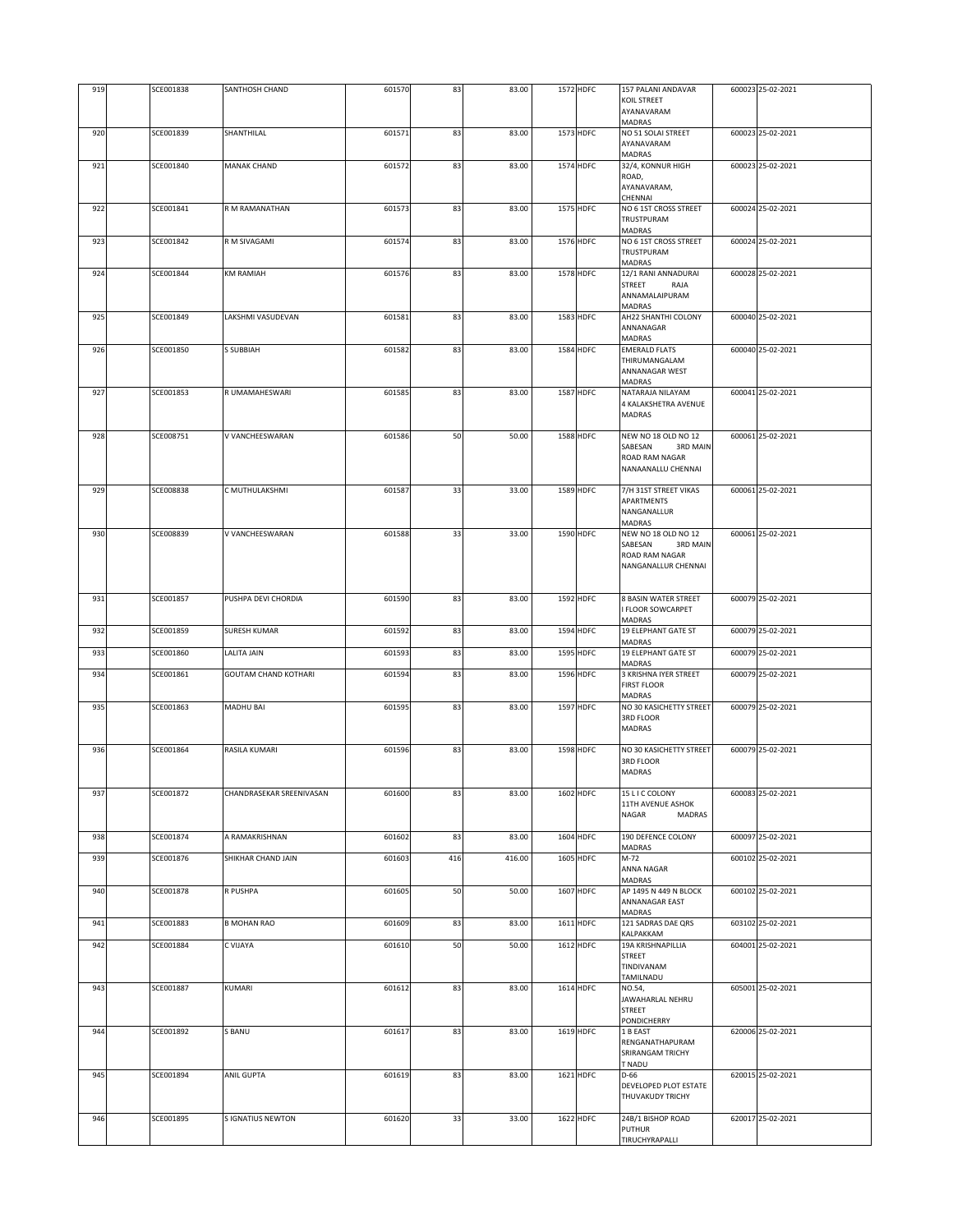| | | | | | | | | | | |
|---|---|---|---|---|---|---|---|---|---|---|
| 919 | SCE001838 | SANTHOSH CHAND | 601570 | 83 | 83.00 | 1572 | HDFC | 157 PALANI ANDAVAR KOIL STREET AYANAVARAM MADRAS | 600023 | 25-02-2021 |
| 920 | SCE001839 | SHANTHILAL | 601571 | 83 | 83.00 | 1573 | HDFC | NO 51 SOLAI STREET AYANAVARAM MADRAS | 600023 | 25-02-2021 |
| 921 | SCE001840 | MANAK CHAND | 601572 | 83 | 83.00 | 1574 | HDFC | 32/4, KONNUR HIGH ROAD, AYANAVARAM, CHENNAI | 600023 | 25-02-2021 |
| 922 | SCE001841 | R M RAMANATHAN | 601573 | 83 | 83.00 | 1575 | HDFC | NO 6 1ST CROSS STREET TRUSTPURAM MADRAS | 600024 | 25-02-2021 |
| 923 | SCE001842 | R M SIVAGAMI | 601574 | 83 | 83.00 | 1576 | HDFC | NO 6 1ST CROSS STREET TRUSTPURAM MADRAS | 600024 | 25-02-2021 |
| 924 | SCE001844 | KM RAMIAH | 601576 | 83 | 83.00 | 1578 | HDFC | 12/1 RANI ANNADURAI STREET RAJA ANNAMALAIPURAM MADRAS | 600028 | 25-02-2021 |
| 925 | SCE001849 | LAKSHMI VASUDEVAN | 601581 | 83 | 83.00 | 1583 | HDFC | AH22 SHANTHI COLONY ANNANAGAR MADRAS | 600040 | 25-02-2021 |
| 926 | SCE001850 | S SUBBIAH | 601582 | 83 | 83.00 | 1584 | HDFC | EMERALD FLATS THIRUMANGALAM ANNANAGAR WEST MADRAS | 600040 | 25-02-2021 |
| 927 | SCE001853 | R UMAMAHESWARI | 601585 | 83 | 83.00 | 1587 | HDFC | NATARAJA NILAYAM 4 KALAKSHETRA AVENUE MADRAS | 600041 | 25-02-2021 |
| 928 | SCE008751 | V VANCHEESWARAN | 601586 | 50 | 50.00 | 1588 | HDFC | NEW NO 18 OLD NO 12 SABESAN 3RD MAIN ROAD RAM NAGAR NANAANALLU CHENNAI | 600061 | 25-02-2021 |
| 929 | SCE008838 | C MUTHULAKSHMI | 601587 | 33 | 33.00 | 1589 | HDFC | 7/H 31ST STREET VIKAS APARTMENTS NANGANALLUR MADRAS | 600061 | 25-02-2021 |
| 930 | SCE008839 | V VANCHEESWARAN | 601588 | 33 | 33.00 | 1590 | HDFC | NEW NO 18 OLD NO 12 SABESAN 3RD MAIN ROAD RAM NAGAR NANGANALLUR CHENNAI | 600061 | 25-02-2021 |
| 931 | SCE001857 | PUSHPA DEVI CHORDIA | 601590 | 83 | 83.00 | 1592 | HDFC | 8 BASIN WATER STREET I FLOOR SOWCARPET MADRAS | 600079 | 25-02-2021 |
| 932 | SCE001859 | SURESH KUMAR | 601592 | 83 | 83.00 | 1594 | HDFC | 19 ELEPHANT GATE ST MADRAS | 600079 | 25-02-2021 |
| 933 | SCE001860 | LALITA JAIN | 601593 | 83 | 83.00 | 1595 | HDFC | 19 ELEPHANT GATE ST MADRAS | 600079 | 25-02-2021 |
| 934 | SCE001861 | GOUTAM CHAND KOTHARI | 601594 | 83 | 83.00 | 1596 | HDFC | 3 KRISHNA IYER STREET FIRST FLOOR MADRAS | 600079 | 25-02-2021 |
| 935 | SCE001863 | MADHU BAI | 601595 | 83 | 83.00 | 1597 | HDFC | NO 30 KASICHETTY STREET 3RD FLOOR MADRAS | 600079 | 25-02-2021 |
| 936 | SCE001864 | RASILA KUMARI | 601596 | 83 | 83.00 | 1598 | HDFC | NO 30 KASICHETTY STREET 3RD FLOOR MADRAS | 600079 | 25-02-2021 |
| 937 | SCE001872 | CHANDRASEKAR SREENIVASAN | 601600 | 83 | 83.00 | 1602 | HDFC | 15 L I C COLONY 11TH AVENUE ASHOK NAGAR MADRAS | 600083 | 25-02-2021 |
| 938 | SCE001874 | A RAMAKRISHNAN | 601602 | 83 | 83.00 | 1604 | HDFC | 190 DEFENCE COLONY MADRAS | 600097 | 25-02-2021 |
| 939 | SCE001876 | SHIKHAR CHAND JAIN | 601603 | 416 | 416.00 | 1605 | HDFC | M-72 ANNA NAGAR MADRAS | 600102 | 25-02-2021 |
| 940 | SCE001878 | R PUSHPA | 601605 | 50 | 50.00 | 1607 | HDFC | AP 1495 N 449 N BLOCK ANNANAGAR EAST MADRAS | 600102 | 25-02-2021 |
| 941 | SCE001883 | B MOHAN RAO | 601609 | 83 | 83.00 | 1611 | HDFC | 121 SADRAS DAE QRS KALPAKKAM | 603102 | 25-02-2021 |
| 942 | SCE001884 | C VIJAYA | 601610 | 50 | 50.00 | 1612 | HDFC | 19A KRISHNAPILLIA STREET TINDIVANAM TAMILNADU | 604001 | 25-02-2021 |
| 943 | SCE001887 | KUMARI | 601612 | 83 | 83.00 | 1614 | HDFC | NO.54, JAWAHARLAL NEHRU STREET PONDICHERRY | 605001 | 25-02-2021 |
| 944 | SCE001892 | S BANU | 601617 | 83 | 83.00 | 1619 | HDFC | 1 B EAST RENGANATHAPURAM SRIRANGAM TRICHY T NADU | 620006 | 25-02-2021 |
| 945 | SCE001894 | ANIL GUPTA | 601619 | 83 | 83.00 | 1621 | HDFC | D-66 DEVELOPED PLOT ESTATE THUVAKUDY TRICHY | 620015 | 25-02-2021 |
| 946 | SCE001895 | S IGNATIUS NEWTON | 601620 | 33 | 33.00 | 1622 | HDFC | 24B/1 BISHOP ROAD PUTHUR TIRUCHYRAPALLI | 620017 | 25-02-2021 |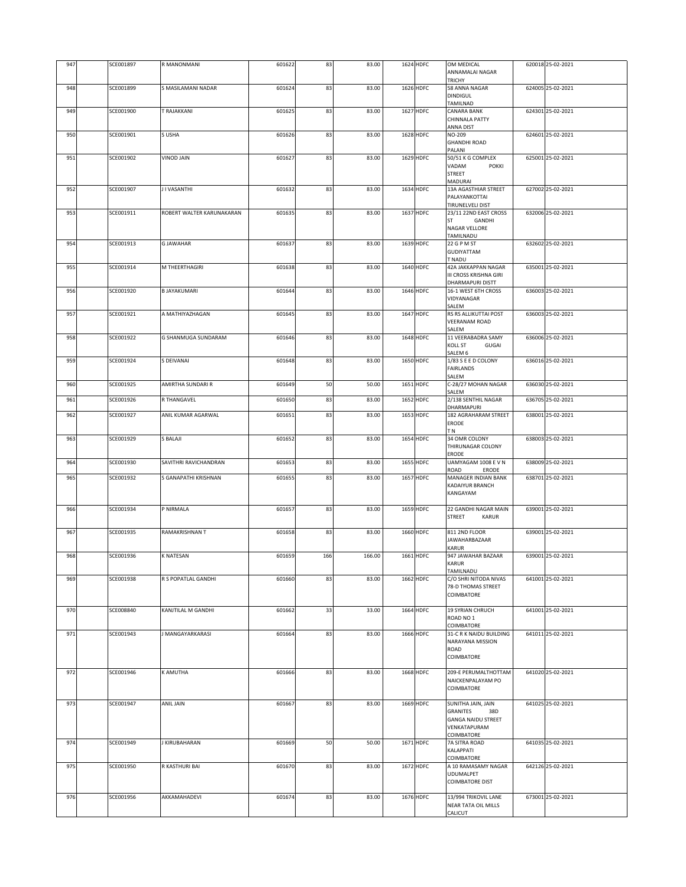| 947 | | SCE001897 | R MANONMANI | 601622 | 83 | 83.00 | 1624 | HDFC | OM MEDICAL ANNAMALAI NAGAR TRICHY | 620018 | 25-02-2021 |
|---|---|---|---|---|---|---|---|---|---|---|---|
| 948 | | SCE001899 | S MASILAMANI NADAR | 601624 | 83 | 83.00 | 1626 | HDFC | 58 ANNA NAGAR DINDIGUL TAMILNAD | 624005 | 25-02-2021 |
| 949 | | SCE001900 | T RAJAKKANI | 601625 | 83 | 83.00 | 1627 | HDFC | CANARA BANK CHINNALA PATTY ANNA DIST | 624301 | 25-02-2021 |
| 950 | | SCE001901 | S USHA | 601626 | 83 | 83.00 | 1628 | HDFC | NO-209 GHANDHI ROAD PALANI | 624601 | 25-02-2021 |
| 951 | | SCE001902 | VINOD JAIN | 601627 | 83 | 83.00 | 1629 | HDFC | 50/51 K G COMPLEX VADAM POKKI STREET MADURAI | 625001 | 25-02-2021 |
| 952 | | SCE001907 | J I VASANTHI | 601632 | 83 | 83.00 | 1634 | HDFC | 13A AGASTHIAR STREET PALAYANKOTTAI TIRUNELVELI DIST | 627002 | 25-02-2021 |
| 953 | | SCE001911 | ROBERT WALTER KARUNAKARAN | 601635 | 83 | 83.00 | 1637 | HDFC | 23/11 22ND EAST CROSS ST GANDHI NAGAR VELLORE TAMILNADU | 632006 | 25-02-2021 |
| 954 | | SCE001913 | G JAWAHAR | 601637 | 83 | 83.00 | 1639 | HDFC | 22 G P M ST GUDIYATTAM T NADU | 632602 | 25-02-2021 |
| 955 | | SCE001914 | M THEERTHAGIRI | 601638 | 83 | 83.00 | 1640 | HDFC | 42A JAKKAPPAN NAGAR III CROSS KRISHNA GIRI DHARMAPURI DISTT | 635001 | 25-02-2021 |
| 956 | | SCE001920 | B JAYAKUMARI | 601644 | 83 | 83.00 | 1646 | HDFC | 16-1 WEST 6TH CROSS VIDYANAGAR SALEM | 636003 | 25-02-2021 |
| 957 | | SCE001921 | A MATHIYAZHAGAN | 601645 | 83 | 83.00 | 1647 | HDFC | RS RS ALLIKUTTAI POST VEERANAM ROAD SALEM | 636003 | 25-02-2021 |
| 958 | | SCE001922 | G SHANMUGA SUNDARAM | 601646 | 83 | 83.00 | 1648 | HDFC | 11 VEERABADRA SAMY KOLL ST GUGAI SALEM 6 | 636006 | 25-02-2021 |
| 959 | | SCE001924 | S DEIVANAI | 601648 | 83 | 83.00 | 1650 | HDFC | 1/83 S E E D COLONY FAIRLANDS SALEM | 636016 | 25-02-2021 |
| 960 | | SCE001925 | AMIRTHA SUNDARI R | 601649 | 50 | 50.00 | 1651 | HDFC | C-28/27 MOHAN NAGAR SALEM | 636030 | 25-02-2021 |
| 961 | | SCE001926 | R THANGAVEL | 601650 | 83 | 83.00 | 1652 | HDFC | 2/138 SENTHIL NAGAR DHARMAPURI | 636705 | 25-02-2021 |
| 962 | | SCE001927 | ANIL KUMAR AGARWAL | 601651 | 83 | 83.00 | 1653 | HDFC | 182 AGRAHARAM STREET ERODE T N | 638001 | 25-02-2021 |
| 963 | | SCE001929 | S BALAJI | 601652 | 83 | 83.00 | 1654 | HDFC | 34 OMR COLONY THIRUNAGAR COLONY ERODE | 638003 | 25-02-2021 |
| 964 | | SCE001930 | SAVITHRI RAVICHANDRAN | 601653 | 83 | 83.00 | 1655 | HDFC | UAMYAGAM 1008 E V N ROAD ERODE | 638009 | 25-02-2021 |
| 965 | | SCE001932 | S GANAPATHI KRISHNAN | 601655 | 83 | 83.00 | 1657 | HDFC | MANAGER INDIAN BANK KADAIYUR BRANCH KANGAYAM | 638701 | 25-02-2021 |
| 966 | | SCE001934 | P NIRMALA | 601657 | 83 | 83.00 | 1659 | HDFC | 22 GANDHI NAGAR MAIN STREET KARUR | 639001 | 25-02-2021 |
| 967 | | SCE001935 | RAMAKRISHNAN T | 601658 | 83 | 83.00 | 1660 | HDFC | 811 2ND FLOOR JAWAHARBAZAAR KARUR | 639001 | 25-02-2021 |
| 968 | | SCE001936 | K NATESAN | 601659 | 166 | 166.00 | 1661 | HDFC | 947 JAWAHAR BAZAAR KARUR TAMILNADU | 639001 | 25-02-2021 |
| 969 | | SCE001938 | R S POPATLAL GANDHI | 601660 | 83 | 83.00 | 1662 | HDFC | C/O SHRI NITODA NIVAS 78-D THOMAS STREET COIMBATORE | 641001 | 25-02-2021 |
| 970 | | SCE008840 | KANJTILAL M GANDHI | 601662 | 33 | 33.00 | 1664 | HDFC | 19 SYRIAN CHRUCH ROAD NO 1 COIMBATORE | 641001 | 25-02-2021 |
| 971 | | SCE001943 | J MANGAYARKARASI | 601664 | 83 | 83.00 | 1666 | HDFC | 31-C R K NAIDU BUILDING NARAYANA MISSION ROAD COIMBATORE | 641011 | 25-02-2021 |
| 972 | | SCE001946 | K AMUTHA | 601666 | 83 | 83.00 | 1668 | HDFC | 209-E PERUMALTHOTTAM NAICKENPALAYAM PO COIMBATORE | 641020 | 25-02-2021 |
| 973 | | SCE001947 | ANIL JAIN | 601667 | 83 | 83.00 | 1669 | HDFC | SUNITHA JAIN, JAIN GRANITES 38D GANGA NAIDU STREET VENKATAPURAM COIMBATORE | 641025 | 25-02-2021 |
| 974 | | SCE001949 | J KIRUBAHARAN | 601669 | 50 | 50.00 | 1671 | HDFC | 7A SITRA ROAD KALAPPATI COIMBATORE | 641035 | 25-02-2021 |
| 975 | | SCE001950 | R KASTHURI BAI | 601670 | 83 | 83.00 | 1672 | HDFC | A 10 RAMASAMY NAGAR UDUMALPET COIMBATORE DIST | 642126 | 25-02-2021 |
| 976 | | SCE001956 | AKKAMAHADEVI | 601674 | 83 | 83.00 | 1676 | HDFC | 13/994 TRIKOVIL LANE NEAR TATA OIL MILLS CALICUT | 673001 | 25-02-2021 |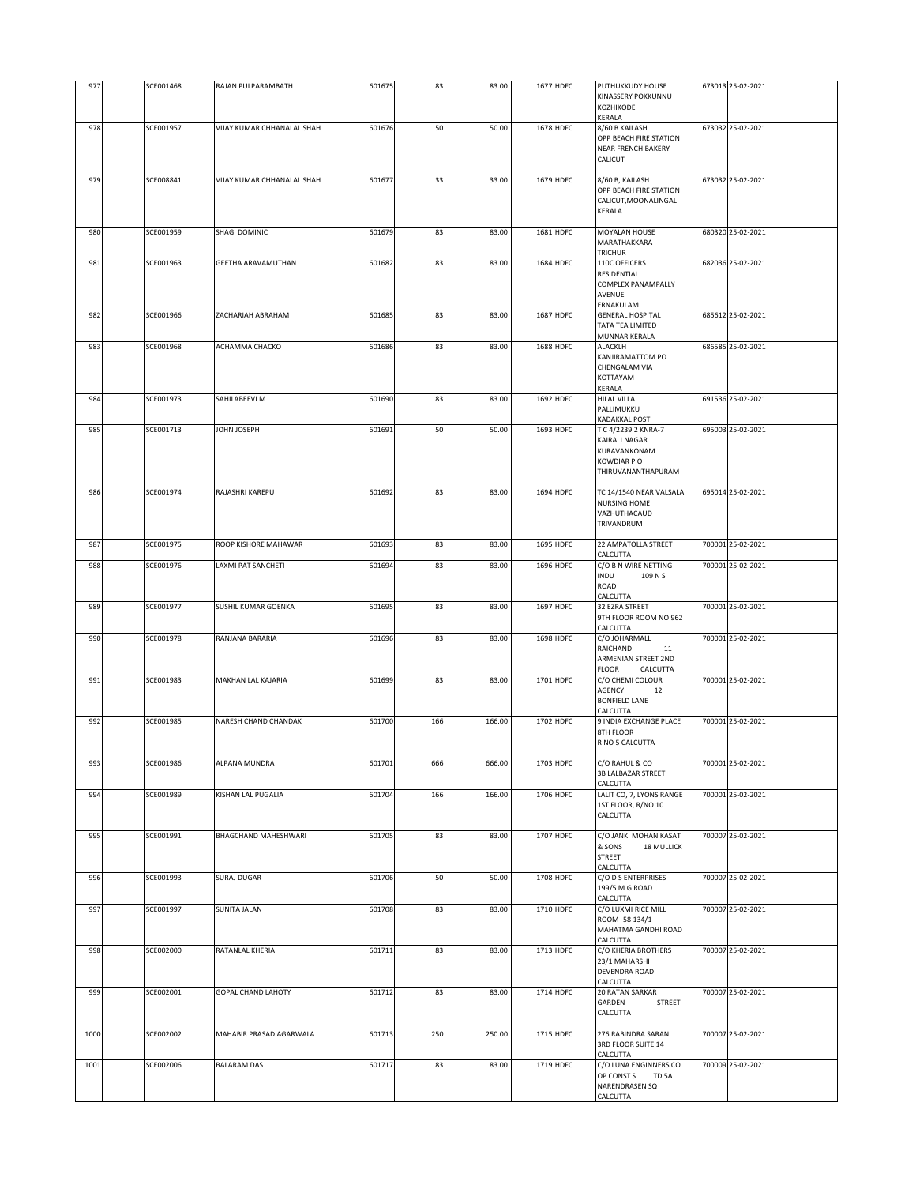| 977 | | SCE001468 | RAJAN PULPARAMBATH | 601675 | 83 | 83.00 | 1677 | HDFC | PUTHUKKUDY HOUSE KINASSERY POKKUNNU KOZHIKODE KERALA | 673013 | 25-02-2021 |
|---|---|---|---|---|---|---|---|---|---|---|---|
| 978 | | SCE001957 | VIJAY KUMAR CHHANALAL SHAH | 601676 | 50 | 50.00 | 1678 | HDFC | 8/60 B KAILASH OPP BEACH FIRE STATION NEAR FRENCH BAKERY CALICUT | 673032 | 25-02-2021 |
| 979 | | SCE008841 | VIJAY KUMAR CHHANALAL SHAH | 601677 | 33 | 33.00 | 1679 | HDFC | 8/60 B, KAILASH OPP BEACH FIRE STATION CALICUT,MOONALINGAL KERALA | 673032 | 25-02-2021 |
| 980 | | SCE001959 | SHAGI DOMINIC | 601679 | 83 | 83.00 | 1681 | HDFC | MOYALAN HOUSE MARATHAKKARA TRICHUR | 680320 | 25-02-2021 |
| 981 | | SCE001963 | GEETHA ARAVAMUTHAN | 601682 | 83 | 83.00 | 1684 | HDFC | 110C OFFICERS RESIDENTIAL COMPLEX PANAMPALLY AVENUE ERNAKULAM | 682036 | 25-02-2021 |
| 982 | | SCE001966 | ZACHARIAH ABRAHAM | 601685 | 83 | 83.00 | 1687 | HDFC | GENERAL HOSPITAL TATA TEA LIMITED MUNNAR KERALA | 685612 | 25-02-2021 |
| 983 | | SCE001968 | ACHAMMA CHACKO | 601686 | 83 | 83.00 | 1688 | HDFC | ALACKLH KANJIRAMATTOM PO CHENGALAM VIA KOTTAYAM KERALA | 686585 | 25-02-2021 |
| 984 | | SCE001973 | SAHILABEEVI M | 601690 | 83 | 83.00 | 1692 | HDFC | HILAL VILLA PALLIMUKKU KADAKKAL POST | 691536 | 25-02-2021 |
| 985 | | SCE001713 | JOHN JOSEPH | 601691 | 50 | 50.00 | 1693 | HDFC | T C 4/2239 2 KNRA-7 KAIRALI NAGAR KURAVANKONAM KOWDIAR P O THIRUVANANTHAPURAM | 695003 | 25-02-2021 |
| 986 | | SCE001974 | RAJASHRI KAREPU | 601692 | 83 | 83.00 | 1694 | HDFC | TC 14/1540 NEAR VALSALA NURSING HOME VAZHUTHACAUD TRIVANDRUM | 695014 | 25-02-2021 |
| 987 | | SCE001975 | ROOP KISHORE MAHAWAR | 601693 | 83 | 83.00 | 1695 | HDFC | 22 AMPATOLLA STREET CALCUTTA | 700001 | 25-02-2021 |
| 988 | | SCE001976 | LAXMI PAT SANCHETI | 601694 | 83 | 83.00 | 1696 | HDFC | C/O B N WIRE NETTING INDU 109 N S ROAD CALCUTTA | 700001 | 25-02-2021 |
| 989 | | SCE001977 | SUSHIL KUMAR GOENKA | 601695 | 83 | 83.00 | 1697 | HDFC | 32 EZRA STREET 9TH FLOOR ROOM NO 962 CALCUTTA | 700001 | 25-02-2021 |
| 990 | | SCE001978 | RANJANA BARARIA | 601696 | 83 | 83.00 | 1698 | HDFC | C/O JOHARMALL RAICHAND 11 ARMENIAN STREET 2ND FLOOR CALCUTTA | 700001 | 25-02-2021 |
| 991 | | SCE001983 | MAKHAN LAL KAJARIA | 601699 | 83 | 83.00 | 1701 | HDFC | C/O CHEMI COLOUR AGENCY 12 BONFIELD LANE CALCUTTA | 700001 | 25-02-2021 |
| 992 | | SCE001985 | NARESH CHAND CHANDAK | 601700 | 166 | 166.00 | 1702 | HDFC | 9 INDIA EXCHANGE PLACE 8TH FLOOR R NO 5 CALCUTTA | 700001 | 25-02-2021 |
| 993 | | SCE001986 | ALPANA MUNDRA | 601701 | 666 | 666.00 | 1703 | HDFC | C/O RAHUL & CO 3B LALBAZAR STREET CALCUTTA | 700001 | 25-02-2021 |
| 994 | | SCE001989 | KISHAN LAL PUGALIA | 601704 | 166 | 166.00 | 1706 | HDFC | LALIT CO, 7, LYONS RANGE 1ST FLOOR, R/NO 10 CALCUTTA | 700001 | 25-02-2021 |
| 995 | | SCE001991 | BHAGCHAND MAHESHWARI | 601705 | 83 | 83.00 | 1707 | HDFC | C/O JANKI MOHAN KASAT & SONS 18 MULLICK STREET CALCUTTA | 700007 | 25-02-2021 |
| 996 | | SCE001993 | SURAJ DUGAR | 601706 | 50 | 50.00 | 1708 | HDFC | C/O D S ENTERPRISES 199/5 M G ROAD CALCUTTA | 700007 | 25-02-2021 |
| 997 | | SCE001997 | SUNITA JALAN | 601708 | 83 | 83.00 | 1710 | HDFC | C/O LUXMI RICE MILL ROOM -58 134/1 MAHATMA GANDHI ROAD CALCUTTA | 700007 | 25-02-2021 |
| 998 | | SCE002000 | RATANLAL KHERIA | 601711 | 83 | 83.00 | 1713 | HDFC | C/O KHERIA BROTHERS 23/1 MAHARSHI DEVENDRA ROAD CALCUTTA | 700007 | 25-02-2021 |
| 999 | | SCE002001 | GOPAL CHAND LAHOTY | 601712 | 83 | 83.00 | 1714 | HDFC | 20 RATAN SARKAR GARDEN STREET CALCUTTA | 700007 | 25-02-2021 |
| 1000 | | SCE002002 | MAHABIR PRASAD AGARWALA | 601713 | 250 | 250.00 | 1715 | HDFC | 276 RABINDRA SARANI 3RD FLOOR SUITE 14 CALCUTTA | 700007 | 25-02-2021 |
| 1001 | | SCE002006 | BALARAM DAS | 601717 | 83 | 83.00 | 1719 | HDFC | C/O LUNA ENGINNERS CO OP CONST S LTD 5A NARENDRASEN SQ CALCUTTA | 700009 | 25-02-2021 |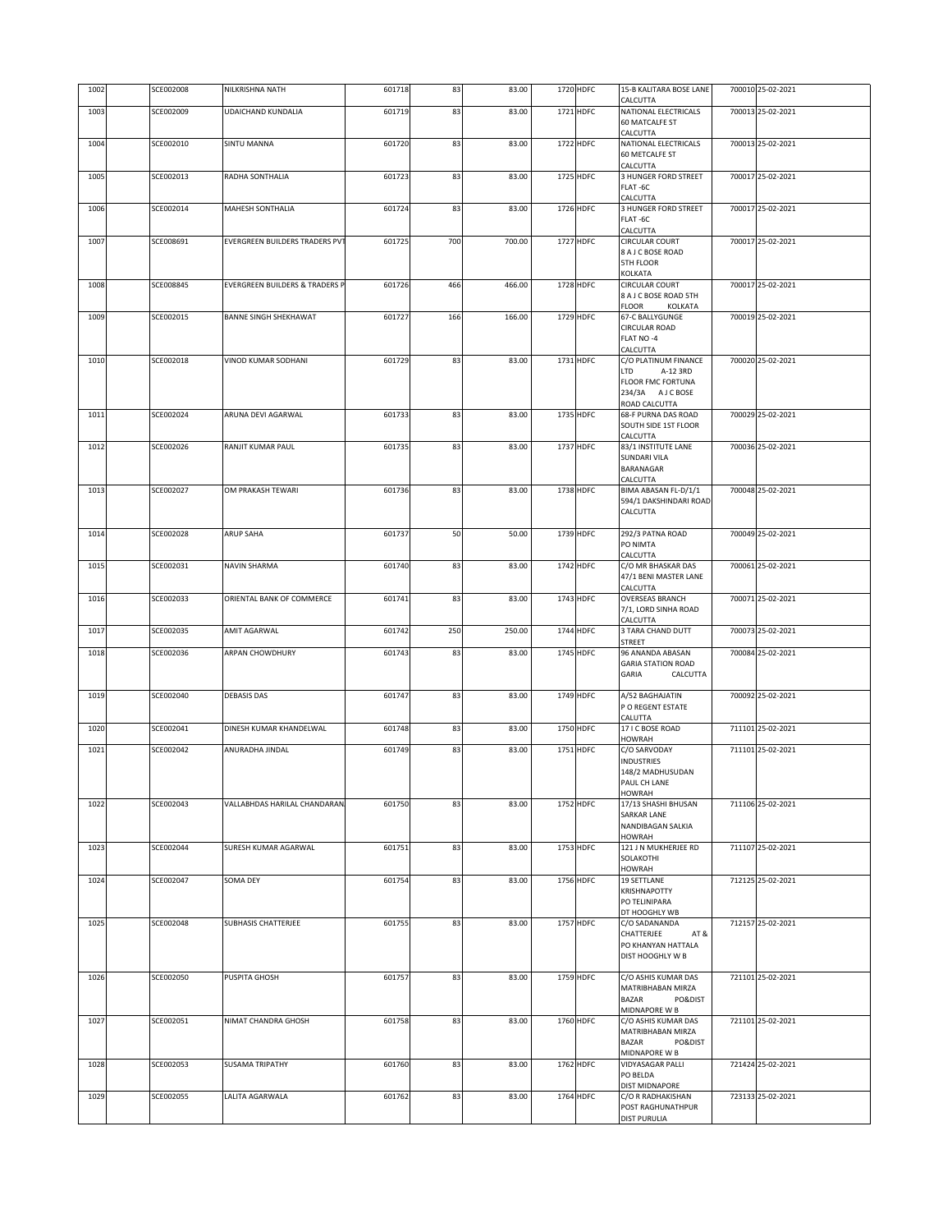| 1002 | | SCE002008 | NILKRISHNA NATH | 601718 | 83 | 83.00 | 1720 | HDFC | 15-B KALITARA BOSE LANE CALCUTTA | 700010 | 25-02-2021 |
|---|---|---|---|---|---|---|---|---|---|---|---|
| 1003 | | SCE002009 | UDAICHAND KUNDALIA | 601719 | 83 | 83.00 | 1721 | HDFC | NATIONAL ELECTRICALS 60 MATCALFE ST CALCUTTA | 700013 | 25-02-2021 |
| 1004 | | SCE002010 | SINTU MANNA | 601720 | 83 | 83.00 | 1722 | HDFC | NATIONAL ELECTRICALS 60 METCALFE ST CALCUTTA | 700013 | 25-02-2021 |
| 1005 | | SCE002013 | RADHA SONTHALIA | 601723 | 83 | 83.00 | 1725 | HDFC | 3 HUNGER FORD STREET FLAT -6C CALCUTTA | 700017 | 25-02-2021 |
| 1006 | | SCE002014 | MAHESH SONTHALIA | 601724 | 83 | 83.00 | 1726 | HDFC | 3 HUNGER FORD STREET FLAT -6C CALCUTTA | 700017 | 25-02-2021 |
| 1007 | | SCE008691 | EVERGREEN BUILDERS TRADERS PVT | 601725 | 700 | 700.00 | 1727 | HDFC | CIRCULAR COURT 8 A J C BOSE ROAD 5TH FLOOR KOLKATA | 700017 | 25-02-2021 |
| 1008 | | SCE008845 | EVERGREEN BUILDERS & TRADERS P | 601726 | 466 | 466.00 | 1728 | HDFC | CIRCULAR COURT 8 A J C BOSE ROAD 5TH FLOOR KOLKATA | 700017 | 25-02-2021 |
| 1009 | | SCE002015 | BANNE SINGH SHEKHAWAT | 601727 | 166 | 166.00 | 1729 | HDFC | 67-C BALLYGUNGE CIRCULAR ROAD FLAT NO -4 CALCUTTA | 700019 | 25-02-2021 |
| 1010 | | SCE002018 | VINOD KUMAR SODHANI | 601729 | 83 | 83.00 | 1731 | HDFC | C/O PLATINUM FINANCE LTD A-12 3RD FLOOR FMC FORTUNA 234/3A A J C BOSE ROAD CALCUTTA | 700020 | 25-02-2021 |
| 1011 | | SCE002024 | ARUNA DEVI AGARWAL | 601733 | 83 | 83.00 | 1735 | HDFC | 68-F PURNA DAS ROAD SOUTH SIDE 1ST FLOOR CALCUTTA | 700029 | 25-02-2021 |
| 1012 | | SCE002026 | RANJIT KUMAR PAUL | 601735 | 83 | 83.00 | 1737 | HDFC | 83/1 INSTITUTE LANE SUNDARI VILA BARANAGAR CALCUTTA | 700036 | 25-02-2021 |
| 1013 | | SCE002027 | OM PRAKASH TEWARI | 601736 | 83 | 83.00 | 1738 | HDFC | BIMA ABASAN FL-D/1/1 594/1 DAKSHINDARI ROAD CALCUTTA | 700048 | 25-02-2021 |
| 1014 | | SCE002028 | ARUP SAHA | 601737 | 50 | 50.00 | 1739 | HDFC | 292/3 PATNA ROAD PO NIMTA CALCUTTA | 700049 | 25-02-2021 |
| 1015 | | SCE002031 | NAVIN SHARMA | 601740 | 83 | 83.00 | 1742 | HDFC | C/O MR BHASKAR DAS 47/1 BENI MASTER LANE CALCUTTA | 700061 | 25-02-2021 |
| 1016 | | SCE002033 | ORIENTAL BANK OF COMMERCE | 601741 | 83 | 83.00 | 1743 | HDFC | OVERSEAS BRANCH 7/1, LORD SINHA ROAD CALCUTTA | 700071 | 25-02-2021 |
| 1017 | | SCE002035 | AMIT AGARWAL | 601742 | 250 | 250.00 | 1744 | HDFC | 3 TARA CHAND DUTT STREET | 700073 | 25-02-2021 |
| 1018 | | SCE002036 | ARPAN CHOWDHURY | 601743 | 83 | 83.00 | 1745 | HDFC | 96 ANANDA ABASAN GARIA STATION ROAD GARIA CALCUTTA | 700084 | 25-02-2021 |
| 1019 | | SCE002040 | DEBASIS DAS | 601747 | 83 | 83.00 | 1749 | HDFC | A/52 BAGHAJATIN P O REGENT ESTATE CALUTTA | 700092 | 25-02-2021 |
| 1020 | | SCE002041 | DINESH KUMAR KHANDELWAL | 601748 | 83 | 83.00 | 1750 | HDFC | 17 I C BOSE ROAD HOWRAH | 711101 | 25-02-2021 |
| 1021 | | SCE002042 | ANURADHA JINDAL | 601749 | 83 | 83.00 | 1751 | HDFC | C/O SARVODAY INDUSTRIES 148/2 MADHUSUDAN PAUL CH LANE HOWRAH | 711101 | 25-02-2021 |
| 1022 | | SCE002043 | VALLABHDAS HARILAL CHANDARANA | 601750 | 83 | 83.00 | 1752 | HDFC | 17/13 SHASHI BHUSAN SARKAR LANE NANDIBAGAN SALKIA HOWRAH | 711106 | 25-02-2021 |
| 1023 | | SCE002044 | SURESH KUMAR AGARWAL | 601751 | 83 | 83.00 | 1753 | HDFC | 121 J N MUKHERJEE RD SOLAKOTHI HOWRAH | 711107 | 25-02-2021 |
| 1024 | | SCE002047 | SOMA DEY | 601754 | 83 | 83.00 | 1756 | HDFC | 19 SETTLANE KRISHNAPOTTY PO TELINIPARA DT HOOGHLY WB | 712125 | 25-02-2021 |
| 1025 | | SCE002048 | SUBHASIS CHATTERJEE | 601755 | 83 | 83.00 | 1757 | HDFC | C/O SADANANDA CHATTERJEE AT & PO KHANYAN HATTALA DIST HOOGHLY W B | 712157 | 25-02-2021 |
| 1026 | | SCE002050 | PUSPITA GHOSH | 601757 | 83 | 83.00 | 1759 | HDFC | C/O ASHIS KUMAR DAS MATRIBHABAN MIRZA BAZAR PO&DIST MIDNAPORE W B | 721101 | 25-02-2021 |
| 1027 | | SCE002051 | NIMAT CHANDRA GHOSH | 601758 | 83 | 83.00 | 1760 | HDFC | C/O ASHIS KUMAR DAS MATRIBHABAN MIRZA BAZAR PO&DIST MIDNAPORE W B | 721101 | 25-02-2021 |
| 1028 | | SCE002053 | SUSAMA TRIPATHY | 601760 | 83 | 83.00 | 1762 | HDFC | VIDYASAGAR PALLI PO BELDA DIST MIDNAPORE | 721424 | 25-02-2021 |
| 1029 | | SCE002055 | LALITA AGARWALA | 601762 | 83 | 83.00 | 1764 | HDFC | C/O R RADHAKISHAN POST RAGHUNATHPUR DIST PURULIA | 723133 | 25-02-2021 |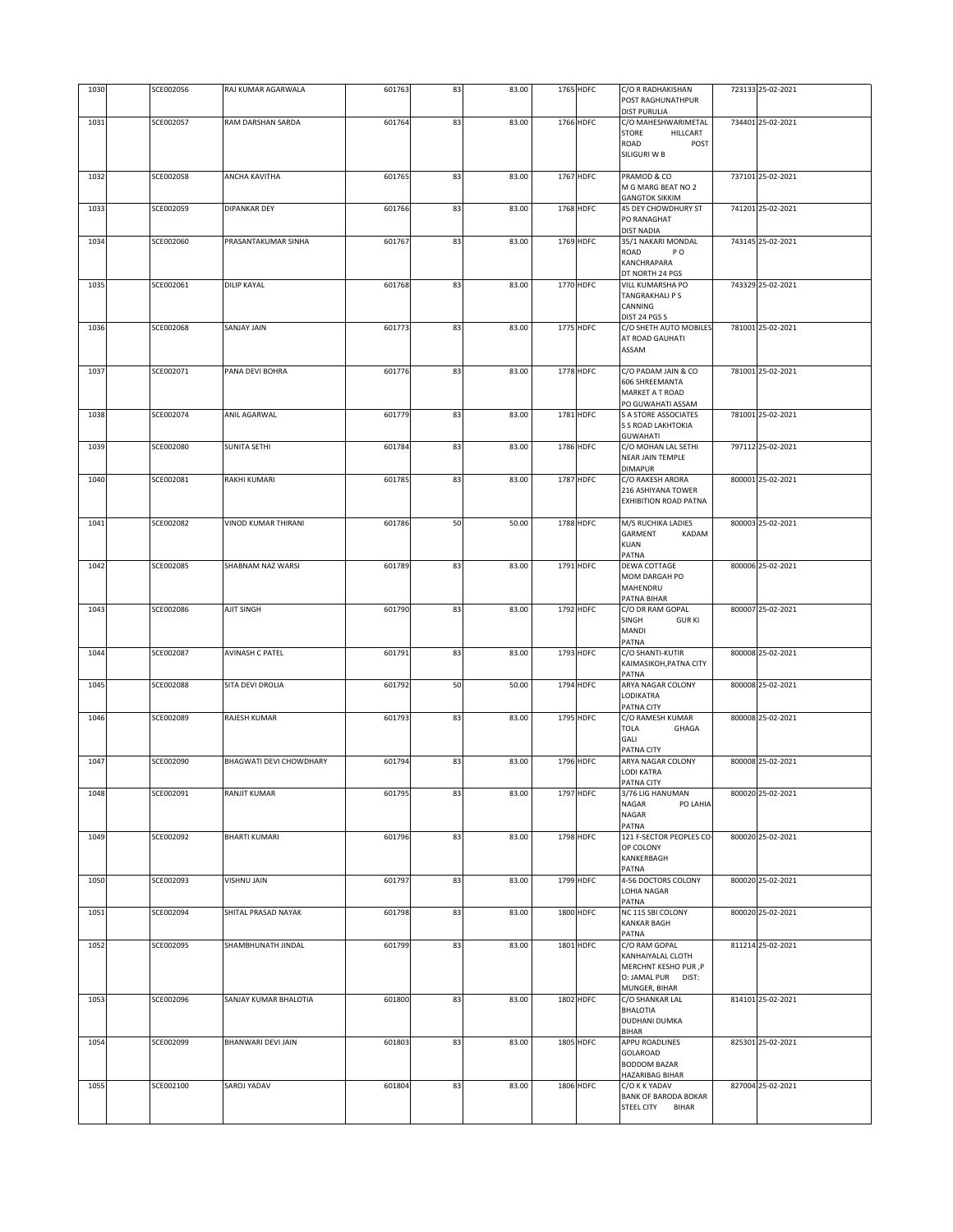| 1030 | | SCE002056 | RAJ KUMAR AGARWALA | 601763 | 83 | 83.00 | 1765 | HDFC | C/O R RADHAKISHAN POST RAGHUNATHPUR DIST PURULIA | 723133 | 25-02-2021 |
|---|---|---|---|---|---|---|---|---|---|---|---|
| 1031 | | SCE002057 | RAM DARSHAN SARDA | 601764 | 83 | 83.00 | 1766 | HDFC | C/O MAHESHWARIMETAL STORE HILLCART ROAD POST SILIGURI W B | 734401 | 25-02-2021 |
| 1032 | | SCE002058 | ANCHA KAVITHA | 601765 | 83 | 83.00 | 1767 | HDFC | PRAMOD & CO M G MARG BEAT NO 2 GANGTOK SIKKIM | 737101 | 25-02-2021 |
| 1033 | | SCE002059 | DIPANKAR DEY | 601766 | 83 | 83.00 | 1768 | HDFC | 45 DEY CHOWDHURY ST PO RANAGHAT DIST NADIA | 741201 | 25-02-2021 |
| 1034 | | SCE002060 | PRASANTAKUMAR SINHA | 601767 | 83 | 83.00 | 1769 | HDFC | 35/1 NAKARI MONDAL ROAD P O KANCHRAPARA DT NORTH 24 PGS | 743145 | 25-02-2021 |
| 1035 | | SCE002061 | DILIP KAYAL | 601768 | 83 | 83.00 | 1770 | HDFC | VILL KUMARSHA PO TANGRAKHALI P S CANNING DIST 24 PGS S | 743329 | 25-02-2021 |
| 1036 | | SCE002068 | SANJAY JAIN | 601773 | 83 | 83.00 | 1775 | HDFC | C/O SHETH AUTO MOBILES AT ROAD GAUHATI ASSAM | 781001 | 25-02-2021 |
| 1037 | | SCE002071 | PANA DEVI BOHRA | 601776 | 83 | 83.00 | 1778 | HDFC | C/O PADAM JAIN & CO 606 SHREEMANTA MARKET A T ROAD PO GUWAHATI ASSAM | 781001 | 25-02-2021 |
| 1038 | | SCE002074 | ANIL AGARWAL | 601779 | 83 | 83.00 | 1781 | HDFC | S A STORE ASSOCIATES S S ROAD LAKHTOKIA GUWAHATI | 781001 | 25-02-2021 |
| 1039 | | SCE002080 | SUNITA SETHI | 601784 | 83 | 83.00 | 1786 | HDFC | C/O MOHAN LAL SETHI NEAR JAIN TEMPLE DIMAPUR | 797112 | 25-02-2021 |
| 1040 | | SCE002081 | RAKHI KUMARI | 601785 | 83 | 83.00 | 1787 | HDFC | C/O RAKESH ARORA 216 ASHIYANA TOWER EXHIBITION ROAD PATNA | 800001 | 25-02-2021 |
| 1041 | | SCE002082 | VINOD KUMAR THIRANI | 601786 | 50 | 50.00 | 1788 | HDFC | M/S RUCHIKA LADIES GARMENT KADAM KUAN PATNA | 800003 | 25-02-2021 |
| 1042 | | SCE002085 | SHABNAM NAZ WARSI | 601789 | 83 | 83.00 | 1791 | HDFC | DEWA COTTAGE MOM DARGAH PO MAHENDRU PATNA BIHAR | 800006 | 25-02-2021 |
| 1043 | | SCE002086 | AJIT SINGH | 601790 | 83 | 83.00 | 1792 | HDFC | C/O DR RAM GOPAL SINGH GUR KI MANDI PATNA | 800007 | 25-02-2021 |
| 1044 | | SCE002087 | AVINASH C PATEL | 601791 | 83 | 83.00 | 1793 | HDFC | C/O SHANTI-KUTIR KAIMASIKOH,PATNA CITY PATNA | 800008 | 25-02-2021 |
| 1045 | | SCE002088 | SITA DEVI DROLIA | 601792 | 50 | 50.00 | 1794 | HDFC | ARYA NAGAR COLONY LODIKATRA PATNA CITY | 800008 | 25-02-2021 |
| 1046 | | SCE002089 | RAJESH KUMAR | 601793 | 83 | 83.00 | 1795 | HDFC | C/O RAMESH KUMAR TOLA GHAGA GALI PATNA CITY | 800008 | 25-02-2021 |
| 1047 | | SCE002090 | BHAGWATI DEVI CHOWDHARY | 601794 | 83 | 83.00 | 1796 | HDFC | ARYA NAGAR COLONY LODI KATRA PATNA CITY | 800008 | 25-02-2021 |
| 1048 | | SCE002091 | RANJIT KUMAR | 601795 | 83 | 83.00 | 1797 | HDFC | 3/76 LIG HANUMAN NAGAR PO LAHIA NAGAR PATNA | 800020 | 25-02-2021 |
| 1049 | | SCE002092 | BHARTI KUMARI | 601796 | 83 | 83.00 | 1798 | HDFC | 121 F-SECTOR PEOPLES CO-OP COLONY KANKERBAGH PATNA | 800020 | 25-02-2021 |
| 1050 | | SCE002093 | VISHNU JAIN | 601797 | 83 | 83.00 | 1799 | HDFC | 4-56 DOCTORS COLONY LOHIA NAGAR PATNA | 800020 | 25-02-2021 |
| 1051 | | SCE002094 | SHITAL PRASAD NAYAK | 601798 | 83 | 83.00 | 1800 | HDFC | NC 115 SBI COLONY KANKAR BAGH PATNA | 800020 | 25-02-2021 |
| 1052 | | SCE002095 | SHAMBHUNATH JINDAL | 601799 | 83 | 83.00 | 1801 | HDFC | C/O RAM GOPAL KANHAIYALAL CLOTH MERCHNT KESHO PUR ,P O: JAMAL PUR DIST: MUNGER, BIHAR | 811214 | 25-02-2021 |
| 1053 | | SCE002096 | SANJAY KUMAR BHALOTIA | 601800 | 83 | 83.00 | 1802 | HDFC | C/O SHANKAR LAL BHALOTIA DUDHANI DUMKA BIHAR | 814101 | 25-02-2021 |
| 1054 | | SCE002099 | BHANWARI DEVI JAIN | 601803 | 83 | 83.00 | 1805 | HDFC | APPU ROADLINES GOLAROAD BODDOM BAZAR HAZARIBAG BIHAR | 825301 | 25-02-2021 |
| 1055 | | SCE002100 | SAROJ YADAV | 601804 | 83 | 83.00 | 1806 | HDFC | C/O K K YADAV BANK OF BARODA BOKAR STEEL CITY BIHAR | 827004 | 25-02-2021 |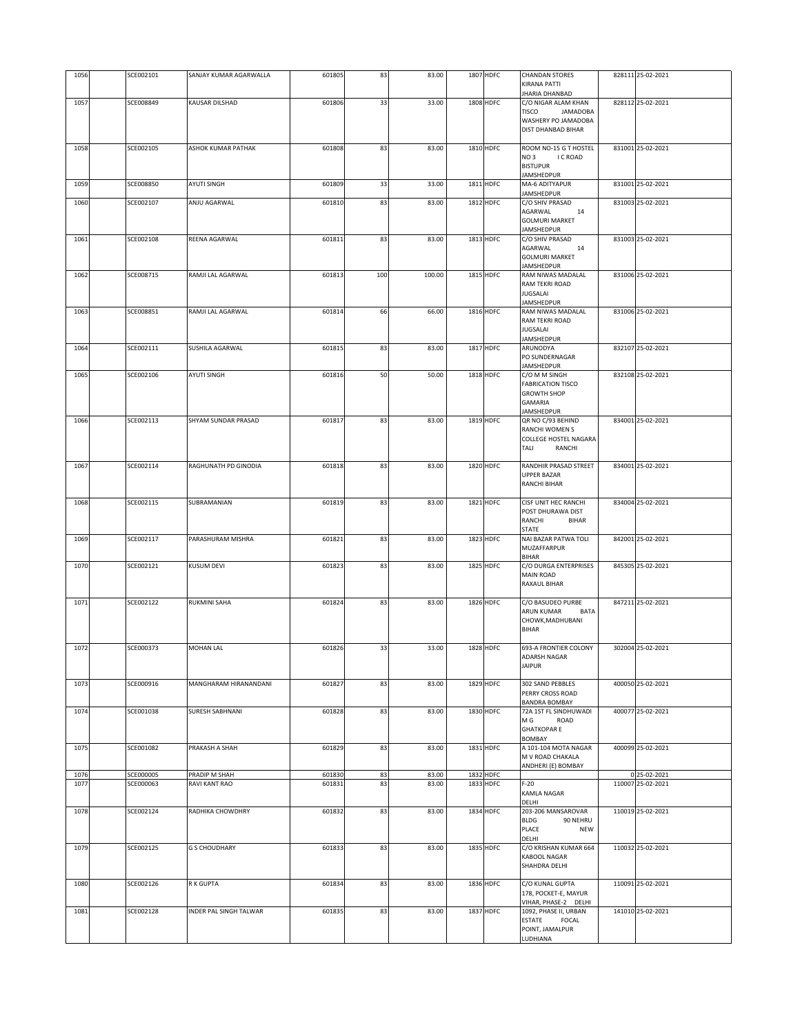| | | | | | | | | | | |
|---|---|---|---|---|---|---|---|---|---|---|
| 1056 | | SCE002101 | SANJAY KUMAR AGARWALLA | 601805 | 83 | 83.00 | 1807 | HDFC | CHANDAN STORES KIRANA PATTI JHARIA DHANBAD | 828111 | 25-02-2021 |
| 1057 | | SCE008849 | KAUSAR DILSHAD | 601806 | 33 | 33.00 | 1808 | HDFC | C/O NIGAR ALAM KHAN TISCO JAMADOBA WASHERY PO JAMADOBA DIST DHANBAD BIHAR | 828112 | 25-02-2021 |
| 1058 | | SCE002105 | ASHOK KUMAR PATHAK | 601808 | 83 | 83.00 | 1810 | HDFC | ROOM NO-15 G T HOSTEL NO 3 I C ROAD BISTUPUR JAMSHEDPUR | 831001 | 25-02-2021 |
| 1059 | | SCE008850 | AYUTI SINGH | 601809 | 33 | 33.00 | 1811 | HDFC | MA-6 ADITYAPUR JAMSHEDPUR | 831001 | 25-02-2021 |
| 1060 | | SCE002107 | ANJU AGARWAL | 601810 | 83 | 83.00 | 1812 | HDFC | C/O SHIV PRASAD AGARWAL 14 GOLMURI MARKET JAMSHEDPUR | 831003 | 25-02-2021 |
| 1061 | | SCE002108 | REENA AGARWAL | 601811 | 83 | 83.00 | 1813 | HDFC | C/O SHIV PRASAD AGARWAL 14 GOLMURI MARKET JAMSHEDPUR | 831003 | 25-02-2021 |
| 1062 | | SCE008715 | RAMJI LAL AGARWAL | 601813 | 100 | 100.00 | 1815 | HDFC | RAM NIWAS MADALAL RAM TEKRI ROAD JUGSALAI JAMSHEDPUR | 831006 | 25-02-2021 |
| 1063 | | SCE008851 | RAMJI LAL AGARWAL | 601814 | 66 | 66.00 | 1816 | HDFC | RAM NIWAS MADALAL RAM TEKRI ROAD JUGSALAI JAMSHEDPUR | 831006 | 25-02-2021 |
| 1064 | | SCE002111 | SUSHILA AGARWAL | 601815 | 83 | 83.00 | 1817 | HDFC | ARUNODYA PO SUNDERNAGAR JAMSHEDPUR | 832107 | 25-02-2021 |
| 1065 | | SCE002106 | AYUTI SINGH | 601816 | 50 | 50.00 | 1818 | HDFC | C/O M M SINGH FABRICATION TISCO GROWTH SHOP GAMARIA JAMSHEDPUR | 832108 | 25-02-2021 |
| 1066 | | SCE002113 | SHYAM SUNDAR PRASAD | 601817 | 83 | 83.00 | 1819 | HDFC | QR NO C/93 BEHIND RANCHI WOMEN S COLLEGE HOSTEL NAGARA TALI RANCHI | 834001 | 25-02-2021 |
| 1067 | | SCE002114 | RAGHUNATH PD GINODIA | 601818 | 83 | 83.00 | 1820 | HDFC | RANDHIR PRASAD STREET UPPER BAZAR RANCHI BIHAR | 834001 | 25-02-2021 |
| 1068 | | SCE002115 | SUBRAMANIAN | 601819 | 83 | 83.00 | 1821 | HDFC | CISF UNIT HEC RANCHI POST DHURAWA DIST RANCHI BIHAR STATE | 834004 | 25-02-2021 |
| 1069 | | SCE002117 | PARASHURAM MISHRA | 601821 | 83 | 83.00 | 1823 | HDFC | NAI BAZAR PATWA TOLI MUZAFFARPUR BIHAR | 842001 | 25-02-2021 |
| 1070 | | SCE002121 | KUSUM DEVI | 601823 | 83 | 83.00 | 1825 | HDFC | C/O DURGA ENTERPRISES MAIN ROAD RAXAUL BIHAR | 845305 | 25-02-2021 |
| 1071 | | SCE002122 | RUKMINI SAHA | 601824 | 83 | 83.00 | 1826 | HDFC | C/O BASUDEO PURBE ARUN KUMAR BATA CHOWK,MADHUBANI BIHAR | 847211 | 25-02-2021 |
| 1072 | | SCE000373 | MOHAN LAL | 601826 | 33 | 33.00 | 1828 | HDFC | 693-A FRONTIER COLONY ADARSH NAGAR JAIPUR | 302004 | 25-02-2021 |
| 1073 | | SCE000916 | MANGHARAM HIRANANDANI | 601827 | 83 | 83.00 | 1829 | HDFC | 302 SAND PEBBLES PERRY CROSS ROAD BANDRA BOMBAY | 400050 | 25-02-2021 |
| 1074 | | SCE001038 | SURESH SABHNANI | 601828 | 83 | 83.00 | 1830 | HDFC | 72A 1ST FL SINDHUWADI M G ROAD GHATKOPAR E BOMBAY | 400077 | 25-02-2021 |
| 1075 | | SCE001082 | PRAKASH A SHAH | 601829 | 83 | 83.00 | 1831 | HDFC | A 101-104 MOTA NAGAR M V ROAD CHAKALA ANDHERI (E) BOMBAY | 400099 | 25-02-2021 |
| 1076 | | SCE000005 | PRADIP M SHAH | 601830 | 83 | 83.00 | 1832 | HDFC | | 0 | 25-02-2021 |
| 1077 | | SCE000063 | RAVI KANT RAO | 601831 | 83 | 83.00 | 1833 | HDFC | F-20 KAMLA NAGAR DELHI | 110007 | 25-02-2021 |
| 1078 | | SCE002124 | RADHIKA CHOWDHRY | 601832 | 83 | 83.00 | 1834 | HDFC | 203-206 MANSAROVAR BLDG 90 NEHRU PLACE NEW DELHI | 110019 | 25-02-2021 |
| 1079 | | SCE002125 | G S CHOUDHARY | 601833 | 83 | 83.00 | 1835 | HDFC | C/O KRISHAN KUMAR 664 KABOOL NAGAR SHAHDRA DELHI | 110032 | 25-02-2021 |
| 1080 | | SCE002126 | R K GUPTA | 601834 | 83 | 83.00 | 1836 | HDFC | C/O KUNAL GUPTA 178, POCKET-E, MAYUR VIHAR, PHASE-2 DELHI | 110091 | 25-02-2021 |
| 1081 | | SCE002128 | INDER PAL SINGH TALWAR | 601835 | 83 | 83.00 | 1837 | HDFC | 1092, PHASE II, URBAN ESTATE FOCAL POINT, JAMALPUR LUDHIANA | 141010 | 25-02-2021 |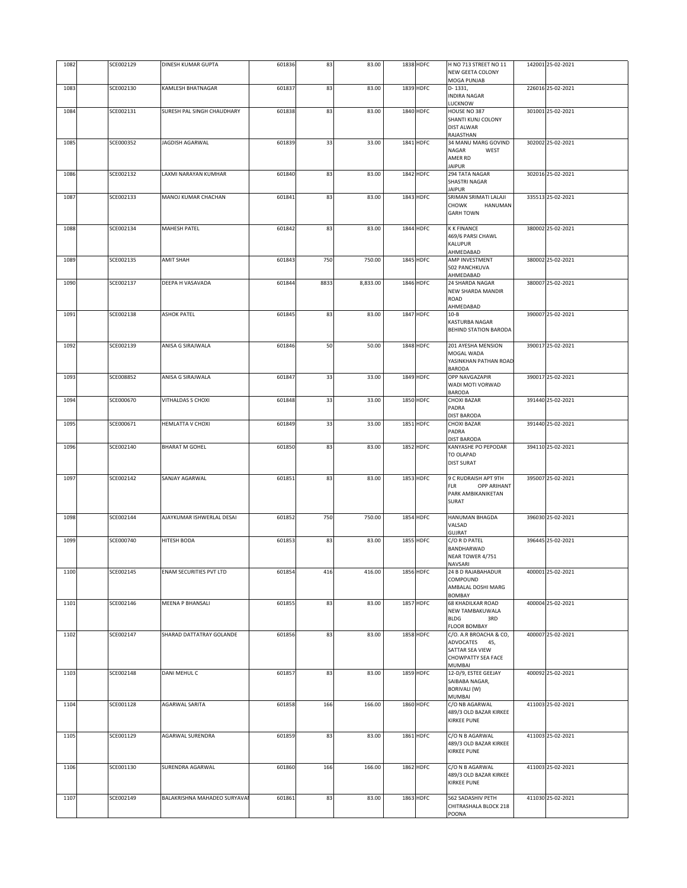| 1082 | | SCE002129 | DINESH KUMAR GUPTA | 601836 | 83 | 83.00 | 1838 | HDFC | H NO 713 STREET NO 11 NEW GEETA COLONY MOGA PUNJAB | 142001 | 25-02-2021 |
|---|---|---|---|---|---|---|---|---|---|---|---|
| 1083 | | SCE002130 | KAMLESH BHATNAGAR | 601837 | 83 | 83.00 | 1839 | HDFC | D- 1331, INDIRA NAGAR LUCKNOW | 226016 | 25-02-2021 |
| 1084 | | SCE002131 | SURESH PAL SINGH CHAUDHARY | 601838 | 83 | 83.00 | 1840 | HDFC | HOUSE NO 387 SHANTI KUNJ COLONY DIST ALWAR RAJASTHAN | 301001 | 25-02-2021 |
| 1085 | | SCE000352 | JAGDISH AGARWAL | 601839 | 33 | 33.00 | 1841 | HDFC | 34 MANU MARG GOVIND NAGAR WEST AMER RD JAIPUR | 302002 | 25-02-2021 |
| 1086 | | SCE002132 | LAXMI NARAYAN KUMHAR | 601840 | 83 | 83.00 | 1842 | HDFC | 294 TATA NAGAR SHASTRI NAGAR JAIPUR | 302016 | 25-02-2021 |
| 1087 | | SCE002133 | MANOJ KUMAR CHACHAN | 601841 | 83 | 83.00 | 1843 | HDFC | SRIMAN SRIMATI LALAJI CHOWK HANUMAN GARH TOWN | 335513 | 25-02-2021 |
| 1088 | | SCE002134 | MAHESH PATEL | 601842 | 83 | 83.00 | 1844 | HDFC | K K FINANCE 469/6 PARSI CHAWL KALUPUR AHMEDABAD | 380002 | 25-02-2021 |
| 1089 | | SCE002135 | AMIT SHAH | 601843 | 750 | 750.00 | 1845 | HDFC | AMP INVESTMENT 502 PANCHKUVA AHMEDABAD | 380002 | 25-02-2021 |
| 1090 | | SCE002137 | DEEPA H VASAVADA | 601844 | 8833 | 8,833.00 | 1846 | HDFC | 24 SHARDA NAGAR NEW SHARDA MANDIR ROAD AHMEDABAD | 380007 | 25-02-2021 |
| 1091 | | SCE002138 | ASHOK PATEL | 601845 | 83 | 83.00 | 1847 | HDFC | 10-B KASTURBA NAGAR BEHIND STATION BARODA | 390007 | 25-02-2021 |
| 1092 | | SCE002139 | ANISA G SIRAJWALA | 601846 | 50 | 50.00 | 1848 | HDFC | 201 AYESHA MENSION MOGAL WADA YASINKHAN PATHAN ROAD BARODA | 390017 | 25-02-2021 |
| 1093 | | SCE008852 | ANISA G SIRAJWALA | 601847 | 33 | 33.00 | 1849 | HDFC | OPP NAVGAZAPIR WADI MOTI VORWAD BARODA | 390017 | 25-02-2021 |
| 1094 | | SCE000670 | VITHALDAS S CHOXI | 601848 | 33 | 33.00 | 1850 | HDFC | CHOXI BAZAR PADRA DIST BARODA | 391440 | 25-02-2021 |
| 1095 | | SCE000671 | HEMLATTA V CHOXI | 601849 | 33 | 33.00 | 1851 | HDFC | CHOXI BAZAR PADRA DIST BARODA | 391440 | 25-02-2021 |
| 1096 | | SCE002140 | BHARAT M GOHEL | 601850 | 83 | 83.00 | 1852 | HDFC | KANYASHE PO PEPODAR TO OLAPAD DIST SURAT | 394110 | 25-02-2021 |
| 1097 | | SCE002142 | SANJAY AGARWAL | 601851 | 83 | 83.00 | 1853 | HDFC | 9 C RUDRAISH APT 9TH FLR OPP ARIHANT PARK AMBIKANIKETAN SURAT | 395007 | 25-02-2021 |
| 1098 | | SCE002144 | AJAYKUMAR ISHWERLAL DESAI | 601852 | 750 | 750.00 | 1854 | HDFC | HANUMAN BHAGDA VALSAD GUJRAT | 396030 | 25-02-2021 |
| 1099 | | SCE000740 | HITESH BODA | 601853 | 83 | 83.00 | 1855 | HDFC | C/O R D PATEL BANDHARWAD NEAR TOWER 4/751 NAVSARI | 396445 | 25-02-2021 |
| 1100 | | SCE002145 | ENAM SECURITIES PVT LTD | 601854 | 416 | 416.00 | 1856 | HDFC | 24 B D RAJABAHADUR COMPOUND AMBALAL DOSHI MARG BOMBAY | 400001 | 25-02-2021 |
| 1101 | | SCE002146 | MEENA P BHANSALI | 601855 | 83 | 83.00 | 1857 | HDFC | 68 KHADILKAR ROAD NEW TAMBAKUWALA BLDG 3RD FLOOR BOMBAY | 400004 | 25-02-2021 |
| 1102 | | SCE002147 | SHARAD DATTATRAY GOLANDE | 601856 | 83 | 83.00 | 1858 | HDFC | C/O. A.R BROACHA & CO, ADVOCATES 45, SATTAR SEA VIEW CHOWPATTY SEA FACE MUMBAI | 400007 | 25-02-2021 |
| 1103 | | SCE002148 | DANI MEHUL C | 601857 | 83 | 83.00 | 1859 | HDFC | 12-D/9, ESTEE GEEJAY SAIBABA NAGAR, BORIVALI (W) MUMBAI | 400092 | 25-02-2021 |
| 1104 | | SCE001128 | AGARWAL SARITA | 601858 | 166 | 166.00 | 1860 | HDFC | C/O NB AGARWAL 489/3 OLD BAZAR KIRKEE KIRKEE PUNE | 411003 | 25-02-2021 |
| 1105 | | SCE001129 | AGARWAL SURENDRA | 601859 | 83 | 83.00 | 1861 | HDFC | C/O N B AGARWAL 489/3 OLD BAZAR KIRKEE KIRKEE PUNE | 411003 | 25-02-2021 |
| 1106 | | SCE001130 | SURENDRA AGARWAL | 601860 | 166 | 166.00 | 1862 | HDFC | C/O N B AGARWAL 489/3 OLD BAZAR KIRKEE KIRKEE PUNE | 411003 | 25-02-2021 |
| 1107 | | SCE002149 | BALAKRISHNA MAHADEO SURYAVAI | 601861 | 83 | 83.00 | 1863 | HDFC | 562 SADASHIV PETH CHITRASHALA BLOCK 218 POONA | 411030 | 25-02-2021 |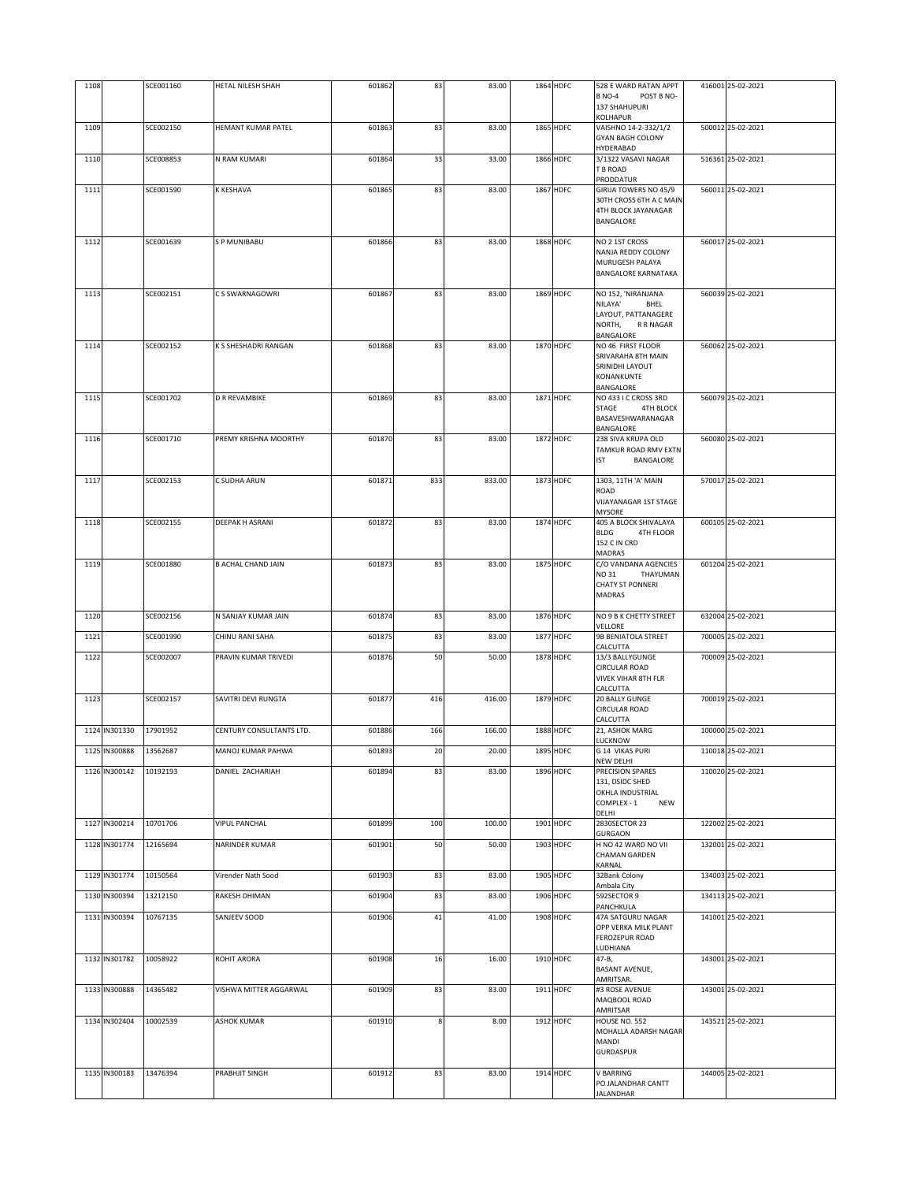| | | | | | | | | | | | |
|---|---|---|---|---|---|---|---|---|---|---|---|
| 1108 | | SCE001160 | HETAL NILESH SHAH | 601862 | 83 | 83.00 | 1864 | HDFC | 528 E WARD RATAN APPT B NO-4 POST B NO-137 SHAHUPURI KOLHAPUR | 416001 | 25-02-2021 |
| 1109 | | SCE002150 | HEMANT KUMAR PATEL | 601863 | 83 | 83.00 | 1865 | HDFC | VAISHNO 14-2-332/1/2 GYAN BAGH COLONY HYDERABAD | 500012 | 25-02-2021 |
| 1110 | | SCE008853 | N RAM KUMARI | 601864 | 33 | 33.00 | 1866 | HDFC | 3/1322 VASAVI NAGAR T B ROAD PRODDATUR | 516361 | 25-02-2021 |
| 1111 | | SCE001590 | K KESHAVA | 601865 | 83 | 83.00 | 1867 | HDFC | GIRIJA TOWERS NO 45/9 30TH CROSS 6TH A C MAIN 4TH BLOCK JAYANAGAR BANGALORE | 560011 | 25-02-2021 |
| 1112 | | SCE001639 | S P MUNIBABU | 601866 | 83 | 83.00 | 1868 | HDFC | NO 2 1ST CROSS NANJA REDDY COLONY MURUGESH PALAYA BANGALORE KARNATAKA | 560017 | 25-02-2021 |
| 1113 | | SCE002151 | C S SWARNAGOWRI | 601867 | 83 | 83.00 | 1869 | HDFC | NO 152, 'NIRANJANA NILAYA' BHEL LAYOUT, PATTANAGERE NORTH, R R NAGAR BANGALORE | 560039 | 25-02-2021 |
| 1114 | | SCE002152 | K S SHESHADRI RANGAN | 601868 | 83 | 83.00 | 1870 | HDFC | NO 46 FIRST FLOOR SRIVARAHA 8TH MAIN SRINIDHI LAYOUT KONANKUNTE BANGALORE | 560062 | 25-02-2021 |
| 1115 | | SCE001702 | D R REVAMBIKE | 601869 | 83 | 83.00 | 1871 | HDFC | NO 433 I C CROSS 3RD STAGE 4TH BLOCK BASAVESHWARANAGAR BANGALORE | 560079 | 25-02-2021 |
| 1116 | | SCE001710 | PREMY KRISHNA MOORTHY | 601870 | 83 | 83.00 | 1872 | HDFC | 238 SIVA KRUPA OLD TAMKUR ROAD RMV EXTN IST BANGALORE | 560080 | 25-02-2021 |
| 1117 | | SCE002153 | C SUDHA ARUN | 601871 | 833 | 833.00 | 1873 | HDFC | 1303, 11TH 'A' MAIN ROAD VIJAYANAGAR 1ST STAGE MYSORE | 570017 | 25-02-2021 |
| 1118 | | SCE002155 | DEEPAK H ASRANI | 601872 | 83 | 83.00 | 1874 | HDFC | 405 A BLOCK SHIVALAYA BLDG 4TH FLOOR 152 C IN CRD MADRAS | 600105 | 25-02-2021 |
| 1119 | | SCE001880 | B ACHAL CHAND JAIN | 601873 | 83 | 83.00 | 1875 | HDFC | C/O VANDANA AGENCIES NO 31 THAYUMAN CHATY ST PONNERI MADRAS | 601204 | 25-02-2021 |
| 1120 | | SCE002156 | N SANJAY KUMAR JAIN | 601874 | 83 | 83.00 | 1876 | HDFC | NO 9 B K CHETTY STREET VELLORE | 632004 | 25-02-2021 |
| 1121 | | SCE001990 | CHINU RANI SAHA | 601875 | 83 | 83.00 | 1877 | HDFC | 9B BENIATOLA STREET CALCUTTA | 700005 | 25-02-2021 |
| 1122 | | SCE002007 | PRAVIN KUMAR TRIVEDI | 601876 | 50 | 50.00 | 1878 | HDFC | 13/3 BALLYGUNGE CIRCULAR ROAD VIVEK VIHAR 8TH FLR CALCUTTA | 700009 | 25-02-2021 |
| 1123 | | SCE002157 | SAVITRI DEVI RUNGTA | 601877 | 416 | 416.00 | 1879 | HDFC | 20 BALLY GUNGE CIRCULAR ROAD CALCUTTA | 700019 | 25-02-2021 |
| 1124 | IN301330 | 17901952 | CENTURY CONSULTANTS LTD. | 601886 | 166 | 166.00 | 1888 | HDFC | 21, ASHOK MARG LUCKNOW | 100000 | 25-02-2021 |
| 1125 | IN300888 | 13562687 | MANOJ KUMAR PAHWA | 601893 | 20 | 20.00 | 1895 | HDFC | G 14 VIKAS PURI NEW DELHI | 110018 | 25-02-2021 |
| 1126 | IN300142 | 10192193 | DANIEL ZACHARIAH | 601894 | 83 | 83.00 | 1896 | HDFC | PRECISION SPARES 131, DSIDC SHED OKHLA INDUSTRIAL COMPLEX - 1 NEW DELHI | 110020 | 25-02-2021 |
| 1127 | IN300214 | 10701706 | VIPUL PANCHAL | 601899 | 100 | 100.00 | 1901 | HDFC | 2830SECTOR 23 GURGAON | 122002 | 25-02-2021 |
| 1128 | IN301774 | 12165694 | NARINDER KUMAR | 601901 | 50 | 50.00 | 1903 | HDFC | H NO 42 WARD NO VII CHAMAN GARDEN KARNAL | 132001 | 25-02-2021 |
| 1129 | IN301774 | 10150564 | Virender Nath Sood | 601903 | 83 | 83.00 | 1905 | HDFC | 32Bank Colony Ambala City | 134003 | 25-02-2021 |
| 1130 | IN300394 | 13212150 | RAKESH DHIMAN | 601904 | 83 | 83.00 | 1906 | HDFC | 592SECTOR 9 PANCHKULA | 134113 | 25-02-2021 |
| 1131 | IN300394 | 10767135 | SANJEEV SOOD | 601906 | 41 | 41.00 | 1908 | HDFC | 47A SATGURU NAGAR OPP VERKA MILK PLANT FEROZEPUR ROAD LUDHIANA | 141001 | 25-02-2021 |
| 1132 | IN301782 | 10058922 | ROHIT ARORA | 601908 | 16 | 16.00 | 1910 | HDFC | 47-B, BASANT AVENUE, AMRITSAR. | 143001 | 25-02-2021 |
| 1133 | IN300888 | 14365482 | VISHWA MITTER AGGARWAL | 601909 | 83 | 83.00 | 1911 | HDFC | #3 ROSE AVENUE MAQBOOL ROAD AMRITSAR | 143001 | 25-02-2021 |
| 1134 | IN302404 | 10002539 | ASHOK KUMAR | 601910 | 8 | 8.00 | 1912 | HDFC | HOUSE NO. 552 MOHALLA ADARSH NAGAR MANDI GURDASPUR | 143521 | 25-02-2021 |
| 1135 | IN300183 | 13476394 | PRABHJIT SINGH | 601912 | 83 | 83.00 | 1914 | HDFC | V BARRING PO JALANDHAR CANTT JALANDHAR | 144005 | 25-02-2021 |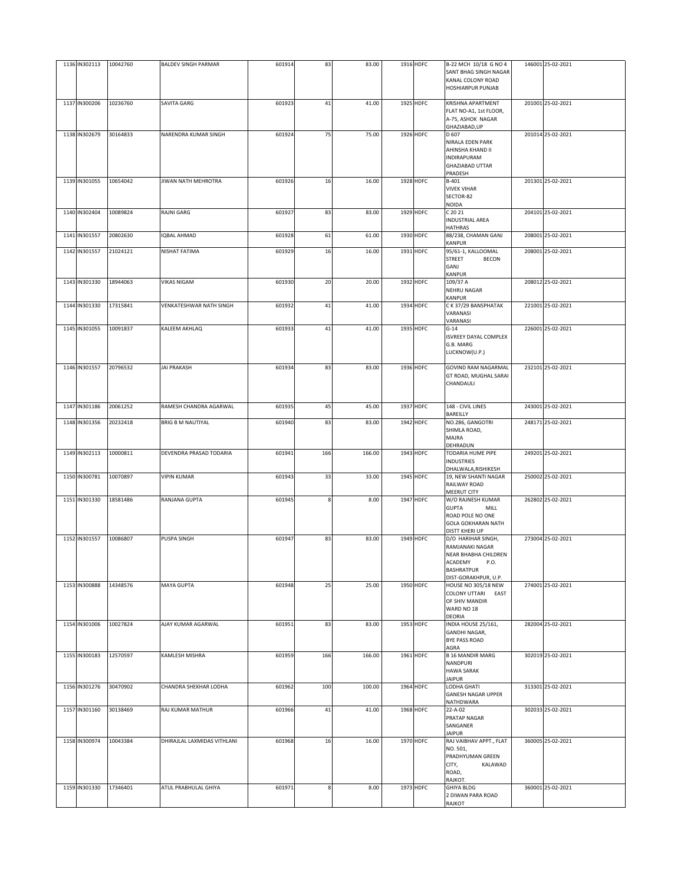| 1136 | IN302113 | 10042760 | BALDEV SINGH PARMAR | 601914 | 83 | 83.00 | 1916 | HDFC | B-22 MCH 10/18 G NO 4 SANT BHAG SINGH NAGAR KANAL COLONY ROAD HOSHIARPUR PUNJAB | 146001 | 25-02-2021 |
|---|---|---|---|---|---|---|---|---|---|---|---|
| 1137 | IN300206 | 10236760 | SAVITA GARG | 601923 | 41 | 41.00 | 1925 | HDFC | KRISHNA APARTMENT FLAT NO-A1, 1st FLOOR, A-75, ASHOK NAGAR GHAZIABAD,UP | 201001 | 25-02-2021 |
| 1138 | IN302679 | 30164833 | NARENDRA KUMAR SINGH | 601924 | 75 | 75.00 | 1926 | HDFC | D 607 NIRALA EDEN PARK AHINSHA KHAND II INDIRAPURAM GHAZIABAD UTTAR PRADESH | 201014 | 25-02-2021 |
| 1139 | IN301055 | 10654042 | JIWAN NATH MEHROTRA | 601926 | 16 | 16.00 | 1928 | HDFC | B-401 VIVEK VIHAR SECTOR-82 NOIDA | 201301 | 25-02-2021 |
| 1140 | IN302404 | 10089824 | RAJNI GARG | 601927 | 83 | 83.00 | 1929 | HDFC | C 20 21 INDUSTRIAL AREA HATHRAS | 204101 | 25-02-2021 |
| 1141 | IN301557 | 20802630 | IQBAL AHMAD | 601928 | 61 | 61.00 | 1930 | HDFC | 88/238, CHAMAN GANJ KANPUR | 208001 | 25-02-2021 |
| 1142 | IN301557 | 21024121 | NISHAT FATIMA | 601929 | 16 | 16.00 | 1931 | HDFC | 95/61-1, KALLOOMAL STREET BECON GANJ KANPUR | 208001 | 25-02-2021 |
| 1143 | IN301330 | 18944063 | VIKAS NIGAM | 601930 | 20 | 20.00 | 1932 | HDFC | 109/37 A NEHRU NAGAR KANPUR | 208012 | 25-02-2021 |
| 1144 | IN301330 | 17315841 | VENKATESHWAR NATH SINGH | 601932 | 41 | 41.00 | 1934 | HDFC | C K 37/29 BANSPHATAK VARANASI VARANASI | 221001 | 25-02-2021 |
| 1145 | IN301055 | 10091837 | KALEEM AKHLAQ | 601933 | 41 | 41.00 | 1935 | HDFC | G-14 ISVREEY DAYAL COMPLEX G.B. MARG LUCKNOW(U.P.) | 226001 | 25-02-2021 |
| 1146 | IN301557 | 20796532 | JAI PRAKASH | 601934 | 83 | 83.00 | 1936 | HDFC | GOVIND RAM NAGARMAL GT ROAD, MUGHAL SARAI CHANDAULI | 232101 | 25-02-2021 |
| 1147 | IN301186 | 20061252 | RAMESH CHANDRA AGARWAL | 601935 | 45 | 45.00 | 1937 | HDFC | 148 - CIVIL LINES BAREILLY | 243001 | 25-02-2021 |
| 1148 | IN301356 | 20232418 | BRIG B M NAUTIYAL | 601940 | 83 | 83.00 | 1942 | HDFC | NO.286, GANGOTRI SHIMLA ROAD, MAJRA DEHRADUN | 248171 | 25-02-2021 |
| 1149 | IN302113 | 10000811 | DEVENDRA PRASAD TODARIA | 601941 | 166 | 166.00 | 1943 | HDFC | TODARIA HUME PIPE INDUSTRIES DHALWALA,RISHIKESH | 249201 | 25-02-2021 |
| 1150 | IN300781 | 10070897 | VIPIN KUMAR | 601943 | 33 | 33.00 | 1945 | HDFC | 19, NEW SHANTI NAGAR RAILWAY ROAD MEERUT CITY | 250002 | 25-02-2021 |
| 1151 | IN301330 | 18581486 | RANJANA GUPTA | 601945 | 8 | 8.00 | 1947 | HDFC | W/O RAJNESH KUMAR GUPTA MILL ROAD POLE NO ONE GOLA GOKHARAN NATH DISTT KHERI UP | 262802 | 25-02-2021 |
| 1152 | IN301557 | 10086807 | PUSPA SINGH | 601947 | 83 | 83.00 | 1949 | HDFC | D/O HARIHAR SINGH, RAMJANAKI NAGAR NEAR BHABHA CHILDREN ACADEMY P.O. BASHRATPUR DIST-GORAKHPUR, U.P. | 273004 | 25-02-2021 |
| 1153 | IN300888 | 14348576 | MAYA GUPTA | 601948 | 25 | 25.00 | 1950 | HDFC | HOUSE NO 305/18 NEW COLONY UTTARI EAST OF SHIV MANDIR WARD NO 18 DEORIA | 274001 | 25-02-2021 |
| 1154 | IN301006 | 10027824 | AJAY KUMAR AGARWAL | 601951 | 83 | 83.00 | 1953 | HDFC | INDIA HOUSE 25/161, GANDHI NAGAR, BYE PASS ROAD AGRA | 282004 | 25-02-2021 |
| 1155 | IN300183 | 12570597 | KAMLESH MISHRA | 601959 | 166 | 166.00 | 1961 | HDFC | B 16 MANDIR MARG NANDPURI HAWA SARAK JAIPUR | 302019 | 25-02-2021 |
| 1156 | IN301276 | 30470902 | CHANDRA SHEKHAR LODHA | 601962 | 100 | 100.00 | 1964 | HDFC | LODHA GHATI GANESH NAGAR UPPER NATHDWARA | 313301 | 25-02-2021 |
| 1157 | IN301160 | 30138469 | RAJ KUMAR MATHUR | 601966 | 41 | 41.00 | 1968 | HDFC | 22-A-02 PRATAP NAGAR SANGANER JAIPUR | 302033 | 25-02-2021 |
| 1158 | IN300974 | 10043384 | DHIRAJLAL LAXMIDAS VITHLANI | 601968 | 16 | 16.00 | 1970 | HDFC | RAJ VAIBHAV APPT., FLAT NO. 501, PRADHYUMAN GREEN CITY, KALAWAD ROAD, RAJKOT. | 360005 | 25-02-2021 |
| 1159 | IN301330 | 17346401 | ATUL PRABHULAL GHIYA | 601971 | 8 | 8.00 | 1973 | HDFC | GHIYA BLDG 2 DIWAN PARA ROAD RAJKOT | 360001 | 25-02-2021 |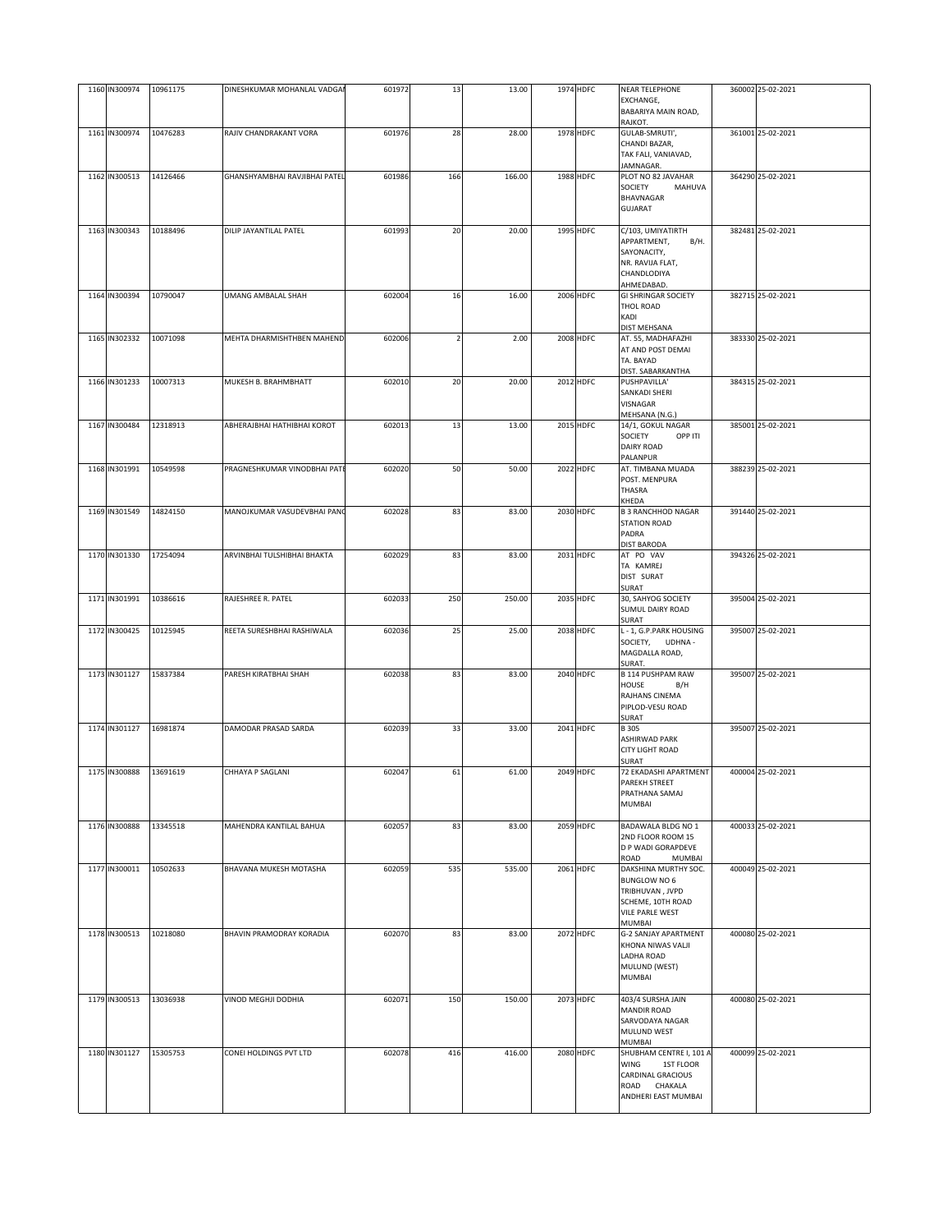| | | | | | | | | | | | |
|---|---|---|---|---|---|---|---|---|---|---|---|
| 1160 | IN300974 | 10961175 | DINESHKUMAR MOHANLAL VADGAI | 601972 | 13 | 13.00 | 1974 | HDFC | NEAR TELEPHONE EXCHANGE, BABARIYA MAIN ROAD, RAJKOT. | 360002 | 25-02-2021 |
| 1161 | IN300974 | 10476283 | RAJIV CHANDRAKANT VORA | 601976 | 28 | 28.00 | 1978 | HDFC | GULAB-SMRUTI', CHANDI BAZAR, TAK FALI, VANIAVAD, JAMNAGAR. | 361001 | 25-02-2021 |
| 1162 | IN300513 | 14126466 | GHANSHYAMBHAI RAVJIBHAI PATEL | 601986 | 166 | 166.00 | 1988 | HDFC | PLOT NO 82 JAVAHAR SOCIETY MAHUVA BHAVNAGAR GUJARAT | 364290 | 25-02-2021 |
| 1163 | IN300343 | 10188496 | DILIP JAYANTILAL PATEL | 601993 | 20 | 20.00 | 1995 | HDFC | C/103, UMIYATIRTH APPARTMENT, B/H. SAYONACITY, NR. RAVIJA FLAT, CHANDLODIYA AHMEDABAD. | 382481 | 25-02-2021 |
| 1164 | IN300394 | 10790047 | UMANG AMBALAL SHAH | 602004 | 16 | 16.00 | 2006 | HDFC | GI SHRINGAR SOCIETY THOL ROAD KADI DIST MEHSANA | 382715 | 25-02-2021 |
| 1165 | IN302332 | 10071098 | MEHTA DHARMISHTHBEN MAHEND | 602006 | 2 | 2.00 | 2008 | HDFC | AT. 55, MADHAFAZHI AT AND POST DEMAI TA. BAYAD DIST. SABARKANTHA | 383330 | 25-02-2021 |
| 1166 | IN301233 | 10007313 | MUKESH B. BRAHMBHATT | 602010 | 20 | 20.00 | 2012 | HDFC | PUSHPAVILLA' SANKADI SHERI VISNAGAR MEHSANA (N.G.) | 384315 | 25-02-2021 |
| 1167 | IN300484 | 12318913 | ABHERAJBHAI HATHIBHAI KOROT | 602013 | 13 | 13.00 | 2015 | HDFC | 14/1, GOKUL NAGAR SOCIETY OPP ITI DAIRY ROAD PALANPUR | 385001 | 25-02-2021 |
| 1168 | IN301991 | 10549598 | PRAGNESHKUMAR VINODBHAI PATE | 602020 | 50 | 50.00 | 2022 | HDFC | AT. TIMBANA MUADA POST. MENPURA THASRA KHEDA | 388239 | 25-02-2021 |
| 1169 | IN301549 | 14824150 | MANOJKUMAR VASUDEVBHAI PANC | 602028 | 83 | 83.00 | 2030 | HDFC | B 3 RANCHHOD NAGAR STATION ROAD PADRA DIST BARODA | 391440 | 25-02-2021 |
| 1170 | IN301330 | 17254094 | ARVINBHAI TULSHIBHAI BHAKTA | 602029 | 83 | 83.00 | 2031 | HDFC | AT PO VAV TA KAMREJ DIST SURAT SURAT | 394326 | 25-02-2021 |
| 1171 | IN301991 | 10386616 | RAJESHREE R. PATEL | 602033 | 250 | 250.00 | 2035 | HDFC | 30, SAHYOG SOCIETY SUMUL DAIRY ROAD SURAT | 395004 | 25-02-2021 |
| 1172 | IN300425 | 10125945 | REETA SURESHBHAI RASHIWALA | 602036 | 25 | 25.00 | 2038 | HDFC | L - 1, G.P.PARK HOUSING SOCIETY, UDHNA - MAGDALLA ROAD, SURAT. | 395007 | 25-02-2021 |
| 1173 | IN301127 | 15837384 | PARESH KIRATBHAI SHAH | 602038 | 83 | 83.00 | 2040 | HDFC | B 114 PUSHPAM RAW HOUSE B/H RAJHANS CINEMA PIPLOD-VESU ROAD SURAT | 395007 | 25-02-2021 |
| 1174 | IN301127 | 16981874 | DAMODAR PRASAD SARDA | 602039 | 33 | 33.00 | 2041 | HDFC | B 305 ASHIRWAD PARK CITY LIGHT ROAD SURAT | 395007 | 25-02-2021 |
| 1175 | IN300888 | 13691619 | CHHAYA P SAGLANI | 602047 | 61 | 61.00 | 2049 | HDFC | 72 EKADASHI APARTMENT PAREKH STREET PRATHANA SAMAJ MUMBAI | 400004 | 25-02-2021 |
| 1176 | IN300888 | 13345518 | MAHENDRA KANTILAL BAHUA | 602057 | 83 | 83.00 | 2059 | HDFC | BADAWALA BLDG NO 1 2ND FLOOR ROOM 15 D P WADI GORAPDEVE ROAD MUMBAI | 400033 | 25-02-2021 |
| 1177 | IN300011 | 10502633 | BHAVANA MUKESH MOTASHA | 602059 | 535 | 535.00 | 2061 | HDFC | DAKSHINA MURTHY SOC. BUNGLOW NO 6 TRIBHUVAN , JVPD SCHEME, 10TH ROAD VILE PARLE WEST MUMBAI | 400049 | 25-02-2021 |
| 1178 | IN300513 | 10218080 | BHAVIN PRAMODRAY KORADIA | 602070 | 83 | 83.00 | 2072 | HDFC | G-2 SANJAY APARTMENT KHONA NIWAS VALJI LADHA ROAD MULUND (WEST) MUMBAI | 400080 | 25-02-2021 |
| 1179 | IN300513 | 13036938 | VINOD MEGHJI DODHIA | 602071 | 150 | 150.00 | 2073 | HDFC | 403/4 SURSHA JAIN MANDIR ROAD SARVODAYA NAGAR MULUND WEST MUMBAI | 400080 | 25-02-2021 |
| 1180 | IN301127 | 15305753 | CONEI HOLDINGS PVT LTD | 602078 | 416 | 416.00 | 2080 | HDFC | SHUBHAM CENTRE I, 101 A WING 1ST FLOOR CARDINAL GRACIOUS ROAD CHAKALA ANDHERI EAST MUMBAI | 400099 | 25-02-2021 |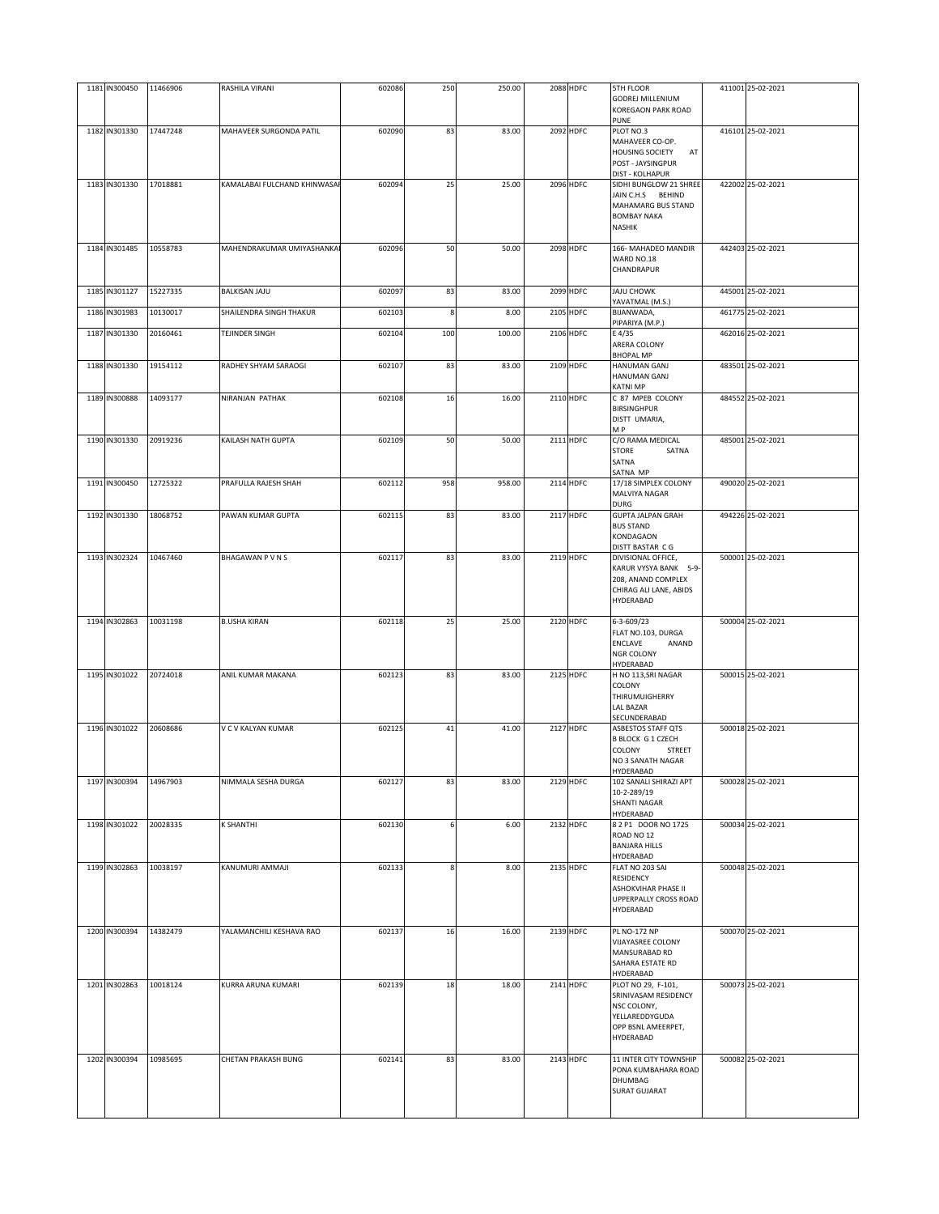| | | | | | | | | | | | |
|---|---|---|---|---|---|---|---|---|---|---|---|
| 1181 | IN300450 | 11466906 | RASHILA VIRANI | 602086 | 250 | 250.00 | 2088 | HDFC | 5TH FLOOR GODREJ MILLENIUM KOREGAON PARK ROAD PUNE | 411001 | 25-02-2021 |
| 1182 | IN301330 | 17447248 | MAHAVEER SURGONDA PATIL | 602090 | 83 | 83.00 | 2092 | HDFC | PLOT NO.3 MAHAVEER CO-OP. HOUSING SOCIETY AT POST - JAYSINGPUR DIST - KOLHAPUR | 416101 | 25-02-2021 |
| 1183 | IN301330 | 17018881 | KAMALABAI FULCHAND KHINWASAI | 602094 | 25 | 25.00 | 2096 | HDFC | SIDHI BUNGLOW 21 SHREE JAIN C.H.S BEHIND MAHAMARG BUS STAND BOMBAY NAKA NASHIK | 422002 | 25-02-2021 |
| 1184 | IN301485 | 10558783 | MAHENDRAKUMAR UMIYASHANKAI | 602096 | 50 | 50.00 | 2098 | HDFC | 166- MAHADEO MANDIR WARD NO.18 CHANDRAPUR | 442403 | 25-02-2021 |
| 1185 | IN301127 | 15227335 | BALKISAN JAJU | 602097 | 83 | 83.00 | 2099 | HDFC | JAJU CHOWK YAVATMAL (M.S.) | 445001 | 25-02-2021 |
| 1186 | IN301983 | 10130017 | SHAILENDRA SINGH THAKUR | 602103 | 8 | 8.00 | 2105 | HDFC | BIJANWADA, PIPARIYA (M.P.) | 461775 | 25-02-2021 |
| 1187 | IN301330 | 20160461 | TEJINDER SINGH | 602104 | 100 | 100.00 | 2106 | HDFC | E 4/35 ARERA COLONY BHOPAL MP | 462016 | 25-02-2021 |
| 1188 | IN301330 | 19154112 | RADHEY SHYAM SARAOGI | 602107 | 83 | 83.00 | 2109 | HDFC | HANUMAN GANJ HANUMAN GANJ KATNI MP | 483501 | 25-02-2021 |
| 1189 | IN300888 | 14093177 | NIRANJAN PATHAK | 602108 | 16 | 16.00 | 2110 | HDFC | C 87 MPEB COLONY BIRSINGHPUR DISTT UMARIA, M P | 484552 | 25-02-2021 |
| 1190 | IN301330 | 20919236 | KAILASH NATH GUPTA | 602109 | 50 | 50.00 | 2111 | HDFC | C/O RAMA MEDICAL STORE SATNA SATNA SATNA MP | 485001 | 25-02-2021 |
| 1191 | IN300450 | 12725322 | PRAFULLA RAJESH SHAH | 602112 | 958 | 958.00 | 2114 | HDFC | 17/18 SIMPLEX COLONY MALVIYA NAGAR DURG | 490020 | 25-02-2021 |
| 1192 | IN301330 | 18068752 | PAWAN KUMAR GUPTA | 602115 | 83 | 83.00 | 2117 | HDFC | GUPTA JALPAN GRAH BUS STAND KONDAGAON DISTT BASTAR C G | 494226 | 25-02-2021 |
| 1193 | IN302324 | 10467460 | BHAGAWAN P V N S | 602117 | 83 | 83.00 | 2119 | HDFC | DIVISIONAL OFFICE, KARUR VYSYA BANK 5-9-208, ANAND COMPLEX CHIRAG ALI LANE, ABIDS HYDERABAD | 500001 | 25-02-2021 |
| 1194 | IN302863 | 10031198 | B.USHA KIRAN | 602118 | 25 | 25.00 | 2120 | HDFC | 6-3-609/23 FLAT NO.103, DURGA ENCLAVE ANAND NGR COLONY HYDERABAD | 500004 | 25-02-2021 |
| 1195 | IN301022 | 20724018 | ANIL KUMAR MAKANA | 602123 | 83 | 83.00 | 2125 | HDFC | H NO 113,SRI NAGAR COLONY THIRUMUIGHERRY LAL BAZAR SECUNDERABAD | 500015 | 25-02-2021 |
| 1196 | IN301022 | 20608686 | V C V KALYAN KUMAR | 602125 | 41 | 41.00 | 2127 | HDFC | ASBESTOS STAFF QTS B BLOCK G 1 CZECH COLONY STREET NO 3 SANATH NAGAR HYDERABAD | 500018 | 25-02-2021 |
| 1197 | IN300394 | 14967903 | NIMMALA SESHA DURGA | 602127 | 83 | 83.00 | 2129 | HDFC | 102 SANALI SHIRAZI APT 10-2-289/19 SHANTI NAGAR HYDERABAD | 500028 | 25-02-2021 |
| 1198 | IN301022 | 20028335 | K SHANTHI | 602130 | 6 | 6.00 | 2132 | HDFC | 8 2 P1 DOOR NO 1725 ROAD NO 12 BANJARA HILLS HYDERABAD | 500034 | 25-02-2021 |
| 1199 | IN302863 | 10038197 | KANUMURI AMMAJI | 602133 | 8 | 8.00 | 2135 | HDFC | FLAT NO 203 SAI RESIDENCY ASHOKVIHAR PHASE II UPPERPALLY CROSS ROAD HYDERABAD | 500048 | 25-02-2021 |
| 1200 | IN300394 | 14382479 | YALAMANCHILI KESHAVA RAO | 602137 | 16 | 16.00 | 2139 | HDFC | PL NO-172 NP VIJAYASREE COLONY MANSURABAD RD SAHARA ESTATE RD HYDERABAD | 500070 | 25-02-2021 |
| 1201 | IN302863 | 10018124 | KURRA ARUNA KUMARI | 602139 | 18 | 18.00 | 2141 | HDFC | PLOT NO 29, F-101, SRINIVASAM RESIDENCY NSC COLONY, YELLAREDDYGUDA OPP BSNL AMEERPET, HYDERABAD | 500073 | 25-02-2021 |
| 1202 | IN300394 | 10985695 | CHETAN PRAKASH BUNG | 602141 | 83 | 83.00 | 2143 | HDFC | 11 INTER CITY TOWNSHIP PONA KUMBAHARA ROAD DHUMBAG SURAT GUJARAT | 500082 | 25-02-2021 |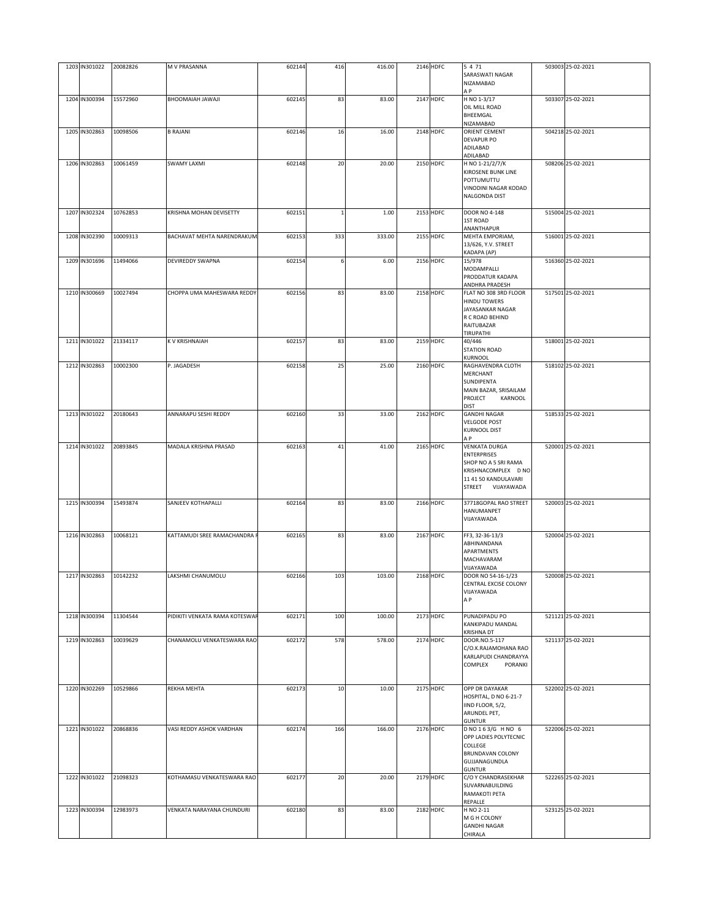| | | | | | | | | | | | |
|---|---|---|---|---|---|---|---|---|---|---|---|
| 1203 | IN301022 | 20082826 | M V PRASANNA | 602144 | 416 | 416.00 | 2146 | HDFC | 5 4 71 SARASWATI NAGAR NIZAMABAD A P | 503003 | 25-02-2021 |
| 1204 | IN300394 | 15572960 | BHOOMAIAH JAWAJI | 602145 | 83 | 83.00 | 2147 | HDFC | H NO 1-3/17 OIL MILL ROAD BHEEMGAL NIZAMABAD | 503307 | 25-02-2021 |
| 1205 | IN302863 | 10098506 | B RAJANI | 602146 | 16 | 16.00 | 2148 | HDFC | ORIENT CEMENT DEVAPUR PO ADILABAD ADILABAD | 504218 | 25-02-2021 |
| 1206 | IN302863 | 10061459 | SWAMY LAXMI | 602148 | 20 | 20.00 | 2150 | HDFC | H NO 1-21/2/7/K KIROSENE BUNK LINE POTTUMUTTU VINODINI NAGAR KODAD NALGONDA DIST | 508206 | 25-02-2021 |
| 1207 | IN302324 | 10762853 | KRISHNA MOHAN DEVISETTY | 602151 | 1 | 1.00 | 2153 | HDFC | DOOR NO 4-148 1ST ROAD ANANTHAPUR | 515004 | 25-02-2021 |
| 1208 | IN302390 | 10009313 | BACHAVAT MEHTA NARENDRAKUM | 602153 | 333 | 333.00 | 2155 | HDFC | MEHTA EMPORIAM, 13/626, Y.V. STREET KADAPA (AP) | 516001 | 25-02-2021 |
| 1209 | IN301696 | 11494066 | DEVIREDDY SWAPNA | 602154 | 6 | 6.00 | 2156 | HDFC | 15/978 MODAMPALLI PRODDATUR KADAPA ANDHRA PRADESH | 516360 | 25-02-2021 |
| 1210 | IN300669 | 10027494 | CHOPPA UMA MAHESWARA REDDY | 602156 | 83 | 83.00 | 2158 | HDFC | FLAT NO 308 3RD FLOOR HINDU TOWERS JAYASANKAR NAGAR R C ROAD BEHIND RAITUBAZAR TIRUPATHI | 517501 | 25-02-2021 |
| 1211 | IN301022 | 21334117 | K V KRISHNAIAH | 602157 | 83 | 83.00 | 2159 | HDFC | 40/446 STATION ROAD KURNOOL | 518001 | 25-02-2021 |
| 1212 | IN302863 | 10002300 | P. JAGADESH | 602158 | 25 | 25.00 | 2160 | HDFC | RAGHAVENDRA CLOTH MERCHANT SUNDIPENTA MAIN BAZAR, SRISAILAM PROJECT KARNOOL DIST | 518102 | 25-02-2021 |
| 1213 | IN301022 | 20180643 | ANNARAPU SESHI REDDY | 602160 | 33 | 33.00 | 2162 | HDFC | GANDHI NAGAR VELGODE POST KURNOOL DIST A P | 518533 | 25-02-2021 |
| 1214 | IN301022 | 20893845 | MADALA KRISHNA PRASAD | 602163 | 41 | 41.00 | 2165 | HDFC | VENKATA DURGA ENTERPRISES SHOP NO A 5 SRI RAMA KRISHNACOMPLEX D NO 11 41 50 KANDULAVARI STREET VIJAYAWADA | 520001 | 25-02-2021 |
| 1215 | IN300394 | 15493874 | SANJEEV KOTHAPALLI | 602164 | 83 | 83.00 | 2166 | HDFC | 37718GOPAL RAO STREET HANUMANPET VIJAYAWADA | 520003 | 25-02-2021 |
| 1216 | IN302863 | 10068121 | KATTAMUDI SREE RAMACHANDRA I | 602165 | 83 | 83.00 | 2167 | HDFC | FF3, 32-36-13/3 ABHINANDANA APARTMENTS MACHAVARAM VIJAYAWADA | 520004 | 25-02-2021 |
| 1217 | IN302863 | 10142232 | LAKSHMI CHANUMOLU | 602166 | 103 | 103.00 | 2168 | HDFC | DOOR NO 54-16-1/23 CENTRAL EXCISE COLONY VIJAYAWADA A P | 520008 | 25-02-2021 |
| 1218 | IN300394 | 11304544 | PIDIKITI VENKATA RAMA KOTESWAF | 602171 | 100 | 100.00 | 2173 | HDFC | PUNADIPADU PO KANKIPADU MANDAL KRISHNA DT | 521121 | 25-02-2021 |
| 1219 | IN302863 | 10039629 | CHANAMOLU VENKATESWARA RAO | 602172 | 578 | 578.00 | 2174 | HDFC | DOOR.NO.5-117 C/O.K.RAJAMOHANA RAO KARLAPUDI CHANDRAYYA COMPLEX PORANKI | 521137 | 25-02-2021 |
| 1220 | IN302269 | 10529866 | REKHA MEHTA | 602173 | 10 | 10.00 | 2175 | HDFC | OPP DR DAYAKAR HOSPITAL, D NO 6-21-7 IIND FLOOR, 5/2, ARUNDEL PET, GUNTUR | 522002 | 25-02-2021 |
| 1221 | IN301022 | 20868836 | VASI REDDY ASHOK VARDHAN | 602174 | 166 | 166.00 | 2176 | HDFC | D NO 1 6 3/G H NO 6 OPP LADIES POLYTECNIC COLLEGE BRUNDAVAN COLONY GUJJANAGUNDLA GUNTUR | 522006 | 25-02-2021 |
| 1222 | IN301022 | 21098323 | KOTHAMASU VENKATESWARA RAO | 602177 | 20 | 20.00 | 2179 | HDFC | C/O Y CHANDRASEKHAR SUVARNABUILDING RAMAKOTI PETA REPALLE | 522265 | 25-02-2021 |
| 1223 | IN300394 | 12983973 | VENKATA NARAYANA CHUNDURI | 602180 | 83 | 83.00 | 2182 | HDFC | H NO 2-11 M G H COLONY GANDHI NAGAR CHIRALA | 523125 | 25-02-2021 |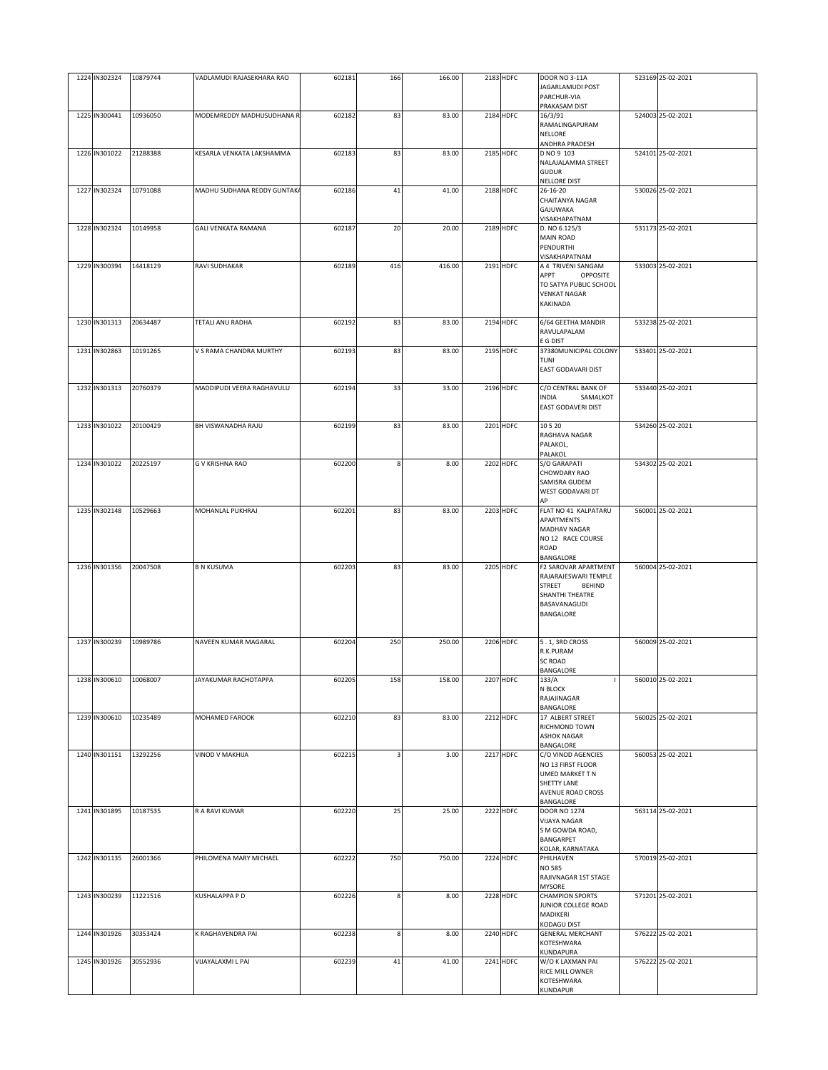| 1224 | IN302324 | 10879744 | VADLAMUDI RAJASEKHARA RAO | 602181 | 166 | 166.00 | 2183 | HDFC | DOOR NO 3-11A JAGARLAMUDI POST PARCHUR-VIA PRAKASAM DIST | 523169 | 25-02-2021 |
|---|---|---|---|---|---|---|---|---|---|---|---|
| 1225 | IN300441 | 10936050 | MODEMREDDY MADHUSUDHANA R | 602182 | 83 | 83.00 | 2184 | HDFC | 16/3/91 RAMALINGAPURAM NELLORE ANDHRA PRADESH | 524003 | 25-02-2021 |
| 1226 | IN301022 | 21288388 | KESARLA VENKATA LAKSHAMMA | 602183 | 83 | 83.00 | 2185 | HDFC | D NO 9 103 NALAJALAMMA STREET GUDUR NELLORE DIST | 524101 | 25-02-2021 |
| 1227 | IN302324 | 10791088 | MADHU SUDHANA REDDY GUNTAK | 602186 | 41 | 41.00 | 2188 | HDFC | 26-16-20 CHAITANYA NAGAR GAJUWAKA VISAKHAPATNAM | 530026 | 25-02-2021 |
| 1228 | IN302324 | 10149958 | GALI VENKATA RAMANA | 602187 | 20 | 20.00 | 2189 | HDFC | D. NO 6.125/3 MAIN ROAD PENDURTHI VISAKHAPATNAM | 531173 | 25-02-2021 |
| 1229 | IN300394 | 14418129 | RAVI SUDHAKAR | 602189 | 416 | 416.00 | 2191 | HDFC | A 4 TRIVENI SANGAM APPT OPPOSITE TO SATYA PUBLIC SCHOOL VENKAT NAGAR KAKINADA | 533003 | 25-02-2021 |
| 1230 | IN301313 | 20634487 | TETALI ANU RADHA | 602192 | 83 | 83.00 | 2194 | HDFC | 6/64 GEETHA MANDIR RAVULAPALAM E G DIST | 533238 | 25-02-2021 |
| 1231 | IN302863 | 10191265 | V S RAMA CHANDRA MURTHY | 602193 | 83 | 83.00 | 2195 | HDFC | 37380MUNICIPAL COLONY TUNI EAST GODAVARI DIST | 533401 | 25-02-2021 |
| 1232 | IN301313 | 20760379 | MADDIPUDI VEERA RAGHAVULU | 602194 | 33 | 33.00 | 2196 | HDFC | C/O CENTRAL BANK OF INDIA SAMALKOT EAST GODAVERI DIST | 533440 | 25-02-2021 |
| 1233 | IN301022 | 20100429 | BH VISWANADHA RAJU | 602199 | 83 | 83.00 | 2201 | HDFC | 10 5 20 RAGHAVA NAGAR PALAKOL, PALAKOL | 534260 | 25-02-2021 |
| 1234 | IN301022 | 20225197 | G V KRISHNA RAO | 602200 | 8 | 8.00 | 2202 | HDFC | S/O GARAPATI CHOWDARY RAO SAMISRA GUDEM WEST GODAVARI DT AP | 534302 | 25-02-2021 |
| 1235 | IN302148 | 10529663 | MOHANLAL PUKHRAJ | 602201 | 83 | 83.00 | 2203 | HDFC | FLAT NO 41 KALPATARU APARTMENTS MADHAV NAGAR NO 12 RACE COURSE ROAD BANGALORE | 560001 | 25-02-2021 |
| 1236 | IN301356 | 20047508 | B N KUSUMA | 602203 | 83 | 83.00 | 2205 | HDFC | F2 SAROVAR APARTMENT RAJARAJESWARI TEMPLE STREET BEHIND SHANTHI THEATRE BASAVANAGUDI BANGALORE | 560004 | 25-02-2021 |
| 1237 | IN300239 | 10989786 | NAVEEN KUMAR MAGARAL | 602204 | 250 | 250.00 | 2206 | HDFC | 5 . 1, 3RD CROSS R.K.PURAM SC ROAD BANGALORE | 560009 | 25-02-2021 |
| 1238 | IN300610 | 10068007 | JAYAKUMAR RACHOTAPPA | 602205 | 158 | 158.00 | 2207 | HDFC | 133/A I N BLOCK RAJAJINAGAR BANGALORE | 560010 | 25-02-2021 |
| 1239 | IN300610 | 10235489 | MOHAMED FAROOK | 602210 | 83 | 83.00 | 2212 | HDFC | 17 ALBERT STREET RICHMOND TOWN ASHOK NAGAR BANGALORE | 560025 | 25-02-2021 |
| 1240 | IN301151 | 13292256 | VINOD V MAKHIJA | 602215 | 3 | 3.00 | 2217 | HDFC | C/O VINOD AGENCIES NO 13 FIRST FLOOR UMED MARKET T N SHETTY LANE AVENUE ROAD CROSS BANGALORE | 560053 | 25-02-2021 |
| 1241 | IN301895 | 10187535 | R A RAVI KUMAR | 602220 | 25 | 25.00 | 2222 | HDFC | DOOR NO 1274 VIJAYA NAGAR S M GOWDA ROAD, BANGARPET KOLAR, KARNATAKA | 563114 | 25-02-2021 |
| 1242 | IN301135 | 26001366 | PHILOMENA MARY MICHAEL | 602222 | 750 | 750.00 | 2224 | HDFC | PHILHAVEN NO 585 RAJIVNAGAR 1ST STAGE MYSORE | 570019 | 25-02-2021 |
| 1243 | IN300239 | 11221516 | KUSHALAPPA P D | 602226 | 8 | 8.00 | 2228 | HDFC | CHAMPION SPORTS JUNIOR COLLEGE ROAD MADIKERI KODAGU DIST | 571201 | 25-02-2021 |
| 1244 | IN301926 | 30353424 | K RAGHAVENDRA PAI | 602238 | 8 | 8.00 | 2240 | HDFC | GENERAL MERCHANT KOTESHWARA KUNDAPURA | 576222 | 25-02-2021 |
| 1245 | IN301926 | 30552936 | VIJAYALAXMI L PAI | 602239 | 41 | 41.00 | 2241 | HDFC | W/O K LAXMAN PAI RICE MILL OWNER KOTESHWARA KUNDAPUR | 576222 | 25-02-2021 |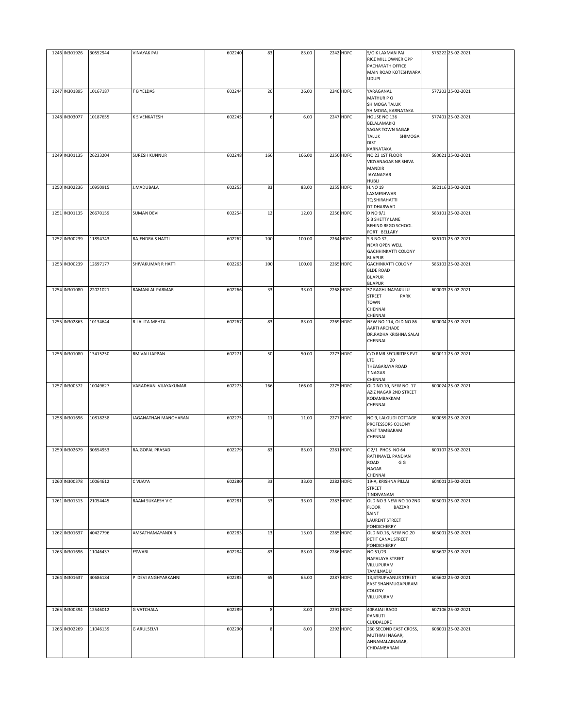| 1246 | IN301926 | 30552944 | VINAYAK PAI | 602240 | 83 | 83.00 | 2242 | HDFC | S/O K LAXMAN PAI RICE MILL OWNER OPP PACHAYATH OFFICE MAIN ROAD KOTESHWARA UDUPI | 576222 | 25-02-2021 |
|---|---|---|---|---|---|---|---|---|---|---|---|
| 1247 | IN301895 | 10167187 | T B YELDAS | 602244 | 26 | 26.00 | 2246 | HDFC | YARAGANAL MATHUR P O SHIMOGA TALUK SHIMOGA, KARNATAKA | 577203 | 25-02-2021 |
| 1248 | IN303077 | 10187655 | K S VENKATESH | 602245 | 6 | 6.00 | 2247 | HDFC | HOUSE NO 136 BELALAMAKKI SAGAR TOWN SAGAR TALUK SHIMOGA DIST KARNATAKA | 577401 | 25-02-2021 |
| 1249 | IN301135 | 26233204 | SURESH KUNNUR | 602248 | 166 | 166.00 | 2250 | HDFC | NO 23 1ST FLOOR VIDYANAGAR NR SHIVA MANDIR JAYANAGAR HUBLI | 580021 | 25-02-2021 |
| 1250 | IN302236 | 10950915 | J.MADUBALA | 602253 | 83 | 83.00 | 2255 | HDFC | H.NO 19 LAXMESHWAR TQ SHIRAHATTI DT.DHARWAD | 582116 | 25-02-2021 |
| 1251 | IN301135 | 26670159 | SUMAN DEVI | 602254 | 12 | 12.00 | 2256 | HDFC | D NO 9/1 S B SHETTY LANE BEHIND REGO SCHOOL FORT BELLARY | 583101 | 25-02-2021 |
| 1252 | IN300239 | 11894743 | RAJENDRA S HATTI | 602262 | 100 | 100.00 | 2264 | HDFC | S R NO 32, NEAR OPEN WELL GACHHINKATTI COLONY BIJAPUR | 586101 | 25-02-2021 |
| 1253 | IN300239 | 12697177 | SHIVAKUMAR R HATTI | 602263 | 100 | 100.00 | 2265 | HDFC | GACHINKATTI COLONY BLDE ROAD BIJAPUR BIJAPUR | 586103 | 25-02-2021 |
| 1254 | IN301080 | 22021021 | RAMANLAL PARMAR | 602266 | 33 | 33.00 | 2268 | HDFC | 37 RAGHUNAYAKULU STREET PARK TOWN CHENNAI CHENNAI | 600003 | 25-02-2021 |
| 1255 | IN302863 | 10134644 | R.LALITA MEHTA | 602267 | 83 | 83.00 | 2269 | HDFC | NEW NO.114, OLD NO 86 AARTI ARCHADE DR.RADHA KRISHNA SALAI CHENNAI | 600004 | 25-02-2021 |
| 1256 | IN301080 | 13415250 | RM VALLIAPPAN | 602271 | 50 | 50.00 | 2273 | HDFC | C/O RMR SECURITIES PVT LTD 20 THEAGARAYA ROAD T NAGAR CHENNAI | 600017 | 25-02-2021 |
| 1257 | IN300572 | 10049627 | VARADHAN VIJAYAKUMAR | 602273 | 166 | 166.00 | 2275 | HDFC | OLD NO.10, NEW NO. 17 AZIZ NAGAR 2ND STREET KODAMBAKKAM CHENNAI | 600024 | 25-02-2021 |
| 1258 | IN301696 | 10818258 | JAGANATHAN MANOHARAN | 602275 | 11 | 11.00 | 2277 | HDFC | NO 9, LALGUDI COTTAGE PROFESSORS COLONY EAST TAMBARAM CHENNAI | 600059 | 25-02-2021 |
| 1259 | IN302679 | 30654953 | RAJGOPAL PRASAD | 602279 | 83 | 83.00 | 2281 | HDFC | C 2/1 PHOS NO 64 RATHNAVEL PANDIAN ROAD G G NAGAR CHENNAI | 600107 | 25-02-2021 |
| 1260 | IN300378 | 10064612 | C VIJAYA | 602280 | 33 | 33.00 | 2282 | HDFC | 19-A, KRISHNA PILLAI STREET TINDIVANAM | 604001 | 25-02-2021 |
| 1261 | IN301313 | 21054445 | RAAM SUKAESH V C | 602281 | 33 | 33.00 | 2283 | HDFC | OLD NO 3 NEW NO 10 2ND FLOOR BAZZAR SAINT LAURENT STREET PONDICHERRY | 605001 | 25-02-2021 |
| 1262 | IN301637 | 40427796 | AMSATHAMAYANDI B | 602283 | 13 | 13.00 | 2285 | HDFC | OLD NO.16, NEW NO.20 PETIT CANAL STREET PONDICHERRY | 605001 | 25-02-2021 |
| 1263 | IN301696 | 11046437 | ESWARI | 602284 | 83 | 83.00 | 2286 | HDFC | NO 51/23 NAPALAYA STREET VILLUPURAM TAMILNADU | 605602 | 25-02-2021 |
| 1264 | IN301637 | 40686184 | P DEVI ANGHYARKANNI | 602285 | 65 | 65.00 | 2287 | HDFC | 13,BTRUPVANUR STREET EAST SHANMUGAPURAM COLONY VILLUPURAM | 605602 | 25-02-2021 |
| 1265 | IN300394 | 12546012 | G VATCHALA | 602289 | 8 | 8.00 | 2291 | HDFC | 40RAJAJI RAOD PANRUTI CUDDALORE | 607106 | 25-02-2021 |
| 1266 | IN302269 | 11046139 | G ARULSELVI | 602290 | 8 | 8.00 | 2292 | HDFC | 260 SECOND EAST CROSS, MUTHIAH NAGAR, ANNAMALAINAGAR, CHIDAMBARAM | 608001 | 25-02-2021 |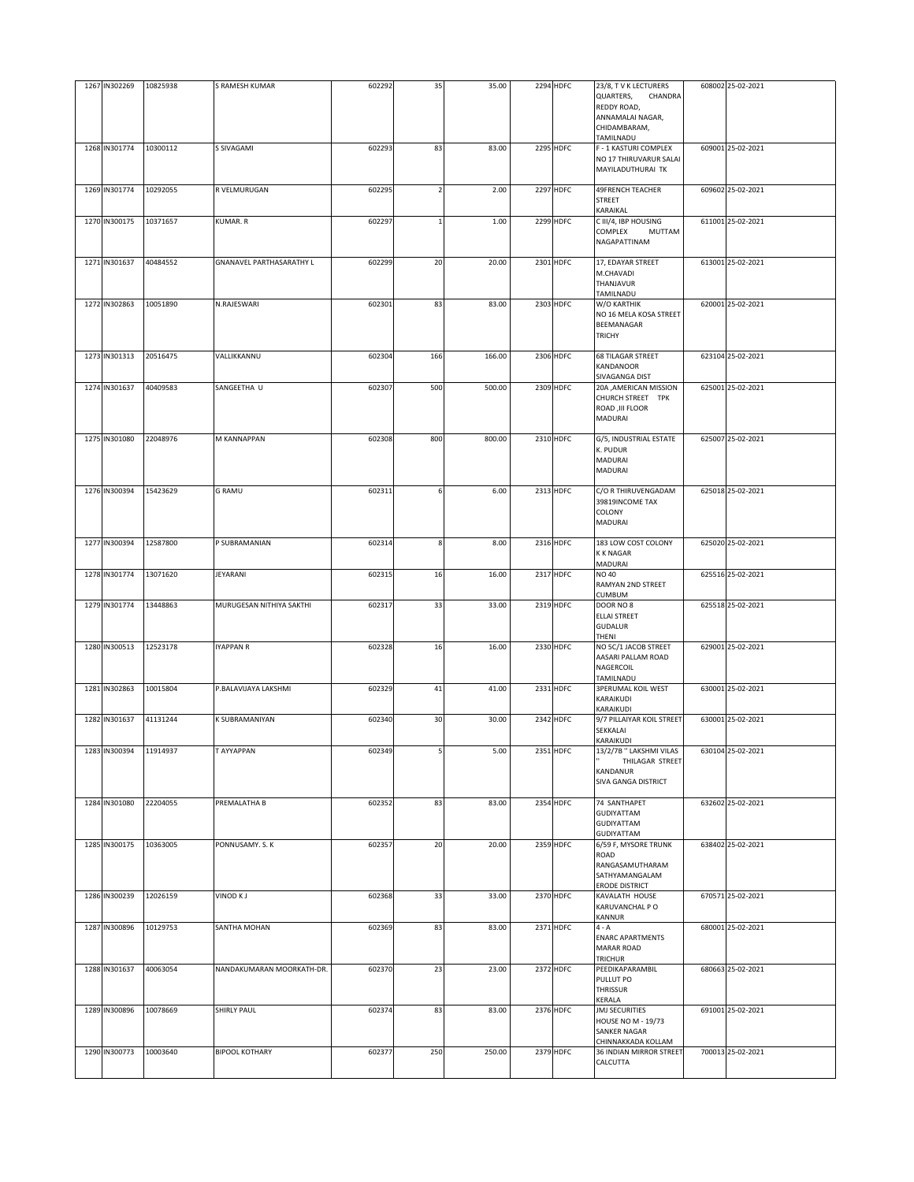| 1267 | IN302269 | 10825938 | S RAMESH KUMAR | 602292 | 35 | 35.00 | 2294 | HDFC | 23/8, T V K LECTURERS QUARTERS, CHANDRA REDDY ROAD, ANNAMALAI NAGAR, CHIDAMBARAM, TAMILNADU | 608002 | 25-02-2021 |
|---|---|---|---|---|---|---|---|---|---|---|---|
| 1268 | IN301774 | 10300112 | S SIVAGAMI | 602293 | 83 | 83.00 | 2295 | HDFC | F - 1 KASTURI COMPLEX NO 17 THIRUVARUR SALAI MAYILADUTHURAI TK | 609001 | 25-02-2021 |
| 1269 | IN301774 | 10292055 | R VELMURUGAN | 602295 | 2 | 2.00 | 2297 | HDFC | 49FRENCH TEACHER STREET KARAIKAL | 609602 | 25-02-2021 |
| 1270 | IN300175 | 10371657 | KUMAR. R | 602297 | 1 | 1.00 | 2299 | HDFC | C III/4, IBP HOUSING COMPLEX MUTTAM NAGAPATTINAM | 611001 | 25-02-2021 |
| 1271 | IN301637 | 40484552 | GNANAVEL PARTHASARATHY L | 602299 | 20 | 20.00 | 2301 | HDFC | 17, EDAYAR STREET M.CHAVADI THANJAVUR TAMILNADU | 613001 | 25-02-2021 |
| 1272 | IN302863 | 10051890 | N.RAJESWARI | 602301 | 83 | 83.00 | 2303 | HDFC | W/O KARTHIK NO 16 MELA KOSA STREET BEEMANAGAR TRICHY | 620001 | 25-02-2021 |
| 1273 | IN301313 | 20516475 | VALLIKKANNU | 602304 | 166 | 166.00 | 2306 | HDFC | 68 TILAGAR STREET KANDANOOR SIVAGANGA DIST | 623104 | 25-02-2021 |
| 1274 | IN301637 | 40409583 | SANGEETHA U | 602307 | 500 | 500.00 | 2309 | HDFC | 20A ,AMERICAN MISSION CHURCH STREET TPK ROAD ,III FLOOR MADURAI | 625001 | 25-02-2021 |
| 1275 | IN301080 | 22048976 | M KANNAPPAN | 602308 | 800 | 800.00 | 2310 | HDFC | G/5, INDUSTRIAL ESTATE K. PUDUR MADURAI MADURAI | 625007 | 25-02-2021 |
| 1276 | IN300394 | 15423629 | G RAMU | 602311 | 6 | 6.00 | 2313 | HDFC | C/O R THIRUVENGADAM 39819INCOME TAX COLONY MADURAI | 625018 | 25-02-2021 |
| 1277 | IN300394 | 12587800 | P SUBRAMANIAN | 602314 | 8 | 8.00 | 2316 | HDFC | 183 LOW COST COLONY K K NAGAR MADURAI | 625020 | 25-02-2021 |
| 1278 | IN301774 | 13071620 | JEYARANI | 602315 | 16 | 16.00 | 2317 | HDFC | NO 40 RAMYAN 2ND STREET CUMBUM | 625516 | 25-02-2021 |
| 1279 | IN301774 | 13448863 | MURUGESAN NITHIYA SAKTHI | 602317 | 33 | 33.00 | 2319 | HDFC | DOOR NO 8 ELLAI STREET GUDALUR THENI | 625518 | 25-02-2021 |
| 1280 | IN300513 | 12523178 | IYAPPAN R | 602328 | 16 | 16.00 | 2330 | HDFC | NO 5C/1 JACOB STREET AASARI PALLAM ROAD NAGERCOIL TAMILNADU | 629001 | 25-02-2021 |
| 1281 | IN302863 | 10015804 | P.BALAVIJAYA LAKSHMI | 602329 | 41 | 41.00 | 2331 | HDFC | 3PERUMAL KOIL WEST KARAIKUDI KARAIKUDI | 630001 | 25-02-2021 |
| 1282 | IN301637 | 41131244 | K SUBRAMANIYAN | 602340 | 30 | 30.00 | 2342 | HDFC | 9/7 PILLAIYAR KOIL STREET SEKKALAI KARAIKUDI | 630001 | 25-02-2021 |
| 1283 | IN300394 | 11914937 | T AYYAPPAN | 602349 | 5 | 5.00 | 2351 | HDFC | 13/2/7B " LAKSHMI VILAS " THILAGAR STREET KANDANUR SIVA GANGA DISTRICT | 630104 | 25-02-2021 |
| 1284 | IN301080 | 22204055 | PREMALATHA B | 602352 | 83 | 83.00 | 2354 | HDFC | 74 SANTHAPET GUDIYATTAM GUDIYATTAM GUDIYATTAM | 632602 | 25-02-2021 |
| 1285 | IN300175 | 10363005 | PONNUSAMY. S. K | 602357 | 20 | 20.00 | 2359 | HDFC | 6/59 F, MYSORE TRUNK ROAD RANGASAMUTHARAM SATHYAMANGALAM ERODE DISTRICT | 638402 | 25-02-2021 |
| 1286 | IN300239 | 12026159 | VINOD K J | 602368 | 33 | 33.00 | 2370 | HDFC | KAVALATH HOUSE KARUVANCHAL P O KANNUR | 670571 | 25-02-2021 |
| 1287 | IN300896 | 10129753 | SANTHA MOHAN | 602369 | 83 | 83.00 | 2371 | HDFC | 4 - A ENARC APARTMENTS MARAR ROAD TRICHUR | 680001 | 25-02-2021 |
| 1288 | IN301637 | 40063054 | NANDAKUMARAN MOORKATH-DR. | 602370 | 23 | 23.00 | 2372 | HDFC | PEEDIKAPARAMBIL PULLUT PO THRISSUR KERALA | 680663 | 25-02-2021 |
| 1289 | IN300896 | 10078669 | SHIRLY PAUL | 602374 | 83 | 83.00 | 2376 | HDFC | JMJ SECURITIES HOUSE NO M - 19/73 SANKER NAGAR CHINNAKKADA KOLLAM | 691001 | 25-02-2021 |
| 1290 | IN300773 | 10003640 | BIPOOL KOTHARY | 602377 | 250 | 250.00 | 2379 | HDFC | 36 INDIAN MIRROR STREET CALCUTTA | 700013 | 25-02-2021 |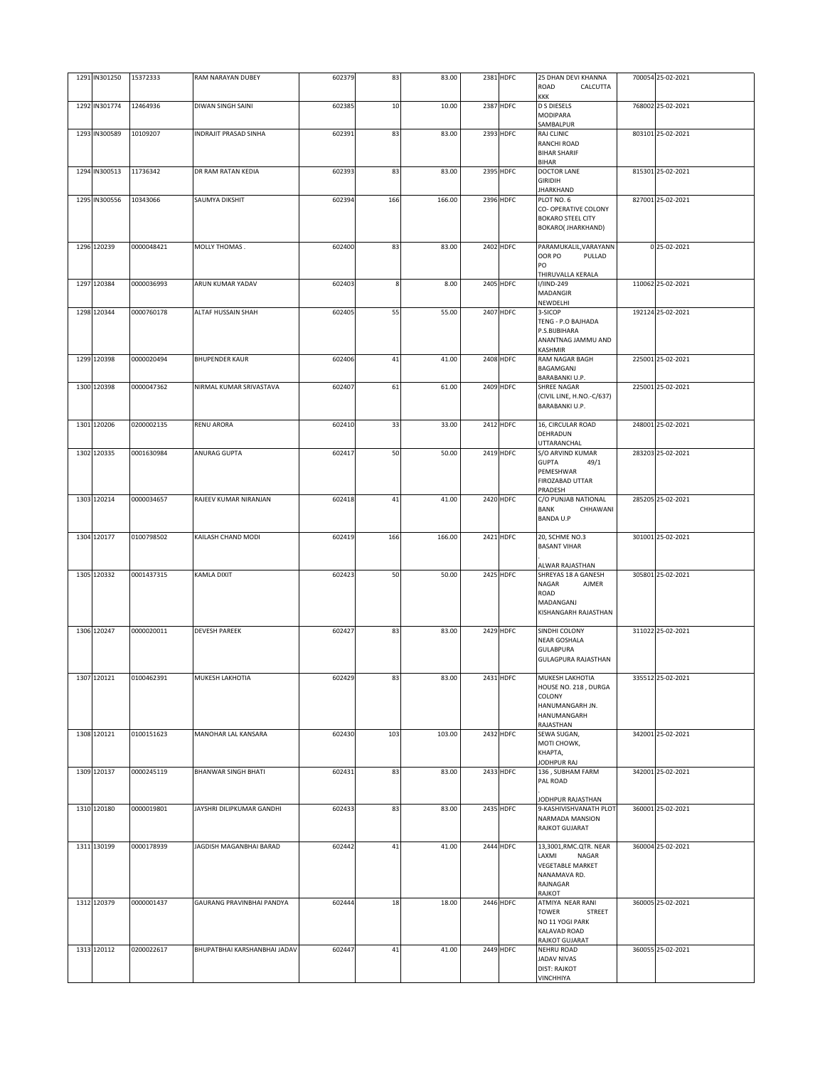| 1291 | IN301250 | 15372333 | RAM NARAYAN DUBEY | 602379 | 83 | 83.00 | 2381 | HDFC | 25 DHAN DEVI KHANNA ROAD CALCUTTA KKK | 700054 | 25-02-2021 |
|---|---|---|---|---|---|---|---|---|---|---|---|
| 1292 | IN301774 | 12464936 | DIWAN SINGH SAINI | 602385 | 10 | 10.00 | 2387 | HDFC | D S DIESELS MODIPARA SAMBALPUR | 768002 | 25-02-2021 |
| 1293 | IN300589 | 10109207 | INDRAJIT PRASAD SINHA | 602391 | 83 | 83.00 | 2393 | HDFC | RAJ CLINIC RANCHI ROAD BIHAR SHARIF BIHAR | 803101 | 25-02-2021 |
| 1294 | IN300513 | 11736342 | DR RAM RATAN KEDIA | 602393 | 83 | 83.00 | 2395 | HDFC | DOCTOR LANE GIRIDIH JHARKHAND | 815301 | 25-02-2021 |
| 1295 | IN300556 | 10343066 | SAUMYA DIKSHIT | 602394 | 166 | 166.00 | 2396 | HDFC | PLOT NO. 6 CO- OPERATIVE COLONY BOKARO STEEL CITY BOKARO( JHARKHAND) | 827001 | 25-02-2021 |
| 1296 | 120239 | 0000048421 | MOLLY THOMAS . | 602400 | 83 | 83.00 | 2402 | HDFC | PARAMUKALIL,VARAYANN OOR PO PULLAD PO THIRUVALLA KERALA | 0 | 25-02-2021 |
| 1297 | 120384 | 0000036993 | ARUN KUMAR YADAV | 602403 | 8 | 8.00 | 2405 | HDFC | I/IIND-249 MADANGIR NEWDELHI | 110062 | 25-02-2021 |
| 1298 | 120344 | 0000760178 | ALTAF HUSSAIN SHAH | 602405 | 55 | 55.00 | 2407 | HDFC | 3-SICOP TENG - P.O BAJHADA P.S.BIJBIHARA ANANTNAG JAMMU AND KASHMIR | 192124 | 25-02-2021 |
| 1299 | 120398 | 0000020494 | BHUPENDER KAUR | 602406 | 41 | 41.00 | 2408 | HDFC | RAM NAGAR BAGH BAGAMGANJ BARABANKI U.P. | 225001 | 25-02-2021 |
| 1300 | 120398 | 0000047362 | NIRMAL KUMAR SRIVASTAVA | 602407 | 61 | 61.00 | 2409 | HDFC | SHREE NAGAR (CIVIL LINE, H.NO.-C/637) BARABANKI U.P. | 225001 | 25-02-2021 |
| 1301 | 120206 | 0200002135 | RENU ARORA | 602410 | 33 | 33.00 | 2412 | HDFC | 16, CIRCULAR ROAD DEHRADUN UTTARANCHAL | 248001 | 25-02-2021 |
| 1302 | 120335 | 0001630984 | ANURAG GUPTA | 602417 | 50 | 50.00 | 2419 | HDFC | S/O ARVIND KUMAR GUPTA 49/1 PEMESHWAR FIROZABAD UTTAR PRADESH | 283203 | 25-02-2021 |
| 1303 | 120214 | 0000034657 | RAJEEV KUMAR NIRANJAN | 602418 | 41 | 41.00 | 2420 | HDFC | C/O PUNJAB NATIONAL BANK CHHAWANI BANDA U.P | 285205 | 25-02-2021 |
| 1304 | 120177 | 0100798502 | KAILASH CHAND MODI | 602419 | 166 | 166.00 | 2421 | HDFC | 20, SCHME NO.3 BASANT VIHAR . ALWAR RAJASTHAN | 301001 | 25-02-2021 |
| 1305 | 120332 | 0001437315 | KAMLA DIXIT | 602423 | 50 | 50.00 | 2425 | HDFC | SHREYAS 18 A GANESH NAGAR AJMER ROAD MADANGANJ KISHANGARH RAJASTHAN | 305801 | 25-02-2021 |
| 1306 | 120247 | 0000020011 | DEVESH PAREEK | 602427 | 83 | 83.00 | 2429 | HDFC | SINDHI COLONY NEAR GOSHALA GULABPURA GULAGPURA RAJASTHAN | 311022 | 25-02-2021 |
| 1307 | 120121 | 0100462391 | MUKESH LAKHOTIA | 602429 | 83 | 83.00 | 2431 | HDFC | MUKESH LAKHOTIA HOUSE NO. 218 , DURGA COLONY HANUMANGARH JN. HANUMANGARH RAJASTHAN | 335512 | 25-02-2021 |
| 1308 | 120121 | 0100151623 | MANOHAR LAL KANSARA | 602430 | 103 | 103.00 | 2432 | HDFC | SEWA SUGAN, MOTI CHOWK, KHAPTA, JODHPUR RAJ | 342001 | 25-02-2021 |
| 1309 | 120137 | 0000245119 | BHANWAR SINGH BHATI | 602431 | 83 | 83.00 | 2433 | HDFC | 136 , SUBHAM FARM PAL ROAD . JODHPUR RAJASTHAN | 342001 | 25-02-2021 |
| 1310 | 120180 | 0000019801 | JAYSHRI DILIPKUMAR GANDHI | 602433 | 83 | 83.00 | 2435 | HDFC | 9-KASHIVISHVANATH PLOT NARMADA MANSION RAJKOT GUJARAT | 360001 | 25-02-2021 |
| 1311 | 130199 | 0000178939 | JAGDISH MAGANBHAI BARAD | 602442 | 41 | 41.00 | 2444 | HDFC | 13,3001,RMC.QTR. NEAR LAXMI NAGAR VEGETABLE MARKET NANAMAVA RD. RAJNAGAR RAJKOT | 360004 | 25-02-2021 |
| 1312 | 120379 | 0000001437 | GAURANG PRAVINBHAI PANDYA | 602444 | 18 | 18.00 | 2446 | HDFC | ATMIYA NEAR RANI TOWER STREET NO 11 YOGI PARK KALAVAD ROAD RAJKOT GUJARAT | 360005 | 25-02-2021 |
| 1313 | 120112 | 0200022617 | BHUPATBHAI KARSHANBHAI JADAV | 602447 | 41 | 41.00 | 2449 | HDFC | NEHRU ROAD JADAV NIVAS DIST: RAJKOT VINCHHIYA | 360055 | 25-02-2021 |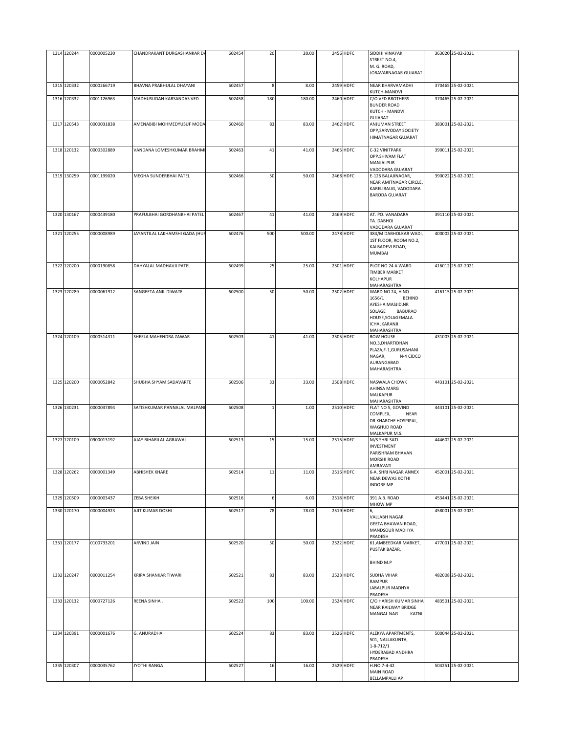| | | | | | | | | | | | |
|---|---|---|---|---|---|---|---|---|---|---|---|
| 1314 | 120244 | 0000005230 | CHANDRAKANT DURGASHANKAR DA | 602454 | 20 | 20.00 | 2456 | HDFC | SIDDHI VINAYAK STREET NO.4, M. G. ROAD, JORAVARNAGAR GUJARAT | 363020 | 25-02-2021 |
| 1315 | 120332 | 0000266719 | BHAVNA PRABHULAL DHAYANI | 602457 | 8 | 8.00 | 2459 | HDFC | NEAR KHARVAMADHI KUTCH-MANDVI | 370465 | 25-02-2021 |
| 1316 | 120332 | 0001126963 | MADHUSUDAN KARSANDAS VED | 602458 | 180 | 180.00 | 2460 | HDFC | C/O VED BROTHERS BUNDER ROAD KUTCH - MANDVI GUJARAT | 370465 | 25-02-2021 |
| 1317 | 120543 | 0000031838 | AMENABIBI MOHMEDYUSUF MODA | 602460 | 83 | 83.00 | 2462 | HDFC | ANJUMAN STREET OPP,SARVODAY SOCIETY HIMATNAGAR GUJARAT | 383001 | 25-02-2021 |
| 1318 | 120132 | 0000302889 | VANDANA LOMESHKUMAR BRAHMI | 602463 | 41 | 41.00 | 2465 | HDFC | C-32 VINITPARK OPP.SHIVAM FLAT MANJALPUR VADODARA GUJARAT | 390011 | 25-02-2021 |
| 1319 | 130259 | 0001199020 | MEGHA SUNDERBHAI PATEL | 602466 | 50 | 50.00 | 2468 | HDFC | E-126 BALAJINAGAR, NEAR AMITNAGAR CIRCLE, KARELIBAUG, VADODARA BARODA GUJARAT | 390022 | 25-02-2021 |
| 1320 | 130167 | 0000439180 | PRAFULBHAI GORDHANBHAI PATEL | 602467 | 41 | 41.00 | 2469 | HDFC | AT. PO. VANADARA TA. DABHOI VADODARA GUJARAT | 391110 | 25-02-2021 |
| 1321 | 120255 | 0000008989 | JAYANTILAL LAKHAMSHI GADA (HUF | 602476 | 500 | 500.00 | 2478 | HDFC | 384/M DABHOLKAR WADI, 1ST FLOOR, ROOM NO.2, KALBADEVI ROAD, MUMBAI | 400002 | 25-02-2021 |
| 1322 | 120200 | 0000190858 | DAHYALAL MADHAVJI PATEL | 602499 | 25 | 25.00 | 2501 | HDFC | PLOT NO 24 A WARD TIMBER MARKET KOLHAPUR MAHARASHTRA | 416012 | 25-02-2021 |
| 1323 | 120289 | 0000061912 | SANGEETA ANIL DIWATE | 602500 | 50 | 50.00 | 2502 | HDFC | WARD NO 24, H NO 1656/1 BEHIND AYESHA MASJID,NR SOLAGE BABURAO HOUSE,SOLAGEMALA ICHALKARANJI MAHARASHTRA | 416115 | 25-02-2021 |
| 1324 | 120109 | 0000514311 | SHEELA MAHENDRA ZAWAR | 602503 | 41 | 41.00 | 2505 | HDFC | ROW HOUSE NO.3,DHARTIDHAN PLAZA,F-1,GURUSAHANI NAGAR, N-4 CIDCO AURANGABAD MAHARASHTRA | 431003 | 25-02-2021 |
| 1325 | 120200 | 0000052842 | SHUBHA SHYAM SADAVARTE | 602506 | 33 | 33.00 | 2508 | HDFC | NASWALA CHOWK AHINSA MARG MALKAPUR MAHARASHTRA | 443101 | 25-02-2021 |
| 1326 | 130231 | 0000037894 | SATISHKUMAR PANNALAL MALPANI | 602508 | 1 | 1.00 | 2510 | HDFC | FLAT NO 5, GOVIND COMPLEX, NEAR DR KHARCHE HOSPIPAL, WAGHUD ROAD MALKAPUR M.S. | 443101 | 25-02-2021 |
| 1327 | 120109 | 0900013192 | AJAY BIHARILAL AGRAWAL | 602513 | 15 | 15.00 | 2515 | HDFC | M/S SHRI SATI INVESTMENT PARISHRAM BHAVAN MORSHI ROAD AMRAVATI | 444602 | 25-02-2021 |
| 1328 | 120262 | 0000001349 | ABHISHEK KHARE | 602514 | 11 | 11.00 | 2516 | HDFC | 6-A, SHRI NAGAR ANNEX NEAR DEWAS KOTHI INDORE MP | 452001 | 25-02-2021 |
| 1329 | 120509 | 0000003437 | ZEBA SHEIKH | 602516 | 6 | 6.00 | 2518 | HDFC | 391 A.B. ROAD MHOW MP | 453441 | 25-02-2021 |
| 1330 | 120170 | 0000004923 | AJIT KUMAR DOSHI | 602517 | 78 | 78.00 | 2519 | HDFC | 6, VALLABH NAGAR GEETA BHAWAN ROAD, MANDSOUR MADHYA PRADESH | 458001 | 25-02-2021 |
| 1331 | 120177 | 0100733201 | ARVIND JAIN | 602520 | 50 | 50.00 | 2522 | HDFC | 61,AMBEEDKAR MARKET, PUSTAK BAZAR, . BHIND M.P | 477001 | 25-02-2021 |
| 1332 | 120247 | 0000011254 | KRIPA SHANKAR TIWARI | 602521 | 83 | 83.00 | 2523 | HDFC | SUDHA VIHAR RAMPUR JABALPUR MADHYA PRADESH | 482008 | 25-02-2021 |
| 1333 | 120132 | 0000727126 | REENA SINHA . | 602522 | 100 | 100.00 | 2524 | HDFC | C/O HARISH KUMAR SINHA NEAR RAILWAY BRIDGE MANGAL NAG KATNI | 483501 | 25-02-2021 |
| 1334 | 120391 | 0000001676 | G. ANURADHA | 602524 | 83 | 83.00 | 2526 | HDFC | ALEKYA APARTMENTS, 501, NALLAKUNTA, 1-8-712/1 HYDERABAD ANDHRA PRADESH | 500044 | 25-02-2021 |
| 1335 | 120307 | 0000035762 | JYOTHI RANGA | 602527 | 16 | 16.00 | 2529 | HDFC | H.NO.7-4-42 MAIN ROAD BELLAMPALLI AP | 504251 | 25-02-2021 |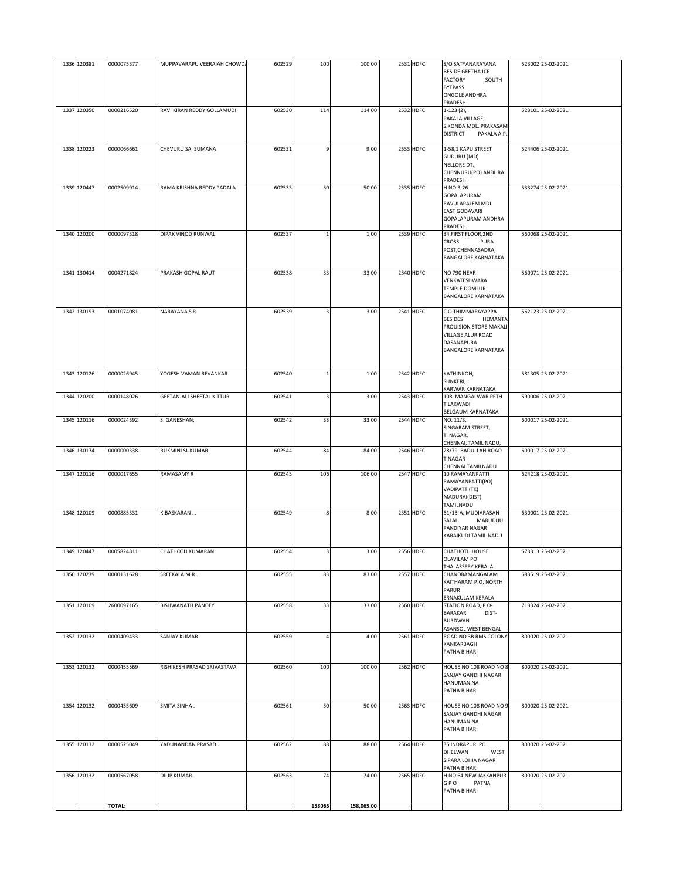| | | | | | | | | | | | | |
|---|---|---|---|---|---|---|---|---|---|---|---|---|
| 1336 | 120381 | 0000075377 | MUPPAVARAPU VEERAIAH CHOWD/ | 602529 | 100 | 100.00 | 2531 | HDFC | S/O SATYANARAYANA BESIDE GEETHA ICE FACTORY SOUTH BYEPASS ONGOLE ANDHRA PRADESH | 523002 | 25-02-2021 | |
| 1337 | 120350 | 0000216520 | RAVI KIRAN REDDY GOLLAMUDI | 602530 | 114 | 114.00 | 2532 | HDFC | 1-123 (2), PAKALA VILLAGE, S.KONDA MDL, PRAKASAM DISTRICT PAKALA A.P. | 523101 | 25-02-2021 | |
| 1338 | 120223 | 0000066661 | CHEVURU SAI SUMANA | 602531 | 9 | 9.00 | 2533 | HDFC | 1-58,1 KAPU STREET GUDURU (MD) NELLORE DT., CHENNURU(PO) ANDHRA PRADESH | 524406 | 25-02-2021 | |
| 1339 | 120447 | 0002509914 | RAMA KRISHNA REDDY PADALA | 602533 | 50 | 50.00 | 2535 | HDFC | H NO 3-26 GOPALAPURAM RAVULAPALEM MDL EAST GODAVARI GOPALAPURAM ANDHRA PRADESH | 533274 | 25-02-2021 | |
| 1340 | 120200 | 0000097318 | DIPAK VINOD RUNWAL | 602537 | 1 | 1.00 | 2539 | HDFC | 34,FIRST FLOOR,2ND CROSS PURA POST,CHENNASADRA, BANGALORE KARNATAKA | 560068 | 25-02-2021 | |
| 1341 | 130414 | 0004271824 | PRAKASH GOPAL RAUT | 602538 | 33 | 33.00 | 2540 | HDFC | NO 790 NEAR VENKATESHWARA TEMPLE DOMLUR BANGALORE KARNATAKA | 560071 | 25-02-2021 | |
| 1342 | 130193 | 0001074081 | NARAYANA S R | 602539 | 3 | 3.00 | 2541 | HDFC | C O THIMMARAYAPPA BESIDES HEMANTA PROUISION STORE MAKALI VILLAGE ALUR ROAD DASANAPURA BANGALORE KARNATAKA | 562123 | 25-02-2021 | |
| 1343 | 120126 | 0000026945 | YOGESH VAMAN REVANKAR | 602540 | 1 | 1.00 | 2542 | HDFC | KATHINKON, SUNKERI, KARWAR KARNATAKA | 581305 | 25-02-2021 | |
| 1344 | 120200 | 0000148026 | GEETANJALI SHEETAL KITTUR | 602541 | 3 | 3.00 | 2543 | HDFC | 108 MANGALWAR PETH TILAKWADI BELGAUM KARNATAKA | 590006 | 25-02-2021 | |
| 1345 | 120116 | 0000024392 | S. GANESHAN, | 602542 | 33 | 33.00 | 2544 | HDFC | NO. 11/3, SINGARAM STREET, T. NAGAR, CHENNAI, TAMIL NADU, | 600017 | 25-02-2021 | |
| 1346 | 130174 | 0000000338 | RUKMINI SUKUMAR | 602544 | 84 | 84.00 | 2546 | HDFC | 28/79, BADULLAH ROAD T.NAGAR CHENNAI TAMILNADU | 600017 | 25-02-2021 | |
| 1347 | 120116 | 0000017655 | RAMASAMY R | 602545 | 106 | 106.00 | 2547 | HDFC | 10 RAMAYANPATTI RAMAYANPATTI(PO) VADIPATTI(TK) MADURAI(DIST) TAMILNADU | 624218 | 25-02-2021 | |
| 1348 | 120109 | 0000885331 | K.BASKARAN . . | 602549 | 8 | 8.00 | 2551 | HDFC | 61/13-A, MUDIARASAN SALAI MARUDHU PANDIYAR NAGAR KARAIKUDI TAMIL NADU | 630001 | 25-02-2021 | |
| 1349 | 120447 | 0005824811 | CHATHOTH KUMARAN | 602554 | 3 | 3.00 | 2556 | HDFC | CHATHOTH HOUSE OLAVILAM PO THALASSERY KERALA | 673313 | 25-02-2021 | |
| 1350 | 120239 | 0000131628 | SREEKALA M R . | 602555 | 83 | 83.00 | 2557 | HDFC | CHANDRAMANGALAM KAITHARAM P.O, NORTH PARUR ERNAKULAM KERALA | 683519 | 25-02-2021 | |
| 1351 | 120109 | 2600097165 | BISHWANATH PANDEY | 602558 | 33 | 33.00 | 2560 | HDFC | STATION ROAD, P.O- BARAKAR DIST- BURDWAN ASANSOL WEST BENGAL | 713324 | 25-02-2021 | |
| 1352 | 120132 | 0000409433 | SANJAY KUMAR . | 602559 | 4 | 4.00 | 2561 | HDFC | ROAD NO 3B RMS COLONY KANKARBAGH PATNA BIHAR | 800020 | 25-02-2021 | |
| 1353 | 120132 | 0000455569 | RISHIKESH PRASAD SRIVASTAVA | 602560 | 100 | 100.00 | 2562 | HDFC | HOUSE NO 108 ROAD NO 8 SANJAY GANDHI NAGAR HANUMAN NA PATNA BIHAR | 800020 | 25-02-2021 | |
| 1354 | 120132 | 0000455609 | SMITA SINHA . | 602561 | 50 | 50.00 | 2563 | HDFC | HOUSE NO 108 ROAD NO 9 SANJAY GANDHI NAGAR HANUMAN NA PATNA BIHAR | 800020 | 25-02-2021 | |
| 1355 | 120132 | 0000525049 | YADUNANDAN PRASAD . | 602562 | 88 | 88.00 | 2564 | HDFC | 35 INDRAPURI PO DHELWAN WEST SIPARA LOHIA NAGAR PATNA BIHAR | 800020 | 25-02-2021 | |
| 1356 | 120132 | 0000567058 | DILIP KUMAR . | 602563 | 74 | 74.00 | 2565 | HDFC | H NO 64 NEW JAKKANPUR G P O PATNA PATNA BIHAR | 800020 | 25-02-2021 | |
| | | TOTAL: | | | 158065 | 158,065.00 | | | | | | |